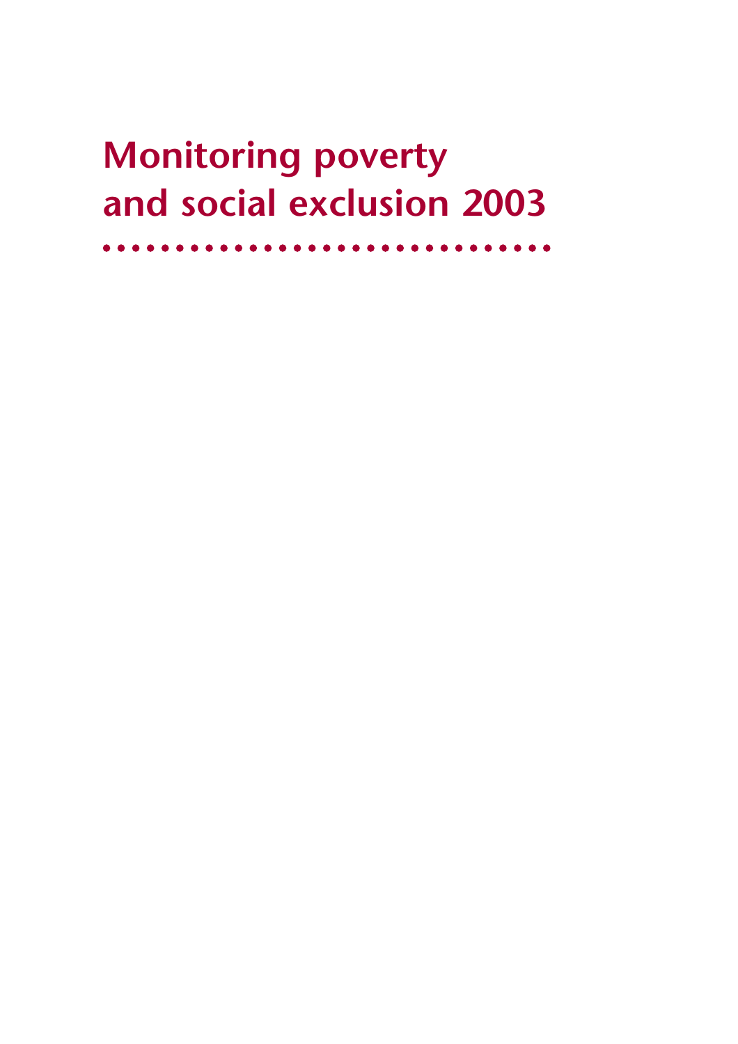# Monitoring poverty and social exclusion 2003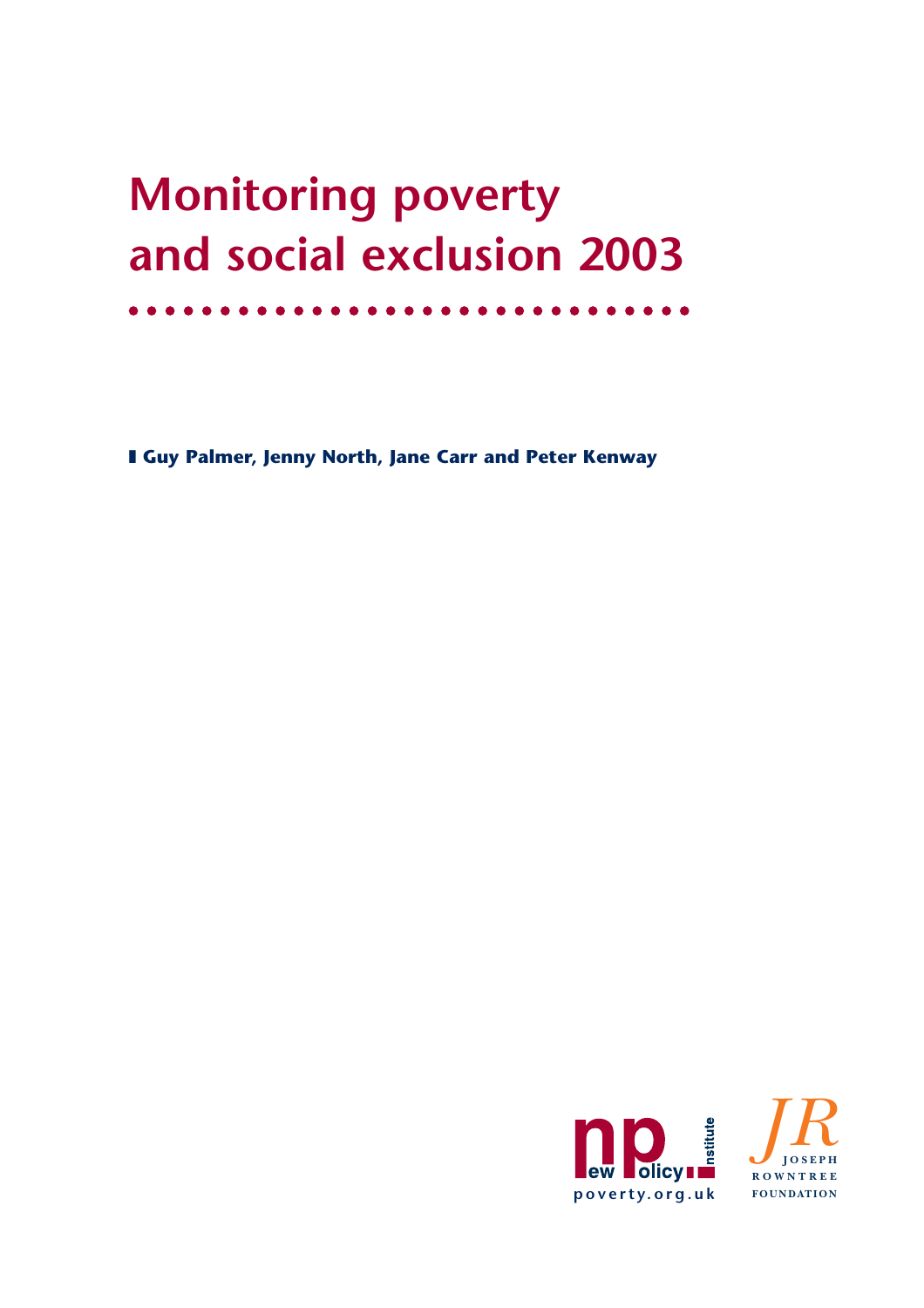# Monitoring poverty and social exclusion 2003

**Guy Palmer, Jenny North, Jane Carr and Peter Kenway**

New Policy Institute
poverty.org.uk

Joseph Rowntree Foundation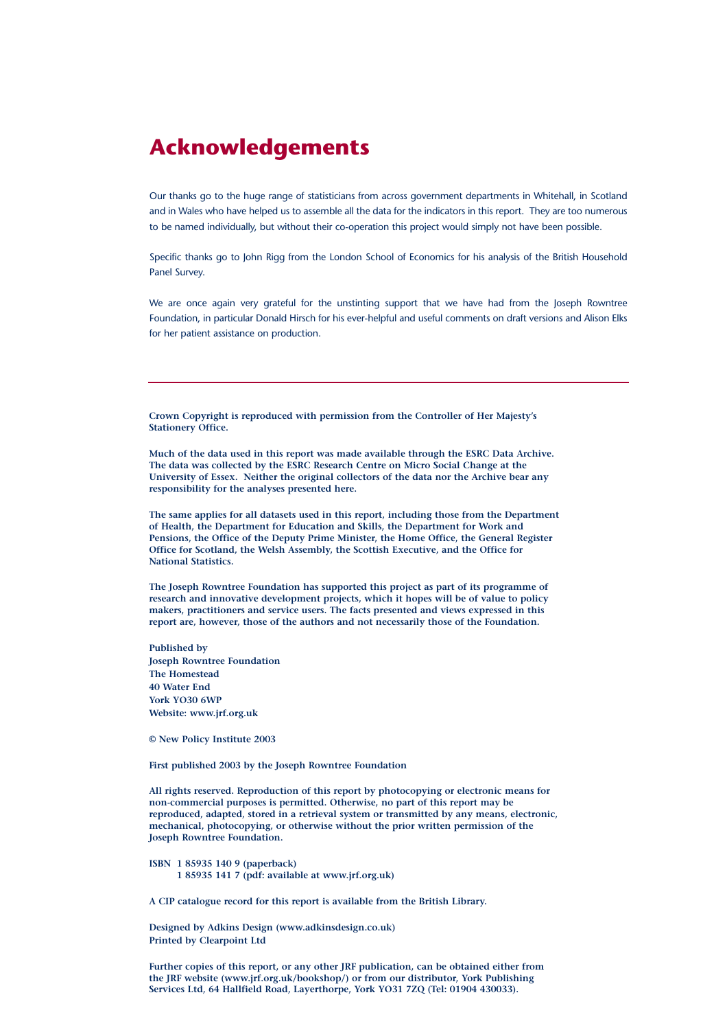# Acknowledgements

Our thanks go to the huge range of statisticians from across government departments in Whitehall, in Scotland and in Wales who have helped us to assemble all the data for the indicators in this report. They are too numerous to be named individually, but without their co-operation this project would simply not have been possible.

Specific thanks go to John Rigg from the London School of Economics for his analysis of the British Household Panel Survey.

We are once again very grateful for the unstinting support that we have had from the Joseph Rowntree Foundation, in particular Donald Hirsch for his ever-helpful and useful comments on draft versions and Alison Elks for her patient assistance on production.

---

**Crown Copyright is reproduced with permission from the Controller of Her Majesty's Stationery Office.**

**Much of the data used in this report was made available through the ESRC Data Archive. The data was collected by the ESRC Research Centre on Micro Social Change at the University of Essex. Neither the original collectors of the data nor the Archive bear any responsibility for the analyses presented here.**

**The same applies for all datasets used in this report, including those from the Department of Health, the Department for Education and Skills, the Department for Work and Pensions, the Office of the Deputy Prime Minister, the Home Office, the General Register Office for Scotland, the Welsh Assembly, the Scottish Executive, and the Office for National Statistics.**

**The Joseph Rowntree Foundation has supported this project as part of its programme of research and innovative development projects, which it hopes will be of value to policy makers, practitioners and service users. The facts presented and views expressed in this report are, however, those of the authors and not necessarily those of the Foundation.**

**Published by**
**Joseph Rowntree Foundation**
**The Homestead**
**40 Water End**
**York YO30 6WP**
**Website: www.jrf.org.uk**

**© New Policy Institute 2003**

**First published 2003 by the Joseph Rowntree Foundation**

**All rights reserved. Reproduction of this report by photocopying or electronic means for non-commercial purposes is permitted. Otherwise, no part of this report may be reproduced, adapted, stored in a retrieval system or transmitted by any means, electronic, mechanical, photocopying, or otherwise without the prior written permission of the Joseph Rowntree Foundation.**

**ISBN 1 85935 140 9 (paperback)**
**1 85935 141 7 (pdf: available at www.jrf.org.uk)**

**A CIP catalogue record for this report is available from the British Library.**

**Designed by Adkins Design (www.adkinsdesign.co.uk)**
**Printed by Clearpoint Ltd**

**Further copies of this report, or any other JRF publication, can be obtained either from the JRF website (www.jrf.org.uk/bookshop/) or from our distributor, York Publishing Services Ltd, 64 Hallfield Road, Layerthorpe, York YO31 7ZQ (Tel: 01904 430033).**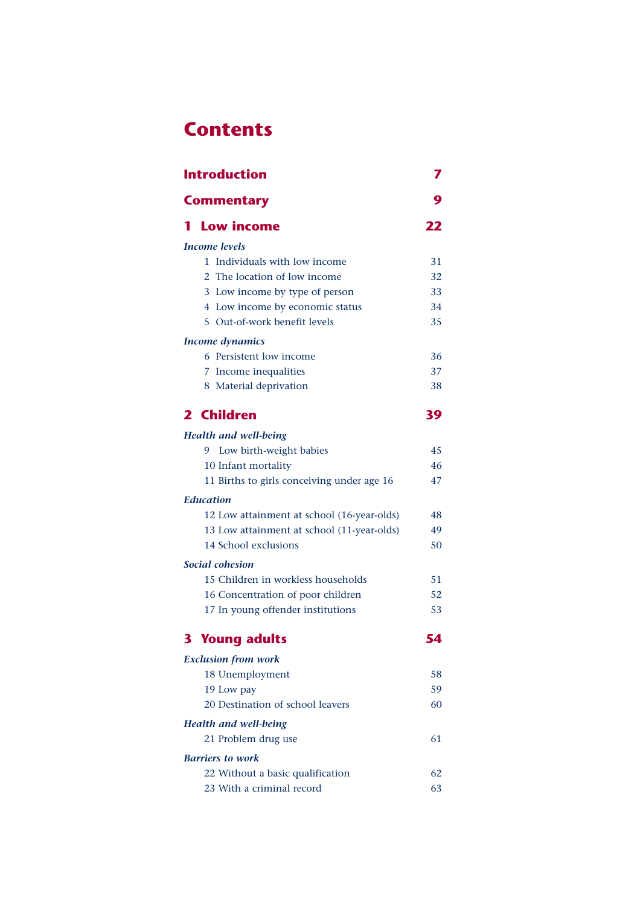# Contents

| | |
|---|---|
| **Introduction** | **7** |
| **Commentary** | **9** |
| **1 Low income** | **22** |
| ***Income levels*** | |
| 1 Individuals with low income | 31 |
| 2 The location of low income | 32 |
| 3 Low income by type of person | 33 |
| 4 Low income by economic status | 34 |
| 5 Out-of-work benefit levels | 35 |
| ***Income dynamics*** | |
| 6 Persistent low income | 36 |
| 7 Income inequalities | 37 |
| 8 Material deprivation | 38 |
| **2 Children** | **39** |
| ***Health and well-being*** | |
| 9 Low birth-weight babies | 45 |
| 10 Infant mortality | 46 |
| 11 Births to girls conceiving under age 16 | 47 |
| ***Education*** | |
| 12 Low attainment at school (16-year-olds) | 48 |
| 13 Low attainment at school (11-year-olds) | 49 |
| 14 School exclusions | 50 |
| ***Social cohesion*** | |
| 15 Children in workless households | 51 |
| 16 Concentration of poor children | 52 |
| 17 In young offender institutions | 53 |
| **3 Young adults** | **54** |
| ***Exclusion from work*** | |
| 18 Unemployment | 58 |
| 19 Low pay | 59 |
| 20 Destination of school leavers | 60 |
| ***Health and well-being*** | |
| 21 Problem drug use | 61 |
| ***Barriers to work*** | |
| 22 Without a basic qualification | 62 |
| 23 With a criminal record | 63 |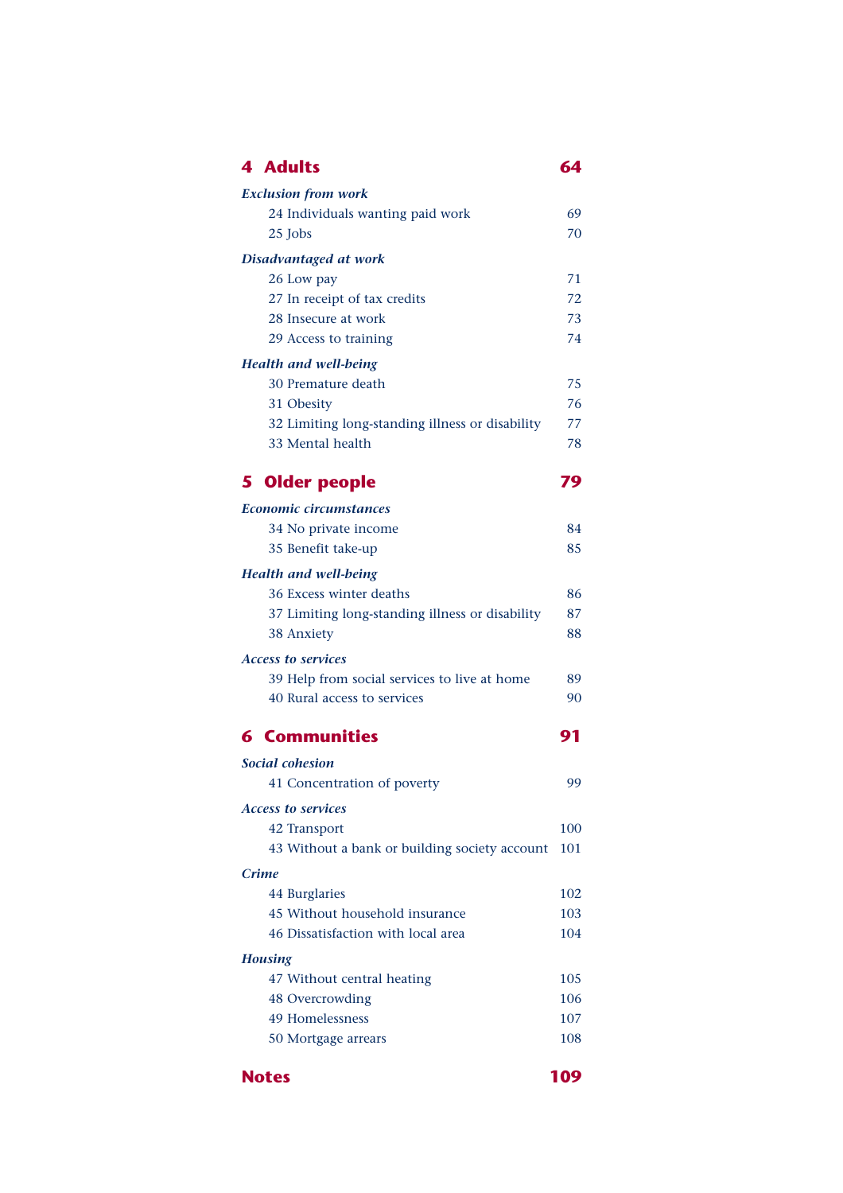## 4 Adults — 64

*Exclusion from work*

| | |
|---|---|
| 24 Individuals wanting paid work | 69 |
| 25 Jobs | 70 |

*Disadvantaged at work*

| | |
|---|---|
| 26 Low pay | 71 |
| 27 In receipt of tax credits | 72 |
| 28 Insecure at work | 73 |
| 29 Access to training | 74 |

*Health and well-being*

| | |
|---|---|
| 30 Premature death | 75 |
| 31 Obesity | 76 |
| 32 Limiting long-standing illness or disability | 77 |
| 33 Mental health | 78 |

## 5 Older people — 79

*Economic circumstances*

| | |
|---|---|
| 34 No private income | 84 |
| 35 Benefit take-up | 85 |

*Health and well-being*

| | |
|---|---|
| 36 Excess winter deaths | 86 |
| 37 Limiting long-standing illness or disability | 87 |
| 38 Anxiety | 88 |

*Access to services*

| | |
|---|---|
| 39 Help from social services to live at home | 89 |
| 40 Rural access to services | 90 |

## 6 Communities — 91

*Social cohesion*

| | |
|---|---|
| 41 Concentration of poverty | 99 |

*Access to services*

| | |
|---|---|
| 42 Transport | 100 |
| 43 Without a bank or building society account | 101 |

*Crime*

| | |
|---|---|
| 44 Burglaries | 102 |
| 45 Without household insurance | 103 |
| 46 Dissatisfaction with local area | 104 |

*Housing*

| | |
|---|---|
| 47 Without central heating | 105 |
| 48 Overcrowding | 106 |
| 49 Homelessness | 107 |
| 50 Mortgage arrears | 108 |

## Notes — 109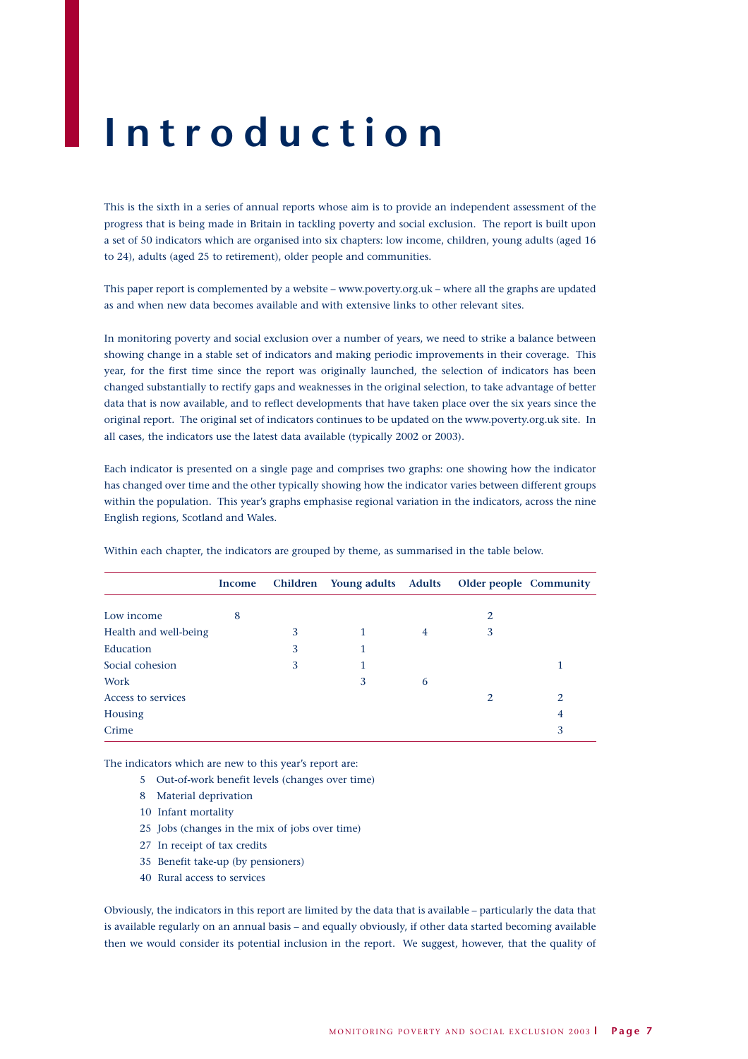# Introduction

This is the sixth in a series of annual reports whose aim is to provide an independent assessment of the progress that is being made in Britain in tackling poverty and social exclusion. The report is built upon a set of 50 indicators which are organised into six chapters: low income, children, young adults (aged 16 to 24), adults (aged 25 to retirement), older people and communities.

This paper report is complemented by a website – www.poverty.org.uk – where all the graphs are updated as and when new data becomes available and with extensive links to other relevant sites.

In monitoring poverty and social exclusion over a number of years, we need to strike a balance between showing change in a stable set of indicators and making periodic improvements in their coverage. This year, for the first time since the report was originally launched, the selection of indicators has been changed substantially to rectify gaps and weaknesses in the original selection, to take advantage of better data that is now available, and to reflect developments that have taken place over the six years since the original report. The original set of indicators continues to be updated on the www.poverty.org.uk site. In all cases, the indicators use the latest data available (typically 2002 or 2003).

Each indicator is presented on a single page and comprises two graphs: one showing how the indicator has changed over time and the other typically showing how the indicator varies between different groups within the population. This year's graphs emphasise regional variation in the indicators, across the nine English regions, Scotland and Wales.

Within each chapter, the indicators are grouped by theme, as summarised in the table below.

| | Income | Children | Young adults | Adults | Older people | Community |
|---|---|---|---|---|---|---|
| Low income | 8 | | | | 2 | |
| Health and well-being | | 3 | 1 | 4 | 3 | |
| Education | | 3 | 1 | | | |
| Social cohesion | | 3 | 1 | | | 1 |
| Work | | | 3 | 6 | | |
| Access to services | | | | | 2 | 2 |
| Housing | | | | | | 4 |
| Crime | | | | | | 3 |

The indicators which are new to this year's report are:

- 5 Out-of-work benefit levels (changes over time)
- 8 Material deprivation
- 10 Infant mortality
- 25 Jobs (changes in the mix of jobs over time)
- 27 In receipt of tax credits
- 35 Benefit take-up (by pensioners)
- 40 Rural access to services

Obviously, the indicators in this report are limited by the data that is available – particularly the data that is available regularly on an annual basis – and equally obviously, if other data started becoming available then we would consider its potential inclusion in the report. We suggest, however, that the quality of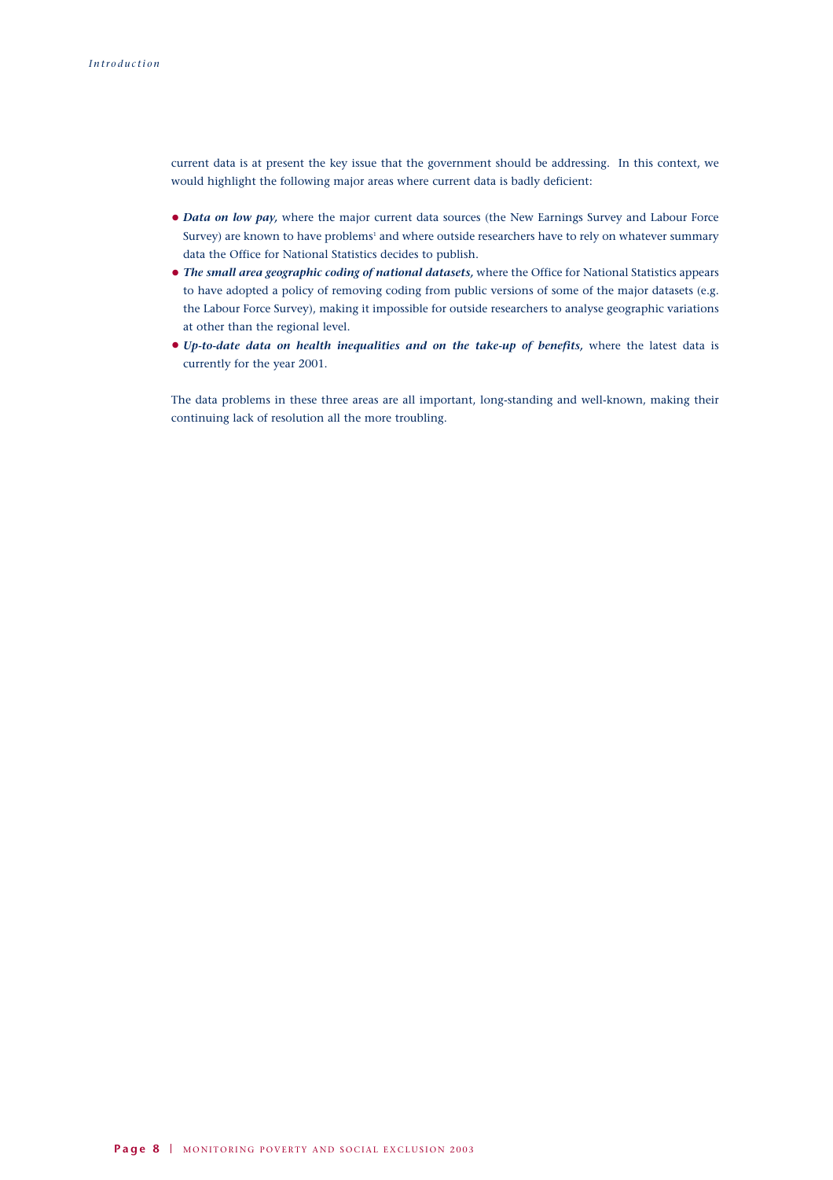current data is at present the key issue that the government should be addressing. In this context, we would highlight the following major areas where current data is badly deficient:

- ***Data on low pay,*** where the major current data sources (the New Earnings Survey and Labour Force Survey) are known to have problems[1] and where outside researchers have to rely on whatever summary data the Office for National Statistics decides to publish.
- ***The small area geographic coding of national datasets,*** where the Office for National Statistics appears to have adopted a policy of removing coding from public versions of some of the major datasets (e.g. the Labour Force Survey), making it impossible for outside researchers to analyse geographic variations at other than the regional level.
- ***Up-to-date data on health inequalities and on the take-up of benefits,*** where the latest data is currently for the year 2001.

The data problems in these three areas are all important, long-standing and well-known, making their continuing lack of resolution all the more troubling.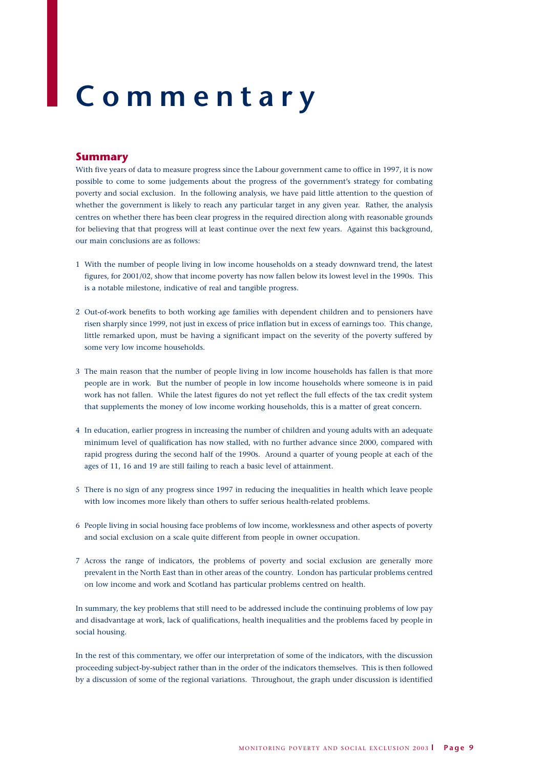# Commentary

## Summary

With five years of data to measure progress since the Labour government came to office in 1997, it is now possible to come to some judgements about the progress of the government's strategy for combating poverty and social exclusion. In the following analysis, we have paid little attention to the question of whether the government is likely to reach any particular target in any given year. Rather, the analysis centres on whether there has been clear progress in the required direction along with reasonable grounds for believing that that progress will at least continue over the next few years. Against this background, our main conclusions are as follows:

1. With the number of people living in low income households on a steady downward trend, the latest figures, for 2001/02, show that income poverty has now fallen below its lowest level in the 1990s. This is a notable milestone, indicative of real and tangible progress.

2. Out-of-work benefits to both working age families with dependent children and to pensioners have risen sharply since 1999, not just in excess of price inflation but in excess of earnings too. This change, little remarked upon, must be having a significant impact on the severity of the poverty suffered by some very low income households.

3. The main reason that the number of people living in low income households has fallen is that more people are in work. But the number of people in low income households where someone is in paid work has not fallen. While the latest figures do not yet reflect the full effects of the tax credit system that supplements the money of low income working households, this is a matter of great concern.

4. In education, earlier progress in increasing the number of children and young adults with an adequate minimum level of qualification has now stalled, with no further advance since 2000, compared with rapid progress during the second half of the 1990s. Around a quarter of young people at each of the ages of 11, 16 and 19 are still failing to reach a basic level of attainment.

5. There is no sign of any progress since 1997 in reducing the inequalities in health which leave people with low incomes more likely than others to suffer serious health-related problems.

6. People living in social housing face problems of low income, worklessness and other aspects of poverty and social exclusion on a scale quite different from people in owner occupation.

7. Across the range of indicators, the problems of poverty and social exclusion are generally more prevalent in the North East than in other areas of the country. London has particular problems centred on low income and work and Scotland has particular problems centred on health.

In summary, the key problems that still need to be addressed include the continuing problems of low pay and disadvantage at work, lack of qualifications, health inequalities and the problems faced by people in social housing.

In the rest of this commentary, we offer our interpretation of some of the indicators, with the discussion proceeding subject-by-subject rather than in the order of the indicators themselves. This is then followed by a discussion of some of the regional variations. Throughout, the graph under discussion is identified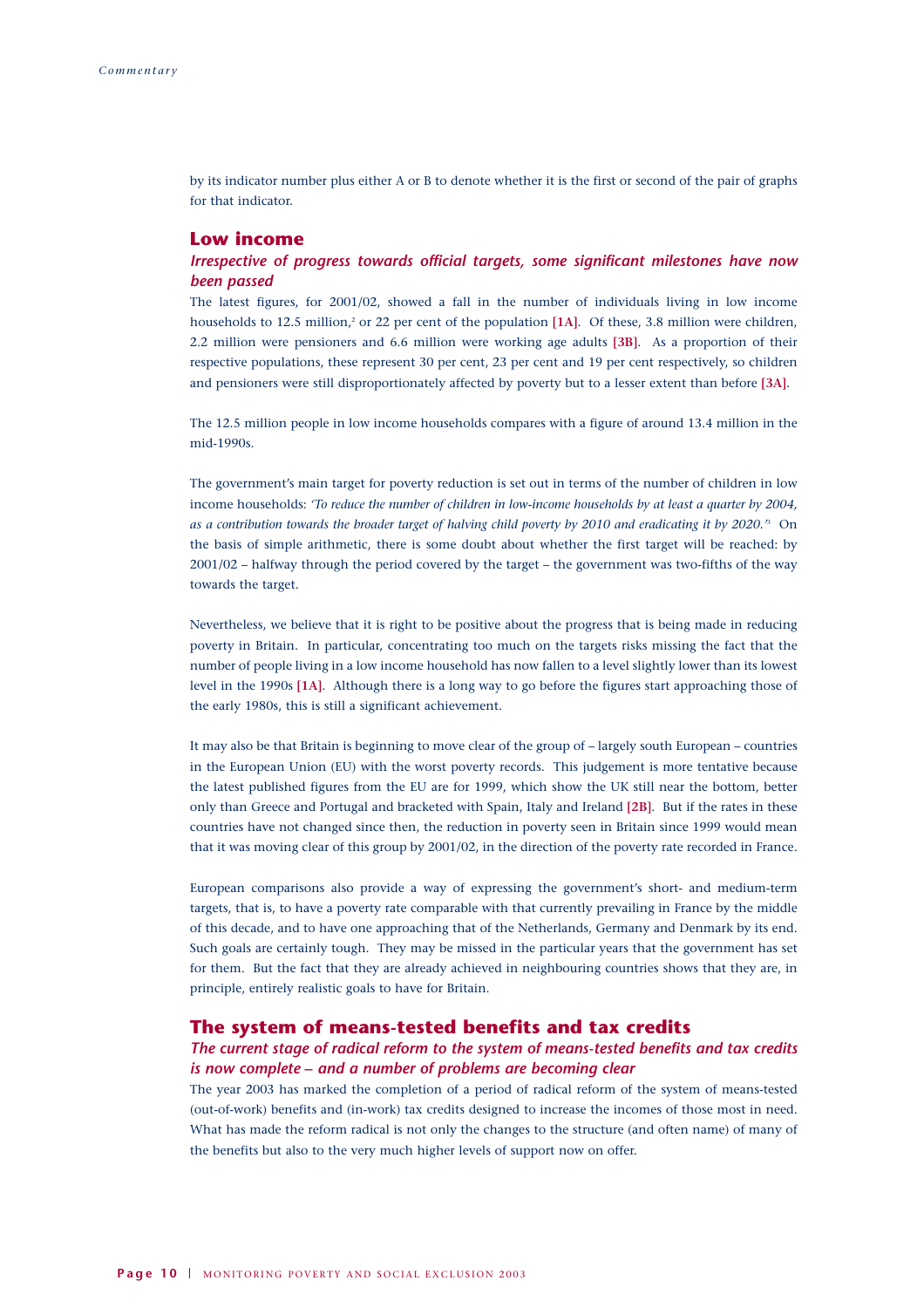by its indicator number plus either A or B to denote whether it is the first or second of the pair of graphs for that indicator.

## Low income

### *Irrespective of progress towards official targets, some significant milestones have now been passed*

The latest figures, for 2001/02, showed a fall in the number of individuals living in low income households to 12.5 million,[2] or 22 per cent of the population **[1A]**. Of these, 3.8 million were children, 2.2 million were pensioners and 6.6 million were working age adults **[3B]**. As a proportion of their respective populations, these represent 30 per cent, 23 per cent and 19 per cent respectively, so children and pensioners were still disproportionately affected by poverty but to a lesser extent than before **[3A]**.

The 12.5 million people in low income households compares with a figure of around 13.4 million in the mid-1990s.

The government's main target for poverty reduction is set out in terms of the number of children in low income households: *'To reduce the number of children in low-income households by at least a quarter by 2004, as a contribution towards the broader target of halving child poverty by 2010 and eradicating it by 2020.'*[3] On the basis of simple arithmetic, there is some doubt about whether the first target will be reached: by 2001/02 – halfway through the period covered by the target – the government was two-fifths of the way towards the target.

Nevertheless, we believe that it is right to be positive about the progress that is being made in reducing poverty in Britain. In particular, concentrating too much on the targets risks missing the fact that the number of people living in a low income household has now fallen to a level slightly lower than its lowest level in the 1990s **[1A]**. Although there is a long way to go before the figures start approaching those of the early 1980s, this is still a significant achievement.

It may also be that Britain is beginning to move clear of the group of – largely south European – countries in the European Union (EU) with the worst poverty records. This judgement is more tentative because the latest published figures from the EU are for 1999, which show the UK still near the bottom, better only than Greece and Portugal and bracketed with Spain, Italy and Ireland **[2B]**. But if the rates in these countries have not changed since then, the reduction in poverty seen in Britain since 1999 would mean that it was moving clear of this group by 2001/02, in the direction of the poverty rate recorded in France.

European comparisons also provide a way of expressing the government's short- and medium-term targets, that is, to have a poverty rate comparable with that currently prevailing in France by the middle of this decade, and to have one approaching that of the Netherlands, Germany and Denmark by its end. Such goals are certainly tough. They may be missed in the particular years that the government has set for them. But the fact that they are already achieved in neighbouring countries shows that they are, in principle, entirely realistic goals to have for Britain.

## The system of means-tested benefits and tax credits

### *The current stage of radical reform to the system of means-tested benefits and tax credits is now complete – and a number of problems are becoming clear*

The year 2003 has marked the completion of a period of radical reform of the system of means-tested (out-of-work) benefits and (in-work) tax credits designed to increase the incomes of those most in need. What has made the reform radical is not only the changes to the structure (and often name) of many of the benefits but also to the very much higher levels of support now on offer.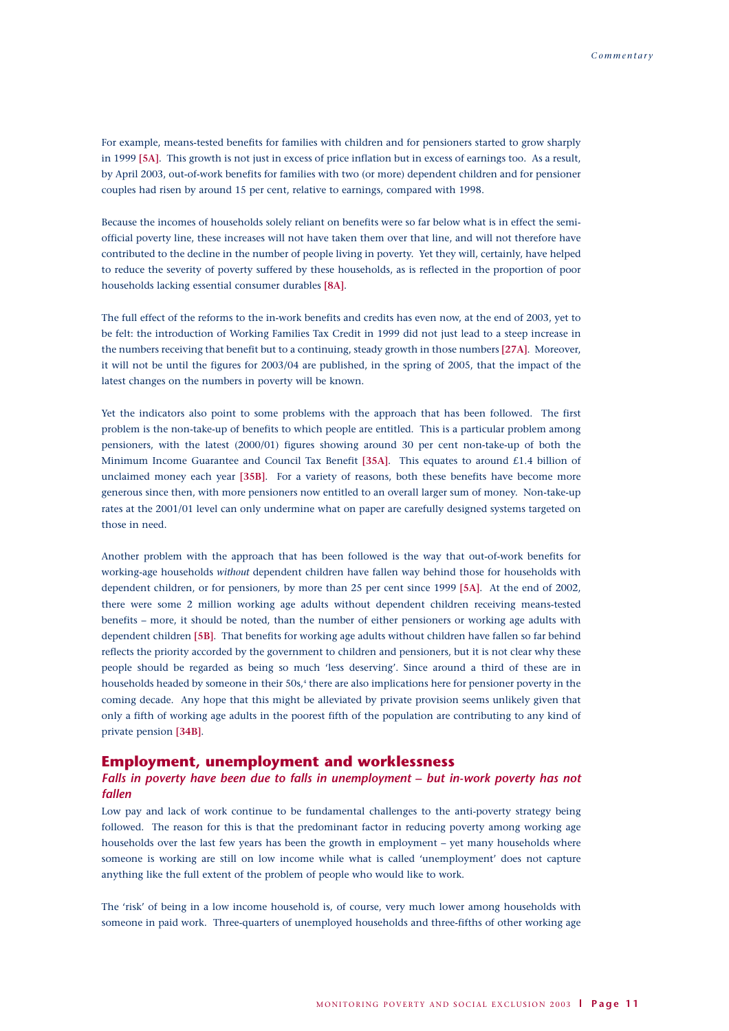For example, means-tested benefits for families with children and for pensioners started to grow sharply in 1999 **[5A]**. This growth is not just in excess of price inflation but in excess of earnings too. As a result, by April 2003, out-of-work benefits for families with two (or more) dependent children and for pensioner couples had risen by around 15 per cent, relative to earnings, compared with 1998.

Because the incomes of households solely reliant on benefits were so far below what is in effect the semi-official poverty line, these increases will not have taken them over that line, and will not therefore have contributed to the decline in the number of people living in poverty. Yet they will, certainly, have helped to reduce the severity of poverty suffered by these households, as is reflected in the proportion of poor households lacking essential consumer durables **[8A]**.

The full effect of the reforms to the in-work benefits and credits has even now, at the end of 2003, yet to be felt: the introduction of Working Families Tax Credit in 1999 did not just lead to a steep increase in the numbers receiving that benefit but to a continuing, steady growth in those numbers **[27A]**. Moreover, it will not be until the figures for 2003/04 are published, in the spring of 2005, that the impact of the latest changes on the numbers in poverty will be known.

Yet the indicators also point to some problems with the approach that has been followed. The first problem is the non-take-up of benefits to which people are entitled. This is a particular problem among pensioners, with the latest (2000/01) figures showing around 30 per cent non-take-up of both the Minimum Income Guarantee and Council Tax Benefit **[35A]**. This equates to around £1.4 billion of unclaimed money each year **[35B]**. For a variety of reasons, both these benefits have become more generous since then, with more pensioners now entitled to an overall larger sum of money. Non-take-up rates at the 2001/01 level can only undermine what on paper are carefully designed systems targeted on those in need.

Another problem with the approach that has been followed is the way that out-of-work benefits for working-age households *without* dependent children have fallen way behind those for households with dependent children, or for pensioners, by more than 25 per cent since 1999 **[5A]**. At the end of 2002, there were some 2 million working age adults without dependent children receiving means-tested benefits – more, it should be noted, than the number of either pensioners or working age adults with dependent children **[5B]**. That benefits for working age adults without children have fallen so far behind reflects the priority accorded by the government to children and pensioners, but it is not clear why these people should be regarded as being so much 'less deserving'. Since around a third of these are in households headed by someone in their 50s,[4] there are also implications here for pensioner poverty in the coming decade. Any hope that this might be alleviated by private provision seems unlikely given that only a fifth of working age adults in the poorest fifth of the population are contributing to any kind of private pension **[34B]**.

## Employment, unemployment and worklessness

### *Falls in poverty have been due to falls in unemployment – but in-work poverty has not fallen*

Low pay and lack of work continue to be fundamental challenges to the anti-poverty strategy being followed. The reason for this is that the predominant factor in reducing poverty among working age households over the last few years has been the growth in employment – yet many households where someone is working are still on low income while what is called 'unemployment' does not capture anything like the full extent of the problem of people who would like to work.

The 'risk' of being in a low income household is, of course, very much lower among households with someone in paid work. Three-quarters of unemployed households and three-fifths of other working age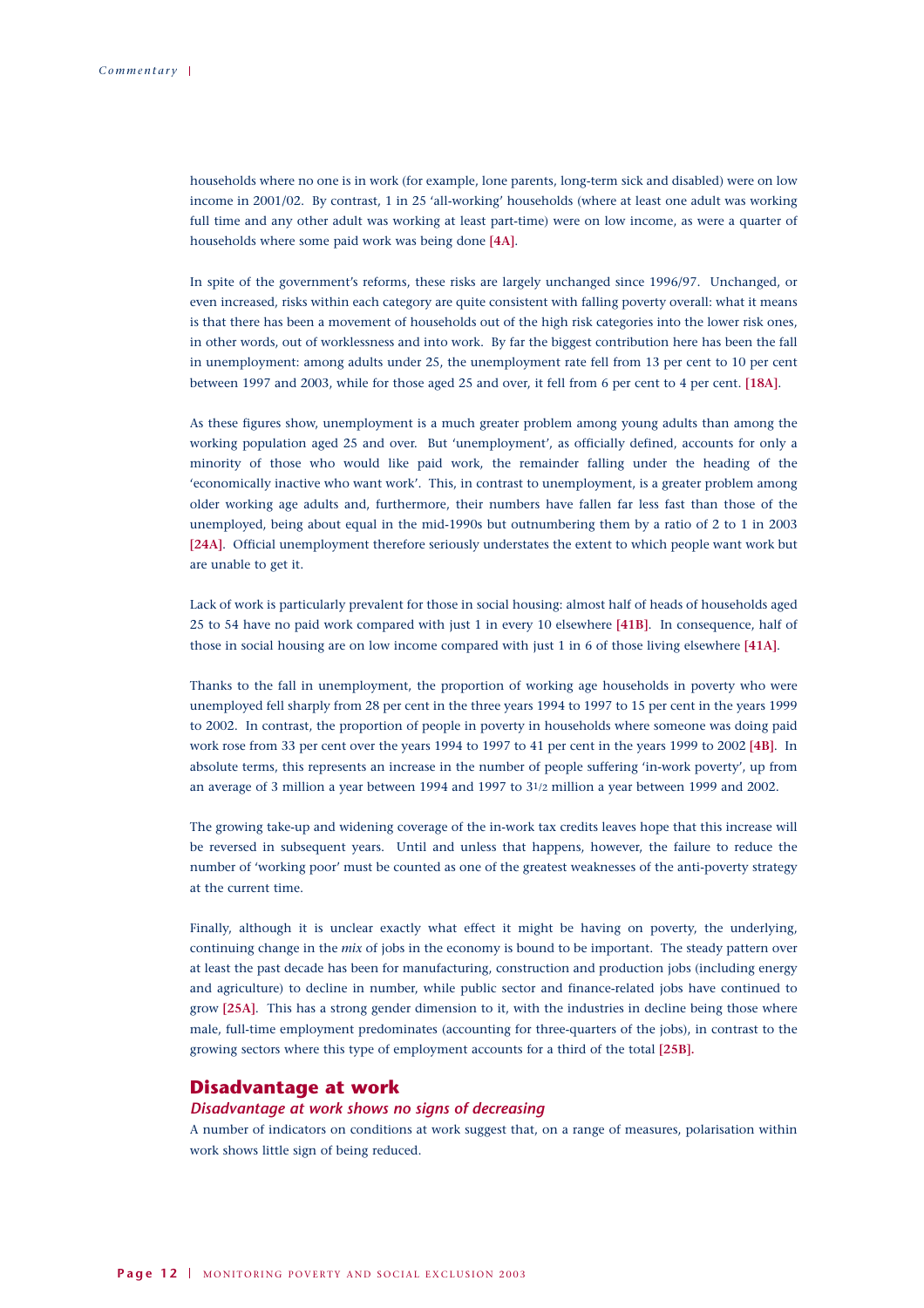households where no one is in work (for example, lone parents, long-term sick and disabled) were on low income in 2001/02. By contrast, 1 in 25 'all-working' households (where at least one adult was working full time and any other adult was working at least part-time) were on low income, as were a quarter of households where some paid work was being done **[4A]**.

In spite of the government's reforms, these risks are largely unchanged since 1996/97. Unchanged, or even increased, risks within each category are quite consistent with falling poverty overall: what it means is that there has been a movement of households out of the high risk categories into the lower risk ones, in other words, out of worklessness and into work. By far the biggest contribution here has been the fall in unemployment: among adults under 25, the unemployment rate fell from 13 per cent to 10 per cent between 1997 and 2003, while for those aged 25 and over, it fell from 6 per cent to 4 per cent. **[18A]**.

As these figures show, unemployment is a much greater problem among young adults than among the working population aged 25 and over. But 'unemployment', as officially defined, accounts for only a minority of those who would like paid work, the remainder falling under the heading of the 'economically inactive who want work'. This, in contrast to unemployment, is a greater problem among older working age adults and, furthermore, their numbers have fallen far less fast than those of the unemployed, being about equal in the mid-1990s but outnumbering them by a ratio of 2 to 1 in 2003 **[24A]**. Official unemployment therefore seriously understates the extent to which people want work but are unable to get it.

Lack of work is particularly prevalent for those in social housing: almost half of heads of households aged 25 to 54 have no paid work compared with just 1 in every 10 elsewhere **[41B]**. In consequence, half of those in social housing are on low income compared with just 1 in 6 of those living elsewhere **[41A]**.

Thanks to the fall in unemployment, the proportion of working age households in poverty who were unemployed fell sharply from 28 per cent in the three years 1994 to 1997 to 15 per cent in the years 1999 to 2002. In contrast, the proportion of people in poverty in households where someone was doing paid work rose from 33 per cent over the years 1994 to 1997 to 41 per cent in the years 1999 to 2002 **[4B]**. In absolute terms, this represents an increase in the number of people suffering 'in-work poverty', up from an average of 3 million a year between 1994 and 1997 to 3½ million a year between 1999 and 2002.

The growing take-up and widening coverage of the in-work tax credits leaves hope that this increase will be reversed in subsequent years. Until and unless that happens, however, the failure to reduce the number of 'working poor' must be counted as one of the greatest weaknesses of the anti-poverty strategy at the current time.

Finally, although it is unclear exactly what effect it might be having on poverty, the underlying, continuing change in the *mix* of jobs in the economy is bound to be important. The steady pattern over at least the past decade has been for manufacturing, construction and production jobs (including energy and agriculture) to decline in number, while public sector and finance-related jobs have continued to grow **[25A]**. This has a strong gender dimension to it, with the industries in decline being those where male, full-time employment predominates (accounting for three-quarters of the jobs), in contrast to the growing sectors where this type of employment accounts for a third of the total **[25B]**.

## Disadvantage at work

### *Disadvantage at work shows no signs of decreasing*

A number of indicators on conditions at work suggest that, on a range of measures, polarisation within work shows little sign of being reduced.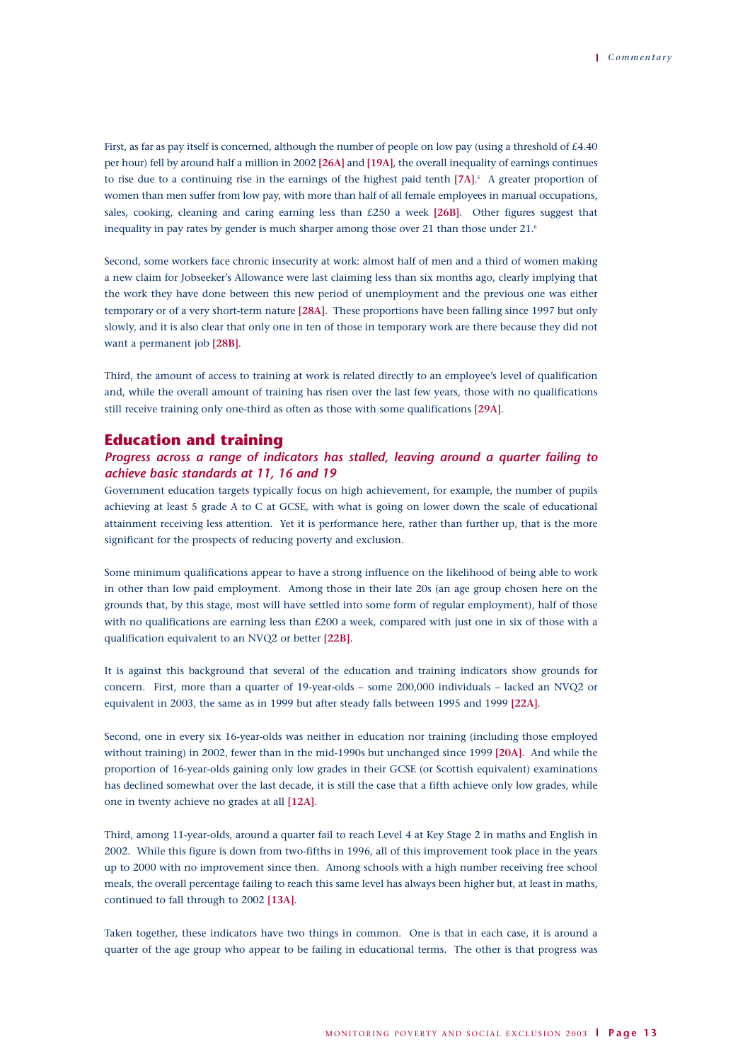First, as far as pay itself is concerned, although the number of people on low pay (using a threshold of £4.40 per hour) fell by around half a million in 2002 **[26A]** and **[19A]**, the overall inequality of earnings continues to rise due to a continuing rise in the earnings of the highest paid tenth **[7A]**.[5] A greater proportion of women than men suffer from low pay, with more than half of all female employees in manual occupations, sales, cooking, cleaning and caring earning less than £250 a week **[26B]**. Other figures suggest that inequality in pay rates by gender is much sharper among those over 21 than those under 21.[6]

Second, some workers face chronic insecurity at work: almost half of men and a third of women making a new claim for Jobseeker's Allowance were last claiming less than six months ago, clearly implying that the work they have done between this new period of unemployment and the previous one was either temporary or of a very short-term nature **[28A]**. These proportions have been falling since 1997 but only slowly, and it is also clear that only one in ten of those in temporary work are there because they did not want a permanent job **[28B]**.

Third, the amount of access to training at work is related directly to an employee's level of qualification and, while the overall amount of training has risen over the last few years, those with no qualifications still receive training only one-third as often as those with some qualifications **[29A]**.

## Education and training

### *Progress across a range of indicators has stalled, leaving around a quarter failing to achieve basic standards at 11, 16 and 19*

Government education targets typically focus on high achievement, for example, the number of pupils achieving at least 5 grade A to C at GCSE, with what is going on lower down the scale of educational attainment receiving less attention. Yet it is performance here, rather than further up, that is the more significant for the prospects of reducing poverty and exclusion.

Some minimum qualifications appear to have a strong influence on the likelihood of being able to work in other than low paid employment. Among those in their late 20s (an age group chosen here on the grounds that, by this stage, most will have settled into some form of regular employment), half of those with no qualifications are earning less than £200 a week, compared with just one in six of those with a qualification equivalent to an NVQ2 or better **[22B]**.

It is against this background that several of the education and training indicators show grounds for concern. First, more than a quarter of 19-year-olds – some 200,000 individuals – lacked an NVQ2 or equivalent in 2003, the same as in 1999 but after steady falls between 1995 and 1999 **[22A]**.

Second, one in every six 16-year-olds was neither in education nor training (including those employed without training) in 2002, fewer than in the mid-1990s but unchanged since 1999 **[20A]**. And while the proportion of 16-year-olds gaining only low grades in their GCSE (or Scottish equivalent) examinations has declined somewhat over the last decade, it is still the case that a fifth achieve only low grades, while one in twenty achieve no grades at all **[12A]**.

Third, among 11-year-olds, around a quarter fail to reach Level 4 at Key Stage 2 in maths and English in 2002. While this figure is down from two-fifths in 1996, all of this improvement took place in the years up to 2000 with no improvement since then. Among schools with a high number receiving free school meals, the overall percentage failing to reach this same level has always been higher but, at least in maths, continued to fall through to 2002 **[13A]**.

Taken together, these indicators have two things in common. One is that in each case, it is around a quarter of the age group who appear to be failing in educational terms. The other is that progress was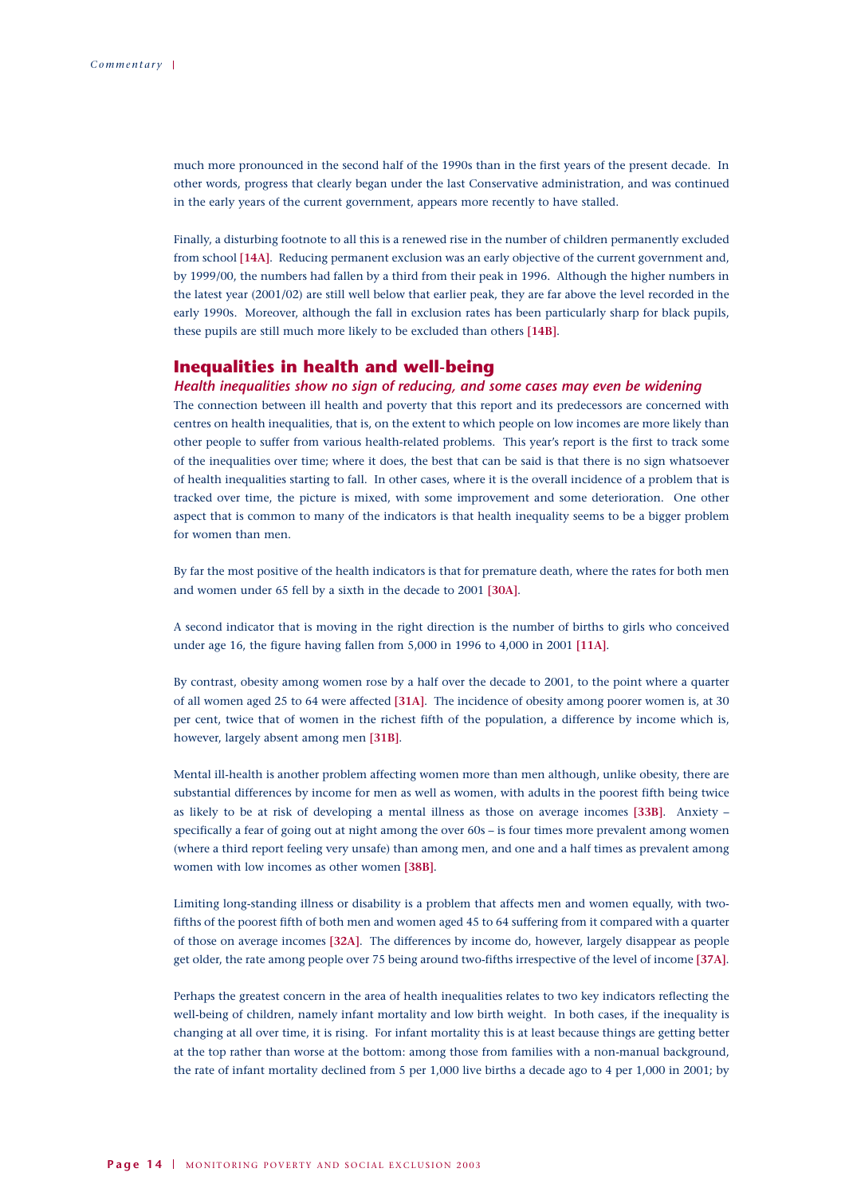much more pronounced in the second half of the 1990s than in the first years of the present decade. In other words, progress that clearly began under the last Conservative administration, and was continued in the early years of the current government, appears more recently to have stalled.

Finally, a disturbing footnote to all this is a renewed rise in the number of children permanently excluded from school **[14A]**. Reducing permanent exclusion was an early objective of the current government and, by 1999/00, the numbers had fallen by a third from their peak in 1996. Although the higher numbers in the latest year (2001/02) are still well below that earlier peak, they are far above the level recorded in the early 1990s. Moreover, although the fall in exclusion rates has been particularly sharp for black pupils, these pupils are still much more likely to be excluded than others **[14B]**.

## Inequalities in health and well-being

### *Health inequalities show no sign of reducing, and some cases may even be widening*

The connection between ill health and poverty that this report and its predecessors are concerned with centres on health inequalities, that is, on the extent to which people on low incomes are more likely than other people to suffer from various health-related problems. This year's report is the first to track some of the inequalities over time; where it does, the best that can be said is that there is no sign whatsoever of health inequalities starting to fall. In other cases, where it is the overall incidence of a problem that is tracked over time, the picture is mixed, with some improvement and some deterioration. One other aspect that is common to many of the indicators is that health inequality seems to be a bigger problem for women than men.

By far the most positive of the health indicators is that for premature death, where the rates for both men and women under 65 fell by a sixth in the decade to 2001 **[30A]**.

A second indicator that is moving in the right direction is the number of births to girls who conceived under age 16, the figure having fallen from 5,000 in 1996 to 4,000 in 2001 **[11A]**.

By contrast, obesity among women rose by a half over the decade to 2001, to the point where a quarter of all women aged 25 to 64 were affected **[31A]**. The incidence of obesity among poorer women is, at 30 per cent, twice that of women in the richest fifth of the population, a difference by income which is, however, largely absent among men **[31B]**.

Mental ill-health is another problem affecting women more than men although, unlike obesity, there are substantial differences by income for men as well as women, with adults in the poorest fifth being twice as likely to be at risk of developing a mental illness as those on average incomes **[33B]**. Anxiety – specifically a fear of going out at night among the over 60s – is four times more prevalent among women (where a third report feeling very unsafe) than among men, and one and a half times as prevalent among women with low incomes as other women **[38B]**.

Limiting long-standing illness or disability is a problem that affects men and women equally, with two-fifths of the poorest fifth of both men and women aged 45 to 64 suffering from it compared with a quarter of those on average incomes **[32A]**. The differences by income do, however, largely disappear as people get older, the rate among people over 75 being around two-fifths irrespective of the level of income **[37A]**.

Perhaps the greatest concern in the area of health inequalities relates to two key indicators reflecting the well-being of children, namely infant mortality and low birth weight. In both cases, if the inequality is changing at all over time, it is rising. For infant mortality this is at least because things are getting better at the top rather than worse at the bottom: among those from families with a non-manual background, the rate of infant mortality declined from 5 per 1,000 live births a decade ago to 4 per 1,000 in 2001; by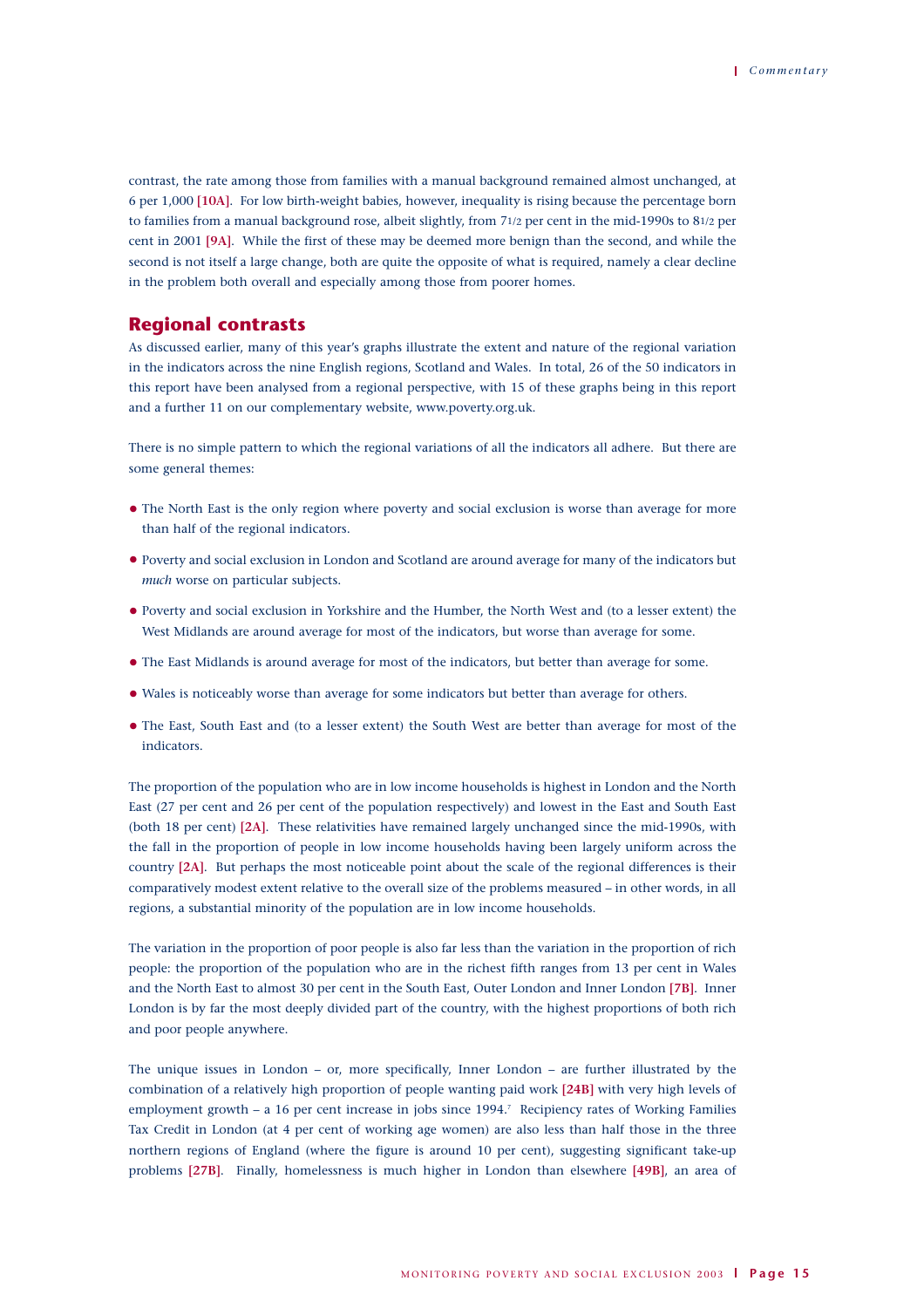contrast, the rate among those from families with a manual background remained almost unchanged, at 6 per 1,000 **[10A]**. For low birth-weight babies, however, inequality is rising because the percentage born to families from a manual background rose, albeit slightly, from 7½ per cent in the mid-1990s to 8½ per cent in 2001 **[9A]**. While the first of these may be deemed more benign than the second, and while the second is not itself a large change, both are quite the opposite of what is required, namely a clear decline in the problem both overall and especially among those from poorer homes.

## Regional contrasts

As discussed earlier, many of this year's graphs illustrate the extent and nature of the regional variation in the indicators across the nine English regions, Scotland and Wales. In total, 26 of the 50 indicators in this report have been analysed from a regional perspective, with 15 of these graphs being in this report and a further 11 on our complementary website, www.poverty.org.uk.

There is no simple pattern to which the regional variations of all the indicators all adhere. But there are some general themes:

- The North East is the only region where poverty and social exclusion is worse than average for more than half of the regional indicators.
- Poverty and social exclusion in London and Scotland are around average for many of the indicators but *much* worse on particular subjects.
- Poverty and social exclusion in Yorkshire and the Humber, the North West and (to a lesser extent) the West Midlands are around average for most of the indicators, but worse than average for some.
- The East Midlands is around average for most of the indicators, but better than average for some.
- Wales is noticeably worse than average for some indicators but better than average for others.
- The East, South East and (to a lesser extent) the South West are better than average for most of the indicators.

The proportion of the population who are in low income households is highest in London and the North East (27 per cent and 26 per cent of the population respectively) and lowest in the East and South East (both 18 per cent) **[2A]**. These relativities have remained largely unchanged since the mid-1990s, with the fall in the proportion of people in low income households having been largely uniform across the country **[2A]**. But perhaps the most noticeable point about the scale of the regional differences is their comparatively modest extent relative to the overall size of the problems measured – in other words, in all regions, a substantial minority of the population are in low income households.

The variation in the proportion of poor people is also far less than the variation in the proportion of rich people: the proportion of the population who are in the richest fifth ranges from 13 per cent in Wales and the North East to almost 30 per cent in the South East, Outer London and Inner London **[7B]**. Inner London is by far the most deeply divided part of the country, with the highest proportions of both rich and poor people anywhere.

The unique issues in London – or, more specifically, Inner London – are further illustrated by the combination of a relatively high proportion of people wanting paid work **[24B]** with very high levels of employment growth – a 16 per cent increase in jobs since 1994.[7] Recipiency rates of Working Families Tax Credit in London (at 4 per cent of working age women) are also less than half those in the three northern regions of England (where the figure is around 10 per cent), suggesting significant take-up problems **[27B]**. Finally, homelessness is much higher in London than elsewhere **[49B]**, an area of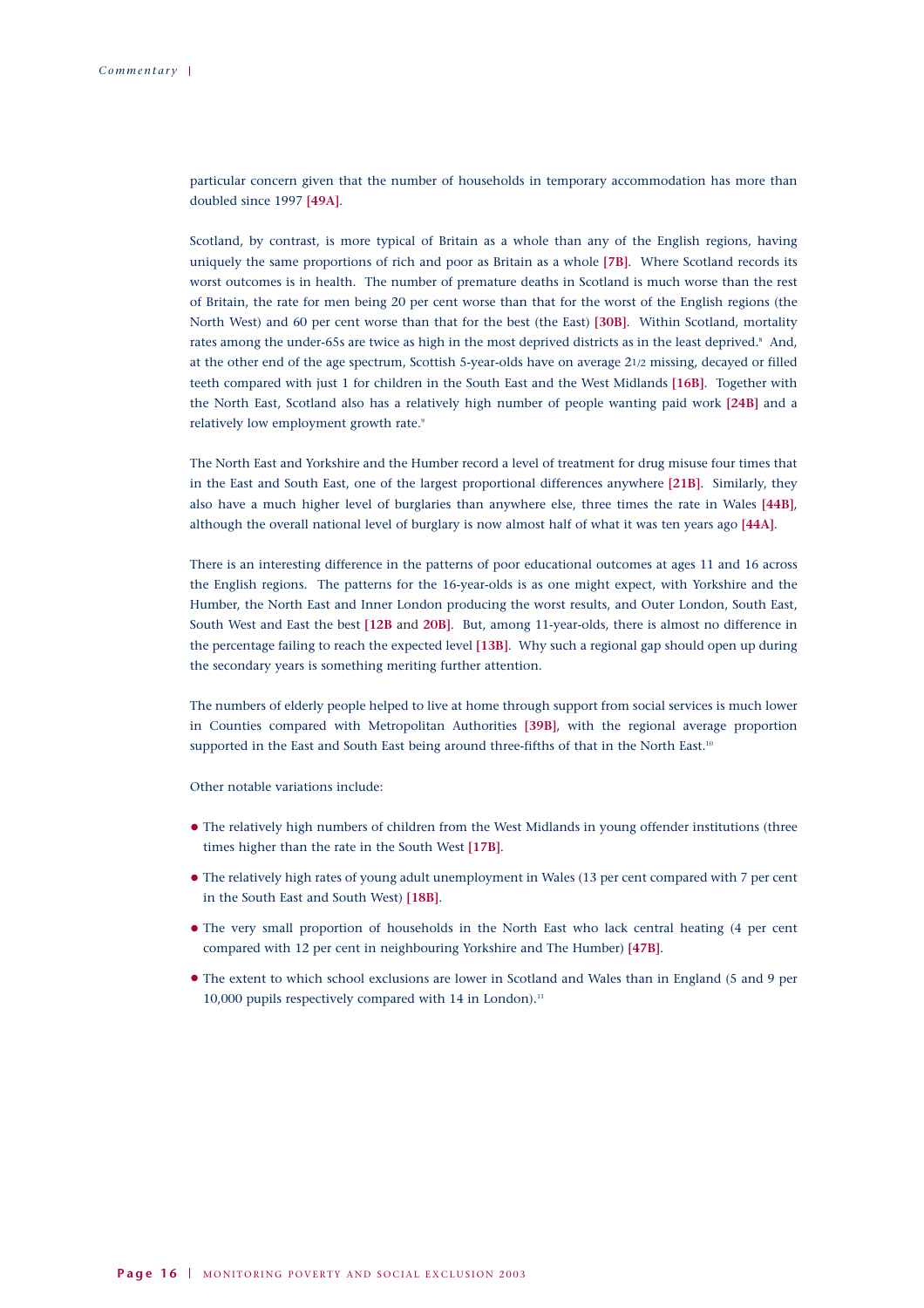particular concern given that the number of households in temporary accommodation has more than doubled since 1997 **[49A]**.

Scotland, by contrast, is more typical of Britain as a whole than any of the English regions, having uniquely the same proportions of rich and poor as Britain as a whole **[7B]**. Where Scotland records its worst outcomes is in health. The number of premature deaths in Scotland is much worse than the rest of Britain, the rate for men being 20 per cent worse than that for the worst of the English regions (the North West) and 60 per cent worse than that for the best (the East) **[30B]**. Within Scotland, mortality rates among the under-65s are twice as high in the most deprived districts as in the least deprived.[8] And, at the other end of the age spectrum, Scottish 5-year-olds have on average 2½ missing, decayed or filled teeth compared with just 1 for children in the South East and the West Midlands **[16B]**. Together with the North East, Scotland also has a relatively high number of people wanting paid work **[24B]** and a relatively low employment growth rate.[9]

The North East and Yorkshire and the Humber record a level of treatment for drug misuse four times that in the East and South East, one of the largest proportional differences anywhere **[21B]**. Similarly, they also have a much higher level of burglaries than anywhere else, three times the rate in Wales **[44B]**, although the overall national level of burglary is now almost half of what it was ten years ago **[44A]**.

There is an interesting difference in the patterns of poor educational outcomes at ages 11 and 16 across the English regions. The patterns for the 16-year-olds is as one might expect, with Yorkshire and the Humber, the North East and Inner London producing the worst results, and Outer London, South East, South West and East the best **[12B** and **20B]**. But, among 11-year-olds, there is almost no difference in the percentage failing to reach the expected level **[13B]**. Why such a regional gap should open up during the secondary years is something meriting further attention.

The numbers of elderly people helped to live at home through support from social services is much lower in Counties compared with Metropolitan Authorities **[39B]**, with the regional average proportion supported in the East and South East being around three-fifths of that in the North East.[10]

Other notable variations include:

- The relatively high numbers of children from the West Midlands in young offender institutions (three times higher than the rate in the South West **[17B]**.
- The relatively high rates of young adult unemployment in Wales (13 per cent compared with 7 per cent in the South East and South West) **[18B]**.
- The very small proportion of households in the North East who lack central heating (4 per cent compared with 12 per cent in neighbouring Yorkshire and The Humber) **[47B]**.
- The extent to which school exclusions are lower in Scotland and Wales than in England (5 and 9 per 10,000 pupils respectively compared with 14 in London).[11]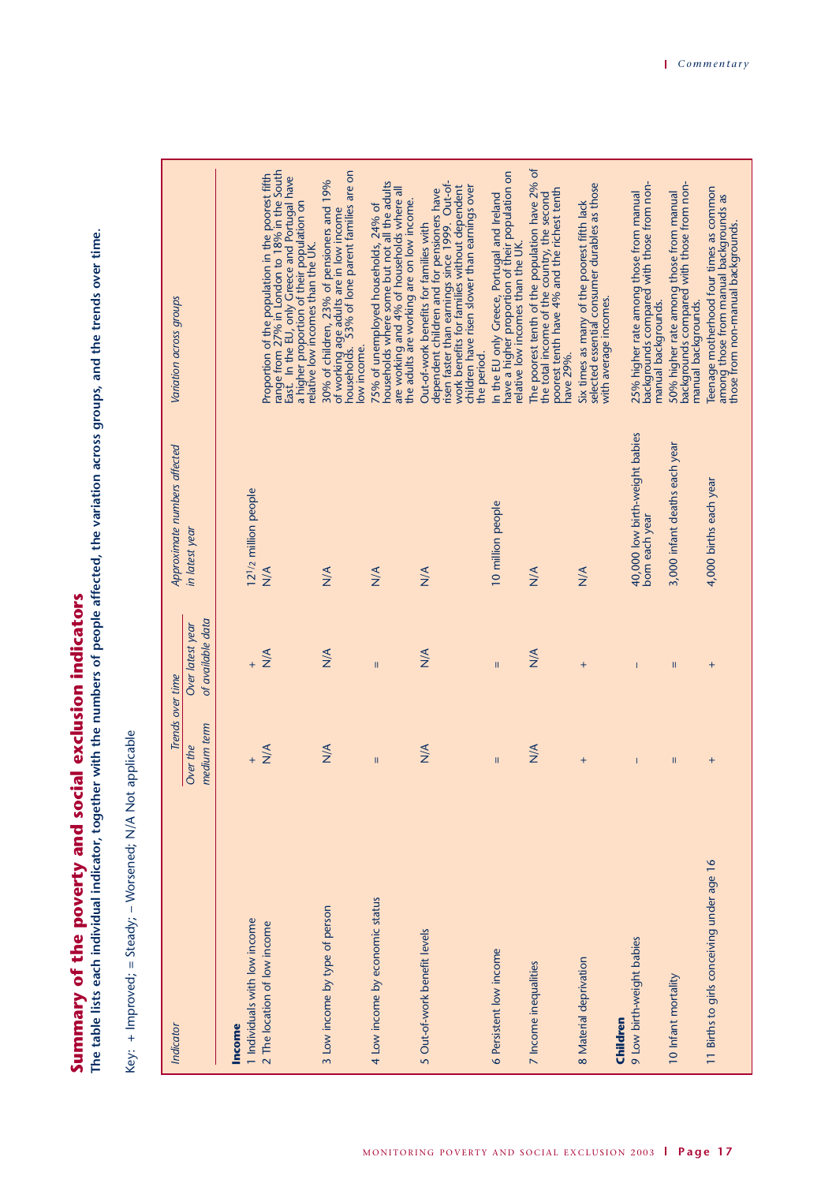## Summary of the poverty and social exclusion indicators

**The table lists each individual indicator, together with the numbers of people affected, the variation across groups, and the trends over time.**

Key: + Improved; = Steady; – Worsened; N/A Not applicable

| *Indicator* | *Trends over time* | | *Approximate numbers affected in latest year* | *Variation across groups* |
|---|---|---|---|---|
| | *Over the medium term* | *Over latest year of available data* | | |
| **Income** | | | | |
| 1 Individuals with low income | + | + | 12½ million people | |
| 2 The location of low income | N/A | N/A | N/A | Proportion of the population in the poorest fifth range from 27% in London to 18% in the South East. In the EU, only Greece and Portugal have a higher proportion of their population on relative low incomes than the UK. |
| 3 Low income by type of person | N/A | N/A | N/A | 30% of children, 23% of pensioners and 19% of working age adults are in low income households. 53% of lone parent families are on low income. |
| 4 Low income by economic status | = | = | N/A | 75% of unemployed households, 24% of households where some but not all the adults are working and 4% of households where all the adults are working are on low income. |
| 5 Out-of-work benefit levels | N/A | N/A | N/A | Out-of-work benefits for families with dependent children and for pensioners have risen faster than earnings since 1999. Out-of-work benefits for families without dependent children have risen slower than earnings over the period. |
| 6 Persistent low income | = | = | 10 million people | In the EU only Greece, Portugal and Ireland have a higher proportion of their population on relative low incomes than the UK. |
| 7 Income inequalities | N/A | N/A | N/A | The poorest tenth of the population have 2% of the total income of the country, the second poorest tenth have 4% and the richest tenth have 29%. |
| 8 Material deprivation | + | + | N/A | Six times as many of the poorest fifth lack selected essential consumer durables as those with average incomes. |
| **Children** | | | | |
| 9 Low birth-weight babies | – | – | 40,000 low birth-weight babies born each year | 25% higher rate among those from manual backgrounds compared with those from non-manual backgrounds. |
| 10 Infant mortality | = | = | 3,000 infant deaths each year | 50% higher rate among those from manual backgrounds compared with those from non-manual backgrounds. |
| 11 Births to girls conceiving under age 16 | + | + | 4,000 births each year | Teenage motherhood four times as common among those from manual backgrounds as those from non-manual backgrounds. |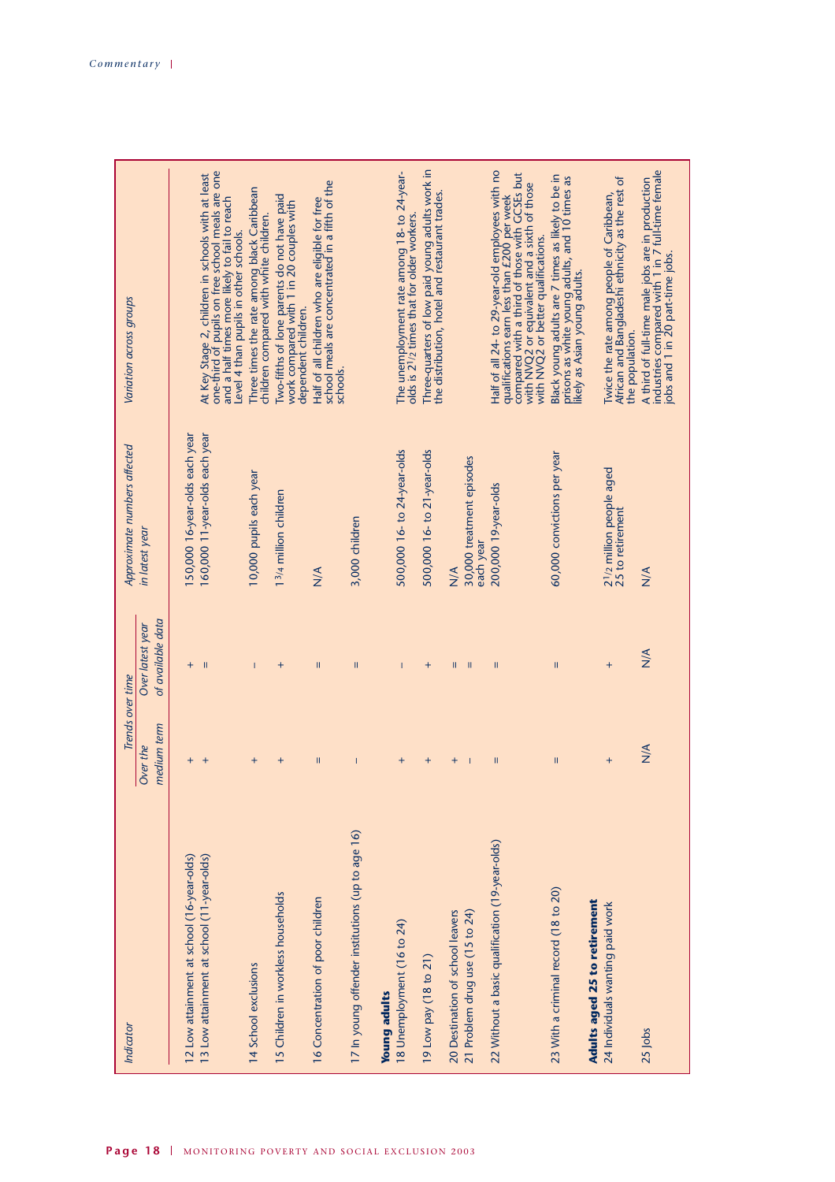| Indicator | Trends over time | | Approximate numbers affected in latest year | Variation across groups |
|---|---|---|---|---|
| | Over the medium term | Over latest year of available data | | |
| 12 Low attainment at school (16-year-olds) | + | + | 150,000 16-year-olds each year | At Key Stage 2, children in schools with at least one-third of pupils on free school meals are one and a half times more likely to fail to reach Level 4 than pupils in other schools. |
| 13 Low attainment at school (11-year-olds) | + | = | 160,000 11-year-olds each year | |
| 14 School exclusions | + | – | 10,000 pupils each year | Three times the rate among black Caribbean children compared with white children. |
| 15 Children in workless households | + | + | 1¾ million children | Two-fifths of lone parents do not have paid work compared with 1 in 20 couples with dependent children. |
| 16 Concentration of poor children | = | = | N/A | Half of all children who are eligible for free school meals are concentrated in a fifth of the schools. |
| 17 In young offender institutions (up to age 16) | – | = | 3,000 children | |
| **Young adults** | | | | |
| 18 Unemployment (16 to 24) | + | – | 500,000 16- to 24-year-olds | The unemployment rate among 18- to 24-year-olds is 2½ times that for older workers. |
| 19 Low pay (18 to 21) | + | + | 500,000 16- to 21-year-olds | Three-quarters of low paid young adults work in the distribution, hotel and restaurant trades. |
| 20 Destination of school leavers | + | = | N/A | |
| 21 Problem drug use (15 to 24) | – | = | 30,000 treatment episodes each year | |
| 22 Without a basic qualification (19-year-olds) | = | = | 200,000 19-year-olds | Half of all 24- to 29-year-old employees with no qualifications earn less than £200 per week compared with a third of those with GCSEs but with NVQ2 or equivalent and a sixth of those with NVQ2 or better qualifications. |
| 23 With a criminal record (18 to 20) | = | = | 60,000 convictions per year | Black young adults are 7 times as likely to be in prisons as white young adults, and 10 times as likely as Asian young adults. |
| **Adults aged 25 to retirement** | | | | |
| 24 Individuals wanting paid work | + | + | 2½ million people aged 25 to retirement | Twice the rate among people of Caribbean, African and Bangladeshi ethnicity as the rest of the population. |
| 25 Jobs | N/A | N/A | N/A | A third of full-time male jobs are in production industries compared with 1 in 7 full-time female jobs and 1 in 20 part-time jobs. |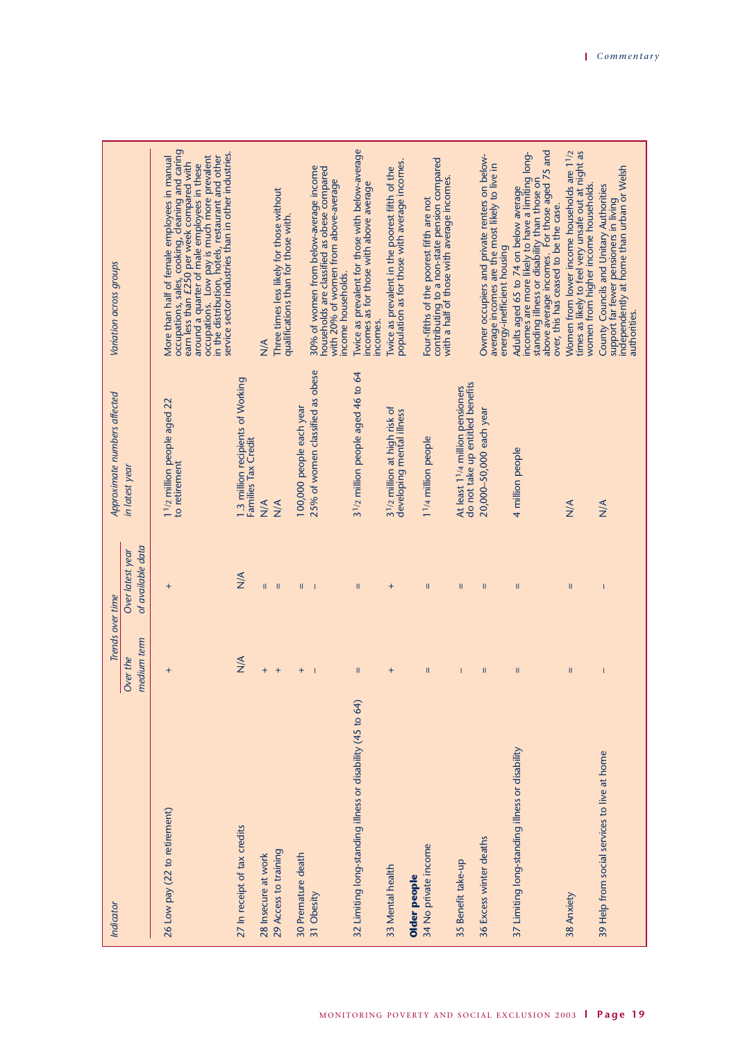| Indicator | Trends over time | | Approximate numbers affected in latest year | Variation across groups |
|---|---|---|---|---|
| | Over the medium term | Over latest year of available data | | |
| 26 Low pay (22 to retirement) | + | + | 1½ million people aged 22 to retirement | More than half of female employees in manual occupations, sales, cooking, cleaning and caring earn less than £250 per week compared with around a quarter of male employees in these occupations. Low pay is much more prevalent in the distribution, hotels, restaurant and other service sector industries than in other industries. |
| 27 In receipt of tax credits | N/A | N/A | 1.3 million recipients of Working Families Tax Credit | N/A |
| 28 Insecure at work | + | = | N/A | |
| 29 Access to training | + | = | N/A | Three times less likely for those without qualifications than for those with. |
| 30 Premature death | + | = | 100,000 people each year | |
| 31 Obesity | – | – | 25% of women classified as obese | 30% of women from below-average income households are classified as obese compared with 20% of women from above-average income households. |
| 32 Limiting long-standing illness or disability (45 to 64) | = | = | 3½ million people aged 46 to 64 | Twice as prevalent for those with below-average incomes as for those with above average incomes. |
| 33 Mental health | + | + | 3½ million at high risk of developing mental illness | Twice as prevalent in the poorest fifth of the population as for those with average incomes. |
| **Older people** | | | | |
| 34 No private income | = | = | 1¼ million people | Four-fifths of the poorest fifth are not contributing to a non-state pension compared with a half of those with average incomes. |
| 35 Benefit take-up | – | = | At least 1¼ million pensioners do not take up entitled benefits | |
| 36 Excess winter deaths | = | = | 20,000–50,000 each year | Owner occupiers and private renters on below-average incomes are the most likely to live in energy-inefficient housing |
| 37 Limiting long-standing illness or disability | = | = | 4 million people | Adults aged 65 to 74 on below average incomes are more likely to have a limiting long-standing illness or disability than those on above average incomes. For those aged 75 and over, this has ceased to be the case. |
| 38 Anxiety | = | = | N/A | Women from lower income households are 1½ times as likely to feel very unsafe out at night as women from higher income households. |
| 39 Help from social services to live at home | – | – | N/A | County Councils and Unitary Authorities support far fewer pensioners in living independently at home than urban or Welsh authorities. |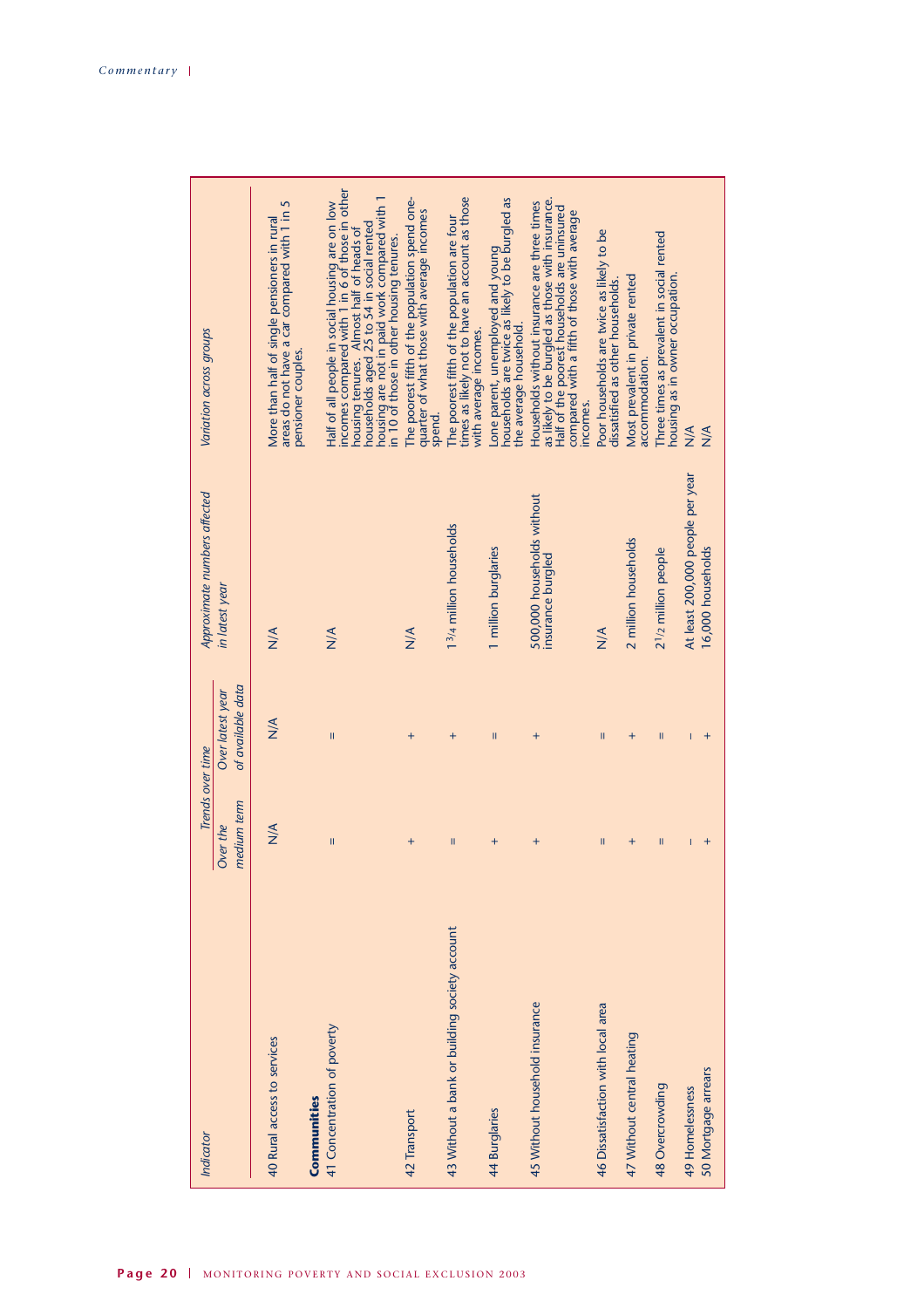| Indicator | Trends over time | | Approximate numbers affected in latest year | Variation across groups |
|---|---|---|---|---|
| | Over the medium term | Over latest year of available data | | |
| 40 Rural access to services | N/A | N/A | N/A | More than half of single pensioners in rural areas do not have a car compared with 1 in 5 pensioner couples. |
| **Communities** | | | | |
| 41 Concentration of poverty | = | = | N/A | Half of all people in social housing are on low incomes compared with 1 in 6 of those in other housing tenures. Almost half of heads of households aged 25 to 54 in social rented housing are not in paid work compared with 1 in 10 of those in other housing tenures. |
| 42 Transport | + | + | N/A | The poorest fifth of the population spend one-quarter of what those with average incomes spend. |
| 43 Without a bank or building society account | = | + | 1¾ million households | The poorest fifth of the population are four times as likely not to have an account as those with average incomes. |
| 44 Burglaries | + | = | 1 million burglaries | Lone parent, unemployed and young households are twice as likely to be burgled as the average household. |
| 45 Without household insurance | + | + | 500,000 households without insurance burgled | Households without insurance are three times as likely to be burgled as those with insurance. Half of the poorest households are uninsured compared with a fifth of those with average incomes. |
| 46 Dissatisfaction with local area | = | = | N/A | Poor households are twice as likely to be dissatisfied as other households. |
| 47 Without central heating | + | + | 2 million households | Most prevalent in private rented accommodation. |
| 48 Overcrowding | = | = | 2½ million people | Three times as prevalent in social rented housing as in owner occupation. |
| 49 Homelessness | – | – | At least 200,000 people per year | N/A |
| 50 Mortgage arrears | + | + | 16,000 households | N/A |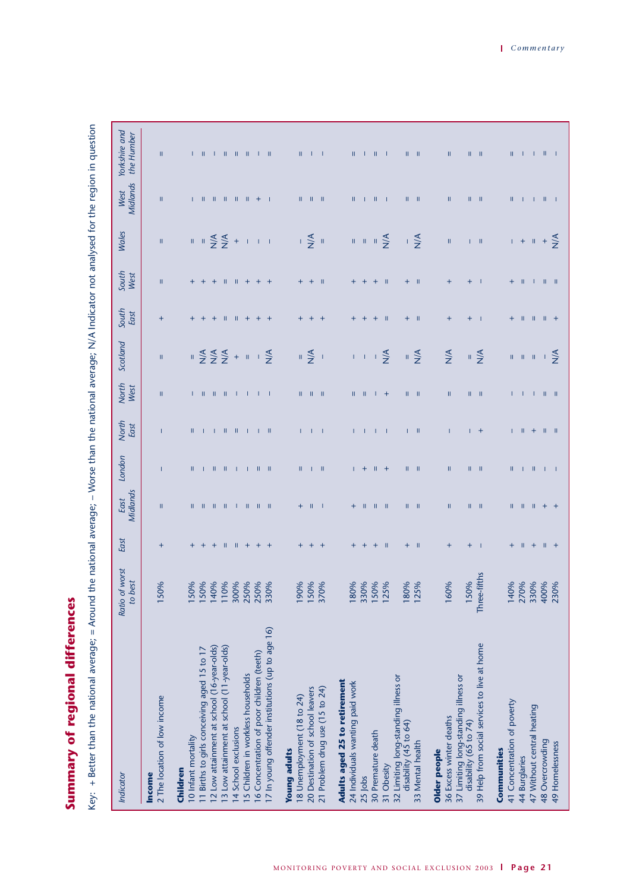# Summary of regional differences

Key: + Better than the national average; = Around the national average; – Worse than the national average; N/A Indicator not analysed for the region in question

| Indicator | Ratio of worst to best | East | East Midlands | London | North East | North West | Scotland | South East | South West | Wales | West Midlands | Yorkshire and the Humber |
|---|---|---|---|---|---|---|---|---|---|---|---|---|
| **Income** | | | | | | | | | | | | |
| 2 The location of low income | 150% | + | = | – | – | = | = | + | = | = | = | = |
| **Children** | | | | | | | | | | | | |
| 10 Infant mortality | 150% | + | = | = | = | – | = | + | + | = | – | – |
| 11 Births to girls conceiving aged 15 to 17 | 150% | + | = | – | – | = | N/A | + | + | = | = | = |
| 12 Low attainment at school (16-year-olds) | 140% | + | = | = | – | = | N/A | + | + | N/A | = | – |
| 13 Low attainment at school (11-year-olds) | 110% | = | = | = | = | = | N/A | = | = | N/A | = | = |
| 14 School exclusions | 300% | = | – | – | = | – | + | = | = | + | = | = |
| 15 Children in workless households | 250% | + | = | – | – | – | = | + | + | – | = | = |
| 16 Concentration of poor children (teeth) | 250% | + | = | = | – | – | – | + | + | – | + | – |
| 17 In young offender institutions (up to age 16) | 330% | + | = | = | = | – | N/A | + | + | – | – | = |
| **Young adults** | | | | | | | | | | | | |
| 18 Unemployment (18 to 24) | 190% | + | + | = | – | = | = | + | + | – | = | = |
| 20 Destination of school leavers | 150% | + | = | – | – | = | N/A | + | + | N/A | = | – |
| 21 Problem drug use (15 to 24) | 370% | + | – | = | – | = | – | + | = | = | = | – |
| **Adults aged 25 to retirement** | | | | | | | | | | | | |
| 24 Individuals wanting paid work | 180% | + | + | – | – | = | – | + | + | = | = | = |
| 25 Jobs | 330% | + | = | + | – | = | – | + | + | = | – | – |
| 30 Premature death | 150% | + | = | = | – | – | – | + | + | = | = | = |
| 31 Obesity | 125% | = | = | + | – | + | N/A | = | = | N/A | – | – |
| 32 Limiting long-standing illness or disability (45 to 64) | 180% | + | = | = | – | = | = | + | + | – | = | = |
| 33 Mental health | 125% | = | = | = | = | = | N/A | = | = | N/A | = | = |
| **Older people** | | | | | | | | | | | | |
| 36 Excess winter deaths | 160% | + | = | = | – | = | N/A | + | + | = | = | = |
| 37 Limiting long-standing illness or disability (65 to 74) | 150% | + | = | = | – | = | = | + | + | – | = | = |
| 39 Help from social services to live at home | Three-fifths | – | = | = | + | = | N/A | – | – | = | = | = |
| **Communities** | | | | | | | | | | | | |
| 41 Concentration of poverty | 140% | + | = | = | – | – | = | + | + | – | = | = |
| 44 Burglaries | 270% | = | = | – | = | – | = | = | = | + | – | – |
| 47 Without central heating | 330% | + | = | = | + | – | = | = | – | = | – | – |
| 48 Overcrowding | 400% | = | + | – | = | = | – | = | = | + | = | = |
| 49 Homelessness | 230% | + | + | – | = | = | N/A | + | = | N/A | – | – |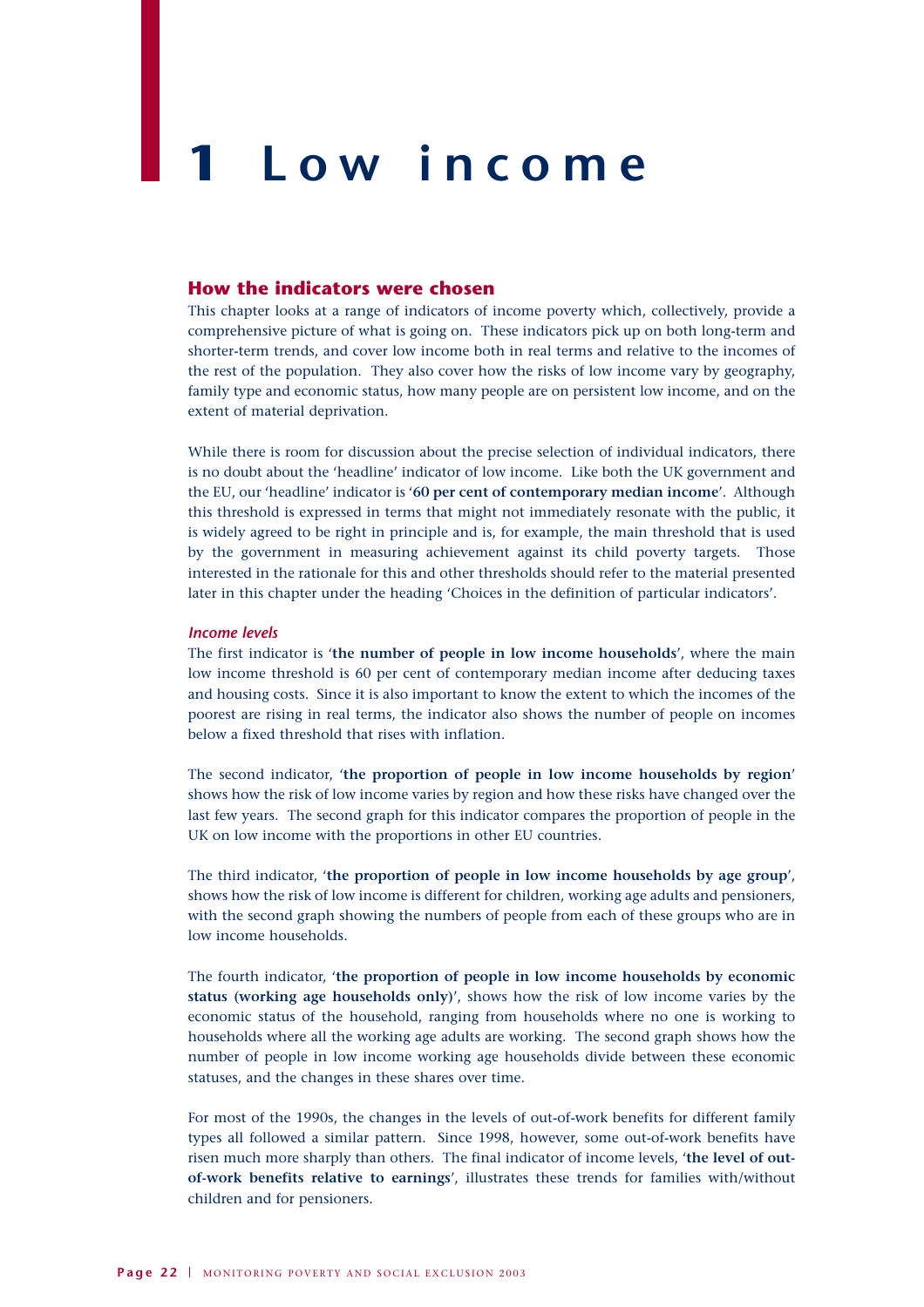# 1 Low income

## How the indicators were chosen

This chapter looks at a range of indicators of income poverty which, collectively, provide a comprehensive picture of what is going on. These indicators pick up on both long-term and shorter-term trends, and cover low income both in real terms and relative to the incomes of the rest of the population. They also cover how the risks of low income vary by geography, family type and economic status, how many people are on persistent low income, and on the extent of material deprivation.

While there is room for discussion about the precise selection of individual indicators, there is no doubt about the 'headline' indicator of low income. Like both the UK government and the EU, our 'headline' indicator is '**60 per cent of contemporary median income**'. Although this threshold is expressed in terms that might not immediately resonate with the public, it is widely agreed to be right in principle and is, for example, the main threshold that is used by the government in measuring achievement against its child poverty targets. Those interested in the rationale for this and other thresholds should refer to the material presented later in this chapter under the heading 'Choices in the definition of particular indicators'.

### *Income levels*

The first indicator is '**the number of people in low income households**', where the main low income threshold is 60 per cent of contemporary median income after deducing taxes and housing costs. Since it is also important to know the extent to which the incomes of the poorest are rising in real terms, the indicator also shows the number of people on incomes below a fixed threshold that rises with inflation.

The second indicator, '**the proportion of people in low income households by region**' shows how the risk of low income varies by region and how these risks have changed over the last few years. The second graph for this indicator compares the proportion of people in the UK on low income with the proportions in other EU countries.

The third indicator, '**the proportion of people in low income households by age group**', shows how the risk of low income is different for children, working age adults and pensioners, with the second graph showing the numbers of people from each of these groups who are in low income households.

The fourth indicator, '**the proportion of people in low income households by economic status (working age households only)**', shows how the risk of low income varies by the economic status of the household, ranging from households where no one is working to households where all the working age adults are working. The second graph shows how the number of people in low income working age households divide between these economic statuses, and the changes in these shares over time.

For most of the 1990s, the changes in the levels of out-of-work benefits for different family types all followed a similar pattern. Since 1998, however, some out-of-work benefits have risen much more sharply than others. The final indicator of income levels, '**the level of out-of-work benefits relative to earnings**', illustrates these trends for families with/without children and for pensioners.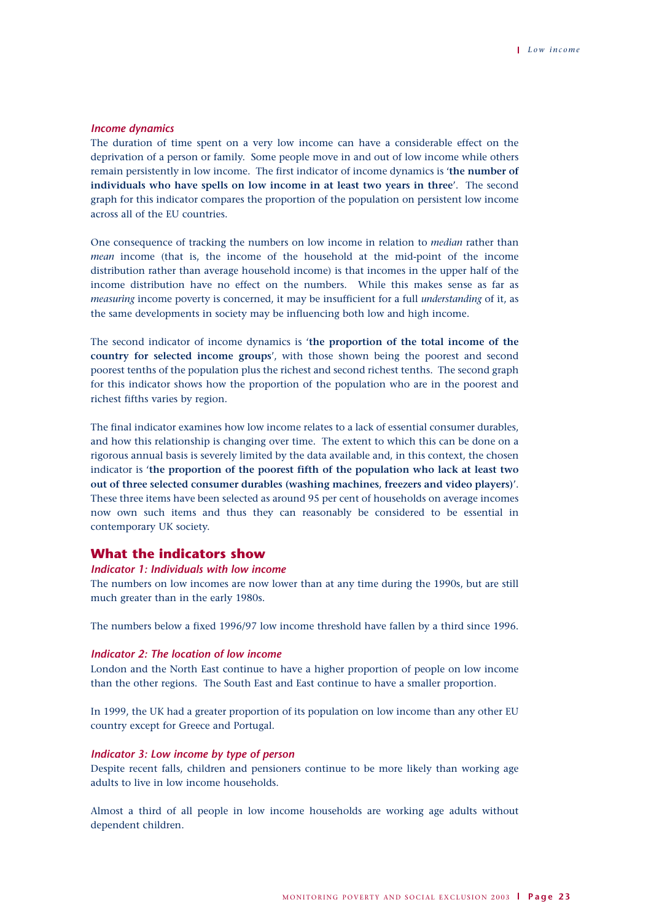### *Income dynamics*

The duration of time spent on a very low income can have a considerable effect on the deprivation of a person or family. Some people move in and out of low income while others remain persistently in low income. The first indicator of income dynamics is '**the number of individuals who have spells on low income in at least two years in three**'. The second graph for this indicator compares the proportion of the population on persistent low income across all of the EU countries.

One consequence of tracking the numbers on low income in relation to *median* rather than *mean* income (that is, the income of the household at the mid-point of the income distribution rather than average household income) is that incomes in the upper half of the income distribution have no effect on the numbers. While this makes sense as far as *measuring* income poverty is concerned, it may be insufficient for a full *understanding* of it, as the same developments in society may be influencing both low and high income.

The second indicator of income dynamics is '**the proportion of the total income of the country for selected income groups**', with those shown being the poorest and second poorest tenths of the population plus the richest and second richest tenths. The second graph for this indicator shows how the proportion of the population who are in the poorest and richest fifths varies by region.

The final indicator examines how low income relates to a lack of essential consumer durables, and how this relationship is changing over time. The extent to which this can be done on a rigorous annual basis is severely limited by the data available and, in this context, the chosen indicator is '**the proportion of the poorest fifth of the population who lack at least two out of three selected consumer durables (washing machines, freezers and video players)**'. These three items have been selected as around 95 per cent of households on average incomes now own such items and thus they can reasonably be considered to be essential in contemporary UK society.

## What the indicators show

### *Indicator 1: Individuals with low income*

The numbers on low incomes are now lower than at any time during the 1990s, but are still much greater than in the early 1980s.

The numbers below a fixed 1996/97 low income threshold have fallen by a third since 1996.

### *Indicator 2: The location of low income*

London and the North East continue to have a higher proportion of people on low income than the other regions. The South East and East continue to have a smaller proportion.

In 1999, the UK had a greater proportion of its population on low income than any other EU country except for Greece and Portugal.

### *Indicator 3: Low income by type of person*

Despite recent falls, children and pensioners continue to be more likely than working age adults to live in low income households.

Almost a third of all people in low income households are working age adults without dependent children.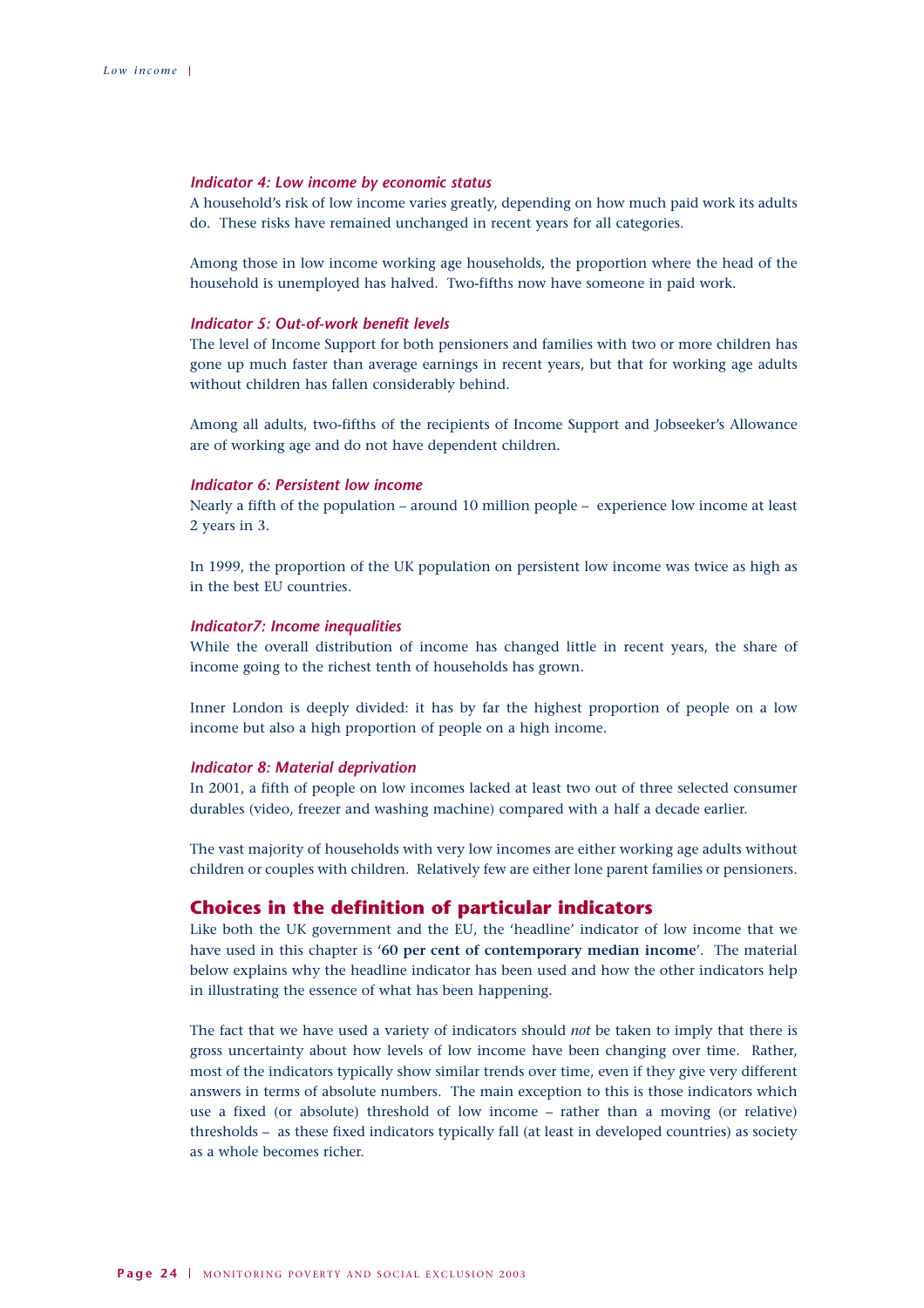#### *Indicator 4: Low income by economic status*

A household's risk of low income varies greatly, depending on how much paid work its adults do. These risks have remained unchanged in recent years for all categories.

Among those in low income working age households, the proportion where the head of the household is unemployed has halved. Two-fifths now have someone in paid work.

#### *Indicator 5: Out-of-work benefit levels*

The level of Income Support for both pensioners and families with two or more children has gone up much faster than average earnings in recent years, but that for working age adults without children has fallen considerably behind.

Among all adults, two-fifths of the recipients of Income Support and Jobseeker's Allowance are of working age and do not have dependent children.

#### *Indicator 6: Persistent low income*

Nearly a fifth of the population – around 10 million people – experience low income at least 2 years in 3.

In 1999, the proportion of the UK population on persistent low income was twice as high as in the best EU countries.

#### *Indicator7: Income inequalities*

While the overall distribution of income has changed little in recent years, the share of income going to the richest tenth of households has grown.

Inner London is deeply divided: it has by far the highest proportion of people on a low income but also a high proportion of people on a high income.

#### *Indicator 8: Material deprivation*

In 2001, a fifth of people on low incomes lacked at least two out of three selected consumer durables (video, freezer and washing machine) compared with a half a decade earlier.

The vast majority of households with very low incomes are either working age adults without children or couples with children. Relatively few are either lone parent families or pensioners.

## Choices in the definition of particular indicators

Like both the UK government and the EU, the 'headline' indicator of low income that we have used in this chapter is '**60 per cent of contemporary median income**'. The material below explains why the headline indicator has been used and how the other indicators help in illustrating the essence of what has been happening.

The fact that we have used a variety of indicators should *not* be taken to imply that there is gross uncertainty about how levels of low income have been changing over time. Rather, most of the indicators typically show similar trends over time, even if they give very different answers in terms of absolute numbers. The main exception to this is those indicators which use a fixed (or absolute) threshold of low income – rather than a moving (or relative) thresholds – as these fixed indicators typically fall (at least in developed countries) as society as a whole becomes richer.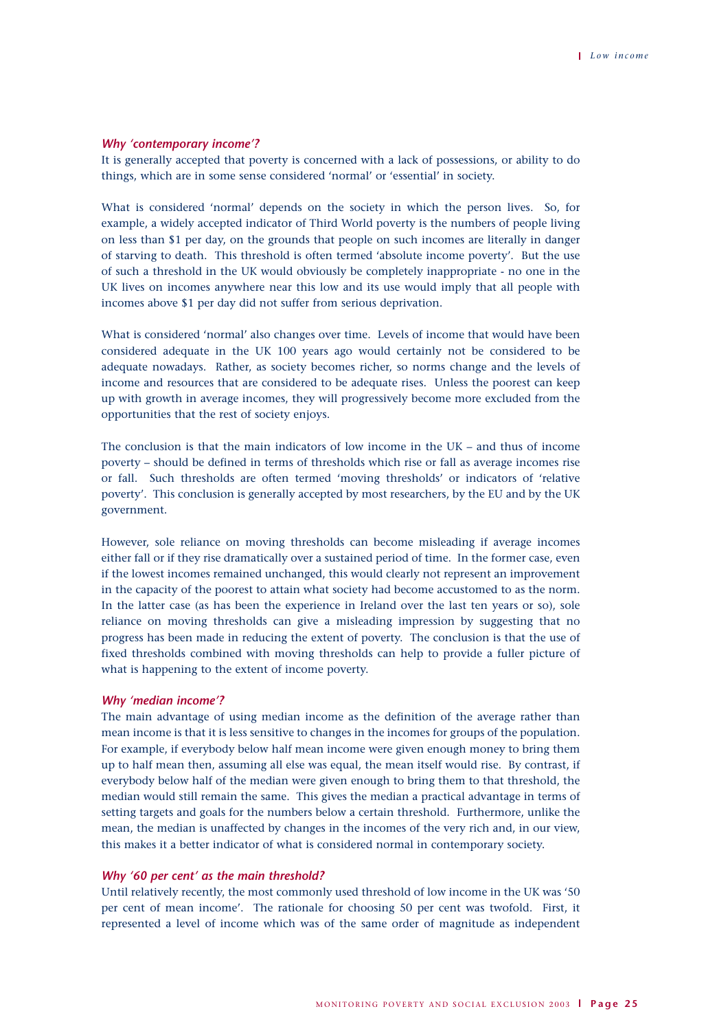### *Why 'contemporary income'?*

It is generally accepted that poverty is concerned with a lack of possessions, or ability to do things, which are in some sense considered 'normal' or 'essential' in society.

What is considered 'normal' depends on the society in which the person lives. So, for example, a widely accepted indicator of Third World poverty is the numbers of people living on less than $1 per day, on the grounds that people on such incomes are literally in danger of starving to death. This threshold is often termed 'absolute income poverty'. But the use of such a threshold in the UK would obviously be completely inappropriate - no one in the UK lives on incomes anywhere near this low and its use would imply that all people with incomes above $1 per day did not suffer from serious deprivation.

What is considered 'normal' also changes over time. Levels of income that would have been considered adequate in the UK 100 years ago would certainly not be considered to be adequate nowadays. Rather, as society becomes richer, so norms change and the levels of income and resources that are considered to be adequate rises. Unless the poorest can keep up with growth in average incomes, they will progressively become more excluded from the opportunities that the rest of society enjoys.

The conclusion is that the main indicators of low income in the UK – and thus of income poverty – should be defined in terms of thresholds which rise or fall as average incomes rise or fall. Such thresholds are often termed 'moving thresholds' or indicators of 'relative poverty'. This conclusion is generally accepted by most researchers, by the EU and by the UK government.

However, sole reliance on moving thresholds can become misleading if average incomes either fall or if they rise dramatically over a sustained period of time. In the former case, even if the lowest incomes remained unchanged, this would clearly not represent an improvement in the capacity of the poorest to attain what society had become accustomed to as the norm. In the latter case (as has been the experience in Ireland over the last ten years or so), sole reliance on moving thresholds can give a misleading impression by suggesting that no progress has been made in reducing the extent of poverty. The conclusion is that the use of fixed thresholds combined with moving thresholds can help to provide a fuller picture of what is happening to the extent of income poverty.

### *Why 'median income'?*

The main advantage of using median income as the definition of the average rather than mean income is that it is less sensitive to changes in the incomes for groups of the population. For example, if everybody below half mean income were given enough money to bring them up to half mean then, assuming all else was equal, the mean itself would rise. By contrast, if everybody below half of the median were given enough to bring them to that threshold, the median would still remain the same. This gives the median a practical advantage in terms of setting targets and goals for the numbers below a certain threshold. Furthermore, unlike the mean, the median is unaffected by changes in the incomes of the very rich and, in our view, this makes it a better indicator of what is considered normal in contemporary society.

### *Why '60 per cent' as the main threshold?*

Until relatively recently, the most commonly used threshold of low income in the UK was '50 per cent of mean income'. The rationale for choosing 50 per cent was twofold. First, it represented a level of income which was of the same order of magnitude as independent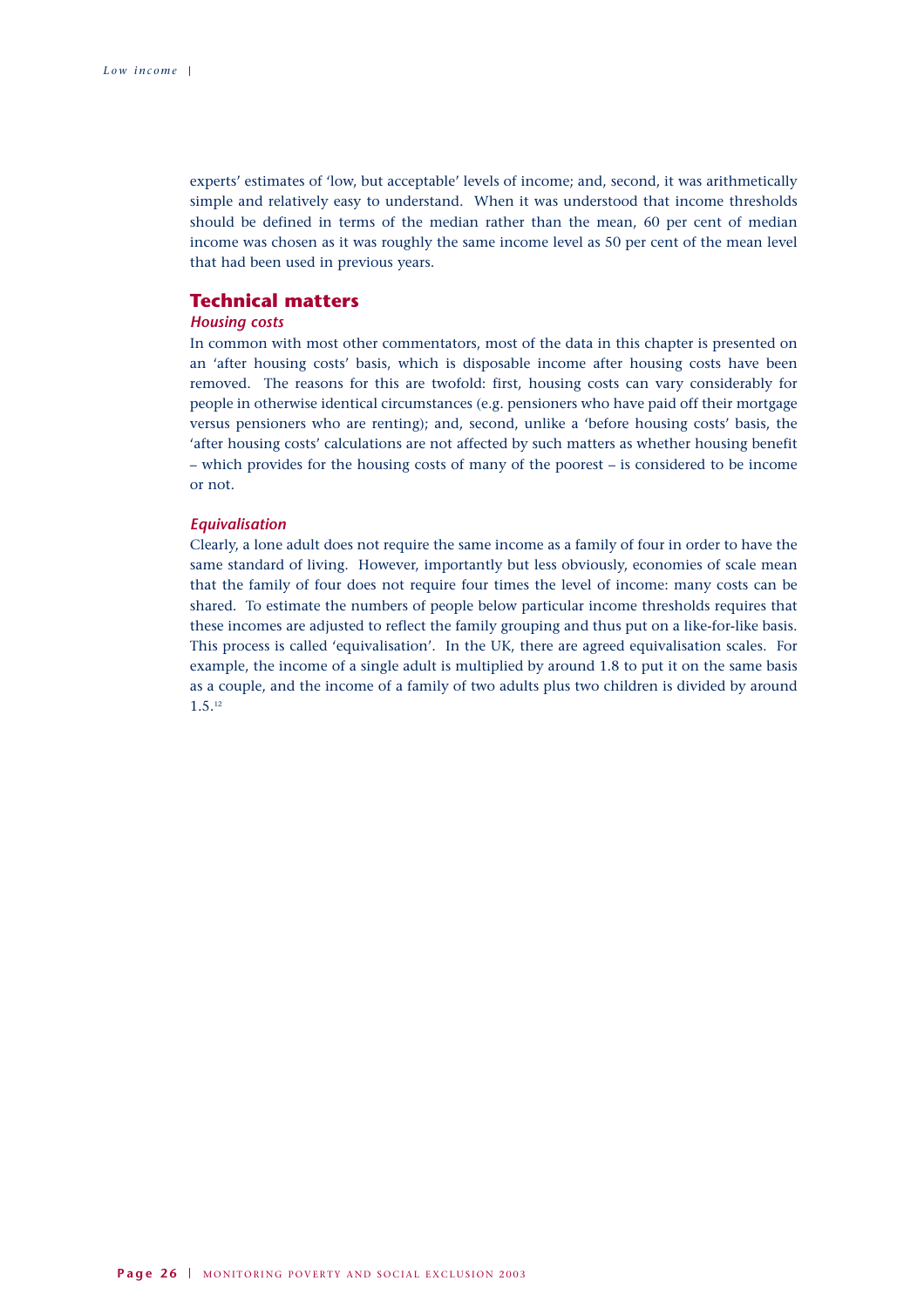experts' estimates of 'low, but acceptable' levels of income; and, second, it was arithmetically simple and relatively easy to understand. When it was understood that income thresholds should be defined in terms of the median rather than the mean, 60 per cent of median income was chosen as it was roughly the same income level as 50 per cent of the mean level that had been used in previous years.

## Technical matters

### *Housing costs*

In common with most other commentators, most of the data in this chapter is presented on an 'after housing costs' basis, which is disposable income after housing costs have been removed. The reasons for this are twofold: first, housing costs can vary considerably for people in otherwise identical circumstances (e.g. pensioners who have paid off their mortgage versus pensioners who are renting); and, second, unlike a 'before housing costs' basis, the 'after housing costs' calculations are not affected by such matters as whether housing benefit – which provides for the housing costs of many of the poorest – is considered to be income or not.

### *Equivalisation*

Clearly, a lone adult does not require the same income as a family of four in order to have the same standard of living. However, importantly but less obviously, economies of scale mean that the family of four does not require four times the level of income: many costs can be shared. To estimate the numbers of people below particular income thresholds requires that these incomes are adjusted to reflect the family grouping and thus put on a like-for-like basis. This process is called 'equivalisation'. In the UK, there are agreed equivalisation scales. For example, the income of a single adult is multiplied by around 1.8 to put it on the same basis as a couple, and the income of a family of two adults plus two children is divided by around 1.5.[12]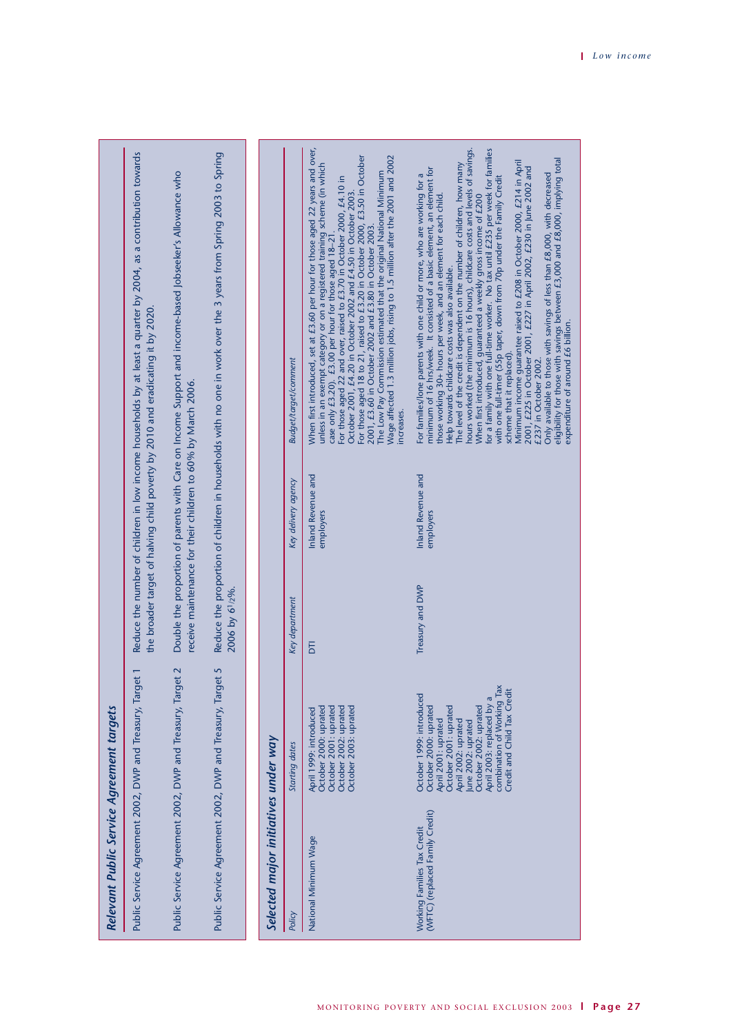## Relevant Public Service Agreement targets

| | |
|---|---|
| Public Service Agreement 2002, DWP and Treasury, Target 1 | Reduce the number of children in low income households by at least a quarter by 2004, as a contribution towards the broader target of halving child poverty by 2010 and eradicating it by 2020. |
| Public Service Agreement 2002, DWP and Treasury, Target 2 | Double the proportion of parents with Care on Income Support and income-based Jobseeker's Allowance who receive maintenance for their children to 60% by March 2006. |
| Public Service Agreement 2002, DWP and Treasury, Target 5 | Reduce the proportion of children in households with no one in work over the 3 years from Spring 2003 to Spring 2006 by 6½%. |

## Selected major initiatives under way

| Policy | Starting dates | Key department | Key delivery agency | Budget/target/comment |
|---|---|---|---|---|
| National Minimum Wage | April 1999: introduced<br>October 2000: uprated<br>October 2001: uprated<br>October 2002: uprated<br>October 2003: uprated | DTI | Inland Revenue and employers | When first introduced, set at £3.60 per hour for those aged 22 years and over, unless in an exempt category or on a registered training scheme (in which case only £3.20). £3.00 per hour for those aged 18–21.<br>For those aged 22 and over, raised to £3.70 in October 2000, £4.10 in October 2001, £4.20 in October 2002 and £4.50 in October 2003.<br>For those aged 18 to 21, raised to £3.20 in October 2000, £3.50 in October 2001, £3.60 in October 2002 and £3.80 in October 2003.<br>The Low Pay Commission estimated that the original National Minimum Wage affected 1.3 million jobs, rising to 1.5 million after the 2001 and 2002 increases. |
| Working Families Tax Credit (WFTC) (replaced Family Credit) | October 1999: introduced<br>October 2000: uprated<br>April 2001: uprated<br>October 2001: uprated<br>April 2002: uprated<br>June 2002: uprated<br>October 2002: uprated<br>April 2003: replaced by a combination of Working Tax Credit and Child Tax Credit | Treasury and DWP | Inland Revenue and employers | For families/lone parents with one child or more, who are working for a minimum of 16 hrs/week. It consisted of a basic element, an element for those working 30+ hours per week, and an element for each child.<br>Help towards childcare costs was also available.<br>The level of the credit is dependent on the number of children, how many hours worked (the minimum is 16 hours), childcare costs and levels of savings.<br>When first introduced, guaranteed a weekly gross income of £200 for a family with one full-time worker. No tax until £235 per week for families with one full-timer (55p taper, down from 70p under the Family Credit scheme that it replaced).<br>Minimum income guarantee raised to £208 in October 2000, £214 in April 2001, £225 in October 2001, £227 in April 2002, £230 in June 2002 and £237 in October 2002.<br>Only available to those with savings of less than £8,000, with decreased eligibility for those with savings between £3,000 and £8,000, implying total expenditure of around £6 billion. |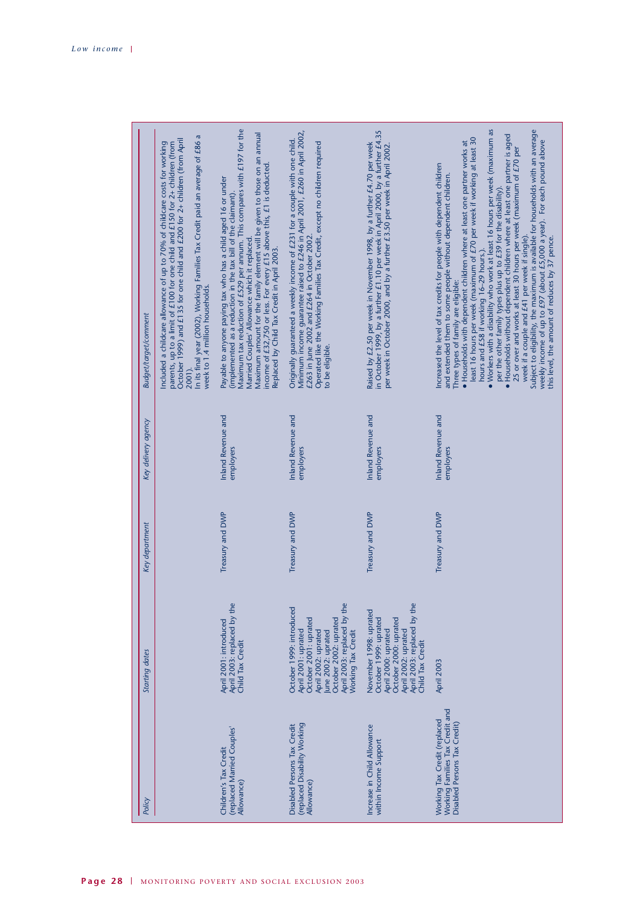| Policy | Starting dates | Key department | Key delivery agency | Budget/target/comment |
|---|---|---|---|---|
| | | | | Included a childcare allowance of up to 70% of childcare costs for working parents, up to a limit of £100 for one child and £150 for 2+ children (from October 1999) and £135 for one child and £200 for 2+ children (from April 2001).<br>In its final year (2002), Working Families Tax Credit paid an average of £86 a week to 1.4 million households. |
| Children's Tax Credit (replaced Married Couples' Allowance) | April 2001: introduced<br>April 2003: replaced by the Child Tax Credit | Treasury and DWP | Inland Revenue and employers | Payable to anyone paying tax who has a child aged 16 or under (implemented as a reduction in the tax bill of the claimant).<br>Maximum tax reduction of £529 per annum. This compares with £197 for the Married Couples' Allowance which it replaced.<br>Maximum amount for the family element will be given to those on an annual income of £32,750 or less. For every £15 above this, £1 is deducted.<br>Replaced by Child Tax Credit in April 2003. |
| Disabled Persons Tax Credit (replaced Disability Working Allowance) | October 1999: introduced<br>April 2001: uprated<br>October 2001: uprated<br>April 2002: uprated<br>June 2002: uprated<br>October 2002: uprated<br>April 2003: replaced by the Working Tax Credit | Treasury and DWP | Inland Revenue and employers | Originally guaranteed a weekly income of £231 for a couple with one child. Minimum income guarantee raised to £246 in April 2001, £260 in April 2002, £263 in June 2002 and £264 in October 2002.<br>Operated like the Working Families Tax Credit, except no children required to be eligible. |
| Increase in Child Allowance within Income Support | November 1998: uprated<br>October 1999: uprated<br>April 2000: uprated<br>October 2000: uprated<br>April 2002: uprated<br>April 2003: replaced by the Child Tax Credit | Treasury and DWP | Inland Revenue and employers | Raised by £2.50 per week in November 1998, by a further £4.70 per week in October 1999, by a further £1.10 per week in April 2000, by a further £4.35 per week in October 2000, and by a further £3.50 per week in April 2002. |
| Working Tax Credit (replaced Working Families Tax Credit and Disabled Persons Tax Credit) | April 2003 | Treasury and DWP | Inland Revenue and employers | Increased the level of tax credits for people with dependent children and extended them to some people without dependent children.<br>Three types of family are eligible:<br>• Households with dependent children where at least one partner works at least 16 hours per week (maximum of £70 per week if working at least 30 hours and £58 if working 16–29 hours).<br>• Workers with a disability who work at least 16 hours per week (maximum as per the other family types plus up to £39 for the disability).<br>• Households without dependent children where at least one partner is aged 25 or over and works at least 30 hours per week (maximum of £70 per week if a couple and £41 per week if single).<br>Subject to eligibility, the maximum is available for households with an average weekly income of up to £97 (about £5,000 a year). For each pound above this level, the amount of reduces by 37 pence. |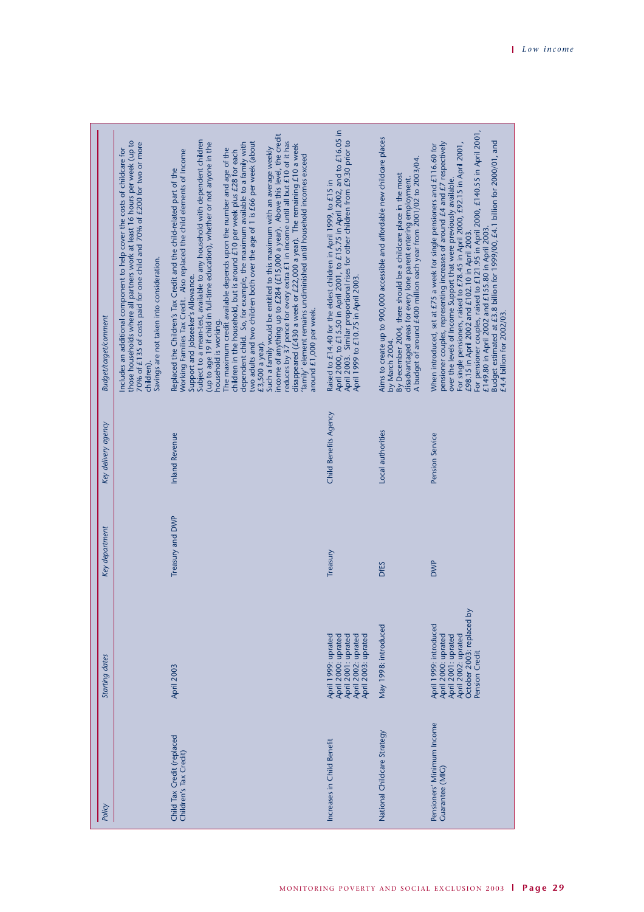| Policy | Starting dates | Key department | Key delivery agency | Budget/target/comment |
|---|---|---|---|---|
| | | | | Includes an additional component to help cover the costs of childcare for those households where all partners work at least 16 hours per week (up to 70% of £135 of costs paid for one child and 70% of £200 for two or more children).<br>Savings are not taken into consideration. |
| Child Tax Credit (replaced Children's Tax Credit) | April 2003 | Treasury and DWP | Inland Revenue | Replaced the Children's Tax Credit and the child-related part of the Working Families Tax Credit. Also replaced the child elements of Income Support and Jobseeker's Allowance.<br>Subject to a mean-test, available to any household with dependent children (up to age 19 if child in full-time education), whether or not anyone in the household is working.<br>The maximum credit available depends upon the number and age of the children in the household, but is around £10 per week plus £28 for each dependent child. So, for example, the maximum available to a family with two adults and two children both over the age of 1 is £66 per week (about £3,500 a year).<br>Such a family would be entitled to this maximum with an average weekly income of anything up to £284 (£15,000 a year). Above this level, the credit reduces by 37 pence for every extra £1 in income until all but £10 of it has disappeared (£430 a week or £22,000 a year). The remaining £10 a week 'family' element remains undiminished until household incomes exceed around £1,000 per week. |
| Increases in Child Benefit | April 1999: uprated<br>April 2000: uprated<br>April 2001: uprated<br>April 2002: uprated<br>April 2003: uprated | Treasury | Child Benefits Agency | Raised to £14.40 for the eldest children in April 1999, to £15 in April 2000, to £15.50 in April 2001, to £15.75 in April 2002, and to £16.05 in April 2003. Similar proportional rises for other children from £9.30 prior to April 1999 to £10.75 in April 2003. |
| National Childcare Strategy | May 1998: introduced | DfES | Local authorities | Aims to create up to 900,000 accessible and affordable new childcare places by March 2004.<br>By December 2004, there should be a childcare place in the most disadvantaged areas for every lone parent entering employment.<br>A budget of around £400 million each year from 2001/02 to 2003/04. |
| Pensioners' Minimum Income Guarantee (MIG) | April 1999: introduced<br>April 2000: uprated<br>April 2001: uprated<br>April 2002: uprated<br>October 2003: replaced by Pension Credit | DWP | Pension Service | When introduced, set at £75 a week for single pensioners and £116.60 for pensioner couples, representing increases of around £4 and £7 respectively over the levels of Income Support that were previously available.<br>For single pensioners, raised to £78.45 in April 2000, £92.15 in April 2001, £98.15 in April 2002 and £102.10 in April 2003.<br>For pensioner couples, raised to £121.95 in April 2000, £140.55 in April 2001, £149.80 in April 2002 and £155.80 in April 2003.<br>Budget estimated at £3.8 billion for 1999/00, £4.1 billion for 2000/01, and £4.4 billion for 2002/03. |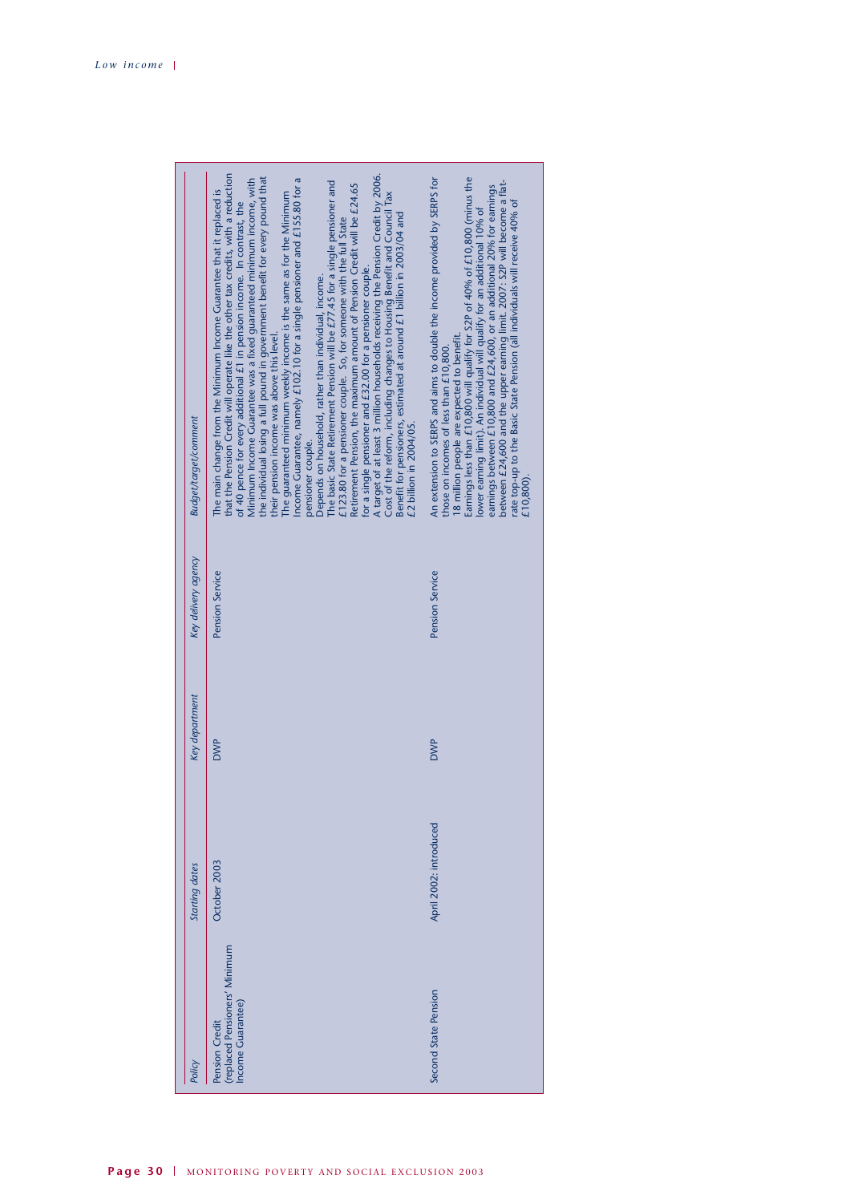| Policy | Starting dates | Key department | Key delivery agency | Budget/target/comment |
| --- | --- | --- | --- | --- |
| Pension Credit (replaced Pensioners' Minimum Income Guarantee) | October 2003 | DWP | Pension Service | The main change from the Minimum Income Guarantee that it replaced is that the Pension Credit will operate like the other tax credits, with a reduction of 40 pence for every additional £1 in pension income. In contrast, the Minimum Income Guarantee was a fixed guaranteed minimum income, with the individual losing a full pound in government benefit for every pound that their pension income was above this level. The guaranteed minimum weekly income is the same as for the Minimum Income Guarantee, namely £102.10 for a single pensioner and £155.80 for a pensioner couple. Depends on household, rather than individual, income. The basic State Retirement Pension will be £77.45 for a single pensioner and £123.80 for a pensioner couple. So, for someone with the full State Retirement Pension, the maximum amount of Pension Credit will be £24.65 for a single pensioner and £32.00 for a pensioner couple. A target of at least 3 million households receiving the Pension Credit by 2006. Cost of the reform, including changes to Housing Benefit and Council Tax Benefit for pensioners, estimated at around £1 billion in 2003/04 and £2 billion in 2004/05. |
| Second State Pension | April 2002: introduced | DWP | Pension Service | An extension to SERPS and aims to double the income provided by SERPS for those on incomes of less than £10,800. 18 million people are expected to benefit. Earnings less than £10,800 will qualify for S2P of 40% of £10,800 (minus the lower earning limit). An individual will qualify for an additional 10% of earnings between £10,800 and £24,600, or an additional 20% for earnings between £24,600 and the upper earning limit. 2007: S2P will become a flat-rate top-up to the Basic State Pension (all individuals will receive 40% of £10,800). |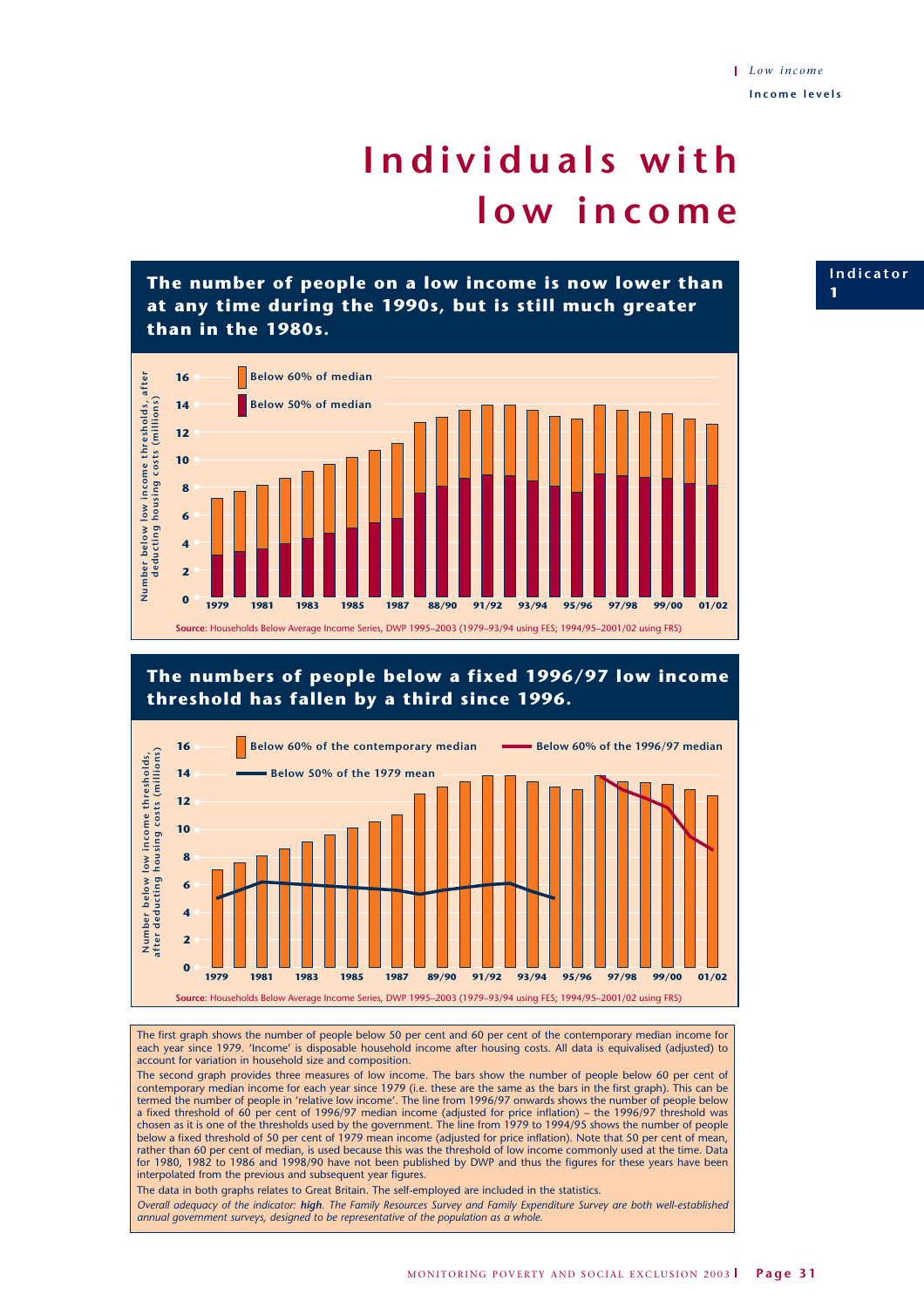# Individuals with low income

Indicator 1

## The number of people on a low income is now lower than at any time during the 1990s, but is still much greater than in the 1980s.

Below 60% of median

Below 50% of median

Number below low income thresholds, after deducting housing costs (millions)

**Source**: Households Below Average Income Series, DWP 1995–2003 (1979–93/94 using FES; 1994/95–2001/02 using FRS)

## The numbers of people below a fixed 1996/97 low income threshold has fallen by a third since 1996.

Below 60% of the contemporary median

Below 60% of the 1996/97 median

Below 50% of the 1979 mean

Number below low income thresholds, after deducting housing costs (millions)

**Source**: Households Below Average Income Series, DWP 1995–2003 (1979–93/94 using FES; 1994/95–2001/02 using FRS)

The first graph shows the number of people below 50 per cent and 60 per cent of the contemporary median income for each year since 1979. 'Income' is disposable household income after housing costs. All data is equivalised (adjusted) to account for variation in household size and composition.

The second graph provides three measures of low income. The bars show the number of people below 60 per cent of contemporary median income for each year since 1979 (i.e. these are the same as the bars in the first graph). This can be termed the number of people in 'relative low income'. The line from 1996/97 onwards shows the number of people below a fixed threshold of 60 per cent of 1996/97 median income (adjusted for price inflation) – the 1996/97 threshold was chosen as it is one of the thresholds used by the government. The line from 1979 to 1994/95 shows the number of people below a fixed threshold of 50 per cent of 1979 mean income (adjusted for price inflation). Note that 50 per cent of mean, rather than 60 per cent of median, is used because this was the threshold of low income commonly used at the time. Data for 1980, 1982 to 1986 and 1998/90 have not been published by DWP and thus the figures for these years have been interpolated from the previous and subsequent year figures.

The data in both graphs relates to Great Britain. The self-employed are included in the statistics.

*Overall adequacy of the indicator:* ***high***. *The Family Resources Survey and Family Expenditure Survey are both well-established annual government surveys, designed to be representative of the population as a whole.*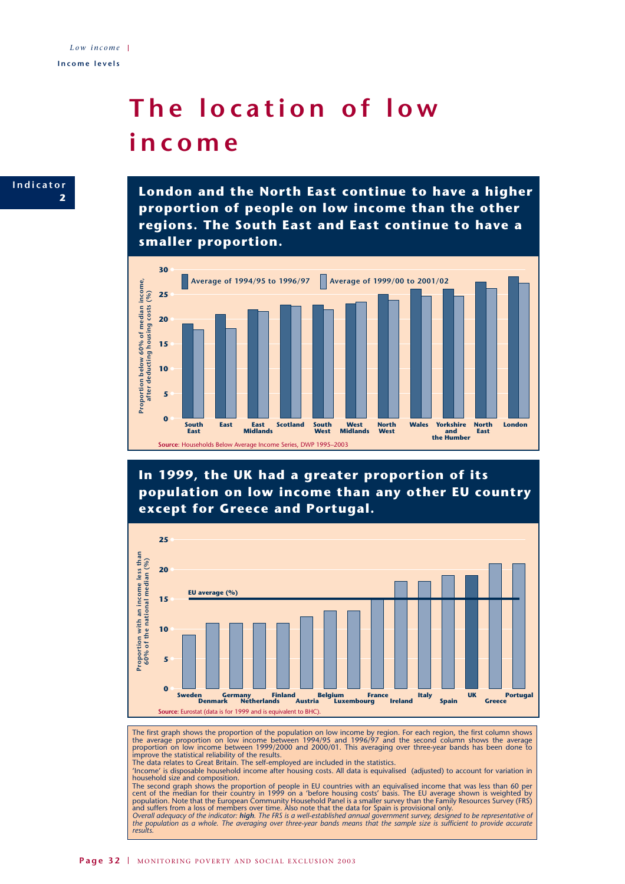# The location of low income

Indicator 2

**London and the North East continue to have a higher proportion of people on low income than the other regions. The South East and East continue to have a smaller proportion.**

Proportion below 60% of median income, after deducting housing costs (%)

| Region | Average of 1994/95 to 1996/97 | Average of 1999/00 to 2001/02 |
|---|---|---|
| South East | 19 | 18 |
| East | 21 | 18 |
| East Midlands | 22 | 22 |
| Scotland | 23 | 23 |
| South West | 23 | 22 |
| West Midlands | 23 | 24 |
| North West | 25 | 24 |
| Wales | 26 | 25 |
| Yorkshire and the Humber | 26 | 25 |
| North East | 28 | 26 |
| London | 29 | 27 |

**Source**: Households Below Average Income Series, DWP 1995–2003

**In 1999, the UK had a greater proportion of its population on low income than any other EU country except for Greece and Portugal.**

Proportion with an income less than 60% of the national median (%)

| Country | % |
|---|---|
| Sweden | 9 |
| Denmark | 11 |
| Germany | 11 |
| Netherlands | 11 |
| Finland | 11 |
| Austria | 12 |
| Belgium | 13 |
| Luxembourg | 13 |
| France | 15 |
| Ireland | 18 |
| Italy | 18 |
| Spain | 19 |
| UK | 19 |
| Greece | 21 |
| Portugal | 21 |
| EU average (%) | 15 |

**Source**: Eurostat (data is for 1999 and is equivalent to BHC).

The first graph shows the proportion of the population on low income by region. For each region, the first column shows the average proportion on low income between 1994/95 and 1996/97 and the second column shows the average proportion on low income between 1999/2000 and 2000/01. This averaging over three-year bands has been done to improve the statistical reliability of the results.

The data relates to Great Britain. The self-employed are included in the statistics.

'Income' is disposable household income after housing costs. All data is equivalised (adjusted) to account for variation in household size and composition.

The second graph shows the proportion of people in EU countries with an equivalised income that was less than 60 per cent of the median for their country in 1999 on a 'before housing costs' basis. The EU average shown is weighted by population. Note that the European Community Household Panel is a smaller survey than the Family Resources Survey (FRS) and suffers from a loss of members over time. Also note that the data for Spain is provisional only.

*Overall adequacy of the indicator: **high**. The FRS is a well-established annual government survey, designed to be representative of the population as a whole. The averaging over three-year bands means that the sample size is sufficient to provide accurate results.*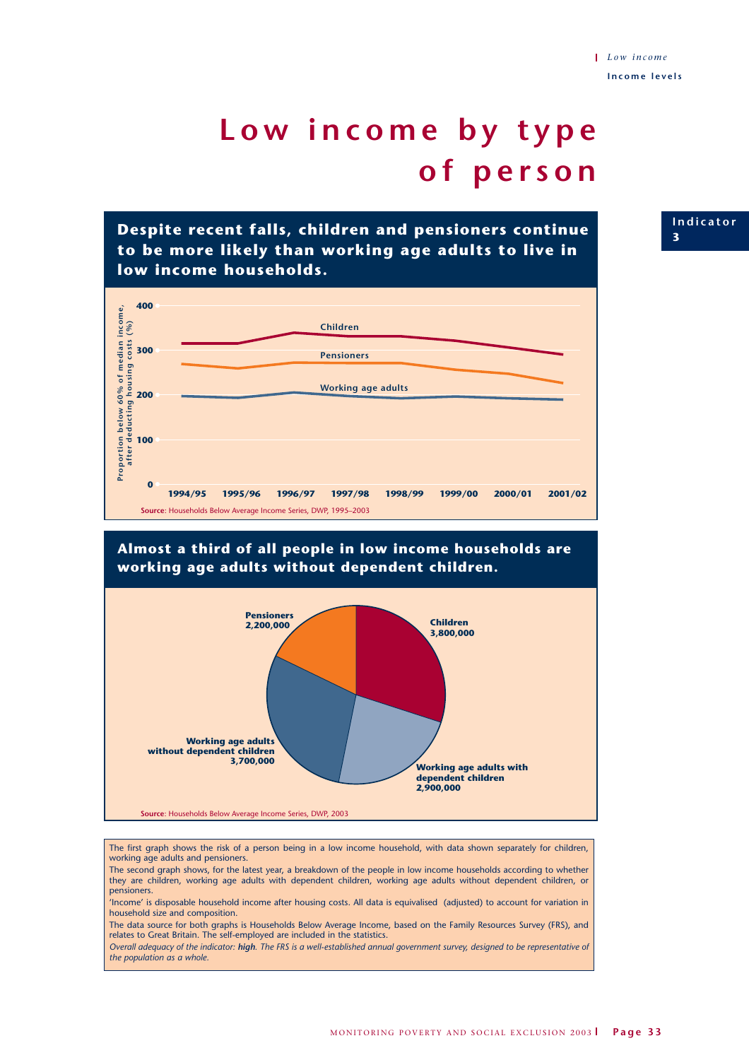# Low income by type of person

Indicator 3

## Despite recent falls, children and pensioners continue to be more likely than working age adults to live in low income households.

Proportion below 60% of median income, after deducting housing costs (%)

Children

Pensioners

Working age adults

1994/95 1995/96 1996/97 1997/98 1998/99 1999/00 2000/01 2001/02

**Source**: Households Below Average Income Series, DWP, 1995–2003

## Almost a third of all people in low income households are working age adults without dependent children.

**Children** 3,800,000

**Working age adults with dependent children** 2,900,000

**Working age adults without dependent children** 3,700,000

**Pensioners** 2,200,000

**Source**: Households Below Average Income Series, DWP, 2003

The first graph shows the risk of a person being in a low income household, with data shown separately for children, working age adults and pensioners.

The second graph shows, for the latest year, a breakdown of the people in low income households according to whether they are children, working age adults with dependent children, working age adults without dependent children, or pensioners.

'Income' is disposable household income after housing costs. All data is equivalised (adjusted) to account for variation in household size and composition.

The data source for both graphs is Households Below Average Income, based on the Family Resources Survey (FRS), and relates to Great Britain. The self-employed are included in the statistics.

*Overall adequacy of the indicator: **high**. The FRS is a well-established annual government survey, designed to be representative of the population as a whole.*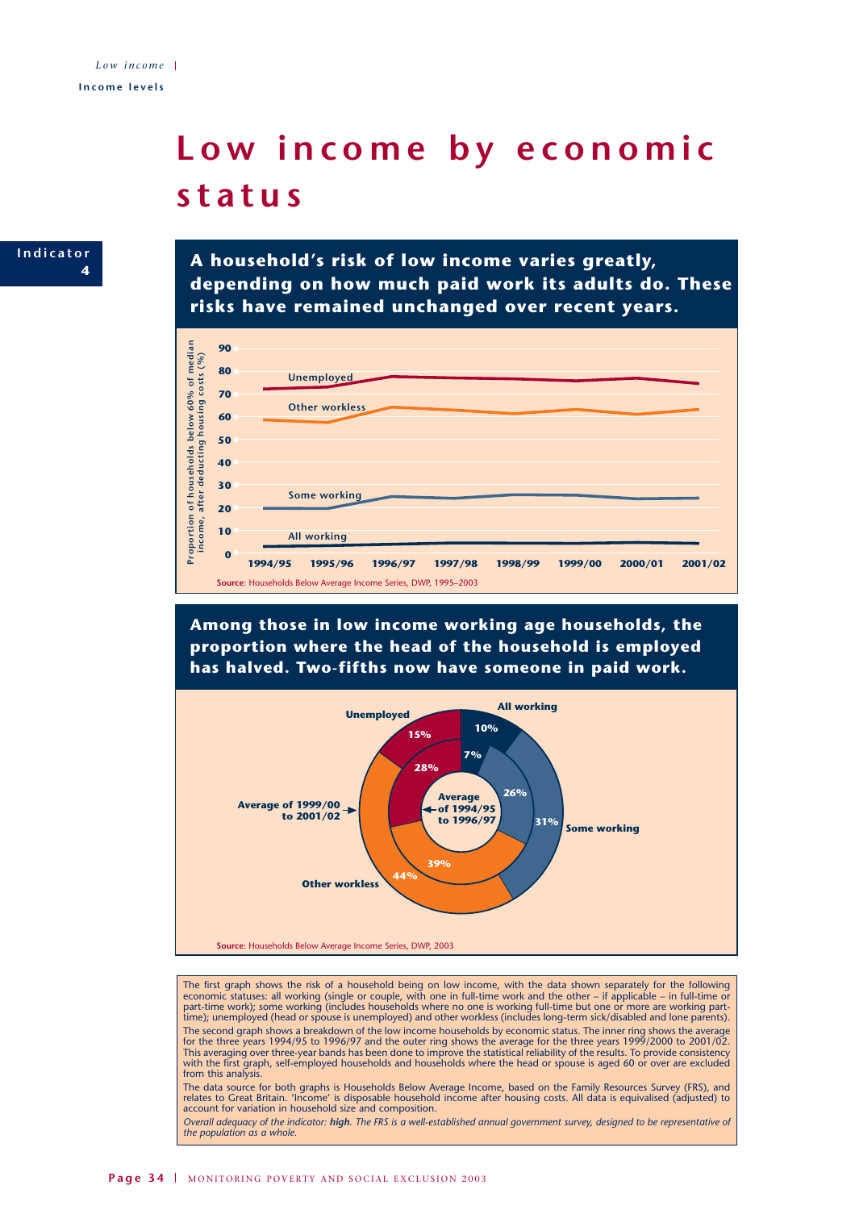# Low income by economic status

**Indicator 4**

## A household's risk of low income varies greatly, depending on how much paid work its adults do. These risks have remained unchanged over recent years.

Proportion of households below 60% of median income, after deducting housing costs (%)

Unemployed

Other workless

Some working

All working

1994/95, 1995/96, 1996/97, 1997/98, 1998/99, 1999/00, 2000/01, 2001/02

**Source**: Households Below Average Income Series, DWP, 1995–2003

## Among those in low income working age households, the proportion where the head of the household is employed has halved. Two-fifths now have someone in paid work.

| Economic status | Average of 1994/95 to 1996/97 (inner ring) | Average of 1999/00 to 2001/02 (outer ring) |
|---|---|---|
| All working | 7% | 10% |
| Some working | 26% | 31% |
| Other workless | 39% | 44% |
| Unemployed | 28% | 15% |

**Source**: Households Below Average Income Series, DWP, 2003

The first graph shows the risk of a household being on low income, with the data shown separately for the following economic statuses: all working (single or couple, with one in full-time work and the other – if applicable – in full-time or part-time work); some working (includes households where no one is working full-time but one or more are working part-time); unemployed (head or spouse is unemployed) and other workless (includes long-term sick/disabled and lone parents).

The second graph shows a breakdown of the low income households by economic status. The inner ring shows the average for the three years 1994/95 to 1996/97 and the outer ring shows the average for the three years 1999/2000 to 2001/02. This averaging over three-year bands has been done to improve the statistical reliability of the results. To provide consistency with the first graph, self-employed households and households where the head or spouse is aged 60 or over are excluded from this analysis.

The data source for both graphs is Households Below Average Income, based on the Family Resources Survey (FRS), and relates to Great Britain. 'Income' is disposable household income after housing costs. All data is equivalised (adjusted) to account for variation in household size and composition.

*Overall adequacy of the indicator: **high**. The FRS is a well-established annual government survey, designed to be representative of the population as a whole.*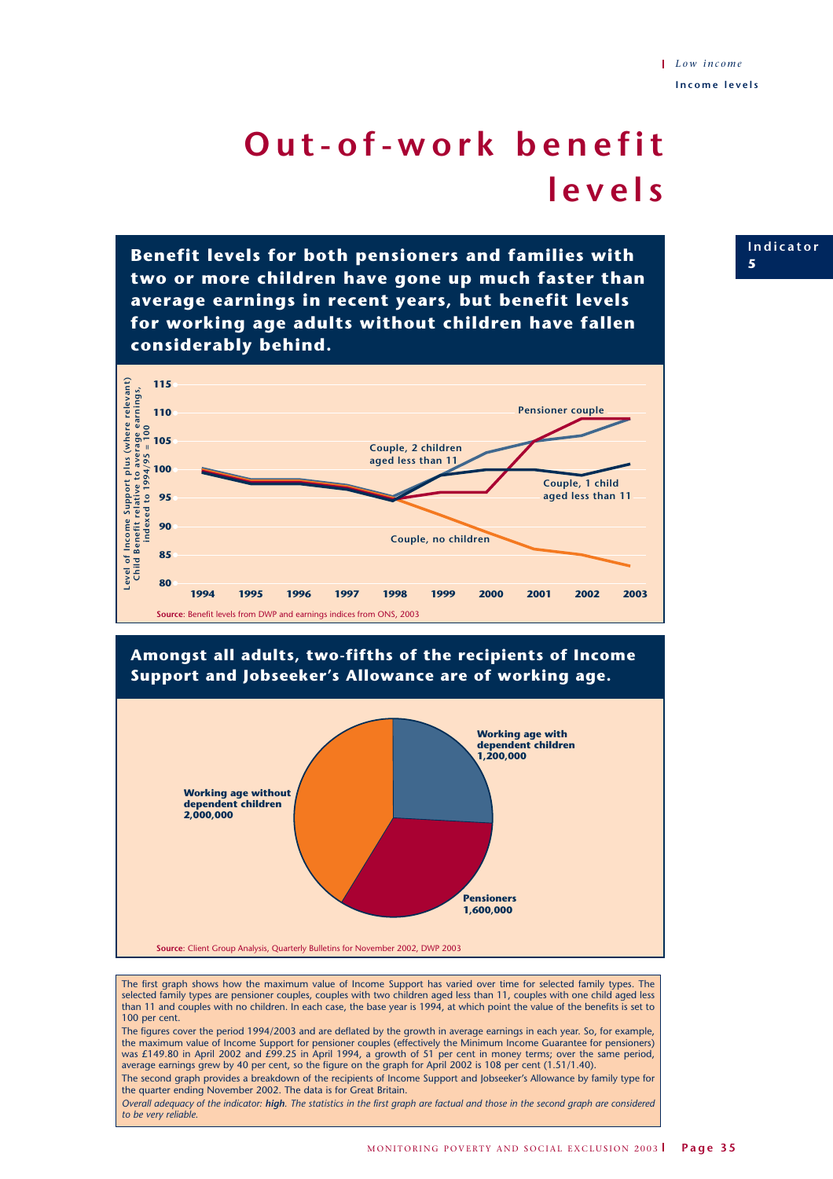# Out-of-work benefit levels

Indicator 5

**Benefit levels for both pensioners and families with two or more children have gone up much faster than average earnings in recent years, but benefit levels for working age adults without children have fallen considerably behind.**

Level of Income Support plus (where relevant) Child Benefit relative to average earnings, indexed to 1994/95 = 100

Pensioner couple; Couple, 2 children aged less than 11; Couple, 1 child aged less than 11; Couple, no children

**Source**: Benefit levels from DWP and earnings indices from ONS, 2003

**Amongst all adults, two-fifths of the recipients of Income Support and Jobseeker's Allowance are of working age.**

| Group | Recipients |
|---|---|
| Working age with dependent children | 1,200,000 |
| Pensioners | 1,600,000 |
| Working age without dependent children | 2,000,000 |

**Source**: Client Group Analysis, Quarterly Bulletins for November 2002, DWP 2003

The first graph shows how the maximum value of Income Support has varied over time for selected family types. The selected family types are pensioner couples, couples with two children aged less than 11, couples with one child aged less than 11 and couples with no children. In each case, the base year is 1994, at which point the value of the benefits is set to 100 per cent.

The figures cover the period 1994/2003 and are deflated by the growth in average earnings in each year. So, for example, the maximum value of Income Support for pensioner couples (effectively the Minimum Income Guarantee for pensioners) was £149.80 in April 2002 and £99.25 in April 1994, a growth of 51 per cent in money terms; over the same period, average earnings grew by 40 per cent, so the figure on the graph for April 2002 is 108 per cent (1.51/1.40).

The second graph provides a breakdown of the recipients of Income Support and Jobseeker's Allowance by family type for the quarter ending November 2002. The data is for Great Britain.

*Overall adequacy of the indicator:* ***high****. The statistics in the first graph are factual and those in the second graph are considered to be very reliable.*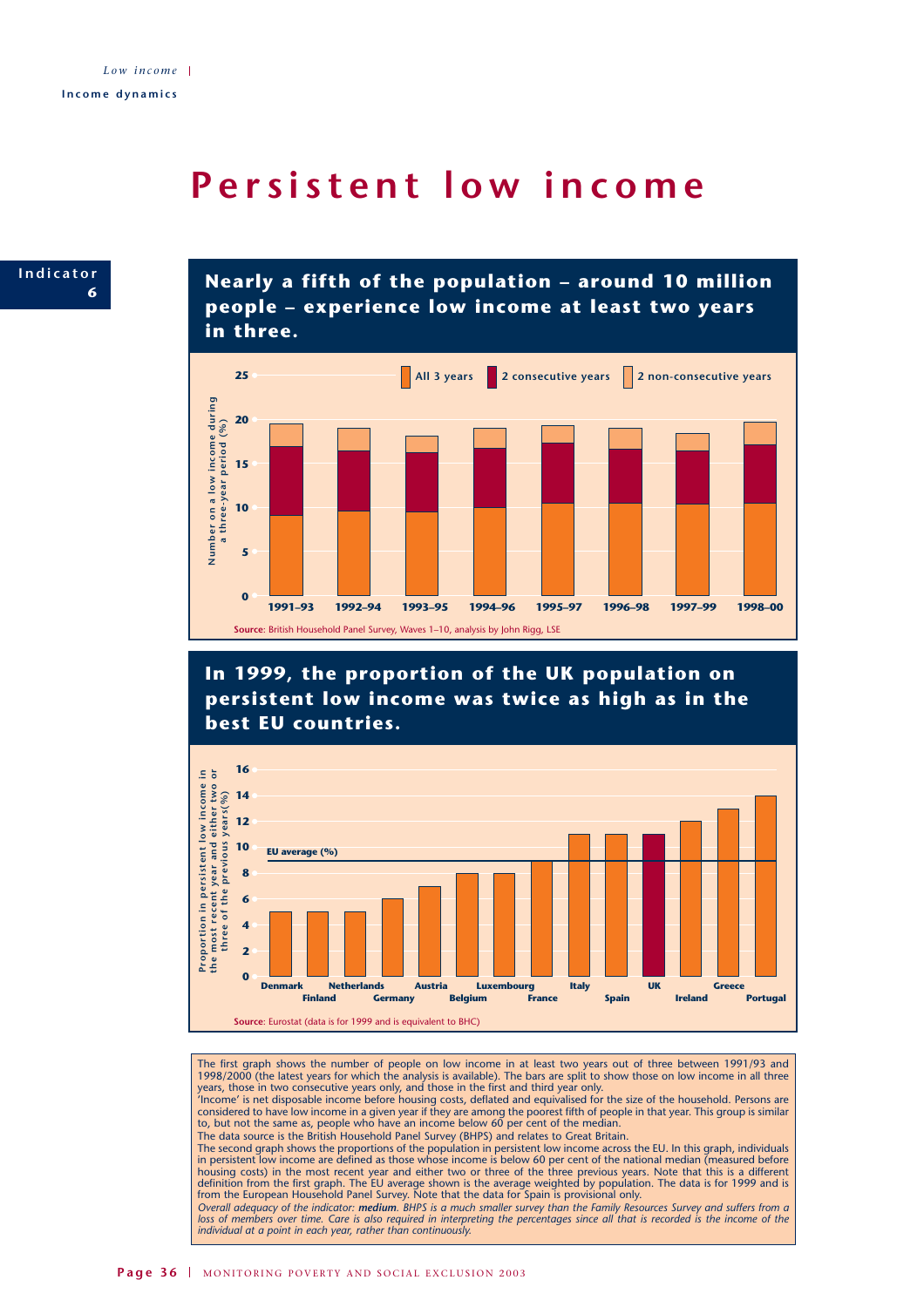# Persistent low income

**Indicator 6**

## Nearly a fifth of the population – around 10 million people – experience low income at least two years in three.

Legend: All 3 years | 2 consecutive years | 2 non-consecutive years

Y-axis: Number on a low income during a three-year period (%)

X-axis: 1991–93, 1992–94, 1993–95, 1994–96, 1995–97, 1996–98, 1997–99, 1998–00

**Source**: British Household Panel Survey, Waves 1–10, analysis by John Rigg, LSE

## In 1999, the proportion of the UK population on persistent low income was twice as high as in the best EU countries.

Y-axis: Proportion in persistent low income in the most recent year and either two or three of the previous years(%)

EU average (%)

X-axis: Denmark, Finland, Netherlands, Germany, Austria, Belgium, Luxembourg, France, Italy, Spain, UK, Ireland, Greece, Portugal

**Source**: Eurostat (data is for 1999 and is equivalent to BHC)

The first graph shows the number of people on low income in at least two years out of three between 1991/93 and 1998/2000 (the latest years for which the analysis is available). The bars are split to show those on low income in all three years, those in two consecutive years only, and those in the first and third year only.

'Income' is net disposable income before housing costs, deflated and equivalised for the size of the household. Persons are considered to have low income in a given year if they are among the poorest fifth of people in that year. This group is similar to, but not the same as, people who have an income below 60 per cent of the median.

The data source is the British Household Panel Survey (BHPS) and relates to Great Britain.

The second graph shows the proportions of the population in persistent low income across the EU. In this graph, individuals in persistent low income are defined as those whose income is below 60 per cent of the national median (measured before housing costs) in the most recent year and either two or three of the three previous years. Note that this is a different definition from the first graph. The EU average shown is the average weighted by population. The data is for 1999 and is from the European Household Panel Survey. Note that the data for Spain is provisional only.

*Overall adequacy of the indicator: **medium**. BHPS is a much smaller survey than the Family Resources Survey and suffers from a loss of members over time. Care is also required in interpreting the percentages since all that is recorded is the income of the individual at a point in each year, rather than continuously.*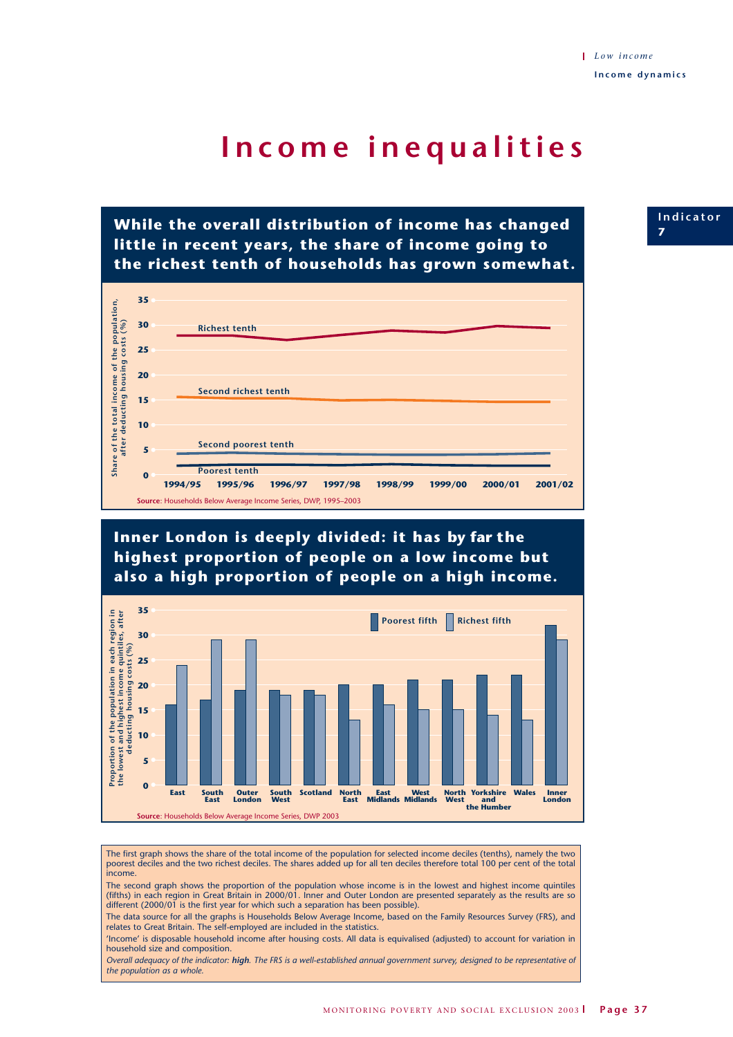# Income inequalities

Indicator 7

## While the overall distribution of income has changed little in recent years, the share of income going to the richest tenth of households has grown somewhat.

Share of the total income of the population, after deducting housing costs (%)

Richest tenth

Second richest tenth

Second poorest tenth

Poorest tenth

1994/95 1995/96 1996/97 1997/98 1998/99 1999/00 2000/01 2001/02

**Source**: Households Below Average Income Series, DWP, 1995–2003

## Inner London is deeply divided: it has by far the highest proportion of people on a low income but also a high proportion of people on a high income.

Proportion of the population in each region in the lowest and highest income quintiles, after deducting housing costs (%)

Poorest fifth / Richest fifth

East, South East, Outer London, South West, Scotland, North East, East Midlands, West Midlands, North West, Yorkshire and the Humber, Wales, Inner London

**Source**: Households Below Average Income Series, DWP 2003

The first graph shows the share of the total income of the population for selected income deciles (tenths), namely the two poorest deciles and the two richest deciles. The shares added up for all ten deciles therefore total 100 per cent of the total income.

The second graph shows the proportion of the population whose income is in the lowest and highest income quintiles (fifths) in each region in Great Britain in 2000/01. Inner and Outer London are presented separately as the results are so different (2000/01 is the first year for which such a separation has been possible).

The data source for all the graphs is Households Below Average Income, based on the Family Resources Survey (FRS), and relates to Great Britain. The self-employed are included in the statistics.

'Income' is disposable household income after housing costs. All data is equivalised (adjusted) to account for variation in household size and composition.

*Overall adequacy of the indicator: **high**. The FRS is a well-established annual government survey, designed to be representative of the population as a whole.*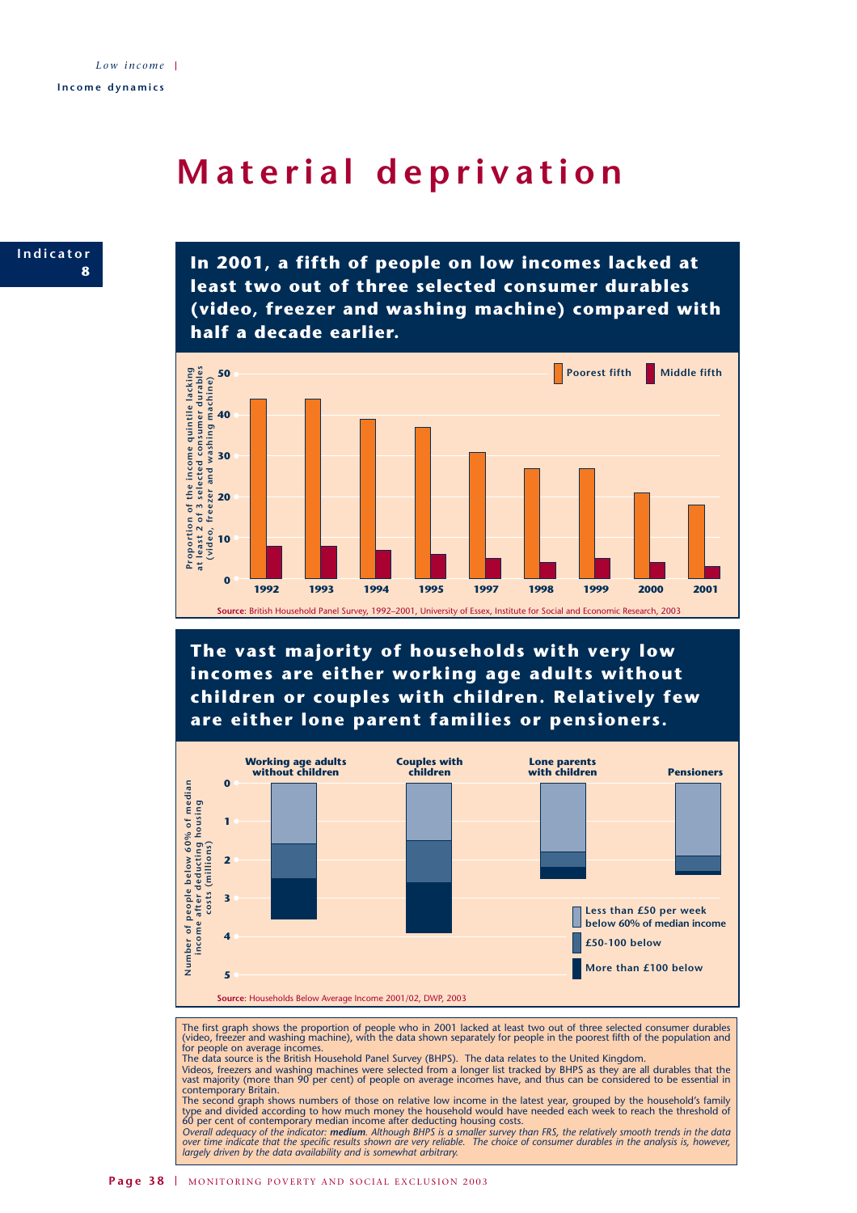# Material deprivation

**Indicator 8**

**In 2001, a fifth of people on low incomes lacked at least two out of three selected consumer durables (video, freezer and washing machine) compared with half a decade earlier.**

Proportion of the income quintile lacking at least 2 of 3 selected consumer durables (video, freezer and washing machine)

| Year | Poorest fifth | Middle fifth |
|---|---|---|
| 1992 | 44 | 8 |
| 1993 | 44 | 8 |
| 1994 | 39 | 7 |
| 1995 | 37 | 6 |
| 1997 | 31 | 5 |
| 1998 | 27 | 4 |
| 1999 | 27 | 5 |
| 2000 | 21 | 4 |
| 2001 | 18 | 3 |

**Source**: British Household Panel Survey, 1992–2001, University of Essex, Institute for Social and Economic Research, 2003

**The vast majority of households with very low incomes are either working age adults without children or couples with children. Relatively few are either lone parent families or pensioners.**

Number of people below 60% of median income after deducting housing costs (millions)

| | Less than £50 per week below 60% of median income | £50-100 below | More than £100 below |
|---|---|---|---|
| Working age adults without children | 1.6 | 0.9 | 1.1 |
| Couples with children | 1.5 | 1.1 | 1.3 |
| Lone parents with children | 1.8 | 0.4 | 0.3 |
| Pensioners | 1.9 | 0.4 | 0.1 |

**Source**: Households Below Average Income 2001/02, DWP, 2003

The first graph shows the proportion of people who in 2001 lacked at least two out of three selected consumer durables (video, freezer and washing machine), with the data shown separately for people in the poorest fifth of the population and for people on average incomes.

The data source is the British Household Panel Survey (BHPS). The data relates to the United Kingdom.

Videos, freezers and washing machines were selected from a longer list tracked by BHPS as they are all durables that the vast majority (more than 90 per cent) of people on average incomes have, and thus can be considered to be essential in contemporary Britain.

The second graph shows numbers of those on relative low income in the latest year, grouped by the household's family type and divided according to how much money the household would have needed each week to reach the threshold of 60 per cent of contemporary median income after deducting housing costs.

*Overall adequacy of the indicator: **medium**. Although BHPS is a smaller survey than FRS, the relatively smooth trends in the data over time indicate that the specific results shown are very reliable. The choice of consumer durables in the analysis is, however, largely driven by the data availability and is somewhat arbitrary.*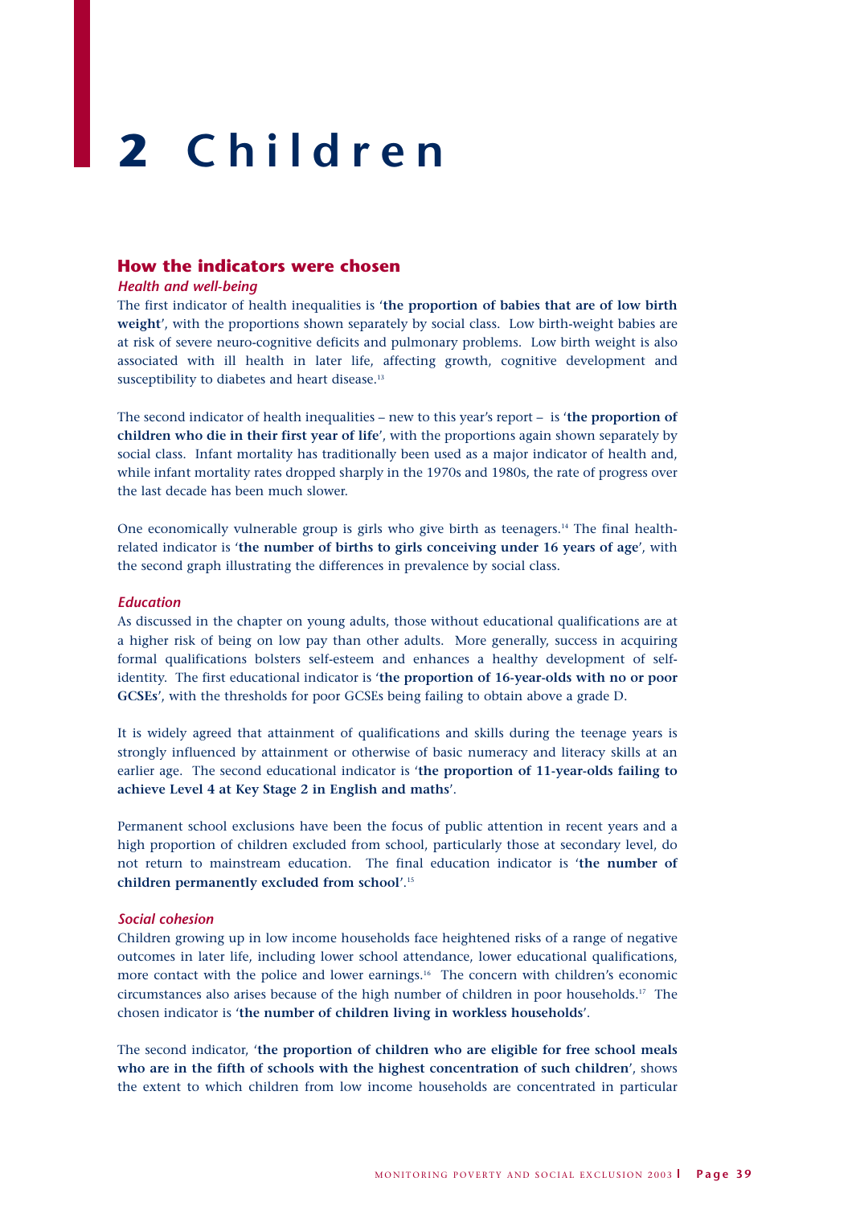# 2 Children

## How the indicators were chosen

### *Health and well-being*

The first indicator of health inequalities is '**the proportion of babies that are of low birth weight**', with the proportions shown separately by social class. Low birth-weight babies are at risk of severe neuro-cognitive deficits and pulmonary problems. Low birth weight is also associated with ill health in later life, affecting growth, cognitive development and susceptibility to diabetes and heart disease.[13]

The second indicator of health inequalities – new to this year's report – is '**the proportion of children who die in their first year of life**', with the proportions again shown separately by social class. Infant mortality has traditionally been used as a major indicator of health and, while infant mortality rates dropped sharply in the 1970s and 1980s, the rate of progress over the last decade has been much slower.

One economically vulnerable group is girls who give birth as teenagers.[14] The final health-related indicator is '**the number of births to girls conceiving under 16 years of age**', with the second graph illustrating the differences in prevalence by social class.

### *Education*

As discussed in the chapter on young adults, those without educational qualifications are at a higher risk of being on low pay than other adults. More generally, success in acquiring formal qualifications bolsters self-esteem and enhances a healthy development of self-identity. The first educational indicator is '**the proportion of 16-year-olds with no or poor GCSEs**', with the thresholds for poor GCSEs being failing to obtain above a grade D.

It is widely agreed that attainment of qualifications and skills during the teenage years is strongly influenced by attainment or otherwise of basic numeracy and literacy skills at an earlier age. The second educational indicator is '**the proportion of 11-year-olds failing to achieve Level 4 at Key Stage 2 in English and maths**'.

Permanent school exclusions have been the focus of public attention in recent years and a high proportion of children excluded from school, particularly those at secondary level, do not return to mainstream education. The final education indicator is '**the number of children permanently excluded from school**'.[15]

### *Social cohesion*

Children growing up in low income households face heightened risks of a range of negative outcomes in later life, including lower school attendance, lower educational qualifications, more contact with the police and lower earnings.[16] The concern with children's economic circumstances also arises because of the high number of children in poor households.[17] The chosen indicator is '**the number of children living in workless households**'.

The second indicator, '**the proportion of children who are eligible for free school meals who are in the fifth of schools with the highest concentration of such children**', shows the extent to which children from low income households are concentrated in particular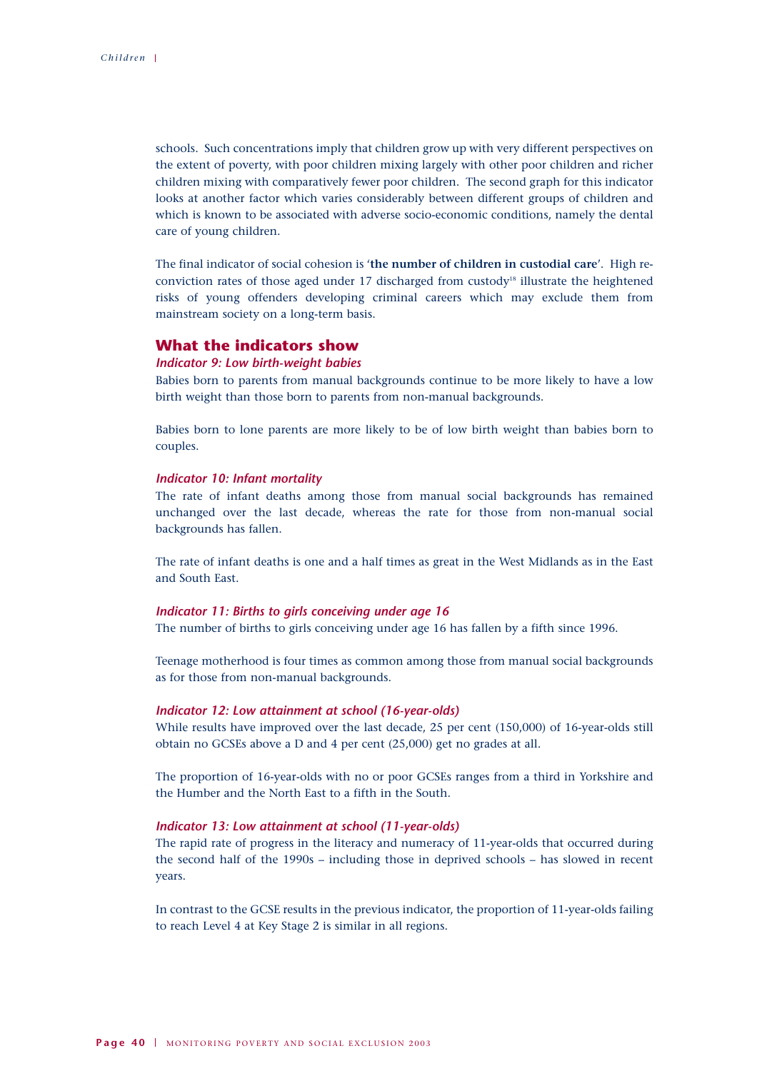schools. Such concentrations imply that children grow up with very different perspectives on the extent of poverty, with poor children mixing largely with other poor children and richer children mixing with comparatively fewer poor children. The second graph for this indicator looks at another factor which varies considerably between different groups of children and which is known to be associated with adverse socio-economic conditions, namely the dental care of young children.

The final indicator of social cohesion is '**the number of children in custodial care**'. High re-conviction rates of those aged under 17 discharged from custody[18] illustrate the heightened risks of young offenders developing criminal careers which may exclude them from mainstream society on a long-term basis.

## What the indicators show

### *Indicator 9: Low birth-weight babies*

Babies born to parents from manual backgrounds continue to be more likely to have a low birth weight than those born to parents from non-manual backgrounds.

Babies born to lone parents are more likely to be of low birth weight than babies born to couples.

### *Indicator 10: Infant mortality*

The rate of infant deaths among those from manual social backgrounds has remained unchanged over the last decade, whereas the rate for those from non-manual social backgrounds has fallen.

The rate of infant deaths is one and a half times as great in the West Midlands as in the East and South East.

### *Indicator 11: Births to girls conceiving under age 16*

The number of births to girls conceiving under age 16 has fallen by a fifth since 1996.

Teenage motherhood is four times as common among those from manual social backgrounds as for those from non-manual backgrounds.

### *Indicator 12: Low attainment at school (16-year-olds)*

While results have improved over the last decade, 25 per cent (150,000) of 16-year-olds still obtain no GCSEs above a D and 4 per cent (25,000) get no grades at all.

The proportion of 16-year-olds with no or poor GCSEs ranges from a third in Yorkshire and the Humber and the North East to a fifth in the South.

### *Indicator 13: Low attainment at school (11-year-olds)*

The rapid rate of progress in the literacy and numeracy of 11-year-olds that occurred during the second half of the 1990s – including those in deprived schools – has slowed in recent years.

In contrast to the GCSE results in the previous indicator, the proportion of 11-year-olds failing to reach Level 4 at Key Stage 2 is similar in all regions.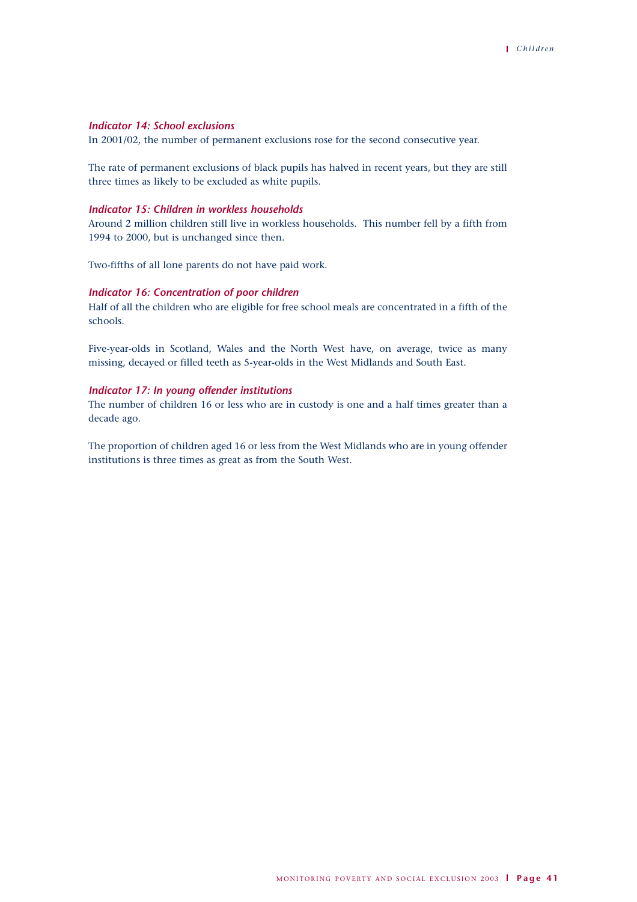### *Indicator 14: School exclusions*

In 2001/02, the number of permanent exclusions rose for the second consecutive year.

The rate of permanent exclusions of black pupils has halved in recent years, but they are still three times as likely to be excluded as white pupils.

### *Indicator 15: Children in workless households*

Around 2 million children still live in workless households. This number fell by a fifth from 1994 to 2000, but is unchanged since then.

Two-fifths of all lone parents do not have paid work.

### *Indicator 16: Concentration of poor children*

Half of all the children who are eligible for free school meals are concentrated in a fifth of the schools.

Five-year-olds in Scotland, Wales and the North West have, on average, twice as many missing, decayed or filled teeth as 5-year-olds in the West Midlands and South East.

### *Indicator 17: In young offender institutions*

The number of children 16 or less who are in custody is one and a half times greater than a decade ago.

The proportion of children aged 16 or less from the West Midlands who are in young offender institutions is three times as great as from the South West.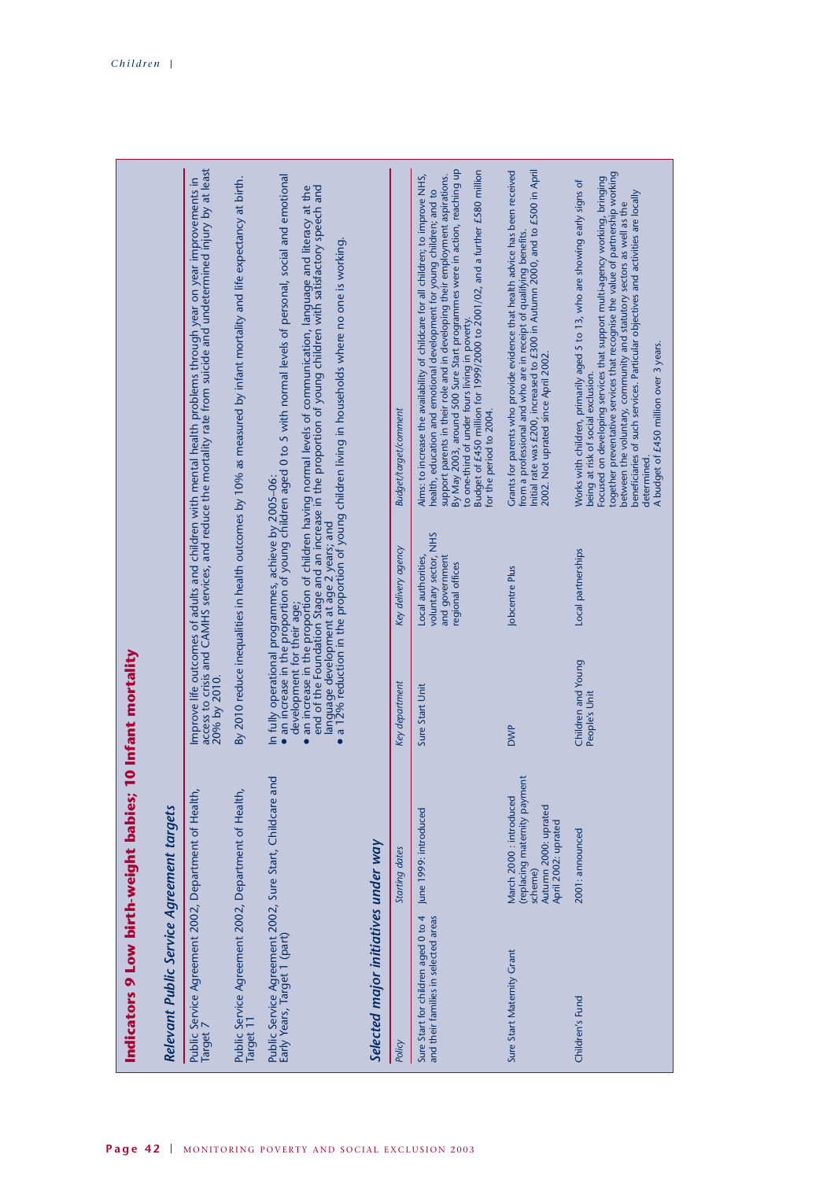# Indicators 9 Low birth-weight babies; 10 Infant mortality

## Relevant Public Service Agreement targets

| | |
|---|---|
| Public Service Agreement 2002, Department of Health, Target 7 | Improve life outcomes of adults and children with mental health problems through year on year improvements in access to crisis and CAMHS services, and reduce the mortality rate from suicide and undetermined injury by at least 20% by 2010. |
| Public Service Agreement 2002, Department of Health, Target 11 | By 2010 reduce inequalities in health outcomes by 10% as measured by infant mortality and life expectancy at birth. |
| Public Service Agreement 2002, Sure Start, Childcare and Early Years, Target 1 (part) | In fully operational programmes, achieve by 2005-06: • an increase in the proportion of young children aged 0 to 5 with normal levels of personal, social and emotional development for their age; • an increase in the proportion of children having normal levels of communication, language and literacy at the end of the Foundation Stage and an increase in the proportion of young children with satisfactory speech and language development at age 2 years; and • a 12% reduction in the proportion of young children living in households where no one is working. |

## Selected major initiatives under way

| *Policy* | *Starting dates* | *Key department* | *Key delivery agency* | *Budget/target/comment* |
|---|---|---|---|---|
| Sure Start for children aged 0 to 4 and their families in selected areas | June 1999: introduced | Sure Start Unit | Local authorities, voluntary sector, NHS and government regional offices | Aims: to increase the availability of childcare for all children; to improve NHS, health, education and emotional development for young children; and to support parents in their role and in developing their employment aspirations. By May 2003, around 500 Sure Start programmes were in action, reaching up to one-third of under fours living in poverty. Budget of £450 million for 1999/2000 to 2001/02, and a further £580 million for the period to 2004. |
| Sure Start Maternity Grant | March 2000: introduced (replacing maternity payment scheme) Autumn 2000: uprated April 2002: uprated | DWP | Jobcentre Plus | Grants for parents who provide evidence that health advice has been received from a professional and who are in receipt of qualifying benefits. Initial rate was £200, increased to £300 in Autumn 2000, and to £500 in April 2002. Not uprated since April 2002. |
| Children's Fund | 2001: announced | Children and Young People's Unit | Local partnerships | Works with children, primarily aged 5 to 13, who are showing early signs of being at risk of social exclusion. Focused on developing services that support multi-agency working, bringing together preventative services that recognise the value of partnership working between the voluntary, community and statutory sectors as well as the beneficiaries of such services. Particular objectives and activities are locally determined. A budget of £450 million over 3 years. |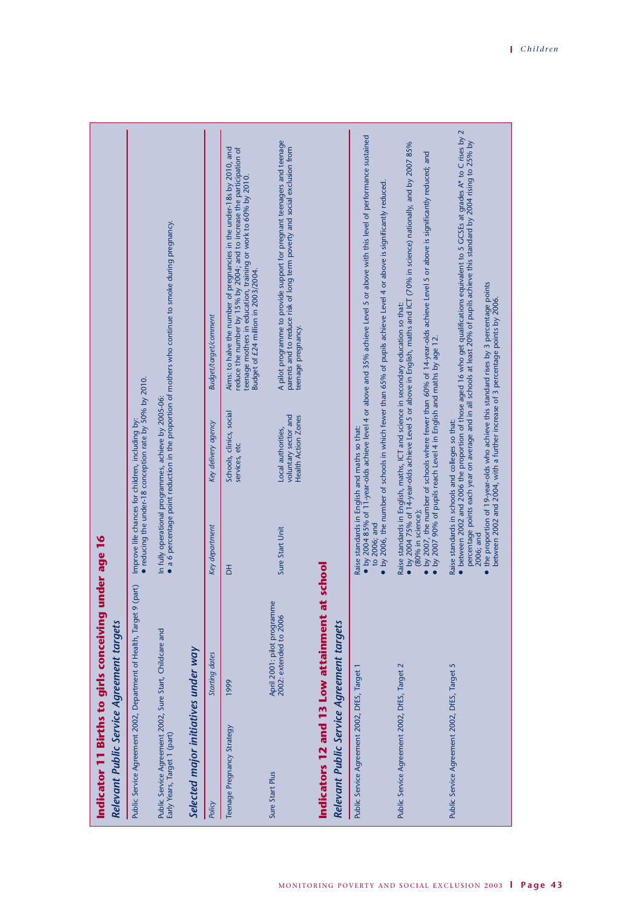# Indicator 11 Births to girls conceiving under age 16

## Relevant Public Service Agreement targets

| | |
|---|---|
| Public Service Agreement 2002, Department of Health, Target 9 (part) | Improve life chances for children, including by: • reducing the under-18 conception rate by 50% by 2010. |
| Public Service Agreement 2002, Sure Start, Childcare and Early Years, Target 1 (part) | In fully operational programmes, achieve by 2005-06: • a 6 percentage point reduction in the proportion of mothers who continue to smoke during pregnancy. |

## Selected major initiatives under way

| *Policy* | *Starting dates* | *Key department* | *Key delivery agency* | *Budget/target/comment* |
|---|---|---|---|---|
| Teenage Pregnancy Strategy | 1999 | DH | Schools, clinics, social services, etc | Aims: to halve the number of pregnancies in the under-18s by 2010, and reduce the number by 15% by 2004; and to increase the participation of teenage mothers in education, training or work to 60% by 2010. Budget of £24 million in 2003/2004. |
| Sure Start Plus | April 2001: pilot programme 2002: extended to 2006 | Sure Start Unit | Local authorities, voluntary sector and Health Action Zones | A pilot programme to provide support for pregnant teenagers and teenage parents and to reduce risk of long term poverty and social exclusion from teenage pregnancy. |

# Indicators 12 and 13 Low attainment at school

## Relevant Public Service Agreement targets

| | |
|---|---|
| Public Service Agreement 2002, DfES, Target 1 | Raise standards in English and maths so that: • by 2004 85% of 11-year-olds achieve level 4 or above and 35% achieve Level 5 or above with this level of performance sustained to 2006; and • by 2006, the number of schools in which fewer than 65% of pupils achieve Level 4 or above is significantly reduced. |
| Public Service Agreement 2002, DfES, Target 2 | Raise standards in English, maths, ICT and science in secondary education so that: • by 2004 75% of 14-year-olds achieve Level 5 or above in English, maths and ICT (70% in science) nationally, and by 2007 85% (80% in science); • by 2007, the number of schools where fewer than 60% of 14-year-olds achieve Level 5 or above is significantly reduced; and • by 2007 90% of pupils reach Level 4 in English and maths by age 12. |
| Public Service Agreement 2002, DfES, Target 5 | Raise standards in schools and colleges so that: • between 2002 and 2006 the proportion of those aged 16 who get qualifications equivalent to 5 GCSEs at grades A* to C rises by 2 percentage points each year on average and in all schools at least 20% of pupils achieve this standard by 2004 rising to 25% by 2006; and • the proportion of 19-year-olds who achieve this standard rises by 3 percentage points between 2002 and 2004, with a further increase of 3 percentage points by 2006. |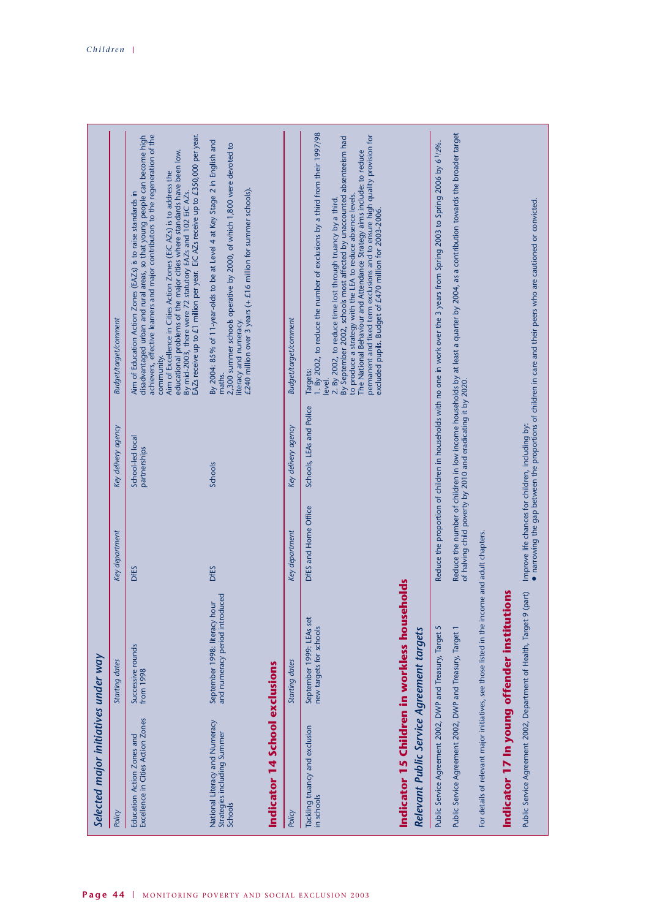## Selected major initiatives under way

| Policy | Starting dates | Key department | Key delivery agency | Budget/target/comment |
|---|---|---|---|---|
| Education Action Zones and Excellence in Cities Action Zones | Successive rounds from 1998 | DfES | School-led local partnerships | Aim of Education Action Zones (EAZs) is to raise standards in disadvantaged urban and rural areas, so that young people can become high achievers, effective learners and major contributors to the regeneration of the community. Aim of Excellence in Cities Action Zones (EiC AZs) is to address the educational problems of the major cities where standards have been low. By mid-2003, there were 72 statutory EAZs and 102 EiC AZs. EAZs receive up to £1 million per year. EiC AZs receive up to £350,000 per year. |
| National Literacy and Numeracy Strategies including Summer Schools | September 1998: literacy hour and numeracy period introduced | DfES | Schools | By 2004: 85% of 11-year-olds to be at Level 4 at Key Stage 2 in English and maths. 2,300 summer schools operative by 2000, of which 1,800 were devoted to literacy and numeracy. £240 million over 3 years (+ £16 million for summer schools). |

## Indicator 14 School exclusions

| Policy | Starting dates | Key department | Key delivery agency | Budget/target/comment |
|---|---|---|---|---|
| Tackling truancy and exclusion in schools | September 1999: LEAs set new targets for schools | DfES and Home Office | Schools, LEAs and Police | Targets: 1. By 2002, to reduce the number of exclusions by a third from their 1997/98 level. 2. By 2002, to reduce time lost through truancy by a third. By September 2002, schools most affected by unaccounted absenteeism had to produce a strategy with the LEA to reduce absence levels. The National Behaviour and Attendance Strategy aims include: to reduce permanent and fixed term exclusions and to ensure high quality provision for excluded pupils. Budget of £470 million for 2003-2006. |

## Indicator 15 Children in workless households

### Relevant Public Service Agreement targets

| | |
|---|---|
| Public Service Agreement 2002, DWP and Treasury, Target 5 | Reduce the proportion of children in households with no one in work over the 3 years from Spring 2003 to Spring 2006 by 6½%. |
| Public Service Agreement 2002, DWP and Treasury, Target 1 | Reduce the number of children in low income households by at least a quarter by 2004, as a contribution towards the broader target of halving child poverty by 2010 and eradicating it by 2020. |

For details of relevant major initiatives, see those listed in the income and adult chapters.

## Indicator 17 In young offender institutions

| | |
|---|---|
| Public Service Agreement 2002, Department of Health, Target 9 (part) | Improve life chances for children, including by: <br>● narrowing the gap between the proportions of children in care and their peers who are cautioned or convicted. |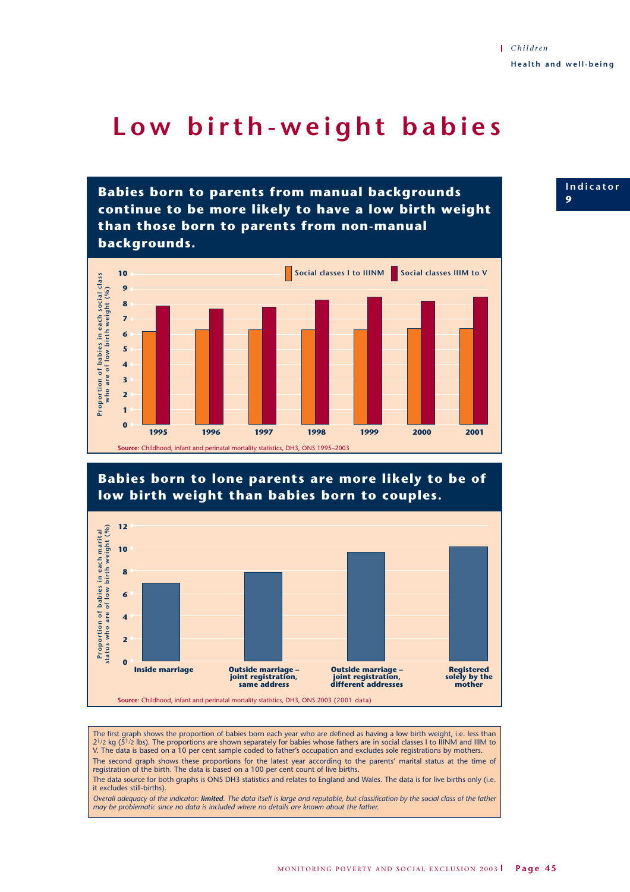# Low birth-weight babies

Indicator 9

## Babies born to parents from manual backgrounds continue to be more likely to have a low birth weight than those born to parents from non-manual backgrounds.

Proportion of babies in each social class who are of low birth weight (%)

| Year | Social classes I to IIINM | Social classes IIIM to V |
|---|---|---|
| 1995 | 6.2 | 7.9 |
| 1996 | 6.3 | 7.7 |
| 1997 | 6.3 | 7.8 |
| 1998 | 6.3 | 8.3 |
| 1999 | 6.3 | 8.5 |
| 2000 | 6.4 | 8.2 |
| 2001 | 6.4 | 8.5 |

**Source**: Childhood, infant and perinatal mortality statistics, DH3, ONS 1995–2003

## Babies born to lone parents are more likely to be of low birth weight than babies born to couples.

Proportion of babies in each marital status who are of low birth weight (%)

| Marital status | % |
|---|---|
| Inside marriage | 7.0 |
| Outside marriage – joint registration, same address | 7.9 |
| Outside marriage – joint registration, different addresses | 9.7 |
| Registered solely by the mother | 10.2 |

**Source**: Childhood, infant and perinatal mortality statistics, DH3, ONS 2003 (2001 data)

The first graph shows the proportion of babies born each year who are defined as having a low birth weight, i.e. less than 2½ kg (5½ lbs). The proportions are shown separately for babies whose fathers are in social classes I to IIINM and IIIM to V. The data is based on a 10 per cent sample coded to father's occupation and excludes sole registrations by mothers.

The second graph shows these proportions for the latest year according to the parents' marital status at the time of registration of the birth. The data is based on a 100 per cent count of live births.

The data source for both graphs is ONS DH3 statistics and relates to England and Wales. The data is for live births only (i.e. it excludes still-births).

*Overall adequacy of the indicator: **limited**. The data itself is large and reputable, but classification by the social class of the father may be problematic since no data is included where no details are known about the father.*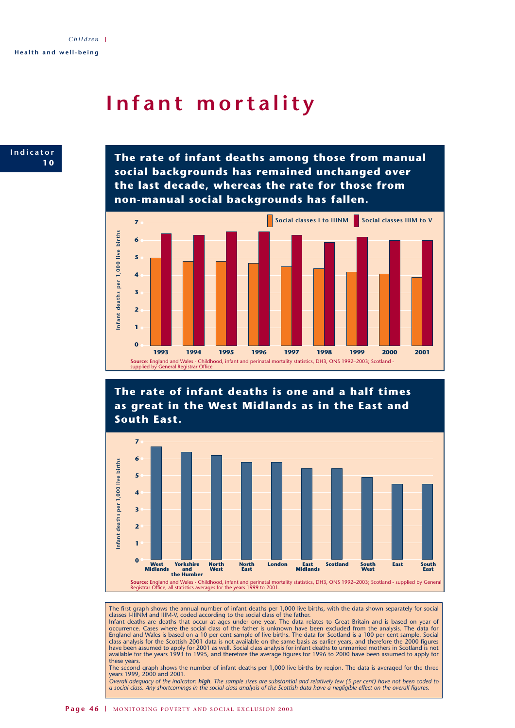# Infant mortality

**Indicator 10**

## The rate of infant deaths among those from manual social backgrounds has remained unchanged over the last decade, whereas the rate for those from non-manual social backgrounds has fallen.

**Source**: England and Wales - Childhood, infant and perinatal mortality statistics, DH3, ONS 1992–2003; Scotland - supplied by General Registrar Office

## The rate of infant deaths is one and a half times as great in the West Midlands as in the East and South East.

**Source**: England and Wales - Childhood, infant and perinatal mortality statistics, DH3, ONS 1992–2003; Scotland - supplied by General Registrar Office; all statistics averages for the years 1999 to 2001.

The first graph shows the annual number of infant deaths per 1,000 live births, with the data shown separately for social classes I-IIINM and IIIM-V, coded according to the social class of the father.

Infant deaths are deaths that occur at ages under one year. The data relates to Great Britain and is based on year of occurrence. Cases where the social class of the father is unknown have been excluded from the analysis. The data for England and Wales is based on a 10 per cent sample of live births. The data for Scotland is a 100 per cent sample. Social class analysis for the Scottish 2001 data is not available on the same basis as earlier years, and therefore the 2000 figures have been assumed to apply for 2001 as well. Social class analysis for infant deaths to unmarried mothers in Scotland is not available for the years 1993 to 1995, and therefore the average figures for 1996 to 2000 have been assumed to apply for these years.

The second graph shows the number of infant deaths per 1,000 live births by region. The data is averaged for the three years 1999, 2000 and 2001.

*Overall adequacy of the indicator:* ***high****. The sample sizes are substantial and relatively few (5 per cent) have not been coded to a social class. Any shortcomings in the social class analysis of the Scottish data have a negligible effect on the overall figures.*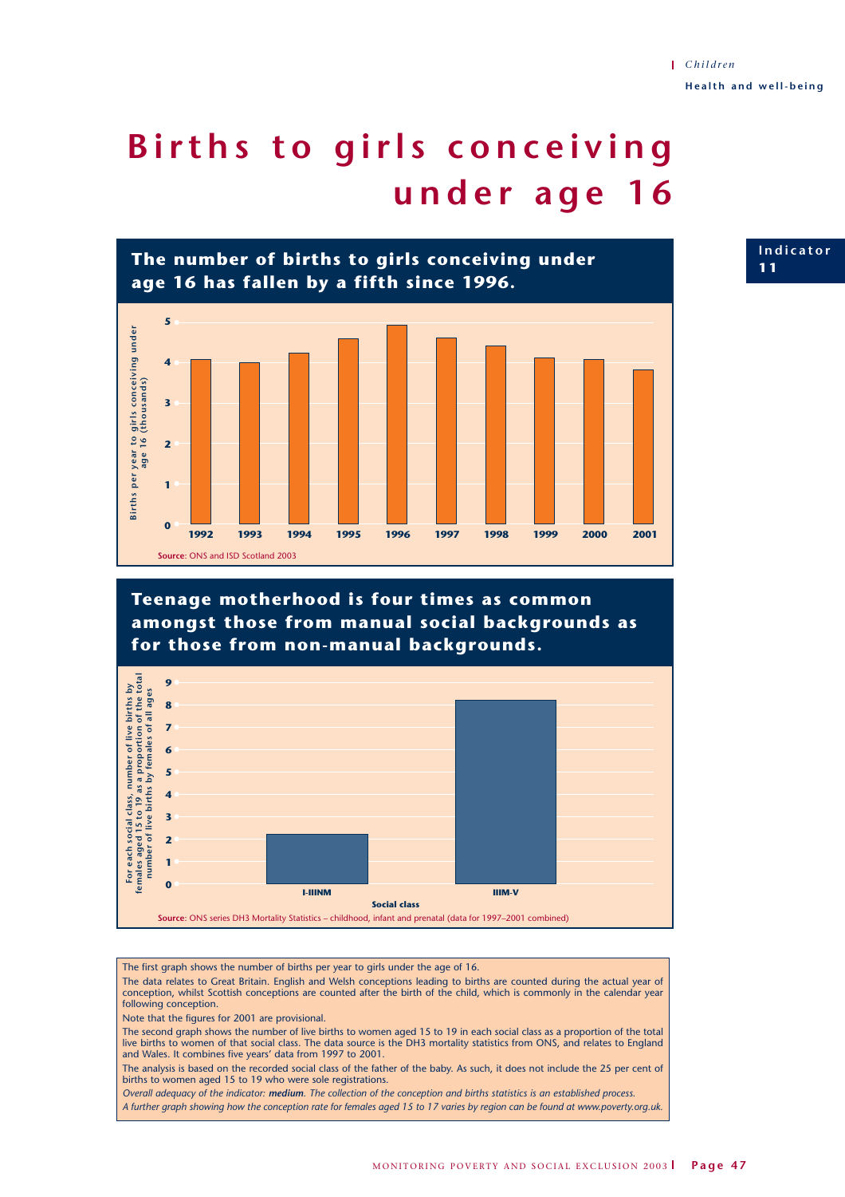# Births to girls conceiving under age 16

Indicator 11

## The number of births to girls conceiving under age 16 has fallen by a fifth since 1996.

Births per year to girls conceiving under age 16 (thousands)

| Year | Births (thousands) |
|---|---|
| 1992 | 4.1 |
| 1993 | 4.0 |
| 1994 | 4.2 |
| 1995 | 4.6 |
| 1996 | 4.9 |
| 1997 | 4.6 |
| 1998 | 4.4 |
| 1999 | 4.1 |
| 2000 | 4.1 |
| 2001 | 3.8 |

**Source**: ONS and ISD Scotland 2003

## Teenage motherhood is four times as common amongst those from manual social backgrounds as for those from non-manual backgrounds.

For each social class, number of live births by females aged 15 to 19 as a proportion of the total number of live births by females of all ages

| Social class | Value |
|---|---|
| I-IIINM | 2.2 |
| IIIM-V | 8.2 |

**Source**: ONS series DH3 Mortality Statistics – childhood, infant and prenatal (data for 1997–2001 combined)

The first graph shows the number of births per year to girls under the age of 16.

The data relates to Great Britain. English and Welsh conceptions leading to births are counted during the actual year of conception, whilst Scottish conceptions are counted after the birth of the child, which is commonly in the calendar year following conception.

Note that the figures for 2001 are provisional.

The second graph shows the number of live births to women aged 15 to 19 in each social class as a proportion of the total live births to women of that social class. The data source is the DH3 mortality statistics from ONS, and relates to England and Wales. It combines five years' data from 1997 to 2001.

The analysis is based on the recorded social class of the father of the baby. As such, it does not include the 25 per cent of births to women aged 15 to 19 who were sole registrations.

*Overall adequacy of the indicator: **medium**. The collection of the conception and births statistics is an established process.*

*A further graph showing how the conception rate for females aged 15 to 17 varies by region can be found at www.poverty.org.uk.*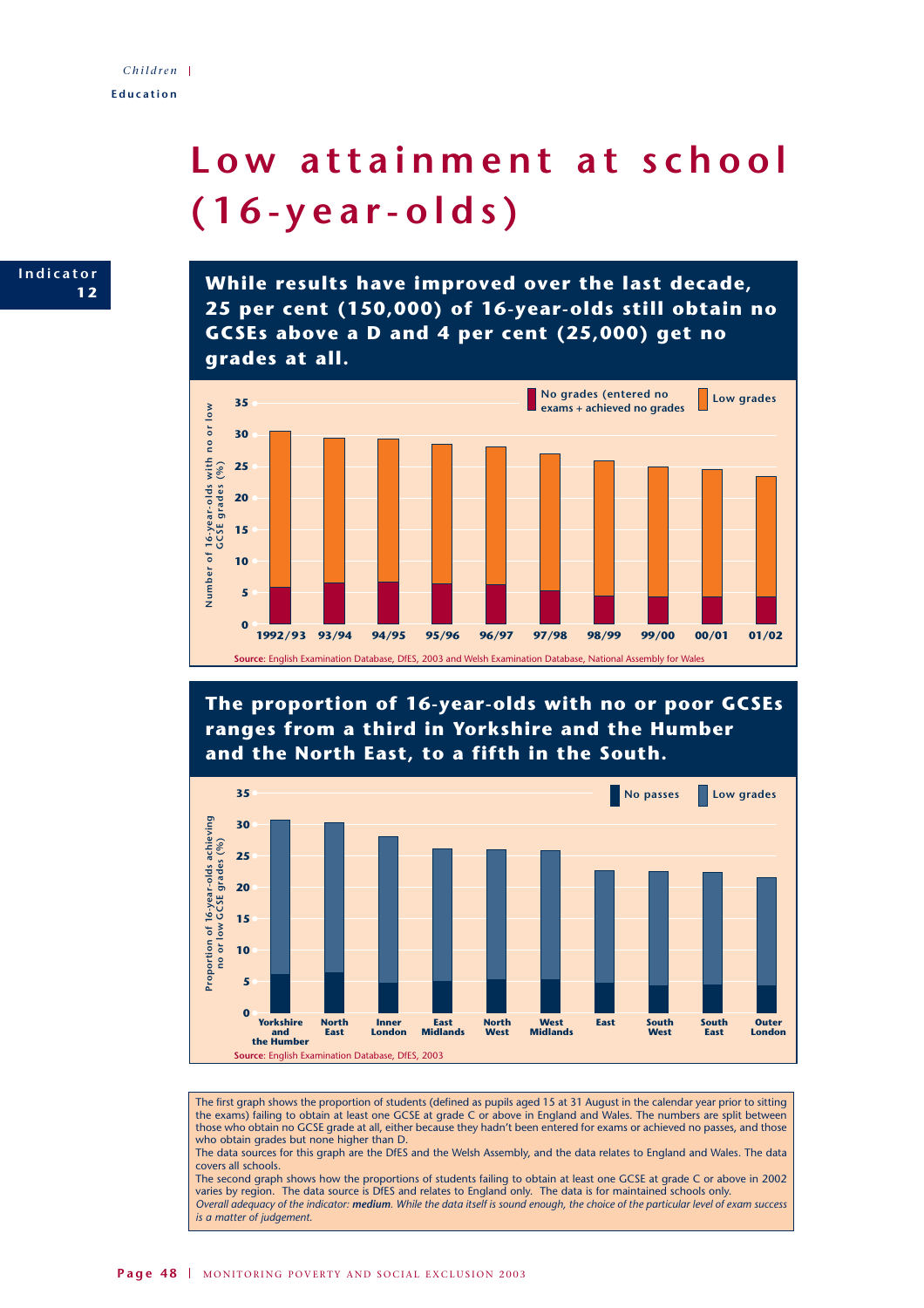# Low attainment at school (16-year-olds)

Indicator 12

**While results have improved over the last decade, 25 per cent (150,000) of 16-year-olds still obtain no GCSEs above a D and 4 per cent (25,000) get no grades at all.**

Number of 16-year-olds with no or low GCSE grades (%)

Legend: No grades (entered no exams + achieved no grades); Low grades

Years: 1992/93, 93/94, 94/95, 95/96, 96/97, 97/98, 98/99, 99/00, 00/01, 01/02

**Source**: English Examination Database, DfES, 2003 and Welsh Examination Database, National Assembly for Wales

**The proportion of 16-year-olds with no or poor GCSEs ranges from a third in Yorkshire and the Humber and the North East, to a fifth in the South.**

Proportion of 16-year-olds achieving no or low GCSE grades (%)

Legend: No passes; Low grades

Regions: Yorkshire and the Humber, North East, Inner London, East Midlands, North West, West Midlands, East, South West, South East, Outer London

**Source**: English Examination Database, DfES, 2003

The first graph shows the proportion of students (defined as pupils aged 15 at 31 August in the calendar year prior to sitting the exams) failing to obtain at least one GCSE at grade C or above in England and Wales. The numbers are split between those who obtain no GCSE grade at all, either because they hadn't been entered for exams or achieved no passes, and those who obtain grades but none higher than D.

The data sources for this graph are the DfES and the Welsh Assembly, and the data relates to England and Wales. The data covers all schools.

The second graph shows how the proportions of students failing to obtain at least one GCSE at grade C or above in 2002 varies by region. The data source is DfES and relates to England only. The data is for maintained schools only.

*Overall adequacy of the indicator: **medium**. While the data itself is sound enough, the choice of the particular level of exam success is a matter of judgement.*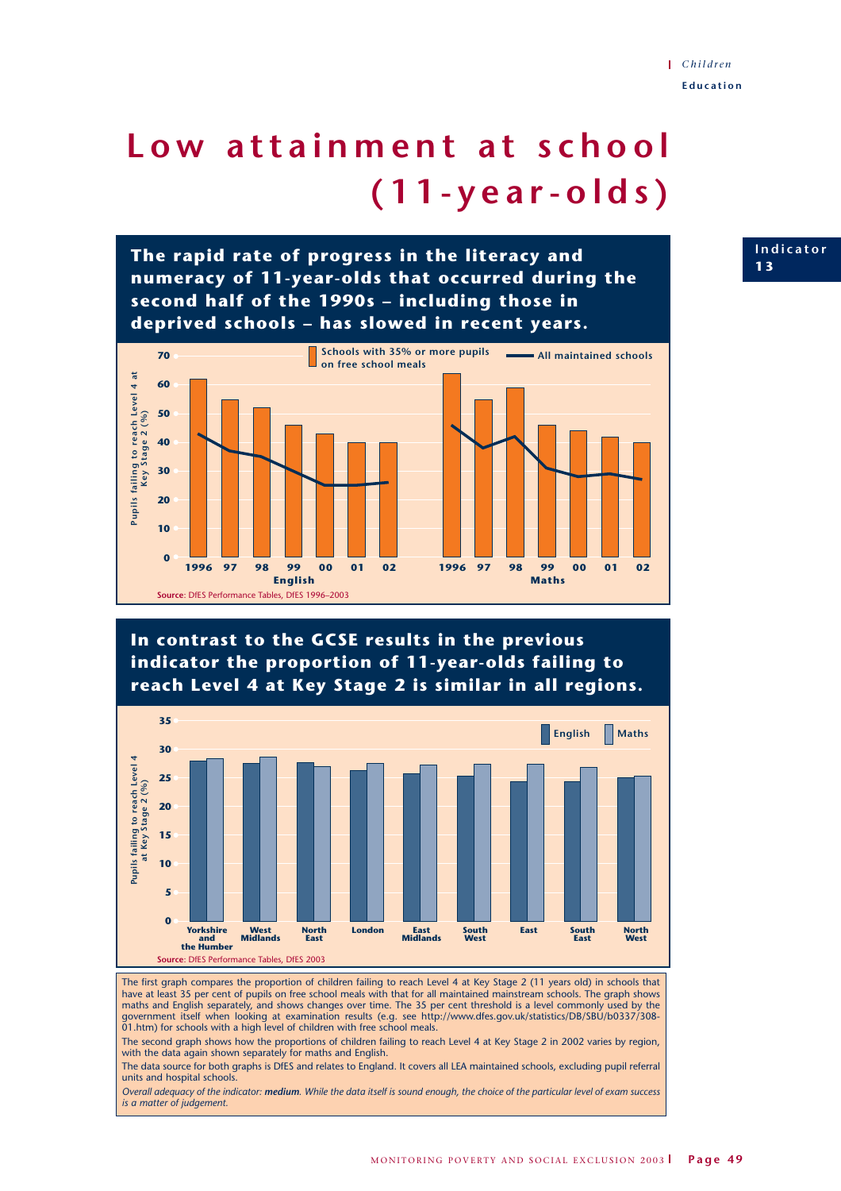# Low attainment at school (11-year-olds)

Indicator 13

## The rapid rate of progress in the literacy and numeracy of 11-year-olds that occurred during the second half of the 1990s – including those in deprived schools – has slowed in recent years.

Schools with 35% or more pupils on free school meals — All maintained schools

Pupils failing to reach Level 4 at Key Stage 2 (%)

English: 1996, 97, 98, 99, 00, 01, 02 — Maths: 1996, 97, 98, 99, 00, 01, 02

Source: DfES Performance Tables, DfES 1996–2003

## In contrast to the GCSE results in the previous indicator the proportion of 11-year-olds failing to reach Level 4 at Key Stage 2 is similar in all regions.

English — Maths

Pupils failing to reach Level 4 at Key Stage 2 (%)

Yorkshire and the Humber, West Midlands, North East, London, East Midlands, South West, East, South East, North West

Source: DfES Performance Tables, DfES 2003

The first graph compares the proportion of children failing to reach Level 4 at Key Stage 2 (11 years old) in schools that have at least 35 per cent of pupils on free school meals with that for all maintained mainstream schools. The graph shows maths and English separately, and shows changes over time. The 35 per cent threshold is a level commonly used by the government itself when looking at examination results (e.g. see http://www.dfes.gov.uk/statistics/DB/SBU/b0337/308-01.htm) for schools with a high level of children with free school meals.

The second graph shows how the proportions of children failing to reach Level 4 at Key Stage 2 in 2002 varies by region, with the data again shown separately for maths and English.

The data source for both graphs is DfES and relates to England. It covers all LEA maintained schools, excluding pupil referral units and hospital schools.

*Overall adequacy of the indicator: **medium**. While the data itself is sound enough, the choice of the particular level of exam success is a matter of judgement.*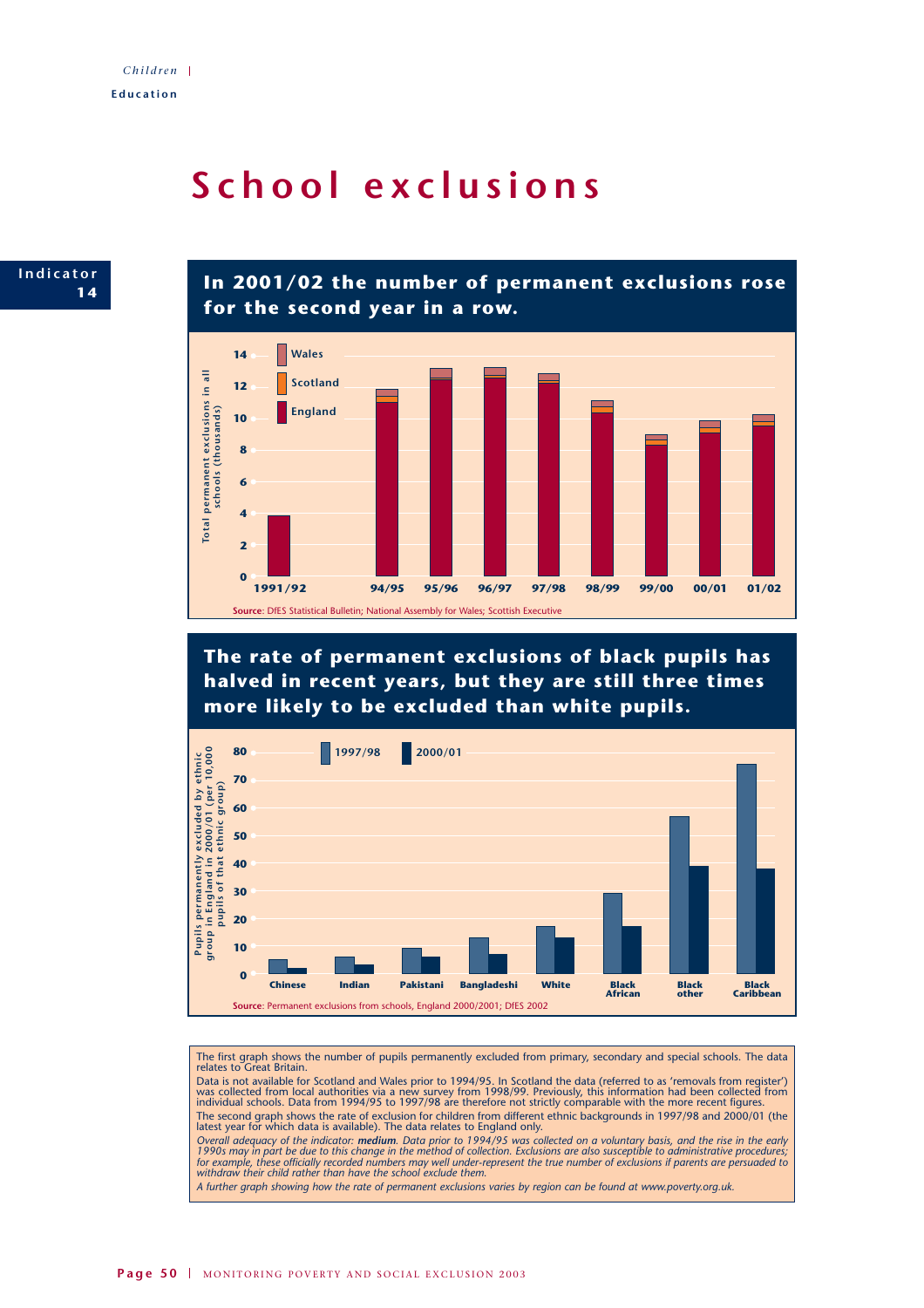# School exclusions

**Indicator 14**

## In 2001/02 the number of permanent exclusions rose for the second year in a row.

Total permanent exclusions in all schools (thousands)

Wales | Scotland | England

1991/92, 94/95, 95/96, 96/97, 97/98, 98/99, 99/00, 00/01, 01/02

**Source**: DfES Statistical Bulletin; National Assembly for Wales; Scottish Executive

## The rate of permanent exclusions of black pupils has halved in recent years, but they are still three times more likely to be excluded than white pupils.

Pupils permanently excluded by ethnic group in England in 2000/01 (per 10,000 pupils of that ethnic group)

1997/98 | 2000/01

Chinese, Indian, Pakistani, Bangladeshi, White, Black African, Black other, Black Caribbean

**Source**: Permanent exclusions from schools, England 2000/2001; DfES 2002

The first graph shows the number of pupils permanently excluded from primary, secondary and special schools. The data relates to Great Britain.

Data is not available for Scotland and Wales prior to 1994/95. In Scotland the data (referred to as 'removals from register') was collected from local authorities via a new survey from 1998/99. Previously, this information had been collected from individual schools. Data from 1994/95 to 1997/98 are therefore not strictly comparable with the more recent figures.

The second graph shows the rate of exclusion for children from different ethnic backgrounds in 1997/98 and 2000/01 (the latest year for which data is available). The data relates to England only.

*Overall adequacy of the indicator: **medium**. Data prior to 1994/95 was collected on a voluntary basis, and the rise in the early 1990s may in part be due to this change in the method of collection. Exclusions are also susceptible to administrative procedures; for example, these officially recorded numbers may well under-represent the true number of exclusions if parents are persuaded to withdraw their child rather than have the school exclude them.*

*A further graph showing how the rate of permanent exclusions varies by region can be found at www.poverty.org.uk.*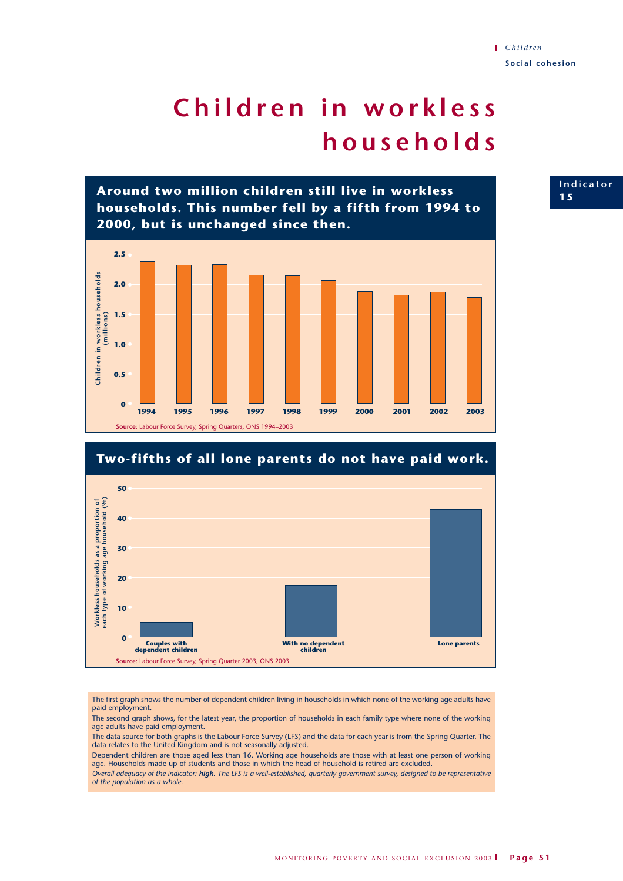# Children in workless households

Indicator 15

## Around two million children still live in workless households. This number fell by a fifth from 1994 to 2000, but is unchanged since then.

Children in workless households (millions)

| Year | Children in workless households (millions) |
|---|---|
| 1994 | 2.4 |
| 1995 | 2.3 |
| 1996 | 2.3 |
| 1997 | 2.2 |
| 1998 | 2.1 |
| 1999 | 2.1 |
| 2000 | 1.9 |
| 2001 | 1.8 |
| 2002 | 1.9 |
| 2003 | 1.8 |

**Source**: Labour Force Survey, Spring Quarters, ONS 1994–2003

## Two-fifths of all lone parents do not have paid work.

Workless households as a proportion of each type of working age household (%)

| Household type | % |
|---|---|
| Couples with dependent children | 5 |
| With no dependent children | 17 |
| Lone parents | 43 |

**Source**: Labour Force Survey, Spring Quarter 2003, ONS 2003

The first graph shows the number of dependent children living in households in which none of the working age adults have paid employment.

The second graph shows, for the latest year, the proportion of households in each family type where none of the working age adults have paid employment.

The data source for both graphs is the Labour Force Survey (LFS) and the data for each year is from the Spring Quarter. The data relates to the United Kingdom and is not seasonally adjusted.

Dependent children are those aged less than 16. Working age households are those with at least one person of working age. Households made up of students and those in which the head of household is retired are excluded.

*Overall adequacy of the indicator: **high**. The LFS is a well-established, quarterly government survey, designed to be representative of the population as a whole.*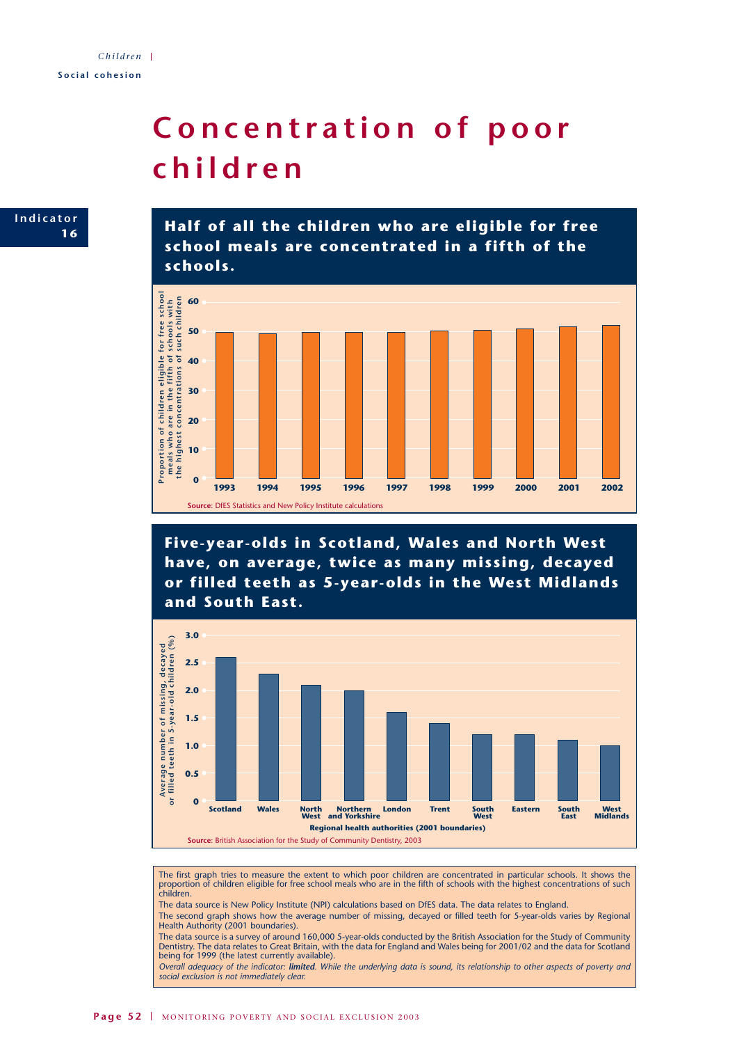# Concentration of poor children

**Indicator 16**

## Half of all the children who are eligible for free school meals are concentrated in a fifth of the schools.

Proportion of children eligible for free school meals who are in the fifth of schools with the highest concentrations of such children

| Year | Proportion |
|---|---|
| 1993 | ~50 |
| 1994 | ~49 |
| 1995 | ~50 |
| 1996 | ~50 |
| 1997 | ~50 |
| 1998 | ~50 |
| 1999 | ~51 |
| 2000 | ~51 |
| 2001 | ~52 |
| 2002 | ~52 |

**Source:** DfES Statistics and New Policy Institute calculations

## Five-year-olds in Scotland, Wales and North West have, on average, twice as many missing, decayed or filled teeth as 5-year-olds in the West Midlands and South East.

Average number of missing, decayed or filled teeth in 5-year-old children (%)

| Regional health authorities (2001 boundaries) | Average number |
|---|---|
| Scotland | ~2.6 |
| Wales | ~2.3 |
| North West | ~2.1 |
| Northern and Yorkshire | ~2.0 |
| London | ~1.6 |
| Trent | ~1.4 |
| South West | ~1.2 |
| Eastern | ~1.2 |
| South East | ~1.1 |
| West Midlands | ~1.0 |

**Source:** British Association for the Study of Community Dentistry, 2003

The first graph tries to measure the extent to which poor children are concentrated in particular schools. It shows the proportion of children eligible for free school meals who are in the fifth of schools with the highest concentrations of such children.

The data source is New Policy Institute (NPI) calculations based on DfES data. The data relates to England.

The second graph shows how the average number of missing, decayed or filled teeth for 5-year-olds varies by Regional Health Authority (2001 boundaries).

The data source is a survey of around 160,000 5-year-olds conducted by the British Association for the Study of Community Dentistry. The data relates to Great Britain, with the data for England and Wales being for 2001/02 and the data for Scotland being for 1999 (the latest currently available).

*Overall adequacy of the indicator: **limited**. While the underlying data is sound, its relationship to other aspects of poverty and social exclusion is not immediately clear.*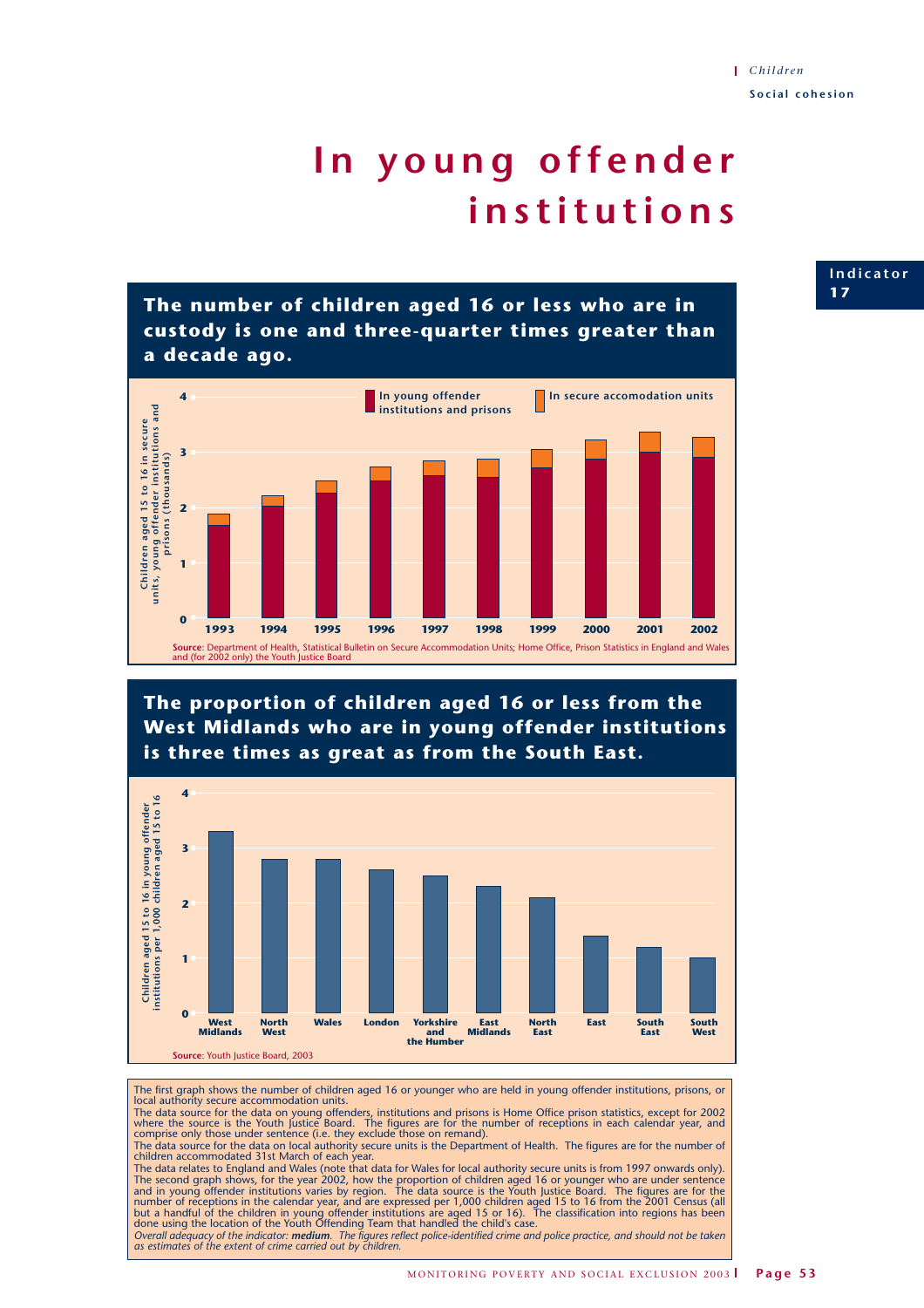Children

Social cohesion

# In young offender institutions

Indicator 17

## The number of children aged 16 or less who are in custody is one and three-quarter times greater than a decade ago.

Children aged 15 to 16 in secure units, young offender institutions and prisons (thousands)

In young offender institutions and prisons | In secure accomodation units

Source: Department of Health, Statistical Bulletin on Secure Accommodation Units; Home Office, Prison Statistics in England and Wales and (for 2002 only) the Youth Justice Board

## The proportion of children aged 16 or less from the West Midlands who are in young offender institutions is three times as great as from the South East.

Children aged 15 to 16 in young offender institutions per 1,000 children aged 15 to 16

West Midlands, North West, Wales, London, Yorkshire and the Humber, East Midlands, North East, East, South East, South West

Source: Youth Justice Board, 2003

The first graph shows the number of children aged 16 or younger who are held in young offender institutions, prisons, or local authority secure accommodation units.

The data source for the data on young offenders, institutions and prisons is Home Office prison statistics, except for 2002 where the source is the Youth Justice Board. The figures are for the number of receptions in each calendar year, and comprise only those under sentence (i.e. they exclude those on remand).

The data source for the data on local authority secure units is the Department of Health. The figures are for the number of children accommodated 31st March of each year.

The data relates to England and Wales (note that data for Wales for local authority secure units is from 1997 onwards only).

The second graph shows, for the year 2002, how the proportion of children aged 16 or younger who are under sentence and in young offender institutions varies by region. The data source is the Youth Justice Board. The figures are for the number of receptions in the calendar year, and are expressed per 1,000 children aged 15 to 16 from the 2001 Census (all but a handful of the children in young offender institutions are aged 15 or 16). The classification into regions has been done using the location of the Youth Offending Team that handled the child's case.

*Overall adequacy of the indicator: **medium**. The figures reflect police-identified crime and police practice, and should not be taken as estimates of the extent of crime carried out by children.*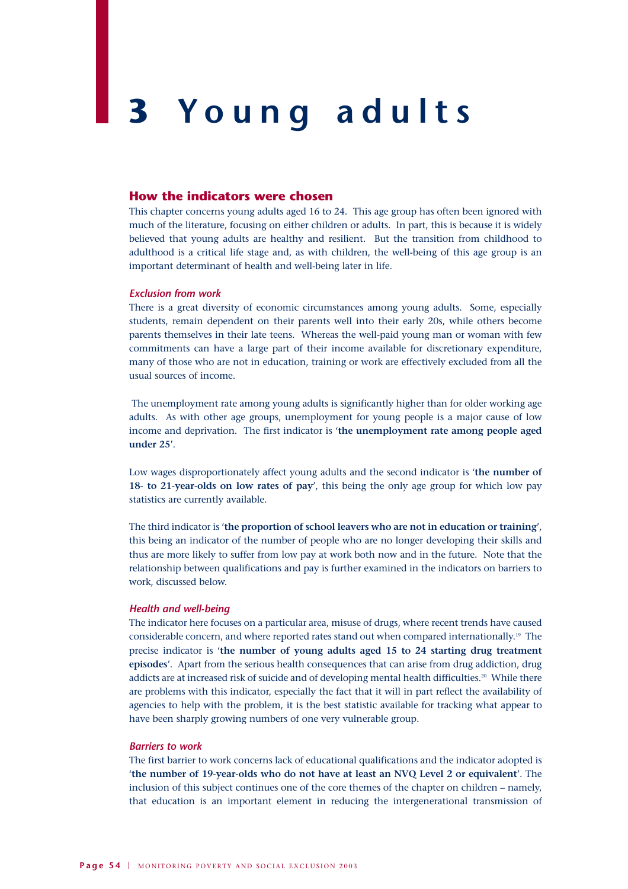# 3 Young adults

## How the indicators were chosen

This chapter concerns young adults aged 16 to 24. This age group has often been ignored with much of the literature, focusing on either children or adults. In part, this is because it is widely believed that young adults are healthy and resilient. But the transition from childhood to adulthood is a critical life stage and, as with children, the well-being of this age group is an important determinant of health and well-being later in life.

### *Exclusion from work*

There is a great diversity of economic circumstances among young adults. Some, especially students, remain dependent on their parents well into their early 20s, while others become parents themselves in their late teens. Whereas the well-paid young man or woman with few commitments can have a large part of their income available for discretionary expenditure, many of those who are not in education, training or work are effectively excluded from all the usual sources of income.

The unemployment rate among young adults is significantly higher than for older working age adults. As with other age groups, unemployment for young people is a major cause of low income and deprivation. The first indicator is '**the unemployment rate among people aged under 25**'.

Low wages disproportionately affect young adults and the second indicator is '**the number of 18- to 21-year-olds on low rates of pay**', this being the only age group for which low pay statistics are currently available.

The third indicator is '**the proportion of school leavers who are not in education or training**', this being an indicator of the number of people who are no longer developing their skills and thus are more likely to suffer from low pay at work both now and in the future. Note that the relationship between qualifications and pay is further examined in the indicators on barriers to work, discussed below.

### *Health and well-being*

The indicator here focuses on a particular area, misuse of drugs, where recent trends have caused considerable concern, and where reported rates stand out when compared internationally.[19] The precise indicator is '**the number of young adults aged 15 to 24 starting drug treatment episodes**'. Apart from the serious health consequences that can arise from drug addiction, drug addicts are at increased risk of suicide and of developing mental health difficulties.[20] While there are problems with this indicator, especially the fact that it will in part reflect the availability of agencies to help with the problem, it is the best statistic available for tracking what appear to have been sharply growing numbers of one very vulnerable group.

### *Barriers to work*

The first barrier to work concerns lack of educational qualifications and the indicator adopted is '**the number of 19-year-olds who do not have at least an NVQ Level 2 or equivalent**'. The inclusion of this subject continues one of the core themes of the chapter on children – namely, that education is an important element in reducing the intergenerational transmission of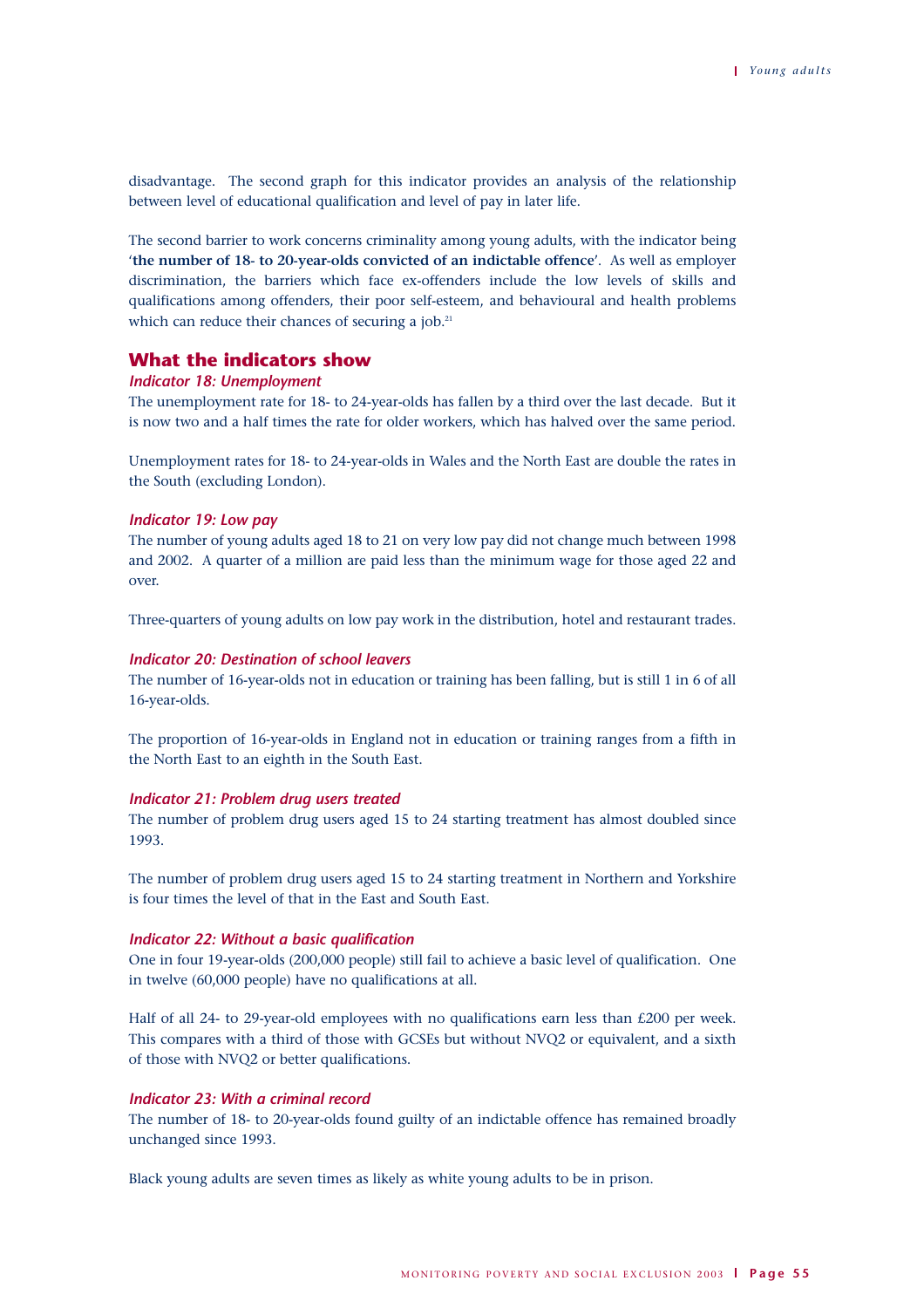disadvantage. The second graph for this indicator provides an analysis of the relationship between level of educational qualification and level of pay in later life.

The second barrier to work concerns criminality among young adults, with the indicator being '**the number of 18- to 20-year-olds convicted of an indictable offence**'. As well as employer discrimination, the barriers which face ex-offenders include the low levels of skills and qualifications among offenders, their poor self-esteem, and behavioural and health problems which can reduce their chances of securing a job.[21]

## What the indicators show

### *Indicator 18: Unemployment*

The unemployment rate for 18- to 24-year-olds has fallen by a third over the last decade. But it is now two and a half times the rate for older workers, which has halved over the same period.

Unemployment rates for 18- to 24-year-olds in Wales and the North East are double the rates in the South (excluding London).

### *Indicator 19: Low pay*

The number of young adults aged 18 to 21 on very low pay did not change much between 1998 and 2002. A quarter of a million are paid less than the minimum wage for those aged 22 and over.

Three-quarters of young adults on low pay work in the distribution, hotel and restaurant trades.

### *Indicator 20: Destination of school leavers*

The number of 16-year-olds not in education or training has been falling, but is still 1 in 6 of all 16-year-olds.

The proportion of 16-year-olds in England not in education or training ranges from a fifth in the North East to an eighth in the South East.

### *Indicator 21: Problem drug users treated*

The number of problem drug users aged 15 to 24 starting treatment has almost doubled since 1993.

The number of problem drug users aged 15 to 24 starting treatment in Northern and Yorkshire is four times the level of that in the East and South East.

### *Indicator 22: Without a basic qualification*

One in four 19-year-olds (200,000 people) still fail to achieve a basic level of qualification. One in twelve (60,000 people) have no qualifications at all.

Half of all 24- to 29-year-old employees with no qualifications earn less than £200 per week. This compares with a third of those with GCSEs but without NVQ2 or equivalent, and a sixth of those with NVQ2 or better qualifications.

### *Indicator 23: With a criminal record*

The number of 18- to 20-year-olds found guilty of an indictable offence has remained broadly unchanged since 1993.

Black young adults are seven times as likely as white young adults to be in prison.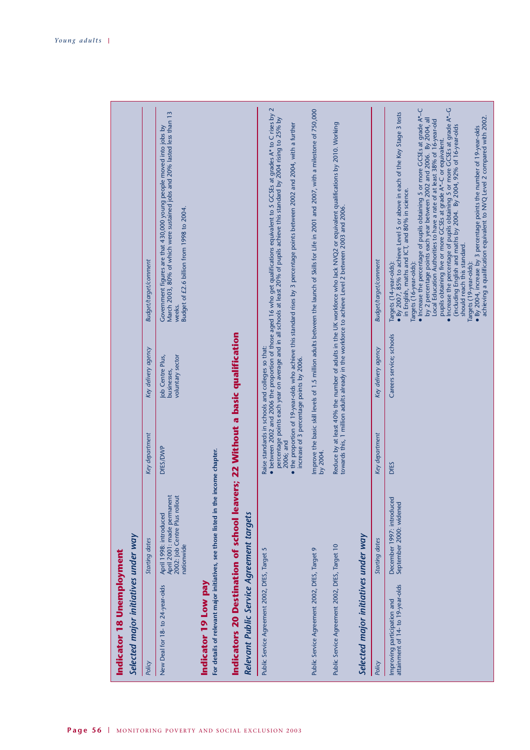## Indicator 18 Unemployment

### *Selected major initiatives under way*

| *Policy* | *Starting dates* | *Key department* | *Key delivery agency* | *Budget/target/comment* |
|---|---|---|---|---|
| New Deal for 18- to 24-year-olds | April 1998: introduced<br>April 2001: made permanent<br>2002: Job Centre Plus rollout nationwide | DfES/DWP | Job Centre Plus, businesses, voluntary sector | Government figures are that 430,000 young people moved into jobs by March 2003, 80% of which were sustained jobs and 20% lasted less than 13 weeks.<br>Budget of £2.6 billion from 1998 to 2004. |

## Indicator 19 Low pay

**For details of relevant major initiatives, see those listed in the income chapter.**

## Indicators 20 Destination of school leavers; 22 Without a basic qualification

### *Relevant Public Service Agreement targets*

| | |
|---|---|
| Public Service Agreement 2002, DfES, Target 5 | Raise standards in schools and colleges so that:<br>• between 2002 and 2006 the proportion of those aged 16 who get qualifications equivalent to 5 GCSEs at grades A* to C rises by 2 percentage points each year on average and in all schools at least 20% of pupils achieve this standard by 2004 rising to 25% by 2006; and<br>• the proportion of 19-year-olds who achieve this standard rises by 3 percentage points between 2002 and 2004, with a further increase of 3 percentage points by 2006. |
| Public Service Agreement 2002, DfES, Target 9 | Improve the basic skill levels of 1.5 million adults between the launch of Skills for Life in 2001 and 2007, with a milestone of 750,000 by 2004. |
| Public Service Agreement 2002, DfES, Target 10 | Reduce by at least 40% the number of adults in the UK workforce who lack NVQ2 or equivalent qualifications by 2010. Working towards this, 1 million adults already in the workforce to achieve Level 2 between 2003 and 2006. |

### *Selected major initiatives under way*

| *Policy* | *Starting dates* | *Key department* | *Key delivery agency* | *Budget/target/comment* |
|---|---|---|---|---|
| Improving participation and attainment of 14- to 19-year-olds | December 1997: introduced<br>September 2000: widened | DfES | Careers service; schools | Targets (14-year-olds):<br>• By 2007, 85% to achieve Level 5 or above in each of the Key Stage 3 tests in English, maths and ICT, and 80% in science.<br>Targets (16-year-olds):<br>• Increase the percentage of pupils obtaining 5 or more GCSEs at grade A*–C by 2 percentage points each year between 2002 and 2006. By 2004, all Local Education Authorities to have a rate of at least 38% of 16-year-old pupils obtaining five or more GCSEs at grade A*–C or equivalent.<br>• Increase the percentage of pupils obtaining 5 or more GCSEs at grade A*–G (including English and maths by 2004. By 2004, 92% of 16-year-olds should reach this standard.<br>Targets (19-year-olds):<br>• By 2004, increase by 3 percentage points the number of 19-year-olds achieving a qualification equivalent to NVQ Level 2 compared with 2002. |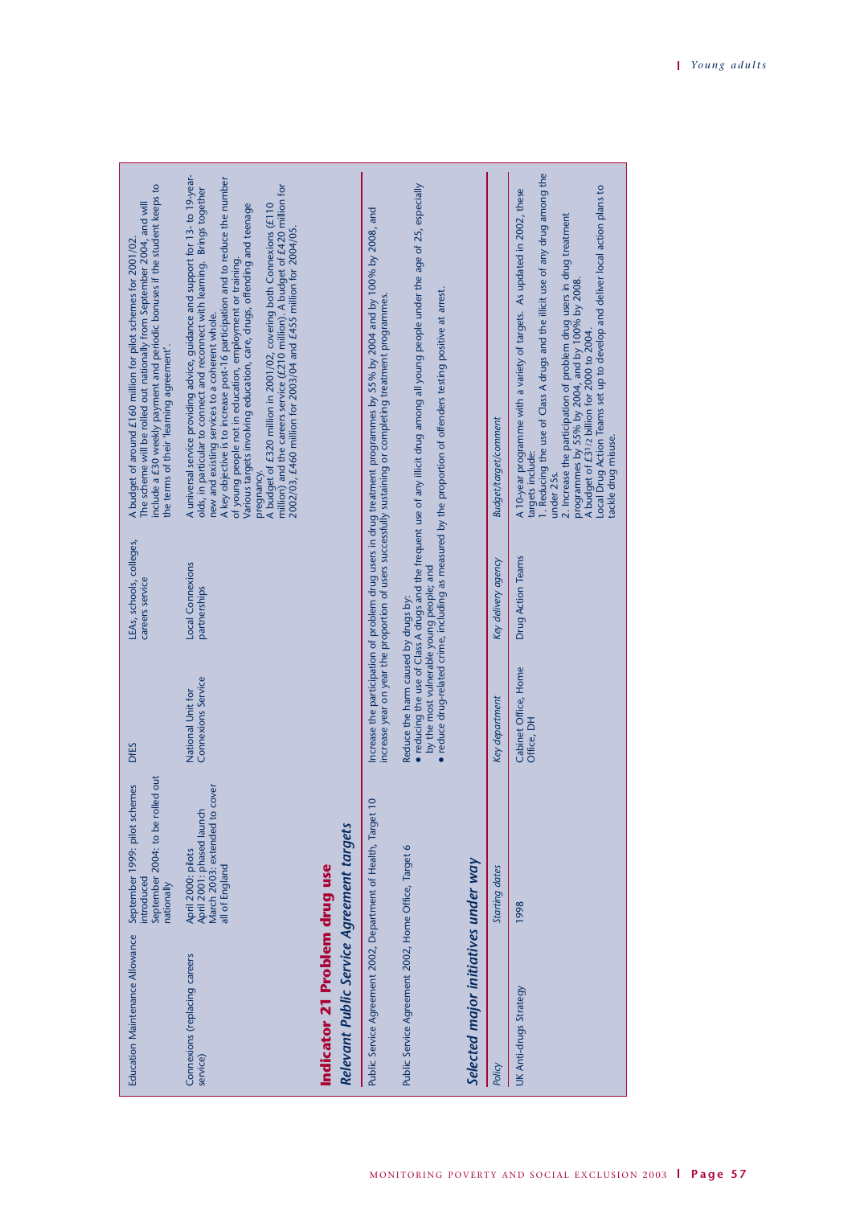| | | | | |
|---|---|---|---|---|
| Education Maintenance Allowance | September 1999: pilot schemes introduced<br>September 2004: to be rolled out nationally | DfES | LEAs, schools, colleges, careers service | A budget of around £160 million for pilot schemes for 2001/02.<br>The scheme will be rolled out nationally from September 2004, and will include a £30 weekly payment and periodic bonuses if the student keeps to the terms of their 'learning agreement'. |
| Connexions (replacing careers service) | April 2000: pilots<br>April 2001: phased launch<br>March 2003: extended to cover all of England | National Unit for Connexions Service | Local Connexions partnerships | A universal service providing advice, guidance and support for 13- to 19-year-olds, in particular to connect and reconnect with learning. Brings together new and existing services to a coherent whole.<br>A key objective is to increase post-16 participation and to reduce the number of young people not in education, employment or training.<br>Various targets involving education, care, drugs, offending and teenage pregnancy.<br>A budget of £320 million in 2001/02, covering both Connexions (£110 million) and the careers service (£210 million). A budget of £420 million for 2002/03, £460 million for 2003/04 and £455 million for 2004/05. |

## Indicator 21 Problem drug use

### *Relevant Public Service Agreement targets*

| | |
|---|---|
| Public Service Agreement 2002, Department of Health, Target 10 | Increase the participation of problem drug users in drug treatment programmes by 55% by 2004 and by 100% by 2008, and increase year on year the proportion of users successfully sustaining or completing treatment programmes. |
| Public Service Agreement 2002, Home Office, Target 6 | Reduce the harm caused by drugs by:<br>• reducing the use of Class A drugs and the frequent use of any illicit drug among all young people under the age of 25, especially by the most vulnerable young people; and<br>• reduce drug-related crime, including as measured by the proportion of offenders testing positive at arrest. |

### *Selected major initiatives under way*

| *Policy* | *Starting dates* | *Key department* | *Key delivery agency* | *Budget/target/comment* |
|---|---|---|---|---|
| UK Anti-drugs Strategy | 1998 | Cabinet Office, Home Office, DH | Drug Action Teams | A 10-year programme with a variety of targets. As updated in 2002, these targets include:<br>1. Reducing the use of Class A drugs and the illicit use of any drug among the under 25s.<br>2. Increase the participation of problem drug users in drug treatment programmes by 55% by 2004, and by 100% by 2008.<br>A budget of £3½ billion for 2000 to 2004.<br>Local Drug Action Teams set up to develop and deliver local action plans to tackle drug misuse. |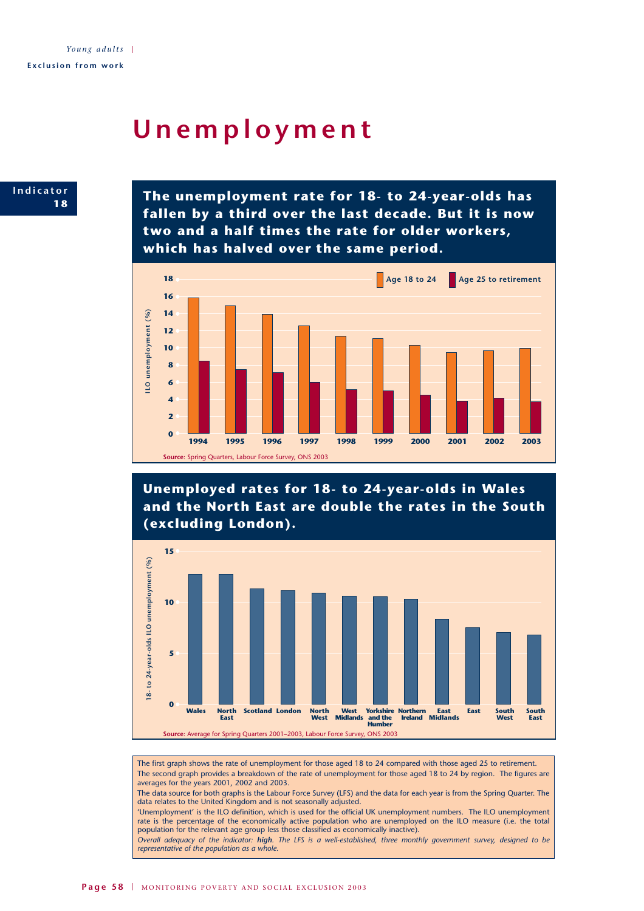# Unemployment

**Indicator 18**

## The unemployment rate for 18- to 24-year-olds has fallen by a third over the last decade. But it is now two and a half times the rate for older workers, which has halved over the same period.

**Source**: Spring Quarters, Labour Force Survey, ONS 2003

## Unemployed rates for 18- to 24-year-olds in Wales and the North East are double the rates in the South (excluding London).

**Source**: Average for Spring Quarters 2001–2003, Labour Force Survey, ONS 2003

The first graph shows the rate of unemployment for those aged 18 to 24 compared with those aged 25 to retirement.

The second graph provides a breakdown of the rate of unemployment for those aged 18 to 24 by region. The figures are averages for the years 2001, 2002 and 2003.

The data source for both graphs is the Labour Force Survey (LFS) and the data for each year is from the Spring Quarter. The data relates to the United Kingdom and is not seasonally adjusted.

'Unemployment' is the ILO definition, which is used for the official UK unemployment numbers. The ILO unemployment rate is the percentage of the economically active population who are unemployed on the ILO measure (i.e. the total population for the relevant age group less those classified as economically inactive).

*Overall adequacy of the indicator: **high**. The LFS is a well-established, three monthly government survey, designed to be representative of the population as a whole.*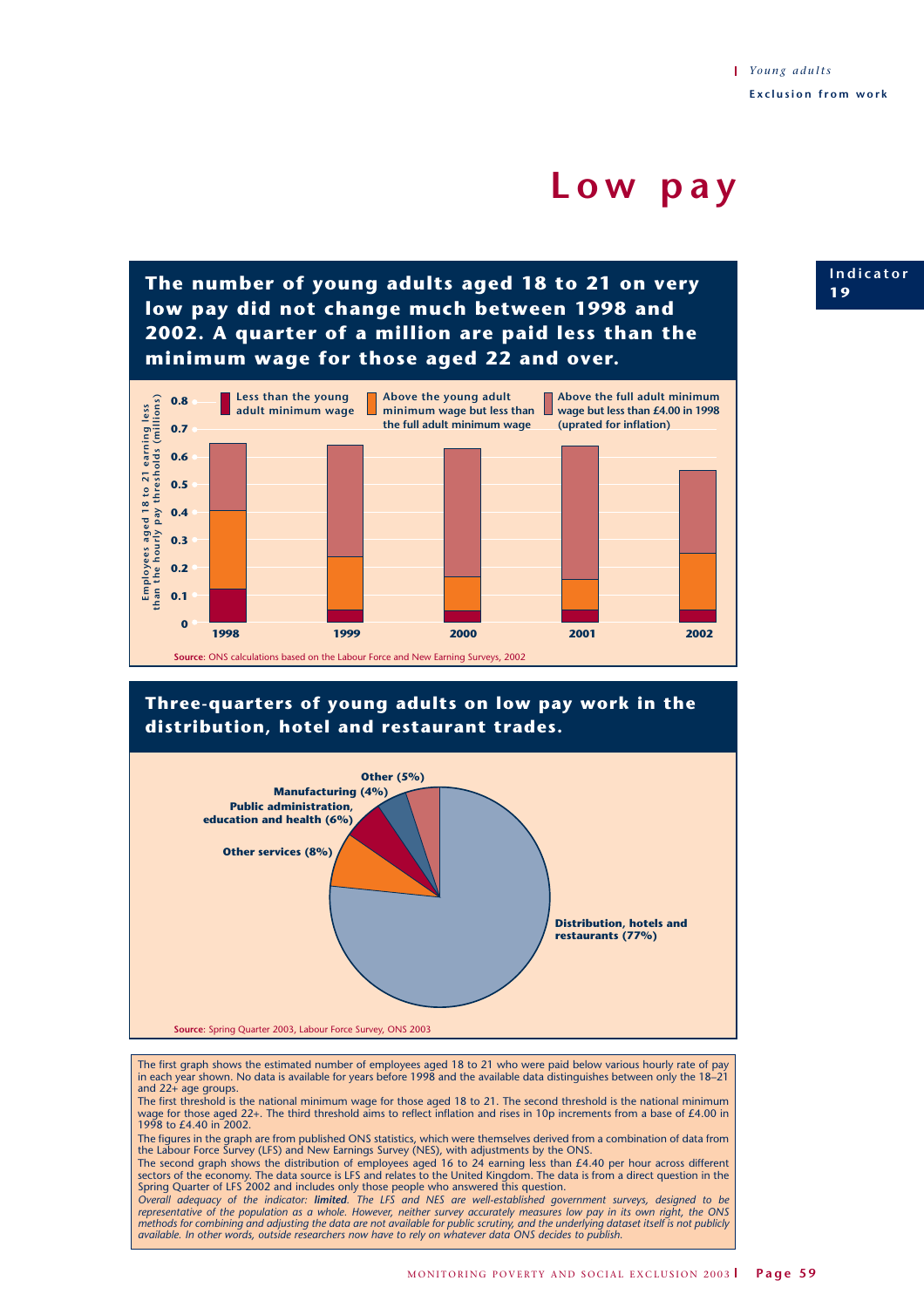# Low pay

Indicator 19

## The number of young adults aged 18 to 21 on very low pay did not change much between 1998 and 2002. A quarter of a million are paid less than the minimum wage for those aged 22 and over.

Employees aged 18 to 21 earning less than the hourly pay thresholds (millions)

Legend: Less than the young adult minimum wage; Above the young adult minimum wage but less than the full adult minimum wage; Above the full adult minimum wage but less than £4.00 in 1998 (uprated for inflation)

Years: 1998, 1999, 2000, 2001, 2002

**Source**: ONS calculations based on the Labour Force and New Earning Surveys, 2002

## Three-quarters of young adults on low pay work in the distribution, hotel and restaurant trades.

- Distribution, hotels and restaurants (77%)
- Other services (8%)
- Public administration, education and health (6%)
- Manufacturing (4%)
- Other (5%)

**Source**: Spring Quarter 2003, Labour Force Survey, ONS 2003

The first graph shows the estimated number of employees aged 18 to 21 who were paid below various hourly rate of pay in each year shown. No data is available for years before 1998 and the available data distinguishes between only the 18–21 and 22+ age groups.

The first threshold is the national minimum wage for those aged 18 to 21. The second threshold is the national minimum wage for those aged 22+. The third threshold aims to reflect inflation and rises in 10p increments from a base of £4.00 in 1998 to £4.40 in 2002.

The figures in the graph are from published ONS statistics, which were themselves derived from a combination of data from the Labour Force Survey (LFS) and New Earnings Survey (NES), with adjustments by the ONS.

The second graph shows the distribution of employees aged 16 to 24 earning less than £4.40 per hour across different sectors of the economy. The data source is LFS and relates to the United Kingdom. The data is from a direct question in the Spring Quarter of LFS 2002 and includes only those people who answered this question.

*Overall adequacy of the indicator: **limited**. The LFS and NES are well-established government surveys, designed to be representative of the population as a whole. However, neither survey accurately measures low pay in its own right, the ONS methods for combining and adjusting the data are not available for public scrutiny, and the underlying dataset itself is not publicly available. In other words, outside researchers now have to rely on whatever data ONS decides to publish.*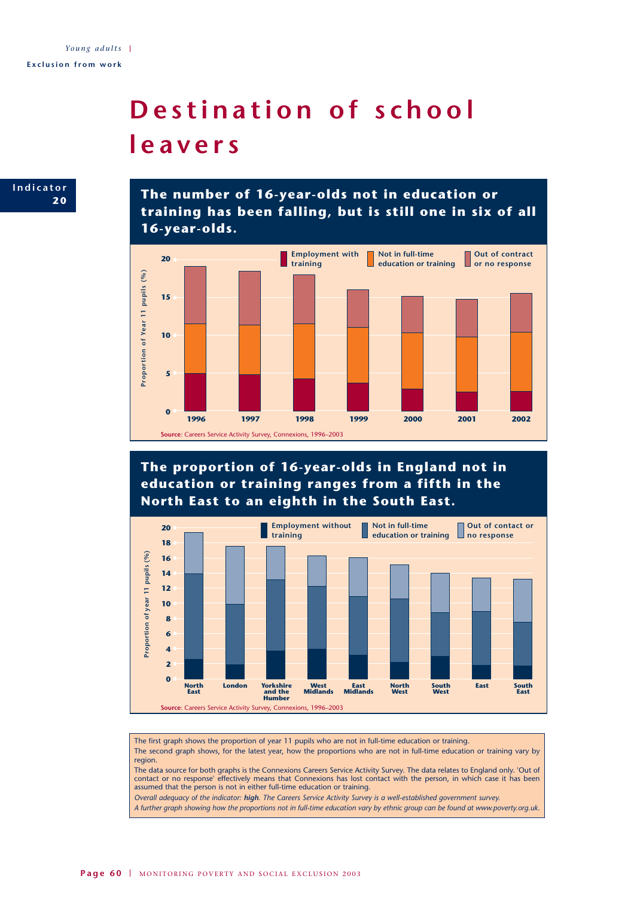Indicator 20

# Destination of school leavers

## The number of 16-year-olds not in education or training has been falling, but is still one in six of all 16-year-olds.

Legend: Employment with training; Not in full-time education or training; Out of contract or no response

Proportion of Year 11 pupils (%)

Years: 1996, 1997, 1998, 1999, 2000, 2001, 2002

**Source**: Careers Service Activity Survey, Connexions, 1996–2003

## The proportion of 16-year-olds in England not in education or training ranges from a fifth in the North East to an eighth in the South East.

Legend: Employment without training; Not in full-time education or training; Out of contact or no response

Proportion of year 11 pupils (%)

Regions: North East, London, Yorkshire and the Humber, West Midlands, East Midlands, North West, South West, East, South East

**Source**: Careers Service Activity Survey, Connexions, 1996–2003

The first graph shows the proportion of year 11 pupils who are not in full-time education or training.

The second graph shows, for the latest year, how the proportions who are not in full-time education or training vary by region.

The data source for both graphs is the Connexions Careers Service Activity Survey. The data relates to England only. 'Out of contact or no response' effectively means that Connexions has lost contact with the person, in which case it has been assumed that the person is not in either full-time education or training.

*Overall adequacy of the indicator: **high**. The Careers Service Activity Survey is a well-established government survey.*

*A further graph showing how the proportions not in full-time education vary by ethnic group can be found at www.poverty.org.uk.*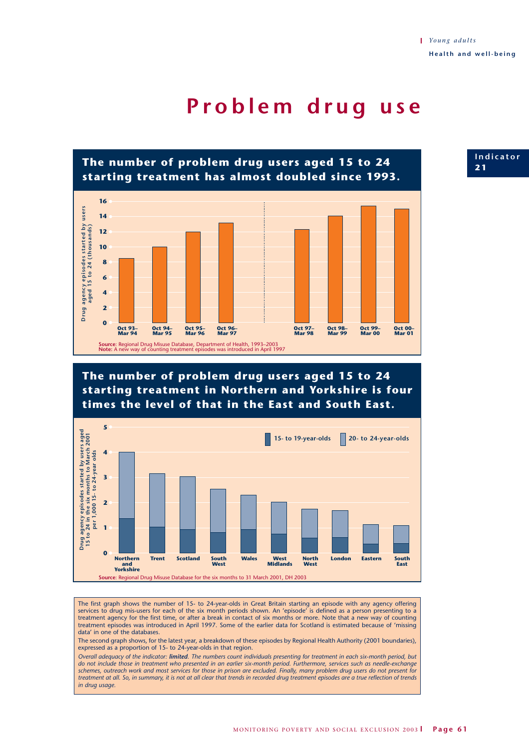# Problem drug use

Indicator 21

## The number of problem drug users aged 15 to 24 starting treatment has almost doubled since 1993.

Drug agency episodes started by users aged 15 to 24 (thousands)

Oct 93–Mar 94, Oct 94–Mar 95, Oct 95–Mar 96, Oct 96–Mar 97, Oct 97–Mar 98, Oct 98–Mar 99, Oct 99–Mar 00, Oct 00–Mar 01

**Source**: Regional Drug Misuse Database, Department of Health, 1993–2003
**Note:** A new way of counting treatment episodes was introduced in April 1997

## The number of problem drug users aged 15 to 24 starting treatment in Northern and Yorkshire is four times the level of that in the East and South East.

Drug agency episodes started by users aged 15 to 24 in the six months to March 2001 per 1,000 15- to 24-year olds

15- to 19-year-olds; 20- to 24-year-olds

Northern and Yorkshire, Trent, Scotland, South West, Wales, West Midlands, North West, London, Eastern, South East

**Source**: Regional Drug Misuse Database for the six months to 31 March 2001, DH 2003

The first graph shows the number of 15- to 24-year-olds in Great Britain starting an episode with any agency offering services to drug mis-users for each of the six month periods shown. An 'episode' is defined as a person presenting to a treatment agency for the first time, or after a break in contact of six months or more. Note that a new way of counting treatment episodes was introduced in April 1997. Some of the earlier data for Scotland is estimated because of 'missing data' in one of the databases.

The second graph shows, for the latest year, a breakdown of these episodes by Regional Health Authority (2001 boundaries), expressed as a proportion of 15- to 24-year-olds in that region.

*Overall adequacy of the indicator: **limited**. The numbers count individuals presenting for treatment in each six-month period, but do not include those in treatment who presented in an earlier six-month period. Furthermore, services such as needle-exchange schemes, outreach work and most services for those in prison are excluded. Finally, many problem drug users do not present for treatment at all. So, in summary, it is not at all clear that trends in recorded drug treatment episodes are a true reflection of trends in drug usage.*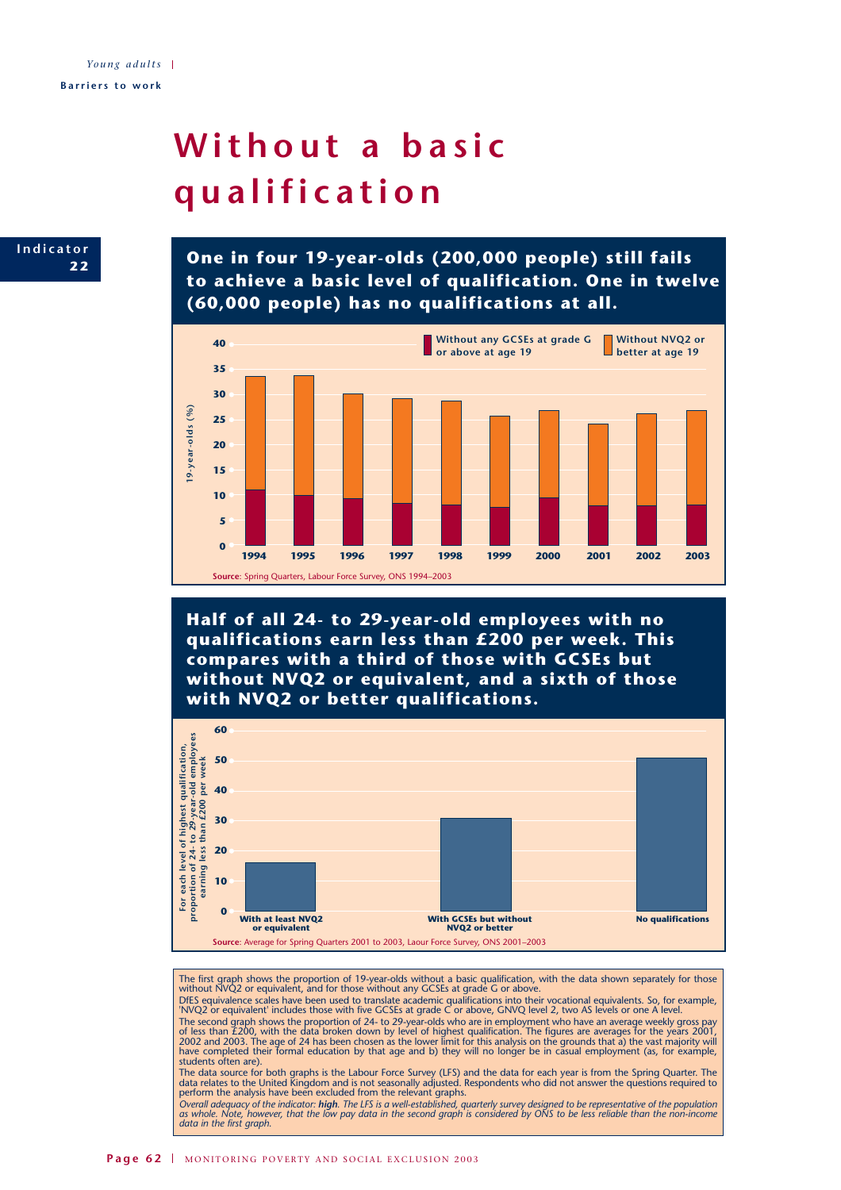# Without a basic qualification

**Indicator 22**

## One in four 19-year-olds (200,000 people) still fails to achieve a basic level of qualification. One in twelve (60,000 people) has no qualifications at all.

Without any GCSEs at grade G or above at age 19 | Without NVQ2 or better at age 19

19-year-olds (%)

**Source**: Spring Quarters, Labour Force Survey, ONS 1994–2003

## Half of all 24- to 29-year-old employees with no qualifications earn less than £200 per week. This compares with a third of those with GCSEs but without NVQ2 or equivalent, and a sixth of those with NVQ2 or better qualifications.

For each level of highest qualification, proportion of 24- to 29-year-old employees earning less than £200 per week

With at least NVQ2 or equivalent | With GCSEs but without NVQ2 or better | No qualifications

**Source**: Average for Spring Quarters 2001 to 2003, Laour Force Survey, ONS 2001–2003

The first graph shows the proportion of 19-year-olds without a basic qualification, with the data shown separately for those without NVQ2 or equivalent, and for those without any GCSEs at grade G or above.

DfES equivalence scales have been used to translate academic qualifications into their vocational equivalents. So, for example, 'NVQ2 or equivalent' includes those with five GCSEs at grade C or above, GNVQ level 2, two AS levels or one A level.

The second graph shows the proportion of 24- to 29-year-olds who are in employment who have an average weekly gross pay of less than £200, with the data broken down by level of highest qualification. The figures are averages for the years 2001, 2002 and 2003. The age of 24 has been chosen as the lower limit for this analysis on the grounds that a) the vast majority will have completed their formal education by that age and b) they will no longer be in casual employment (as, for example, students often are).

The data source for both graphs is the Labour Force Survey (LFS) and the data for each year is from the Spring Quarter. The data relates to the United Kingdom and is not seasonally adjusted. Respondents who did not answer the questions required to perform the analysis have been excluded from the relevant graphs.

*Overall adequacy of the indicator: **high**. The LFS is a well-established, quarterly survey designed to be representative of the population as whole. Note, however, that the low pay data in the second graph is considered by ONS to be less reliable than the non-income data in the first graph.*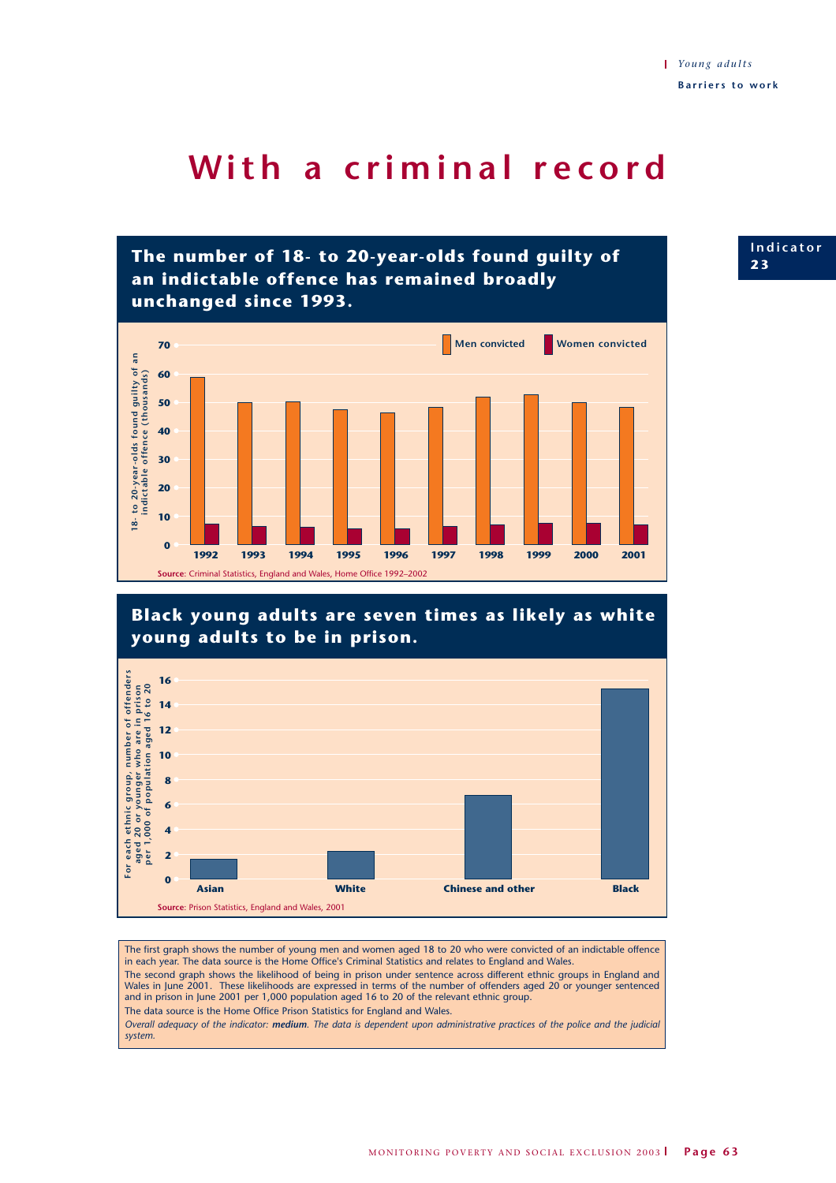# With a criminal record

Indicator 23

## The number of 18- to 20-year-olds found guilty of an indictable offence has remained broadly unchanged since 1993.

Men convicted | Women convicted

18- to 20-year-olds found guilty of an indictable offence (thousands)

**Source**: Criminal Statistics, England and Wales, Home Office 1992–2002

## Black young adults are seven times as likely as white young adults to be in prison.

For each ethnic group, number of offenders aged 20 or younger who are in prison per 1,000 of population aged 16 to 20

**Source**: Prison Statistics, England and Wales, 2001

The first graph shows the number of young men and women aged 18 to 20 who were convicted of an indictable offence in each year. The data source is the Home Office's Criminal Statistics and relates to England and Wales.

The second graph shows the likelihood of being in prison under sentence across different ethnic groups in England and Wales in June 2001. These likelihoods are expressed in terms of the number of offenders aged 20 or younger sentenced and in prison in June 2001 per 1,000 population aged 16 to 20 of the relevant ethnic group.

The data source is the Home Office Prison Statistics for England and Wales.

*Overall adequacy of the indicator:* ***medium****. The data is dependent upon administrative practices of the police and the judicial system.*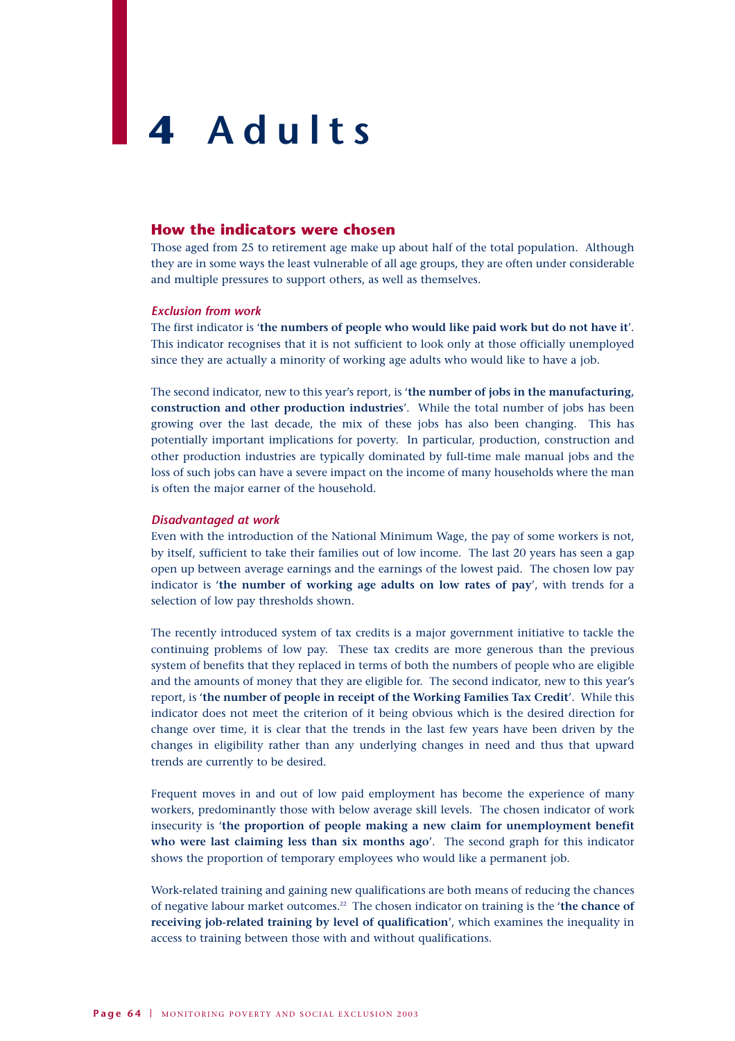# 4 Adults

## How the indicators were chosen

Those aged from 25 to retirement age make up about half of the total population. Although they are in some ways the least vulnerable of all age groups, they are often under considerable and multiple pressures to support others, as well as themselves.

### *Exclusion from work*

The first indicator is '**the numbers of people who would like paid work but do not have it**'. This indicator recognises that it is not sufficient to look only at those officially unemployed since they are actually a minority of working age adults who would like to have a job.

The second indicator, new to this year's report, is '**the number of jobs in the manufacturing, construction and other production industries**'. While the total number of jobs has been growing over the last decade, the mix of these jobs has also been changing. This has potentially important implications for poverty. In particular, production, construction and other production industries are typically dominated by full-time male manual jobs and the loss of such jobs can have a severe impact on the income of many households where the man is often the major earner of the household.

### *Disadvantaged at work*

Even with the introduction of the National Minimum Wage, the pay of some workers is not, by itself, sufficient to take their families out of low income. The last 20 years has seen a gap open up between average earnings and the earnings of the lowest paid. The chosen low pay indicator is '**the number of working age adults on low rates of pay**', with trends for a selection of low pay thresholds shown.

The recently introduced system of tax credits is a major government initiative to tackle the continuing problems of low pay. These tax credits are more generous than the previous system of benefits that they replaced in terms of both the numbers of people who are eligible and the amounts of money that they are eligible for. The second indicator, new to this year's report, is '**the number of people in receipt of the Working Families Tax Credit**'. While this indicator does not meet the criterion of it being obvious which is the desired direction for change over time, it is clear that the trends in the last few years have been driven by the changes in eligibility rather than any underlying changes in need and thus that upward trends are currently to be desired.

Frequent moves in and out of low paid employment has become the experience of many workers, predominantly those with below average skill levels. The chosen indicator of work insecurity is '**the proportion of people making a new claim for unemployment benefit who were last claiming less than six months ago**'. The second graph for this indicator shows the proportion of temporary employees who would like a permanent job.

Work-related training and gaining new qualifications are both means of reducing the chances of negative labour market outcomes.[22] The chosen indicator on training is the '**the chance of receiving job-related training by level of qualification**', which examines the inequality in access to training between those with and without qualifications.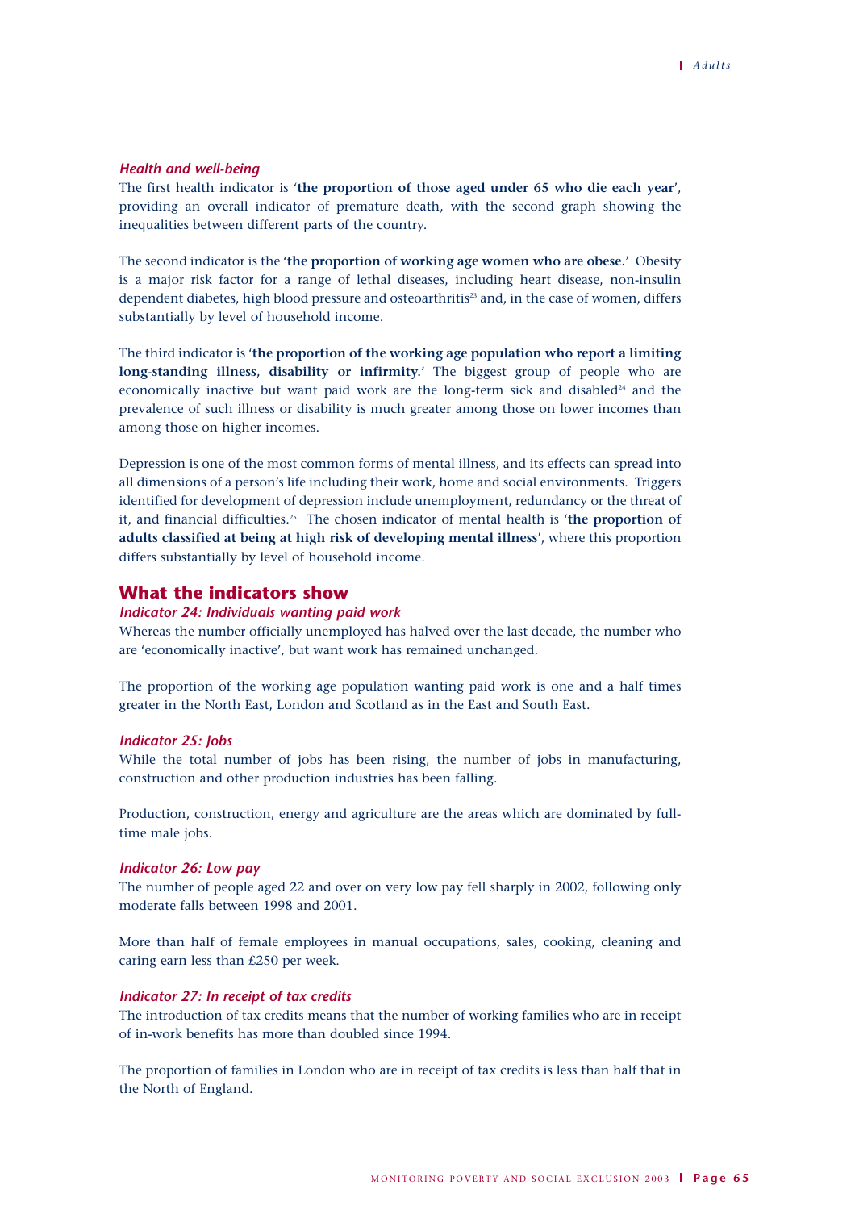### *Health and well-being*

The first health indicator is '**the proportion of those aged under 65 who die each year**', providing an overall indicator of premature death, with the second graph showing the inequalities between different parts of the country.

The second indicator is the '**the proportion of working age women who are obese.**' Obesity is a major risk factor for a range of lethal diseases, including heart disease, non-insulin dependent diabetes, high blood pressure and osteoarthritis[23] and, in the case of women, differs substantially by level of household income.

The third indicator is '**the proportion of the working age population who report a limiting long-standing illness, disability or infirmity.**' The biggest group of people who are economically inactive but want paid work are the long-term sick and disabled[24] and the prevalence of such illness or disability is much greater among those on lower incomes than among those on higher incomes.

Depression is one of the most common forms of mental illness, and its effects can spread into all dimensions of a person's life including their work, home and social environments. Triggers identified for development of depression include unemployment, redundancy or the threat of it, and financial difficulties.[25] The chosen indicator of mental health is '**the proportion of adults classified at being at high risk of developing mental illness**', where this proportion differs substantially by level of household income.

## What the indicators show

### *Indicator 24: Individuals wanting paid work*

Whereas the number officially unemployed has halved over the last decade, the number who are 'economically inactive', but want work has remained unchanged.

The proportion of the working age population wanting paid work is one and a half times greater in the North East, London and Scotland as in the East and South East.

### *Indicator 25: Jobs*

While the total number of jobs has been rising, the number of jobs in manufacturing, construction and other production industries has been falling.

Production, construction, energy and agriculture are the areas which are dominated by full-time male jobs.

### *Indicator 26: Low pay*

The number of people aged 22 and over on very low pay fell sharply in 2002, following only moderate falls between 1998 and 2001.

More than half of female employees in manual occupations, sales, cooking, cleaning and caring earn less than £250 per week.

### *Indicator 27: In receipt of tax credits*

The introduction of tax credits means that the number of working families who are in receipt of in-work benefits has more than doubled since 1994.

The proportion of families in London who are in receipt of tax credits is less than half that in the North of England.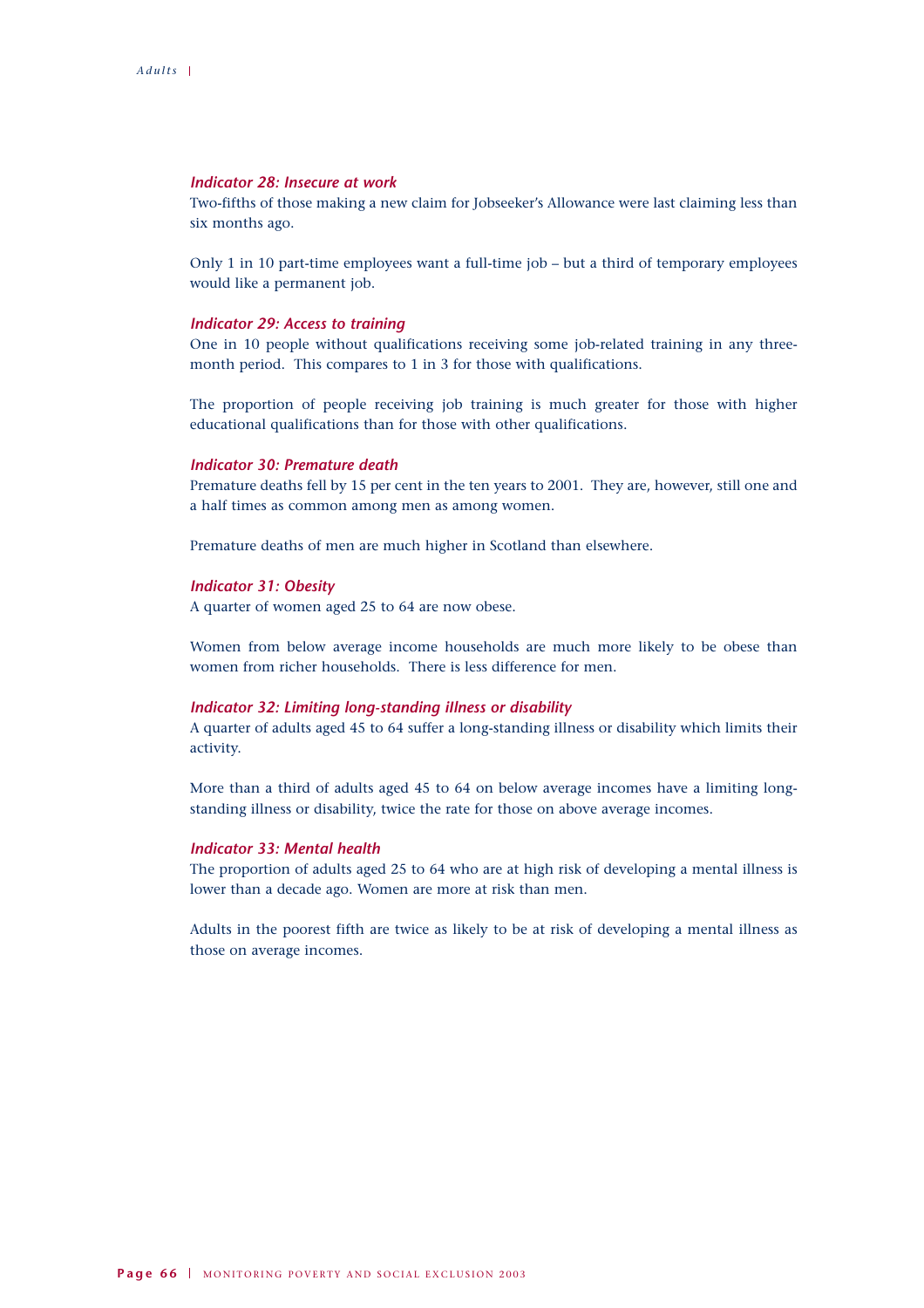### *Indicator 28: Insecure at work*

Two-fifths of those making a new claim for Jobseeker's Allowance were last claiming less than six months ago.

Only 1 in 10 part-time employees want a full-time job – but a third of temporary employees would like a permanent job.

### *Indicator 29: Access to training*

One in 10 people without qualifications receiving some job-related training in any three-month period. This compares to 1 in 3 for those with qualifications.

The proportion of people receiving job training is much greater for those with higher educational qualifications than for those with other qualifications.

### *Indicator 30: Premature death*

Premature deaths fell by 15 per cent in the ten years to 2001. They are, however, still one and a half times as common among men as among women.

Premature deaths of men are much higher in Scotland than elsewhere.

### *Indicator 31: Obesity*

A quarter of women aged 25 to 64 are now obese.

Women from below average income households are much more likely to be obese than women from richer households. There is less difference for men.

### *Indicator 32: Limiting long-standing illness or disability*

A quarter of adults aged 45 to 64 suffer a long-standing illness or disability which limits their activity.

More than a third of adults aged 45 to 64 on below average incomes have a limiting long-standing illness or disability, twice the rate for those on above average incomes.

### *Indicator 33: Mental health*

The proportion of adults aged 25 to 64 who are at high risk of developing a mental illness is lower than a decade ago. Women are more at risk than men.

Adults in the poorest fifth are twice as likely to be at risk of developing a mental illness as those on average incomes.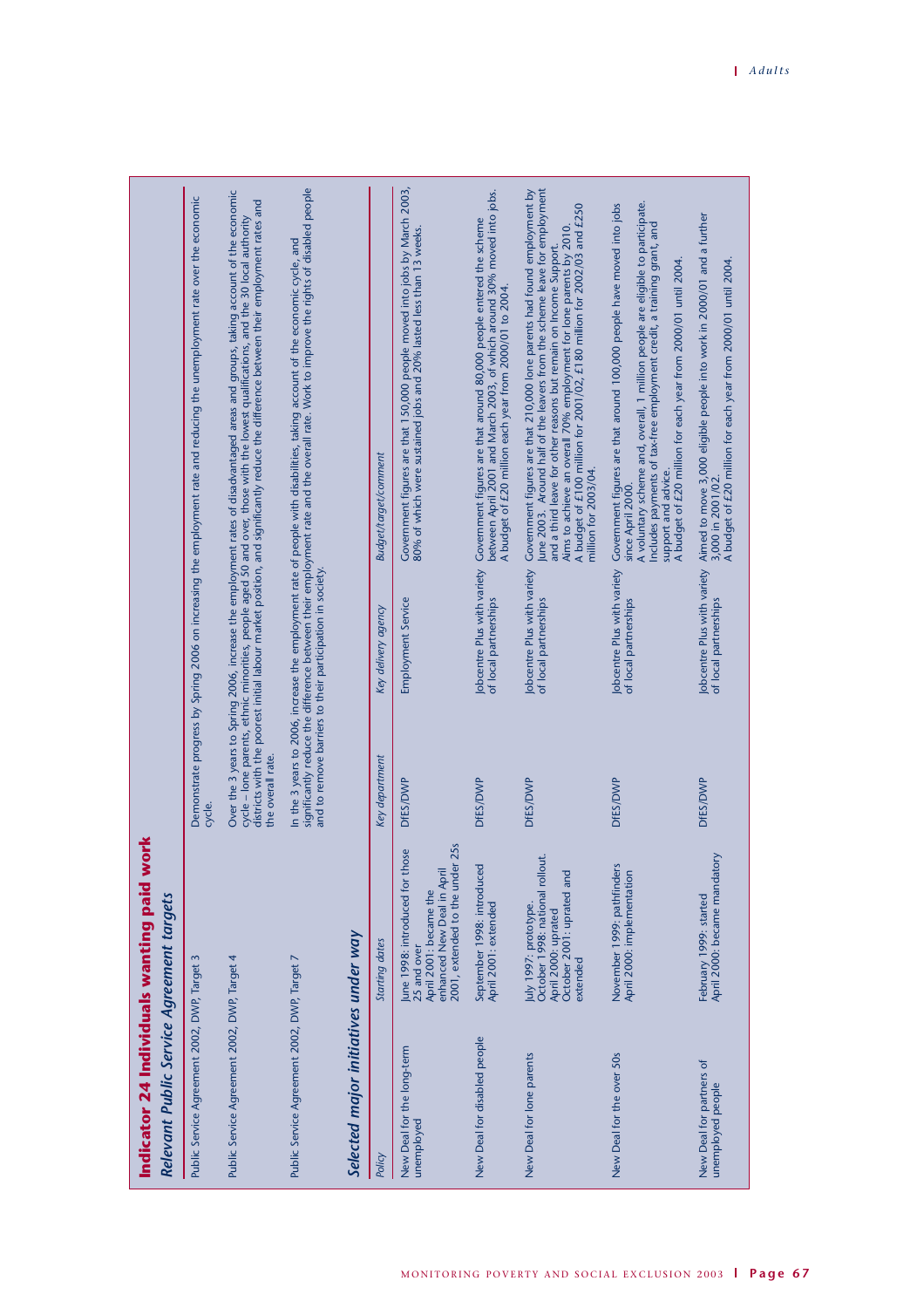# Indicator 24 Individuals wanting paid work

## Relevant Public Service Agreement targets

| | |
|---|---|
| Public Service Agreement 2002, DWP, Target 3 | Demonstrate progress by Spring 2006 on increasing the employment rate and reducing the unemployment rate over the economic cycle. |
| Public Service Agreement 2002, DWP, Target 4 | Over the 3 years to Spring 2006, increase the employment rates of disadvantaged areas and groups, taking account of the economic cycle – lone parents, ethnic minorities, people aged 50 and over, those with the lowest qualifications, and the 30 local authority districts with the poorest initial labour market position, and significantly reduce the difference between their employment rates and the overall rate. |
| Public Service Agreement 2002, DWP, Target 7 | In the 3 years to 2006, increase the employment rate of people with disabilities, taking account of the economic cycle, and significantly reduce the difference between their employment rate and the overall rate. Work to improve the rights of disabled people and to remove barriers to their participation in society. |

## Selected major initiatives under way

| *Policy* | *Starting dates* | *Key department* | *Key delivery agency* | *Budget/target/comment* |
|---|---|---|---|---|
| New Deal for the long-term unemployed | June 1998: introduced for those 25 and over<br>April 2001: became the enhanced New Deal in April 2001, extended to the under 25s | DfES/DWP | Employment Service | Government figures are that 150,000 people moved into jobs by March 2003, 80% of which were sustained jobs and 20% lasted less than 13 weeks. |
| New Deal for disabled people | September 1998: introduced<br>April 2001: extended | DfES/DWP | Jobcentre Plus with variety of local partnerships | Government figures are that around 80,000 people entered the scheme between April 2001 and March 2003, of which around 30% moved into jobs.<br>A budget of £20 million each year from 2000/01 to 2004. |
| New Deal for lone parents | July 1997: prototype.<br>October 1998: national rollout.<br>April 2000: uprated<br>October 2001: uprated and extended | DfES/DWP | Jobcentre Plus with variety of local partnerships | Government figures are that 210,000 lone parents had found employment by June 2003. Around half of the leavers from the scheme leave for employment and a third leave for other reasons but remain on Income Support.<br>Aims to achieve an overall 70% employment for lone parents by 2010.<br>A budget of £100 million for 2001/02, £180 million for 2002/03 and £250 million for 2003/04. |
| New Deal for the over 50s | November 1999: pathfinders<br>April 2000: implementation | DfES/DWP | Jobcentre Plus with variety of local partnerships | Government figures are that around 100,000 people have moved into jobs since April 2000.<br>A voluntary scheme and, overall, 1 million people are eligible to participate. Includes payments of tax-free employment credit, a training grant, and support and advice.<br>A budget of £20 million for each year from 2000/01 until 2004. |
| New Deal for partners of unemployed people | February 1999: started<br>April 2000: became mandatory | DfES/DWP | Jobcentre Plus with variety of local partnerships | Aimed to move 3,000 eligible people into work in 2000/01 and a further 3,000 in 2001/02.<br>A budget of £20 million for each year from 2000/01 until 2004. |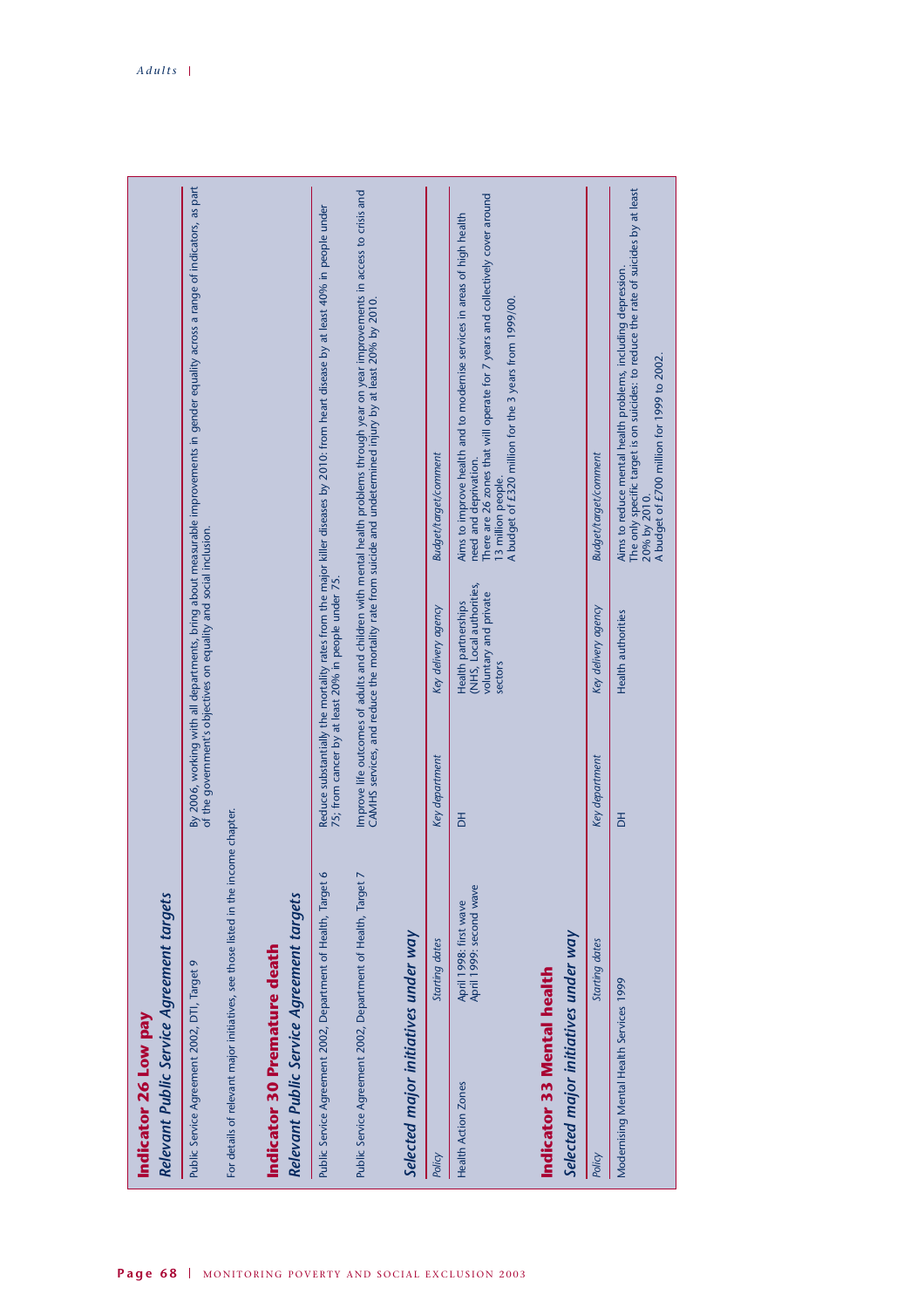## Indicator 26 Low pay

### *Relevant Public Service Agreement targets*

| | |
|---|---|
| Public Service Agreement 2002, DTI, Target 9 | By 2006, working with all departments, bring about measurable improvements in gender equality across a range of indicators, as part of the government's objectives on equality and social inclusion. |

For details of relevant major initiatives, see those listed in the income chapter.

## Indicator 30 Premature death

### *Relevant Public Service Agreement targets*

| | |
|---|---|
| Public Service Agreement 2002, Department of Health, Target 6 | Reduce substantially the mortality rates from the major killer diseases by 2010: from heart disease by at least 40% in people under 75; from cancer by at least 20% in people under 75. |
| Public Service Agreement 2002, Department of Health, Target 7 | Improve life outcomes of adults and children with mental health problems through year on year improvements in access to crisis and CAMHS services, and reduce the mortality rate from suicide and undetermined injury by at least 20% by 2010. |

### *Selected major initiatives under way*

| *Policy* | *Starting dates* | *Key department* | *Key delivery agency* | *Budget/target/comment* |
|---|---|---|---|---|
| Health Action Zones | April 1998: first wave<br>April 1999: second wave | DH | Health partnerships (NHS, Local authorities, voluntary and private sectors | Aims to improve health and to modernise services in areas of high health need and deprivation.<br>There are 26 zones that will operate for 7 years and collectively cover around 13 million people.<br>A budget of £320 million for the 3 years from 1999/00. |

## Indicator 33 Mental health

### *Selected major initiatives under way*

| *Policy* | *Starting dates* | *Key department* | *Key delivery agency* | *Budget/target/comment* |
|---|---|---|---|---|
| Modernising Mental Health Services 1999 | | DH | Health authorities | Aims to reduce mental health problems, including depression.<br>The only specific target is on suicides: to reduce the rate of suicides by at least 20% by 2010.<br>A budget of £700 million for 1999 to 2002. |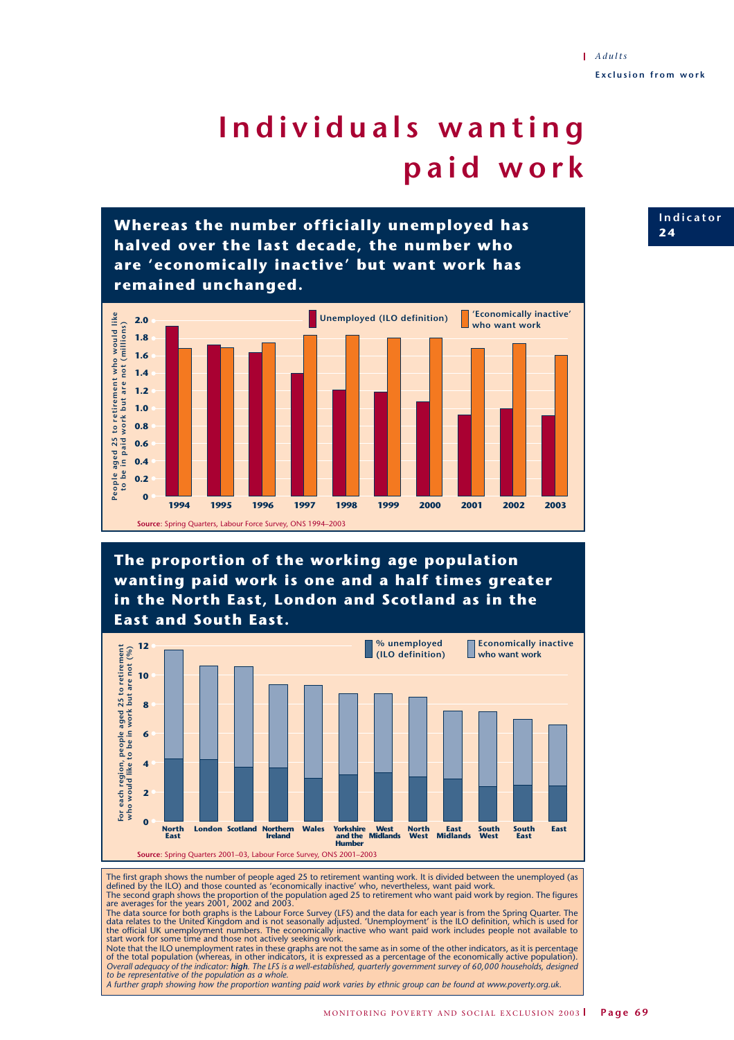# Individuals wanting paid work

Indicator 24

## Whereas the number officially unemployed has halved over the last decade, the number who are 'economically inactive' but want work has remained unchanged.

People aged 25 to retirement who would like to be in paid work but are not (millions)

Unemployed (ILO definition) | 'Economically inactive' who want work

Source: Spring Quarters, Labour Force Survey, ONS 1994–2003

## The proportion of the working age population wanting paid work is one and a half times greater in the North East, London and Scotland as in the East and South East.

For each region, people aged 25 to retirement who would like to be in work but are not (%)

% unemployed (ILO definition) | Economically inactive who want work

Source: Spring Quarters 2001–03, Labour Force Survey, ONS 2001–2003

The first graph shows the number of people aged 25 to retirement wanting work. It is divided between the unemployed (as defined by the ILO) and those counted as 'economically inactive' who, nevertheless, want paid work.
The second graph shows the proportion of the population aged 25 to retirement who want paid work by region. The figures are averages for the years 2001, 2002 and 2003.
The data source for both graphs is the Labour Force Survey (LFS) and the data for each year is from the Spring Quarter. The data relates to the United Kingdom and is not seasonally adjusted. 'Unemployment' is the ILO definition, which is used for the official UK unemployment numbers. The economically inactive who want paid work includes people not available to start work for some time and those not actively seeking work.
Note that the ILO unemployment rates in these graphs are not the same as in some of the other indicators, as it is percentage of the total population (whereas, in other indicators, it is expressed as a percentage of the economically active population).
*Overall adequacy of the indicator: **high**. The LFS is a well-established, quarterly government survey of 60,000 households, designed to be representative of the population as a whole.*
*A further graph showing how the proportion wanting paid work varies by ethnic group can be found at www.poverty.org.uk.*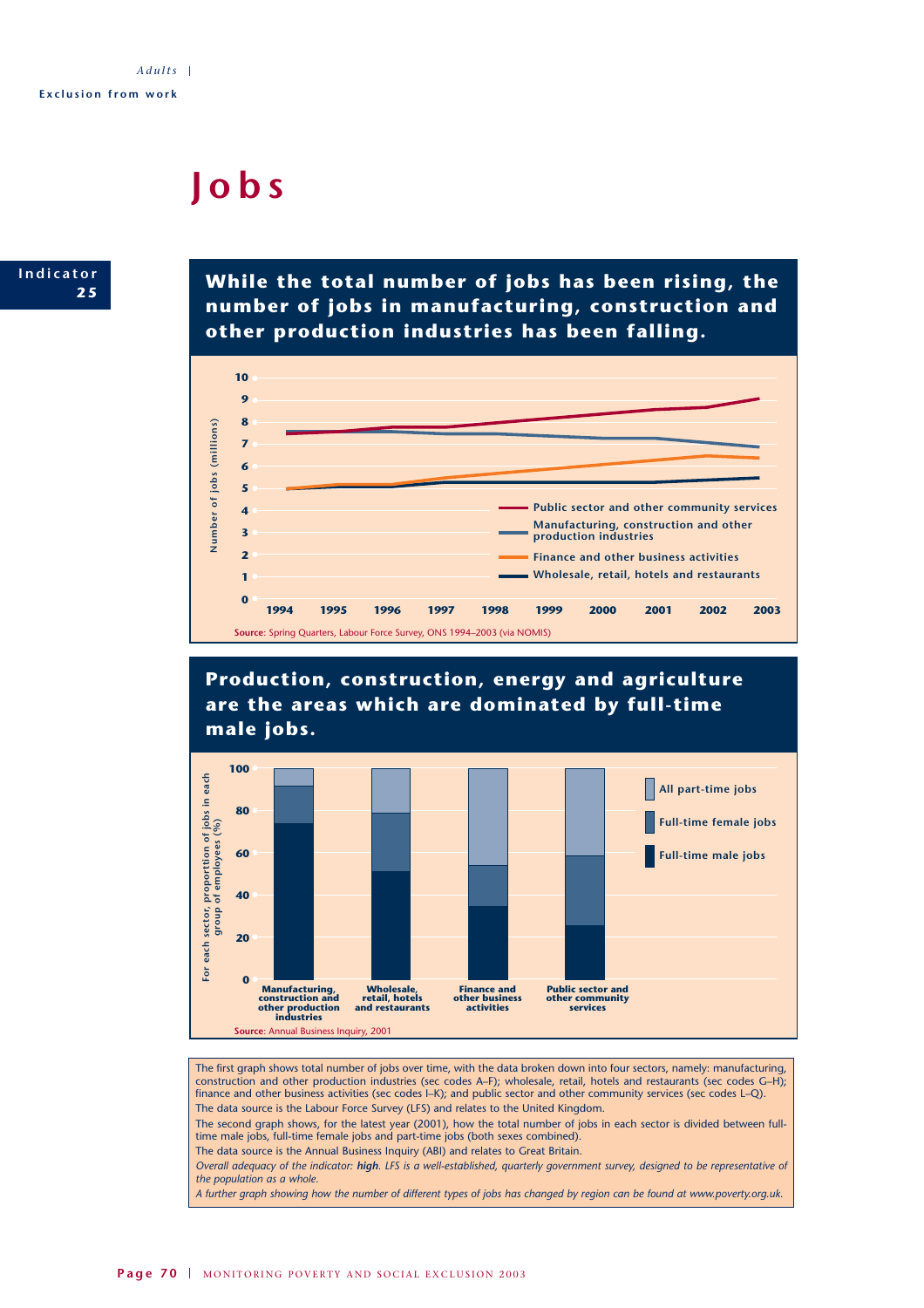# Jobs

**Indicator 25**

## While the total number of jobs has been rising, the number of jobs in manufacturing, construction and other production industries has been falling.

Number of jobs (millions)

- Public sector and other community services
- Manufacturing, construction and other production industries
- Finance and other business activities
- Wholesale, retail, hotels and restaurants

**Source**: Spring Quarters, Labour Force Survey, ONS 1994–2003 (via NOMIS)

## Production, construction, energy and agriculture are the areas which are dominated by full-time male jobs.

For each sector, proportion of jobs in each group of employees (%)

- All part-time jobs
- Full-time female jobs
- Full-time male jobs

Sectors: Manufacturing, construction and other production industries; Wholesale, retail, hotels and restaurants; Finance and other business activities; Public sector and other community services

**Source**: Annual Business Inquiry, 2001

The first graph shows total number of jobs over time, with the data broken down into four sectors, namely: manufacturing, construction and other production industries (sec codes A–F); wholesale, retail, hotels and restaurants (sec codes G–H); finance and other business activities (sec codes I–K); and public sector and other community services (sec codes L–Q).

The data source is the Labour Force Survey (LFS) and relates to the United Kingdom.

The second graph shows, for the latest year (2001), how the total number of jobs in each sector is divided between full-time male jobs, full-time female jobs and part-time jobs (both sexes combined).

The data source is the Annual Business Inquiry (ABI) and relates to Great Britain.

*Overall adequacy of the indicator: **high**. LFS is a well-established, quarterly government survey, designed to be representative of the population as a whole.*

*A further graph showing how the number of different types of jobs has changed by region can be found at www.poverty.org.uk.*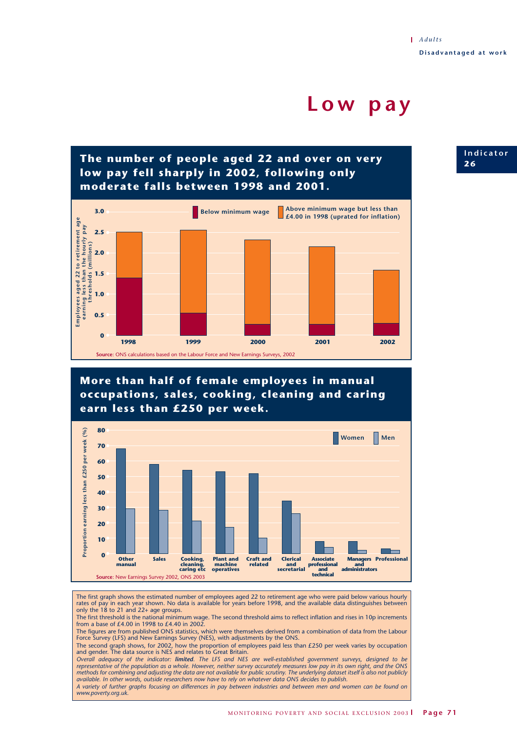Adults

**Disadvantaged at work**

# Low pay

**Indicator 26**

## The number of people aged 22 and over on very low pay fell sharply in 2002, following only moderate falls between 1998 and 2001.

Employees aged 22 to retirement age earning less than the hourly pay thresholds (millions)

| Year | Below minimum wage | Above minimum wage but less than £4.00 in 1998 (uprated for inflation) |
|---|---|---|
| 1998 | 1.4 | 1.1 |
| 1999 | 0.55 | 2.0 |
| 2000 | 0.27 | 2.05 |
| 2001 | 0.27 | 1.88 |
| 2002 | 0.3 | 1.28 |

**Source**: ONS calculations based on the Labour Force and New Earnings Surveys, 2002

## More than half of female employees in manual occupations, sales, cooking, cleaning and caring earn less than £250 per week.

Proportion earning less than £250 per week (%)

| Occupation | Women | Men |
|---|---|---|
| Other manual | 68 | 29 |
| Sales | 58 | 28 |
| Cooking, cleaning, caring etc | 54 | 21 |
| Plant and machine operatives | 53 | 17 |
| Craft and related | 52 | 10 |
| Clerical and secretarial | 34 | 26 |
| Associate professional and technical | 8 | 4 |
| Managers and administrators | 8 | 2 |
| Professional | 3 | 2 |

**Source**: New Earnings Survey 2002, ONS 2003

The first graph shows the estimated number of employees aged 22 to retirement age who were paid below various hourly rates of pay in each year shown. No data is available for years before 1998, and the available data distinguishes between only the 18 to 21 and 22+ age groups.

The first threshold is the national minimum wage. The second threshold aims to reflect inflation and rises in 10p increments from a base of £4.00 in 1998 to £4.40 in 2002.

The figures are from published ONS statistics, which were themselves derived from a combination of data from the Labour Force Survey (LFS) and New Earnings Survey (NES), with adjustments by the ONS.

The second graph shows, for 2002, how the proportion of employees paid less than £250 per week varies by occupation and gender. The data source is NES and relates to Great Britain.

*Overall adequacy of the indicator: **limited**. The LFS and NES are well-established government surveys, designed to be representative of the population as a whole. However, neither survey accurately measures low pay in its own right, and the ONS methods for combining and adjusting the data are not available for public scrutiny. The underlying dataset itself is also not publicly available. In other words, outside researchers now have to rely on whatever data ONS decides to publish.*

*A variety of further graphs focusing on differences in pay between industries and between men and women can be found on www.poverty.org.uk.*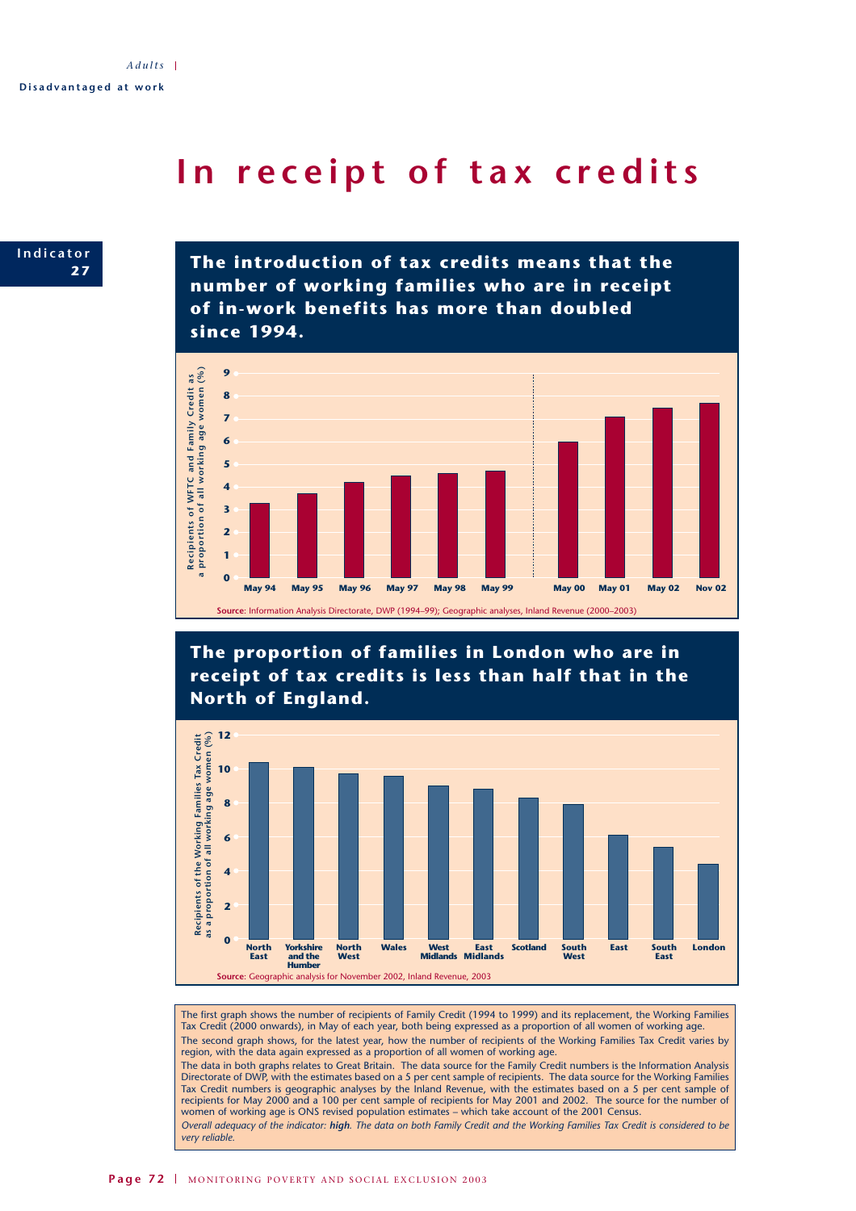# In receipt of tax credits

**Indicator 27**

## The introduction of tax credits means that the number of working families who are in receipt of in-work benefits has more than doubled since 1994.

Recipients of WFTC and Family Credit as a proportion of all working age women (%)

May 94, May 95, May 96, May 97, May 98, May 99, May 00, May 01, May 02, Nov 02

**Source**: Information Analysis Directorate, DWP (1994–99); Geographic analyses, Inland Revenue (2000–2003)

## The proportion of families in London who are in receipt of tax credits is less than half that in the North of England.

Recipients of the Working Families Tax Credit as a proportion of all working age women (%)

North East, Yorkshire and the Humber, North West, Wales, West Midlands, East Midlands, Scotland, South West, East, South East, London

**Source**: Geographic analysis for November 2002, Inland Revenue, 2003

The first graph shows the number of recipients of Family Credit (1994 to 1999) and its replacement, the Working Families Tax Credit (2000 onwards), in May of each year, both being expressed as a proportion of all women of working age.

The second graph shows, for the latest year, how the number of recipients of the Working Families Tax Credit varies by region, with the data again expressed as a proportion of all women of working age.

The data in both graphs relates to Great Britain. The data source for the Family Credit numbers is the Information Analysis Directorate of DWP, with the estimates based on a 5 per cent sample of recipients. The data source for the Working Families Tax Credit numbers is geographic analyses by the Inland Revenue, with the estimates based on a 5 per cent sample of recipients for May 2000 and a 100 per cent sample of recipients for May 2001 and 2002. The source for the number of women of working age is ONS revised population estimates – which take account of the 2001 Census.

*Overall adequacy of the indicator: **high**. The data on both Family Credit and the Working Families Tax Credit is considered to be very reliable.*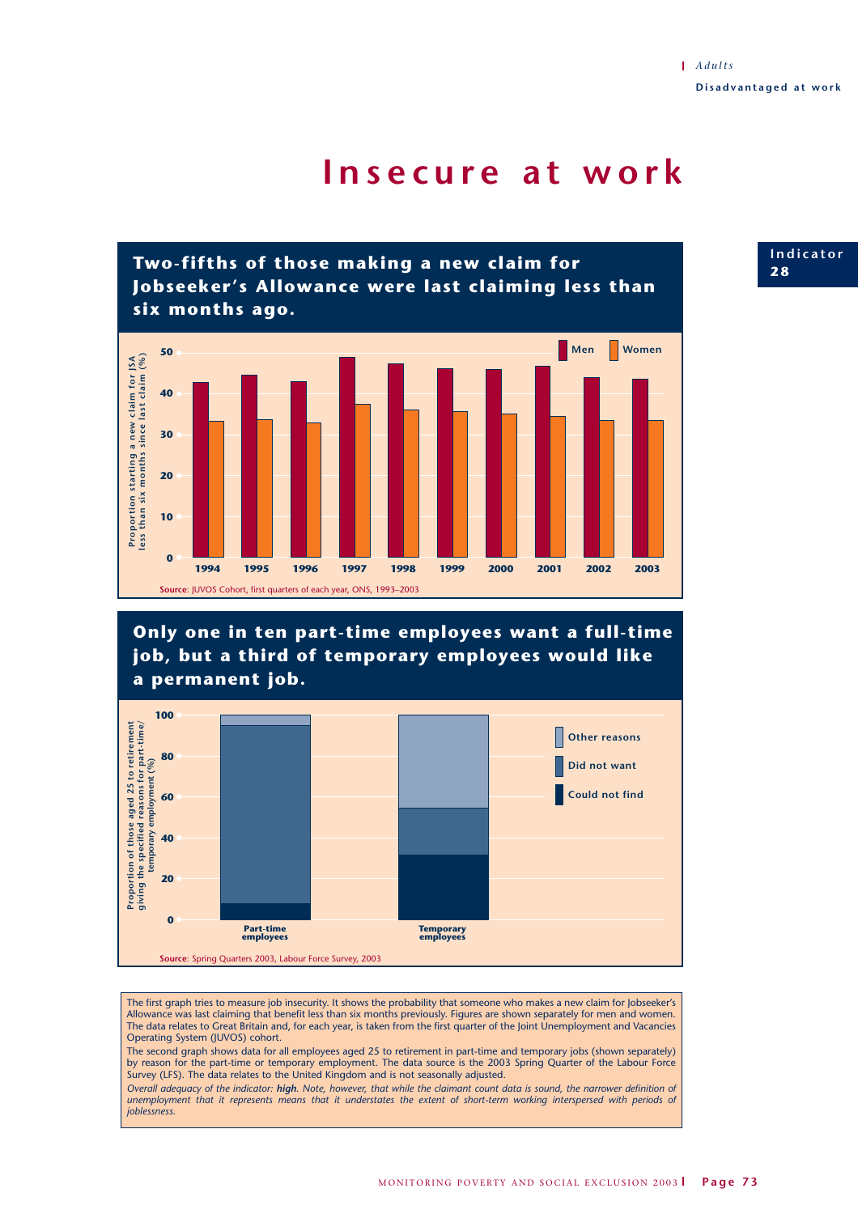# Insecure at work

Indicator 28

## Two-fifths of those making a new claim for Jobseeker's Allowance were last claiming less than six months ago.

Proportion starting a new claim for JSA less than six months since last claim (%)

Men / Women

1994 1995 1996 1997 1998 1999 2000 2001 2002 2003

**Source**: JUVOS Cohort, first quarters of each year, ONS, 1993–2003

## Only one in ten part-time employees want a full-time job, but a third of temporary employees would like a permanent job.

Proportion of those aged 25 to retirement giving the specified reasons for part-time/temporary employment (%)

Other reasons / Did not want / Could not find

Part-time employees / Temporary employees

**Source**: Spring Quarters 2003, Labour Force Survey, 2003

The first graph tries to measure job insecurity. It shows the probability that someone who makes a new claim for Jobseeker's Allowance was last claiming that benefit less than six months previously. Figures are shown separately for men and women. The data relates to Great Britain and, for each year, is taken from the first quarter of the Joint Unemployment and Vacancies Operating System (JUVOS) cohort.

The second graph shows data for all employees aged 25 to retirement in part-time and temporary jobs (shown separately) by reason for the part-time or temporary employment. The data source is the 2003 Spring Quarter of the Labour Force Survey (LFS). The data relates to the United Kingdom and is not seasonally adjusted.

*Overall adequacy of the indicator:* ***high****. Note, however, that while the claimant count data is sound, the narrower definition of unemployment that it represents means that it understates the extent of short-term working interspersed with periods of joblessness.*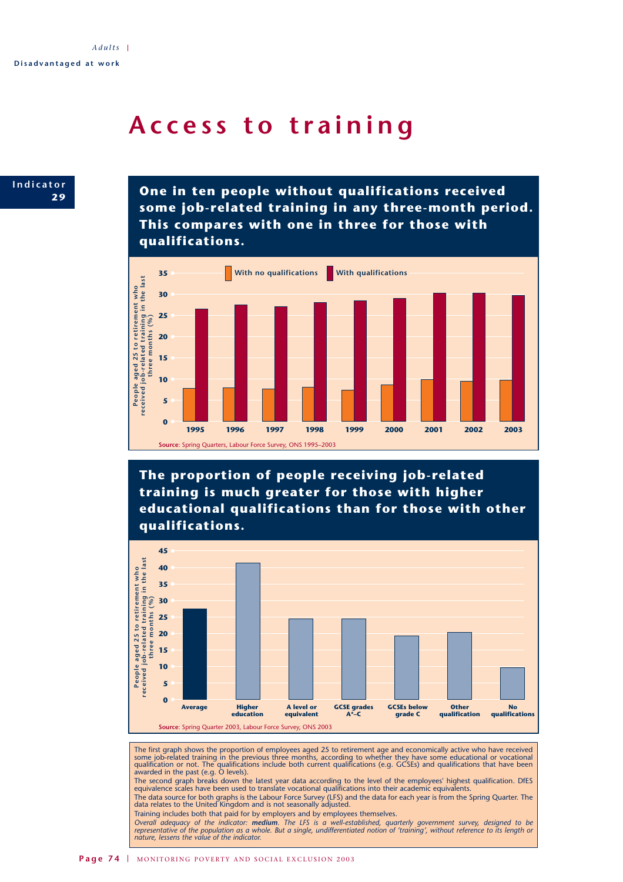# Access to training

**Indicator 29**

## One in ten people without qualifications received some job-related training in any three-month period. This compares with one in three for those with qualifications.

People aged 25 to retirement who received job-related training in the last three months (%)

With no qualifications | With qualifications

1995 1996 1997 1998 1999 2000 2001 2002 2003

**Source**: Spring Quarters, Labour Force Survey, ONS 1995–2003

## The proportion of people receiving job-related training is much greater for those with higher educational qualifications than for those with other qualifications.

People aged 25 to retirement who received job-related training in the last three months (%)

Average | Higher education | A level or equivalent | GCSE grades A*–C | GCSEs below grade C | Other qualification | No qualifications

**Source**: Spring Quarter 2003, Labour Force Survey, ONS 2003

The first graph shows the proportion of employees aged 25 to retirement age and economically active who have received some job-related training in the previous three months, according to whether they have some educational or vocational qualification or not. The qualifications include both current qualifications (e.g. GCSEs) and qualifications that have been awarded in the past (e.g. O levels).

The second graph breaks down the latest year data according to the level of the employees' highest qualification. DfES equivalence scales have been used to translate vocational qualifications into their academic equivalents.

The data source for both graphs is the Labour Force Survey (LFS) and the data for each year is from the Spring Quarter. The data relates to the United Kingdom and is not seasonally adjusted.

Training includes both that paid for by employers and by employees themselves.

*Overall adequacy of the indicator: **medium**. The LFS is a well-established, quarterly government survey, designed to be representative of the population as a whole. But a single, undifferentiated notion of 'training', without reference to its length or nature, lessens the value of the indicator.*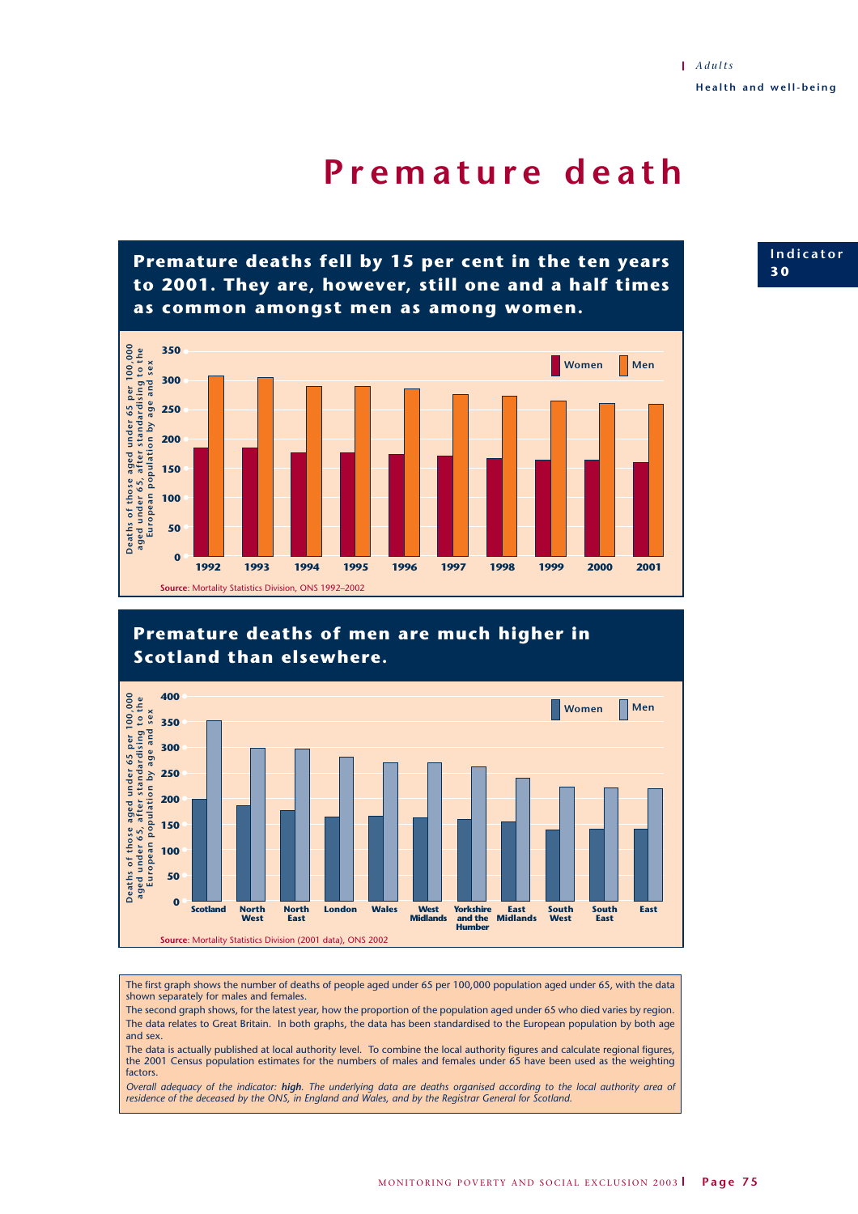# Premature death

Indicator 30

## Premature deaths fell by 15 per cent in the ten years to 2001. They are, however, still one and a half times as common amongst men as among women.

Deaths of those aged under 65 per 100,000 aged under 65, after standardising to the European population by age and sex

Women | Men

1992 1993 1994 1995 1996 1997 1998 1999 2000 2001

**Source**: Mortality Statistics Division, ONS 1992–2002

## Premature deaths of men are much higher in Scotland than elsewhere.

Deaths of those aged under 65 per 100,000 aged under 65, after standardising to the European population by age and sex

Women | Men

Scotland, North West, North East, London, Wales, West Midlands, Yorkshire and the Humber, East Midlands, South West, South East, East

**Source**: Mortality Statistics Division (2001 data), ONS 2002

The first graph shows the number of deaths of people aged under 65 per 100,000 population aged under 65, with the data shown separately for males and females.

The second graph shows, for the latest year, how the proportion of the population aged under 65 who died varies by region.

The data relates to Great Britain. In both graphs, the data has been standardised to the European population by both age and sex.

The data is actually published at local authority level. To combine the local authority figures and calculate regional figures, the 2001 Census population estimates for the numbers of males and females under 65 have been used as the weighting factors.

*Overall adequacy of the indicator: **high**. The underlying data are deaths organised according to the local authority area of residence of the deceased by the ONS, in England and Wales, and by the Registrar General for Scotland.*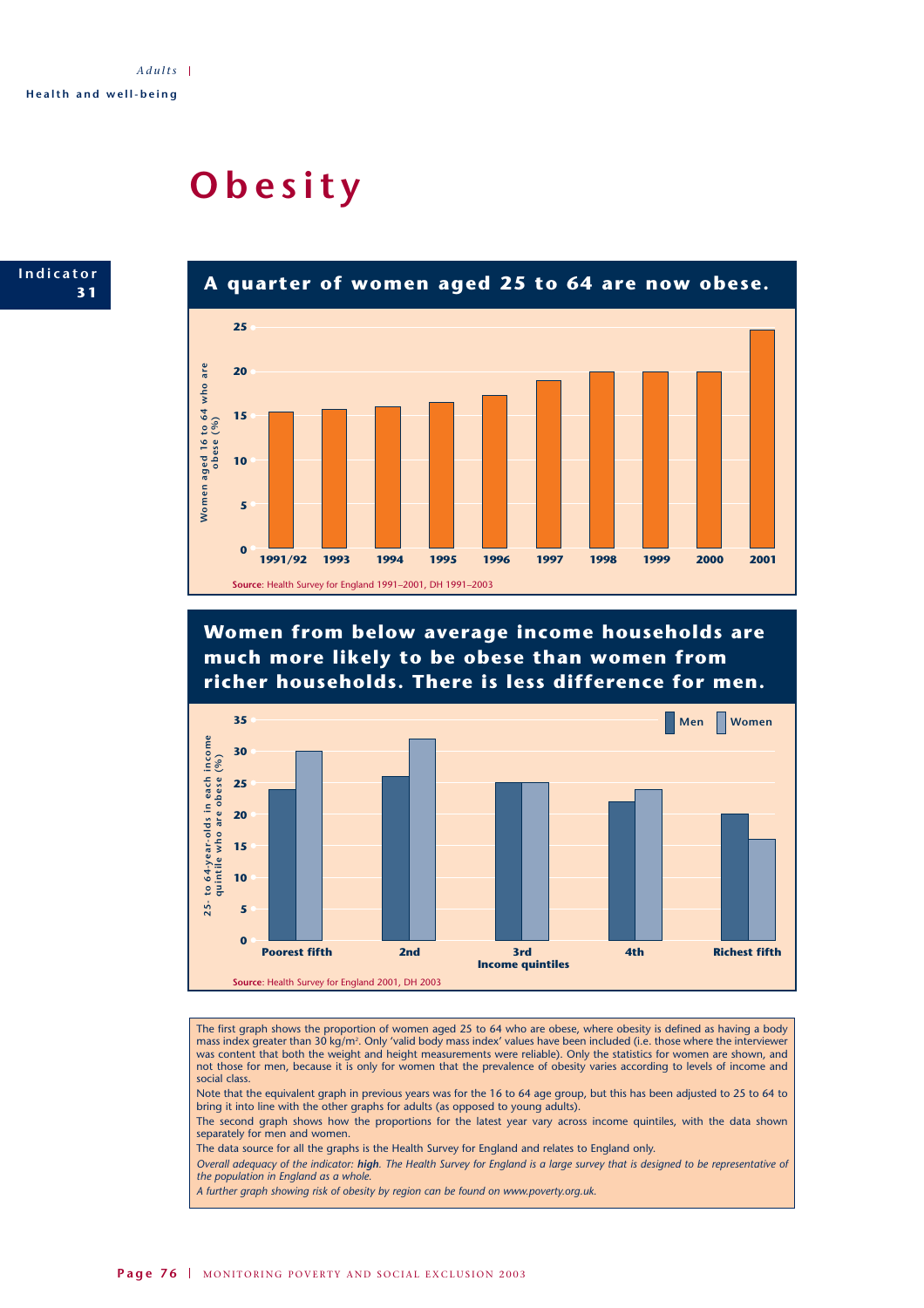# Obesity

**Indicator 31**

## A quarter of women aged 25 to 64 are now obese.

| Year | Women aged 16 to 64 who are obese (%) |
|---|---|
| 1991/92 | 15.5 |
| 1993 | 15.7 |
| 1994 | 16 |
| 1995 | 16.5 |
| 1996 | 17.3 |
| 1997 | 19 |
| 1998 | 20 |
| 1999 | 20 |
| 2000 | 20 |
| 2001 | 24.7 |

**Source**: Health Survey for England 1991–2001, DH 1991–2003

## Women from below average income households are much more likely to be obese than women from richer households. There is less difference for men.

25- to 64-year-olds in each income quintile who are obese (%)

| Income quintiles | Men | Women |
|---|---|---|
| Poorest fifth | 24 | 30 |
| 2nd | 26 | 32 |
| 3rd | 25 | 25 |
| 4th | 22 | 24 |
| Richest fifth | 20 | 16 |

**Source**: Health Survey for England 2001, DH 2003

The first graph shows the proportion of women aged 25 to 64 who are obese, where obesity is defined as having a body mass index greater than 30 kg/m$^2$. Only 'valid body mass index' values have been included (i.e. those where the interviewer was content that both the weight and height measurements were reliable). Only the statistics for women are shown, and not those for men, because it is only for women that the prevalence of obesity varies according to levels of income and social class.

Note that the equivalent graph in previous years was for the 16 to 64 age group, but this has been adjusted to 25 to 64 to bring it into line with the other graphs for adults (as opposed to young adults).

The second graph shows how the proportions for the latest year vary across income quintiles, with the data shown separately for men and women.

The data source for all the graphs is the Health Survey for England and relates to England only.

*Overall adequacy of the indicator: **high**. The Health Survey for England is a large survey that is designed to be representative of the population in England as a whole.*

*A further graph showing risk of obesity by region can be found on www.poverty.org.uk.*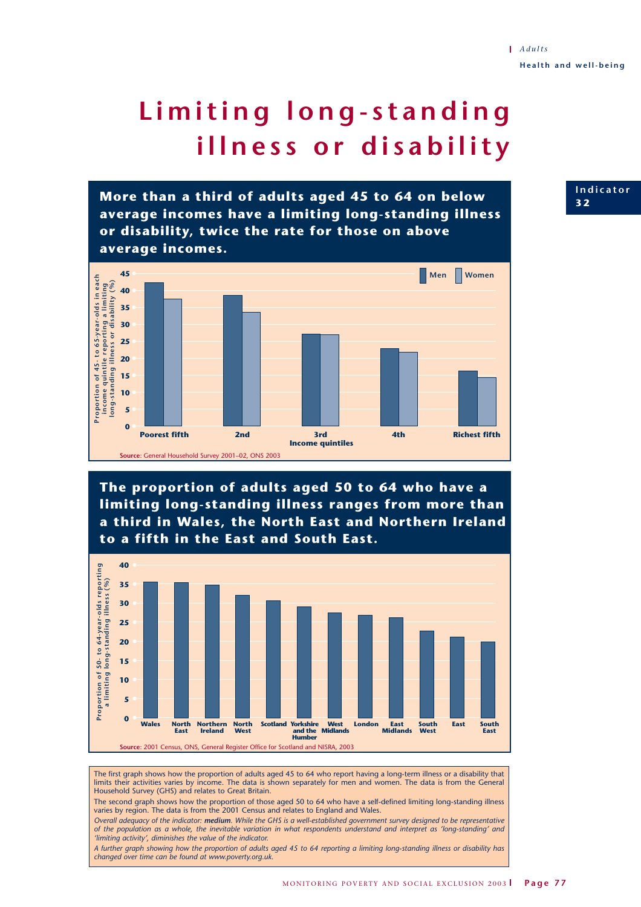# Limiting long-standing illness or disability

Indicator 32

## More than a third of adults aged 45 to 64 on below average incomes have a limiting long-standing illness or disability, twice the rate for those on above average incomes.

Source: General Household Survey 2001–02, ONS 2003

## The proportion of adults aged 50 to 64 who have a limiting long-standing illness ranges from more than a third in Wales, the North East and Northern Ireland to a fifth in the East and South East.

Source: 2001 Census, ONS, General Register Office for Scotland and NISRA, 2003

The first graph shows how the proportion of adults aged 45 to 64 who report having a long-term illness or a disability that limits their activities varies by income. The data is shown separately for men and women. The data is from the General Household Survey (GHS) and relates to Great Britain.

The second graph shows how the proportion of those aged 50 to 64 who have a self-defined limiting long-standing illness varies by region. The data is from the 2001 Census and relates to England and Wales.

*Overall adequacy of the indicator: **medium**. While the GHS is a well-established government survey designed to be representative of the population as a whole, the inevitable variation in what respondents understand and interpret as 'long-standing' and 'limiting activity', diminishes the value of the indicator.*

*A further graph showing how the proportion of adults aged 45 to 64 reporting a limiting long-standing illness or disability has changed over time can be found at www.poverty.org.uk.*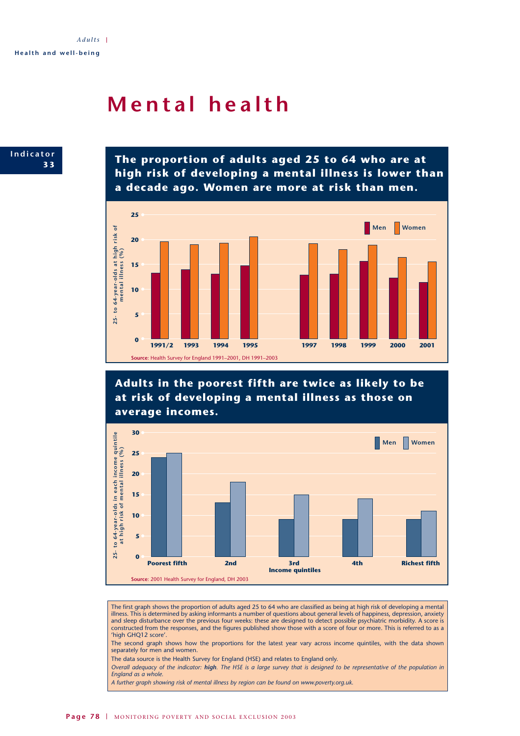# Mental health

**Indicator 33**

## The proportion of adults aged 25 to 64 who are at high risk of developing a mental illness is lower than a decade ago. Women are more at risk than men.

25- to 64-year-olds at high risk of mental illness (%)

| | Men | Women |
|---|---|---|
| 1991/2 | 13 | 19.5 |
| 1993 | 14 | 19 |
| 1994 | 13 | 19 |
| 1995 | 14.5 | 20.5 |
| 1997 | 13 | 19 |
| 1998 | 13 | 18 |
| 1999 | 15.5 | 19 |
| 2000 | 12 | 16 |
| 2001 | 11 | 15.5 |

**Source**: Health Survey for England 1991–2001, DH 1991–2003

## Adults in the poorest fifth are twice as likely to be at risk of developing a mental illness as those on average incomes.

25- to 64-year-olds in each income quintile at high risk of mental illness (%)

| Income quintiles | Men | Women |
|---|---|---|
| Poorest fifth | 24 | 25 |
| 2nd | 13 | 18 |
| 3rd | 9 | 15 |
| 4th | 9 | 14 |
| Richest fifth | 9 | 11 |

**Source**: 2001 Health Survey for England, DH 2003

The first graph shows the proportion of adults aged 25 to 64 who are classified as being at high risk of developing a mental illness. This is determined by asking informants a number of questions about general levels of happiness, depression, anxiety and sleep disturbance over the previous four weeks: these are designed to detect possible psychiatric morbidity. A score is constructed from the responses, and the figures published show those with a score of four or more. This is referred to as a 'high GHQ12 score'.

The second graph shows how the proportions for the latest year vary across income quintiles, with the data shown separately for men and women.

The data source is the Health Survey for England (HSE) and relates to England only.

*Overall adequacy of the indicator: **high**. The HSE is a large survey that is designed to be representative of the population in England as a whole.*

*A further graph showing risk of mental illness by region can be found on www.poverty.org.uk.*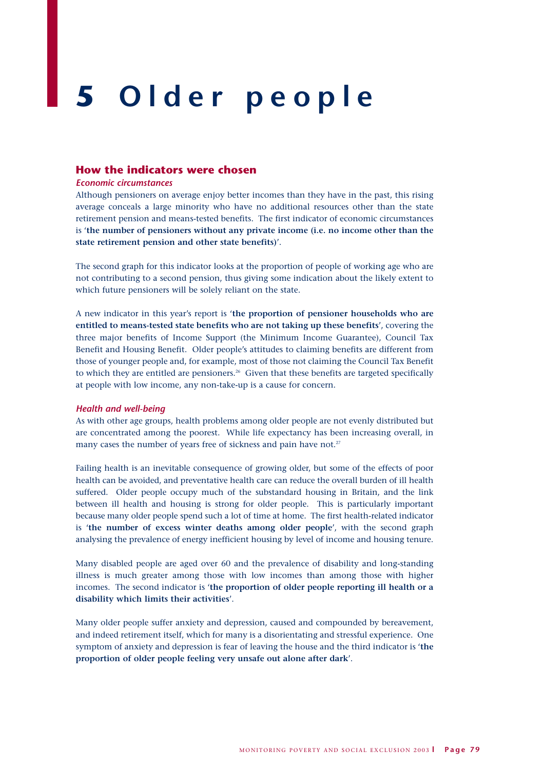# 5 Older people

## How the indicators were chosen

### *Economic circumstances*

Although pensioners on average enjoy better incomes than they have in the past, this rising average conceals a large minority who have no additional resources other than the state retirement pension and means-tested benefits. The first indicator of economic circumstances is '**the number of pensioners without any private income (i.e. no income other than the state retirement pension and other state benefits)**'.

The second graph for this indicator looks at the proportion of people of working age who are not contributing to a second pension, thus giving some indication about the likely extent to which future pensioners will be solely reliant on the state.

A new indicator in this year's report is '**the proportion of pensioner households who are entitled to means-tested state benefits who are not taking up these benefits**', covering the three major benefits of Income Support (the Minimum Income Guarantee), Council Tax Benefit and Housing Benefit. Older people's attitudes to claiming benefits are different from those of younger people and, for example, most of those not claiming the Council Tax Benefit to which they are entitled are pensioners.[26] Given that these benefits are targeted specifically at people with low income, any non-take-up is a cause for concern.

### *Health and well-being*

As with other age groups, health problems among older people are not evenly distributed but are concentrated among the poorest. While life expectancy has been increasing overall, in many cases the number of years free of sickness and pain have not.[27]

Failing health is an inevitable consequence of growing older, but some of the effects of poor health can be avoided, and preventative health care can reduce the overall burden of ill health suffered. Older people occupy much of the substandard housing in Britain, and the link between ill health and housing is strong for older people. This is particularly important because many older people spend such a lot of time at home. The first health-related indicator is '**the number of excess winter deaths among older people**', with the second graph analysing the prevalence of energy inefficient housing by level of income and housing tenure.

Many disabled people are aged over 60 and the prevalence of disability and long-standing illness is much greater among those with low incomes than among those with higher incomes. The second indicator is '**the proportion of older people reporting ill health or a disability which limits their activities**'.

Many older people suffer anxiety and depression, caused and compounded by bereavement, and indeed retirement itself, which for many is a disorientating and stressful experience. One symptom of anxiety and depression is fear of leaving the house and the third indicator is '**the proportion of older people feeling very unsafe out alone after dark**'.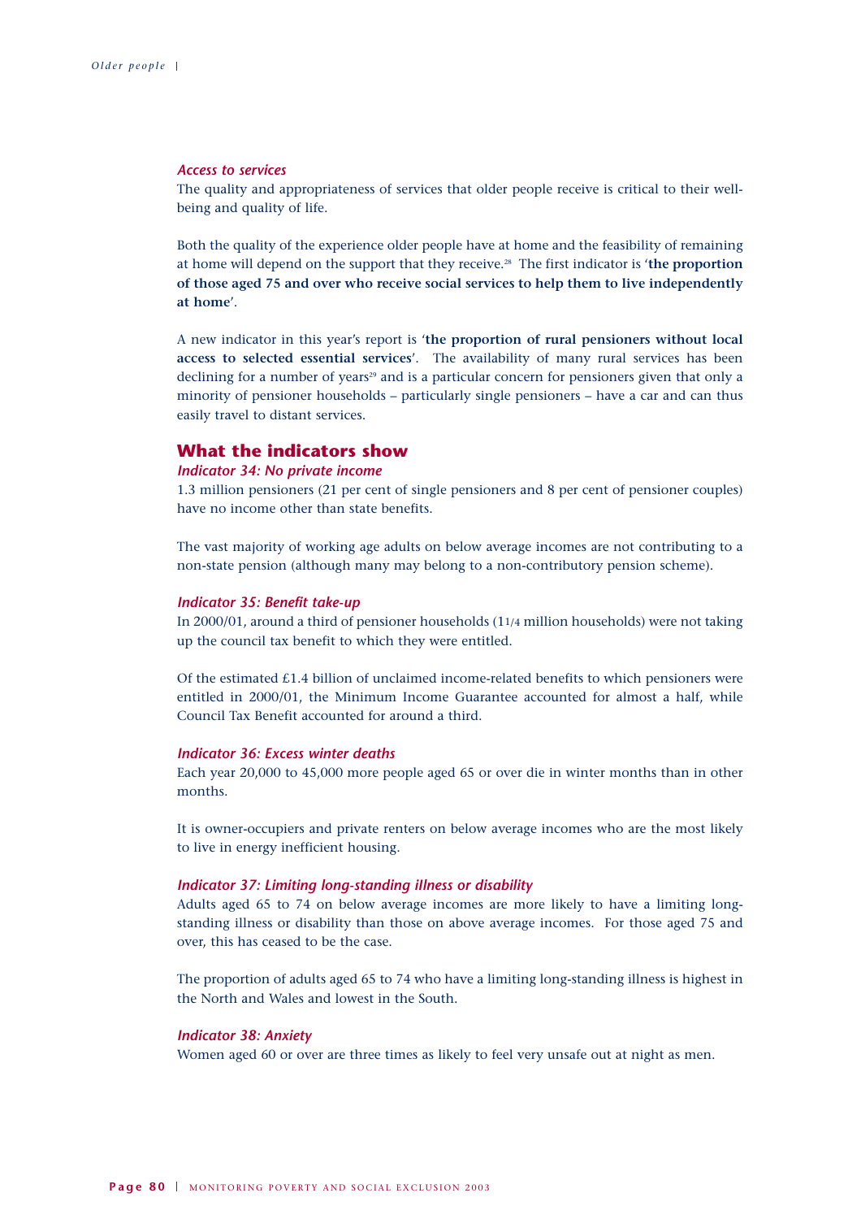### *Access to services*

The quality and appropriateness of services that older people receive is critical to their well-being and quality of life.

Both the quality of the experience older people have at home and the feasibility of remaining at home will depend on the support that they receive.[28] The first indicator is '**the proportion of those aged 75 and over who receive social services to help them to live independently at home**'.

A new indicator in this year's report is '**the proportion of rural pensioners without local access to selected essential services**'. The availability of many rural services has been declining for a number of years[29] and is a particular concern for pensioners given that only a minority of pensioner households – particularly single pensioners – have a car and can thus easily travel to distant services.

## What the indicators show

### *Indicator 34: No private income*

1.3 million pensioners (21 per cent of single pensioners and 8 per cent of pensioner couples) have no income other than state benefits.

The vast majority of working age adults on below average incomes are not contributing to a non-state pension (although many may belong to a non-contributory pension scheme).

### *Indicator 35: Benefit take-up*

In 2000/01, around a third of pensioner households (1 1/4 million households) were not taking up the council tax benefit to which they were entitled.

Of the estimated £1.4 billion of unclaimed income-related benefits to which pensioners were entitled in 2000/01, the Minimum Income Guarantee accounted for almost a half, while Council Tax Benefit accounted for around a third.

### *Indicator 36: Excess winter deaths*

Each year 20,000 to 45,000 more people aged 65 or over die in winter months than in other months.

It is owner-occupiers and private renters on below average incomes who are the most likely to live in energy inefficient housing.

### *Indicator 37: Limiting long-standing illness or disability*

Adults aged 65 to 74 on below average incomes are more likely to have a limiting long-standing illness or disability than those on above average incomes. For those aged 75 and over, this has ceased to be the case.

The proportion of adults aged 65 to 74 who have a limiting long-standing illness is highest in the North and Wales and lowest in the South.

### *Indicator 38: Anxiety*

Women aged 60 or over are three times as likely to feel very unsafe out at night as men.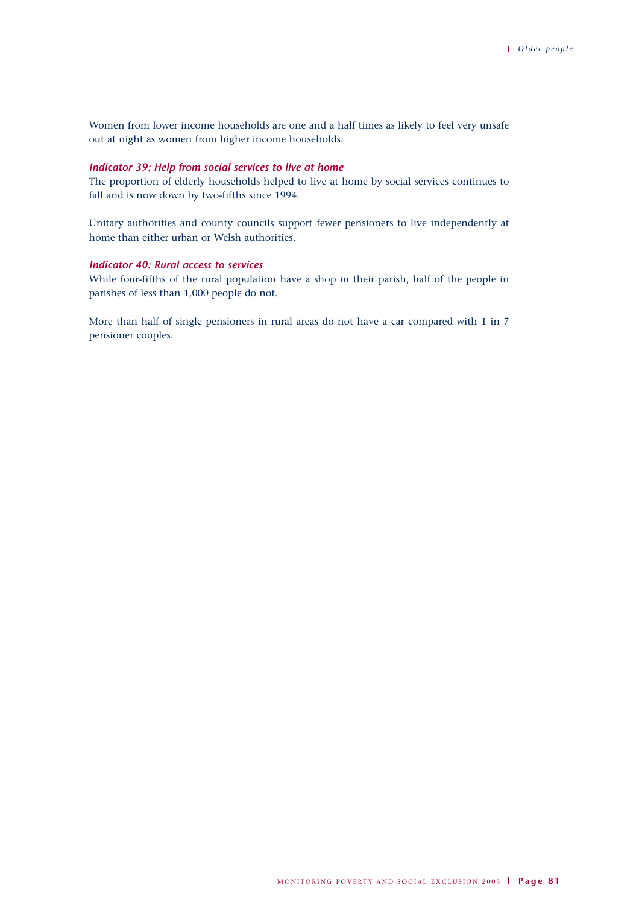Women from lower income households are one and a half times as likely to feel very unsafe out at night as women from higher income households.

### *Indicator 39: Help from social services to live at home*

The proportion of elderly households helped to live at home by social services continues to fall and is now down by two-fifths since 1994.

Unitary authorities and county councils support fewer pensioners to live independently at home than either urban or Welsh authorities.

### *Indicator 40: Rural access to services*

While four-fifths of the rural population have a shop in their parish, half of the people in parishes of less than 1,000 people do not.

More than half of single pensioners in rural areas do not have a car compared with 1 in 7 pensioner couples.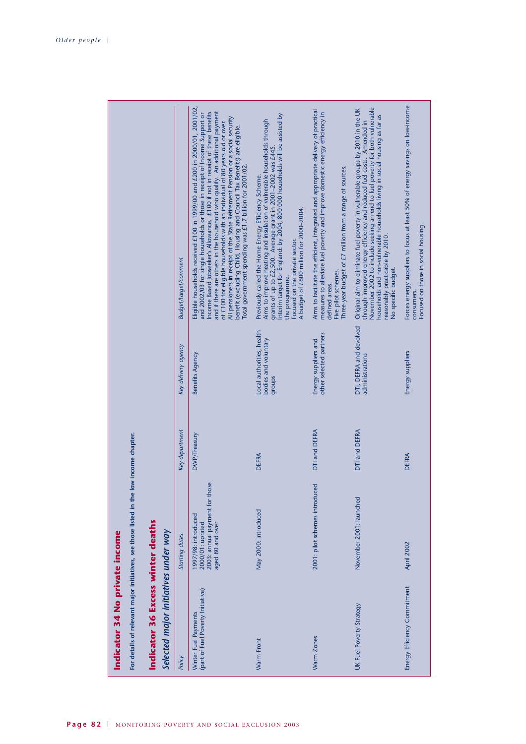## Indicator 34 No private income

**For details of relevant major initiatives, see those listed in the low income chapter.**

## Indicator 36 Excess winter deaths

### *Selected major initiatives under way*

| *Policy* | *Starting dates* | *Key department* | *Key delivery agency* | *Budget/target/comment* |
|---|---|---|---|---|
| Winter Fuel Payments (part of Fuel Poverty Initiative) | 1997/98: introduced<br>2000/01: uprated<br>2003: annual payment for those aged 80 and over | DWP/Treasury | Benefits Agency | Eligible households received £100 in 1999/00 and £200 in 2000/01, 2001/02, and 2002/03 for single households or those in receipt of Income Support or Income Based Jobseeker's Allowance. £100 if not in receipt of these benefits and if there are others in the household who qualify. An additional payment of £100 for eligible households with an individual of 80 years old or over.<br>All pensioners in receipt of the State Retirement Pension or a social security benefit (excluding Child, Housing and Council Tax Benefits) are eligible.<br>Total government spending was £1.7 billion for 2001/02. |
| Warm Front | May 2000: introduced | DEFRA | Local authorities, health bodies and voluntary groups | Previously called the Home Energy Efficiency Scheme.<br>Aims to improve heating and insulation of vulnerable households through grants of up to £2,500. Average grant in 2001–2002 was £445.<br>Interim target for England: by 2004, 800 000 households will be assisted by the programme.<br>Focused on the private sector.<br>A budget of £600 million for 2000–2004. |
| Warm Zones | 2001: pilot schemes introduced | DTI and DEFRA | Energy suppliers and other selected partners | Aims to facilitate the efficient, integrated and appropriate delivery of practical measures to alleviate fuel poverty and improve domestic energy efficiency in defined areas.<br>Five pilot schemes.<br>Three-year budget of £7 million from a range of sources. |
| UK Fuel Poverty Strategy | November 2001: launched | DTI and DEFRA | DTI, DEFRA and devolved administrations | Original aim to eliminate fuel poverty in vulnerable groups by 2010 in the UK through improved energy efficiency and reduced fuel costs. Amended in November 2002 to include seeking an end to fuel poverty for both vulnerable households and non-vulnerable households living in social housing as far as reasonably practicable by 2010.<br>No specific budget. |
| Energy Efficiency Commitment | April 2002 | DEFRA | Energy suppliers | Forces energy suppliers to focus at least 50% of energy savings on low-income consumers.<br>Focused on those in social housing. |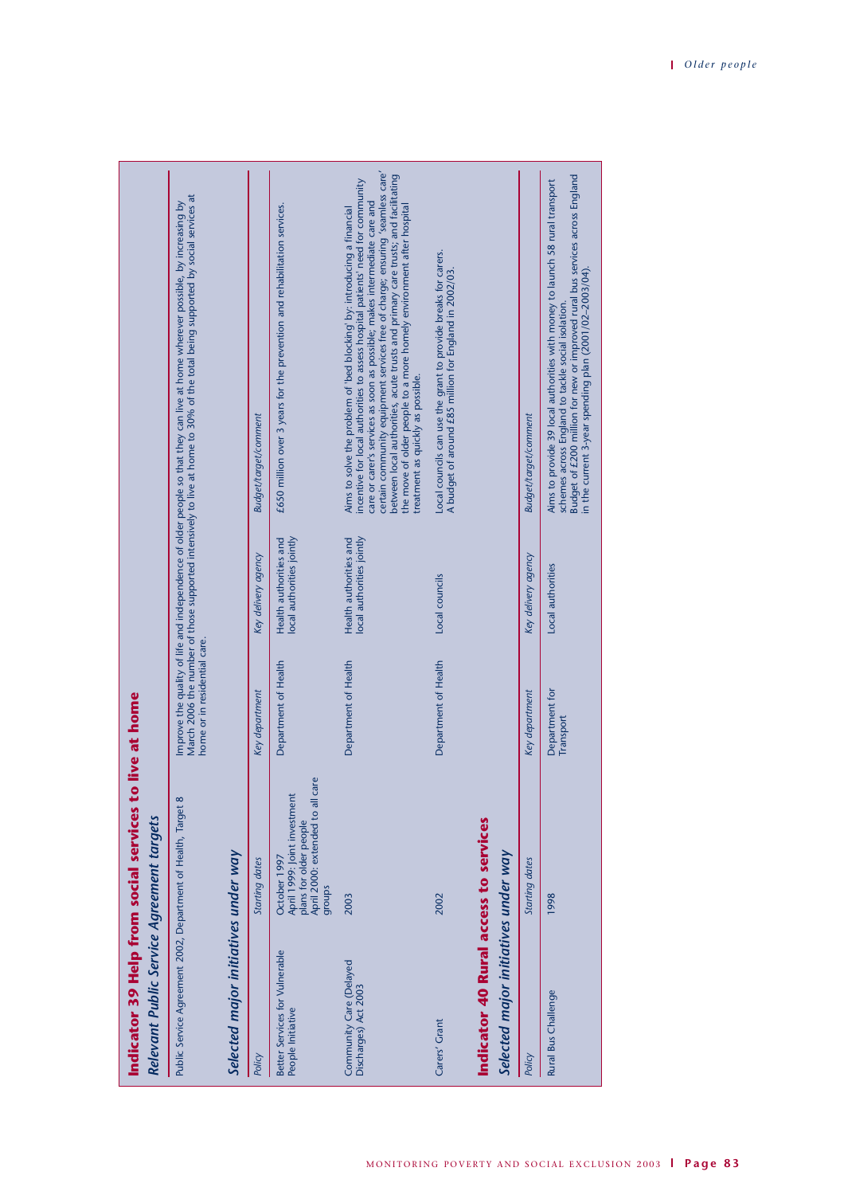## Indicator 39 Help from social services to live at home

### *Relevant Public Service Agreement targets*

| | |
|---|---|
| Public Service Agreement 2002, Department of Health, Target 8 | Improve the quality of life and independence of older people so that they can live at home wherever possible, by increasing by March 2006 the number of those supported intensively to live at home to 30% of the total being supported by social services at home or in residential care. |

### *Selected major initiatives under way*

| *Policy* | *Starting dates* | *Key department* | *Key delivery agency* | *Budget/target/comment* |
|---|---|---|---|---|
| Better Services for Vulnerable People Initiative | October 1997<br>April 1999: Joint investment plans for older people<br>April 2000: extended to all care groups | Department of Health | Health authorities and local authorities jointly | £650 million over 3 years for the prevention and rehabilitation services. |
| Community Care (Delayed Discharges) Act 2003 | 2003 | Department of Health | Health authorities and local authorities jointly | Aims to solve the problem of 'bed blocking' by: introducing a financial incentive for local authorities to assess hospital patients' need for community care or carer's services as soon as possible; makes intermediate care and certain community equipment services free of charge; ensuring 'seamless care' between local authorities, acute trusts and primary care trusts; and facilitating the move of older people to a more homely environment after hospital treatment as quickly as possible. |
| Carers' Grant | 2002 | Department of Health | Local councils | Local councils can use the grant to provide breaks for carers. A budget of around £85 million for England in 2002/03. |

## Indicator 40 Rural access to services

### *Selected major initiatives under way*

| *Policy* | *Starting dates* | *Key department* | *Key delivery agency* | *Budget/target/comment* |
|---|---|---|---|---|
| Rural Bus Challenge | 1998 | Department for Transport | Local authorities | Aims to provide 39 local authorities with money to launch 58 rural transport schemes across England to tackle social isolation.<br>Budget of £200 million for new or improved rural bus services across England in the current 3-year spending plan (2001/02–2003/04). |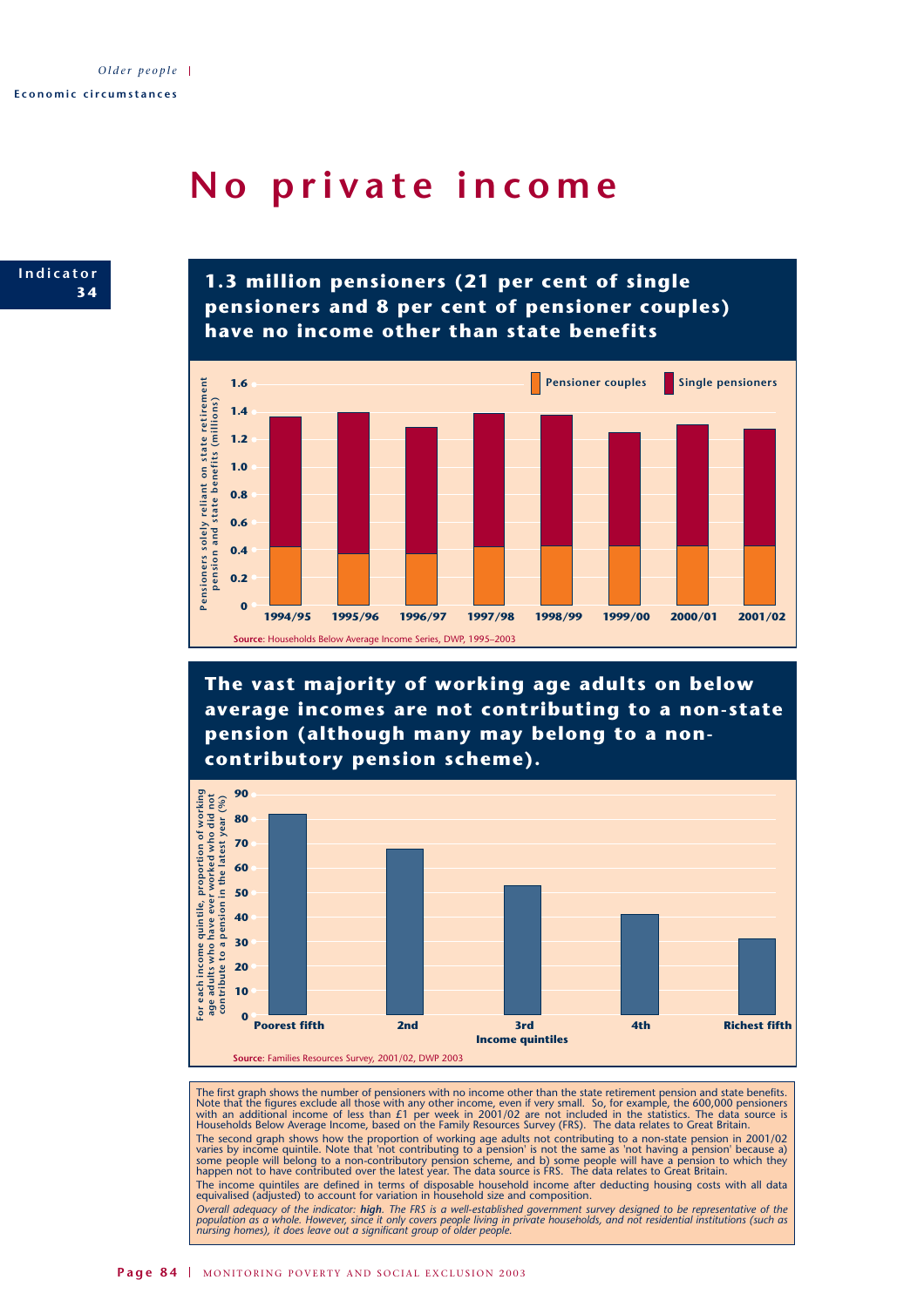# No private income

**Indicator 34**

## 1.3 million pensioners (21 per cent of single pensioners and 8 per cent of pensioner couples) have no income other than state benefits

Pensioners solely reliant on state retirement pension and state benefits (millions)

Pensioner couples | Single pensioners

1994/95 | 1995/96 | 1996/97 | 1997/98 | 1998/99 | 1999/00 | 2000/01 | 2001/02

**Source**: Households Below Average Income Series, DWP, 1995–2003

## The vast majority of working age adults on below average incomes are not contributing to a non-state pension (although many may belong to a non-contributory pension scheme).

For each income quintile, proportion of working age adults who have ever worked who did not contribute to a pension in the latest year (%)

Income quintiles: Poorest fifth | 2nd | 3rd | 4th | Richest fifth

**Source**: Families Resources Survey, 2001/02, DWP 2003

The first graph shows the number of pensioners with no income other than the state retirement pension and state benefits. Note that the figures exclude all those with any other income, even if very small. So, for example, the 600,000 pensioners with an additional income of less than £1 per week in 2001/02 are not included in the statistics. The data source is Households Below Average Income, based on the Family Resources Survey (FRS). The data relates to Great Britain.

The second graph shows how the proportion of working age adults not contributing to a non-state pension in 2001/02 varies by income quintile. Note that 'not contributing to a pension' is not the same as 'not having a pension' because a) some people will belong to a non-contributory pension scheme, and b) some people will have a pension to which they happen not to have contributed over the latest year. The data source is FRS. The data relates to Great Britain.

The income quintiles are defined in terms of disposable household income after deducting housing costs with all data equivalised (adjusted) to account for variation in household size and composition.

*Overall adequacy of the indicator: **high**. The FRS is a well-established government survey designed to be representative of the population as a whole. However, since it only covers people living in private households, and not residential institutions (such as nursing homes), it does leave out a significant group of older people.*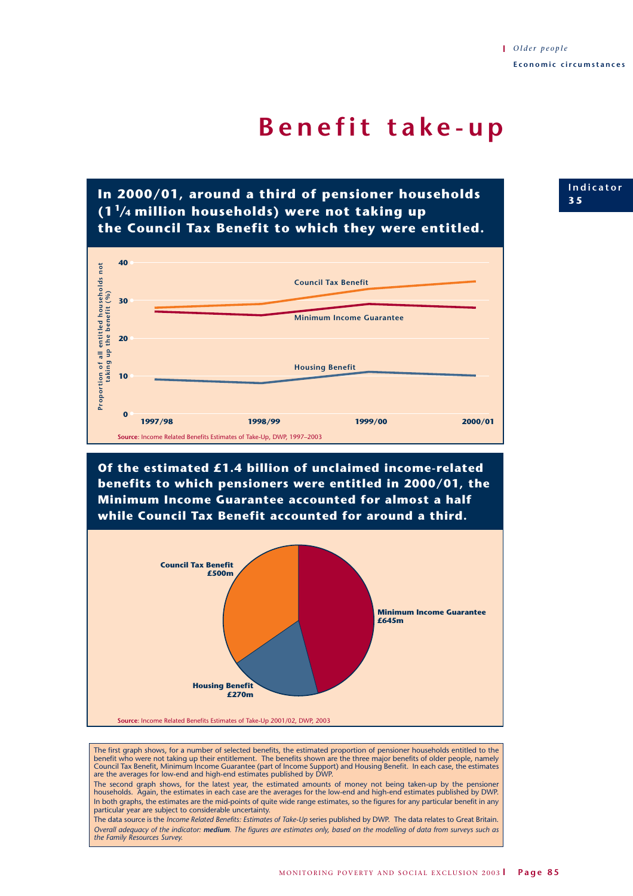# Benefit take-up

Indicator 35

**In 2000/01, around a third of pensioner households (1¼ million households) were not taking up the Council Tax Benefit to which they were entitled.**

Proportion of all entitled households not taking up the benefit (%)

| | 1997/98 | 1998/99 | 1999/00 | 2000/01 |
|---|---|---|---|---|
| Council Tax Benefit | 28 | 29 | 33 | 35 |
| Minimum Income Guarantee | 27 | 26 | 29 | 28 |
| Housing Benefit | 9 | 8 | 11 | 10 |

Source: Income Related Benefits Estimates of Take-Up, DWP, 1997–2003

**Of the estimated £1.4 billion of unclaimed income-related benefits to which pensioners were entitled in 2000/01, the Minimum Income Guarantee accounted for almost a half while Council Tax Benefit accounted for around a third.**

| Benefit | Amount |
|---|---|
| Minimum Income Guarantee | £645m |
| Council Tax Benefit | £500m |
| Housing Benefit | £270m |

Source: Income Related Benefits Estimates of Take-Up 2001/02, DWP, 2003

The first graph shows, for a number of selected benefits, the estimated proportion of pensioner households entitled to the benefit who were not taking up their entitlement. The benefits shown are the three major benefits of older people, namely Council Tax Benefit, Minimum Income Guarantee (part of Income Support) and Housing Benefit. In each case, the estimates are the averages for low-end and high-end estimates published by DWP.

The second graph shows, for the latest year, the estimated amounts of money not being taken-up by the pensioner households. Again, the estimates in each case are the averages for the low-end and high-end estimates published by DWP.

In both graphs, the estimates are the mid-points of quite wide range estimates, so the figures for any particular benefit in any particular year are subject to considerable uncertainty.

The data source is the *Income Related Benefits: Estimates of Take-Up* series published by DWP. The data relates to Great Britain.

*Overall adequacy of the indicator: **medium**. The figures are estimates only, based on the modelling of data from surveys such as the Family Resources Survey.*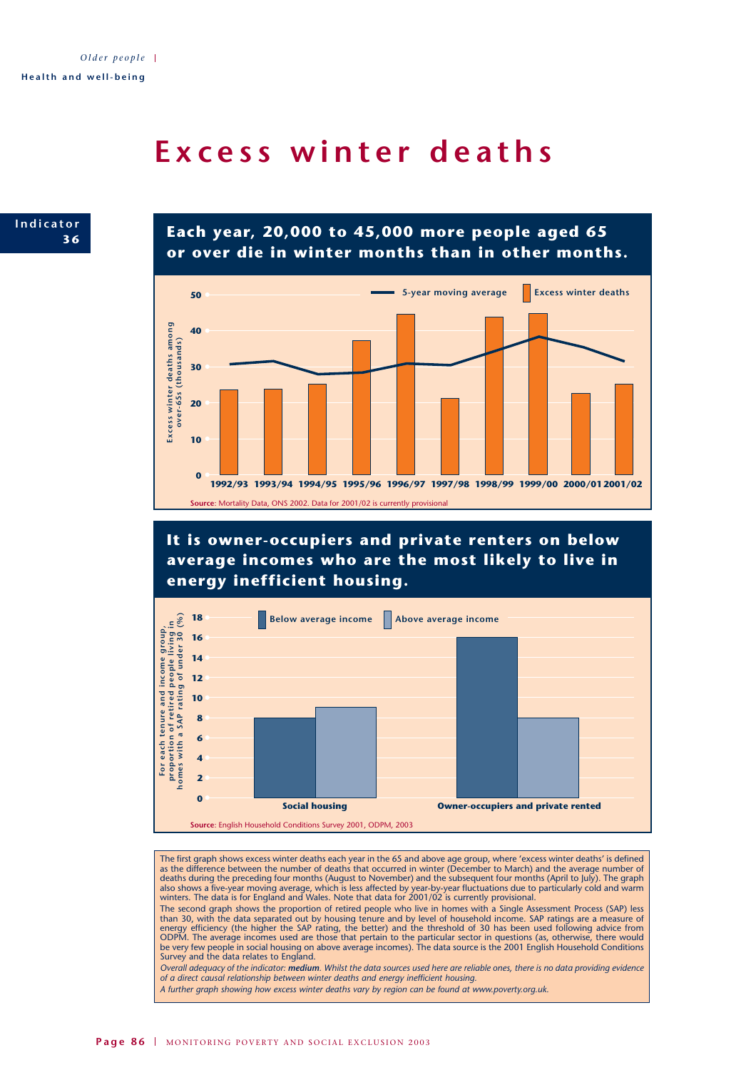# Excess winter deaths

**Indicator 36**

## Each year, 20,000 to 45,000 more people aged 65 or over die in winter months than in other months.

| Year | Excess winter deaths among over-65s (thousands) |
|---|---|
| 1992/93 | 24 |
| 1993/94 | 24 |
| 1994/95 | 25 |
| 1995/96 | 37 |
| 1996/97 | 45 |
| 1997/98 | 21 |
| 1998/99 | 44 |
| 1999/00 | 45 |
| 2000/01 | 23 |
| 2001/02 | 25 |

Legend: 5-year moving average; Excess winter deaths

**Source**: Mortality Data, ONS 2002. Data for 2001/02 is currently provisional

## It is owner-occupiers and private renters on below average incomes who are the most likely to live in energy inefficient housing.

For each tenure and income group, proportion of retired people living in homes with a SAP rating of under 30 (%)

| | Below average income | Above average income |
|---|---|---|
| Social housing | 8 | 9 |
| Owner-occupiers and private rented | 16 | 8 |

**Source**: English Household Conditions Survey 2001, ODPM, 2003

The first graph shows excess winter deaths each year in the 65 and above age group, where 'excess winter deaths' is defined as the difference between the number of deaths that occurred in winter (December to March) and the average number of deaths during the preceding four months (August to November) and the subsequent four months (April to July). The graph also shows a five-year moving average, which is less affected by year-by-year fluctuations due to particularly cold and warm winters. The data is for England and Wales. Note that data for 2001/02 is currently provisional.

The second graph shows the proportion of retired people who live in homes with a Single Assessment Process (SAP) less than 30, with the data separated out by housing tenure and by level of household income. SAP ratings are a measure of energy efficiency (the higher the SAP rating, the better) and the threshold of 30 has been used following advice from ODPM. The average incomes used are those that pertain to the particular sector in questions (as, otherwise, there would be very few people in social housing on above average incomes). The data source is the 2001 English Household Conditions Survey and the data relates to England.

*Overall adequacy of the indicator: **medium**. Whilst the data sources used here are reliable ones, there is no data providing evidence of a direct causal relationship between winter deaths and energy inefficient housing.*

*A further graph showing how excess winter deaths vary by region can be found at www.poverty.org.uk.*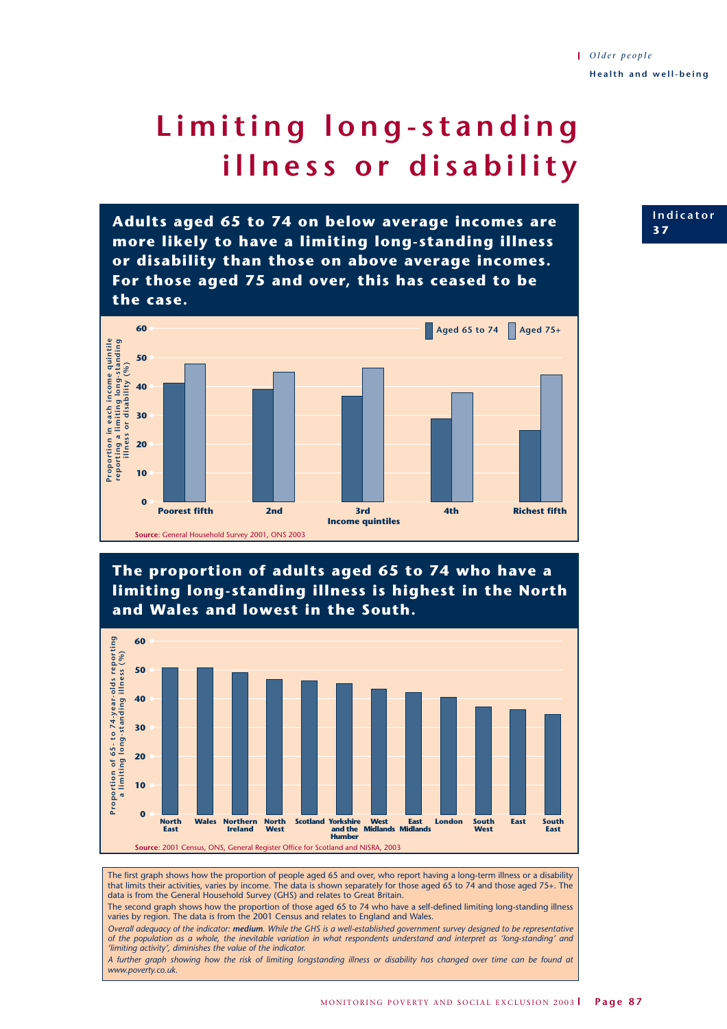# Limiting long-standing illness or disability

Indicator 37

## Adults aged 65 to 74 on below average incomes are more likely to have a limiting long-standing illness or disability than those on above average incomes. For those aged 75 and over, this has ceased to be the case.

Proportion in each income quintile reporting a limiting long-standing illness or disability (%)

Aged 65 to 74 | Aged 75+

Income quintiles: Poorest fifth, 2nd, 3rd, 4th, Richest fifth

**Source**: General Household Survey 2001, ONS 2003

## The proportion of adults aged 65 to 74 who have a limiting long-standing illness is highest in the North and Wales and lowest in the South.

Proportion of 65- to 74-year-olds reporting a limiting long-standing illness (%)

North East, Wales, Northern Ireland, North West, Scotland, Yorkshire and the Humber, West Midlands, East Midlands, London, South West, East, South East

**Source**: 2001 Census, ONS, General Register Office for Scotland and NISRA, 2003

The first graph shows how the proportion of people aged 65 and over, who report having a long-term illness or a disability that limits their activities, varies by income. The data is shown separately for those aged 65 to 74 and those aged 75+. The data is from the General Household Survey (GHS) and relates to Great Britain.

The second graph shows how the proportion of those aged 65 to 74 who have a self-defined limiting long-standing illness varies by region. The data is from the 2001 Census and relates to England and Wales.

*Overall adequacy of the indicator:* ***medium****. While the GHS is a well-established government survey designed to be representative of the population as a whole, the inevitable variation in what respondents understand and interpret as 'long-standing' and 'limiting activity', diminishes the value of the indicator.*

*A further graph showing how the risk of limiting longstanding illness or disability has changed over time can be found at www.poverty.co.uk.*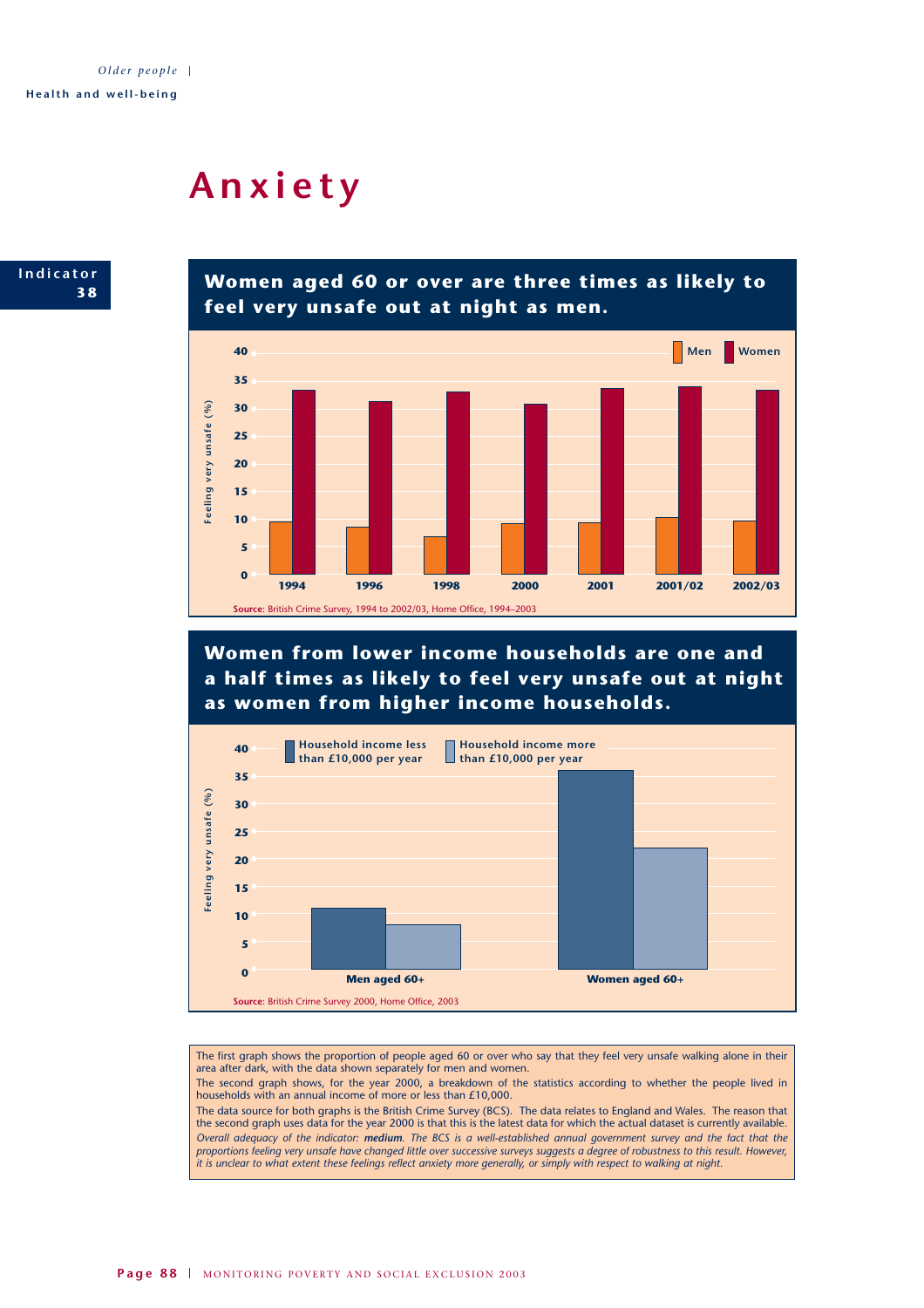# Anxiety

**Indicator 38**

## Women aged 60 or over are three times as likely to feel very unsafe out at night as men.

Feeling very unsafe (%)

| | Men | Women |
|---|---|---|
| 1994 | | |
| 1996 | | |
| 1998 | | |
| 2000 | | |
| 2001 | | |
| 2001/02 | | |
| 2002/03 | | |

**Source**: British Crime Survey, 1994 to 2002/03, Home Office, 1994–2003

## Women from lower income households are one and a half times as likely to feel very unsafe out at night as women from higher income households.

Feeling very unsafe (%)

| | Household income less than £10,000 per year | Household income more than £10,000 per year |
|---|---|---|
| Men aged 60+ | | |
| Women aged 60+ | | |

**Source**: British Crime Survey 2000, Home Office, 2003

The first graph shows the proportion of people aged 60 or over who say that they feel very unsafe walking alone in their area after dark, with the data shown separately for men and women.

The second graph shows, for the year 2000, a breakdown of the statistics according to whether the people lived in households with an annual income of more or less than £10,000.

The data source for both graphs is the British Crime Survey (BCS). The data relates to England and Wales. The reason that the second graph uses data for the year 2000 is that this is the latest data for which the actual dataset is currently available.

*Overall adequacy of the indicator: **medium**. The BCS is a well-established annual government survey and the fact that the proportions feeling very unsafe have changed little over successive surveys suggests a degree of robustness to this result. However, it is unclear to what extent these feelings reflect anxiety more generally, or simply with respect to walking at night.*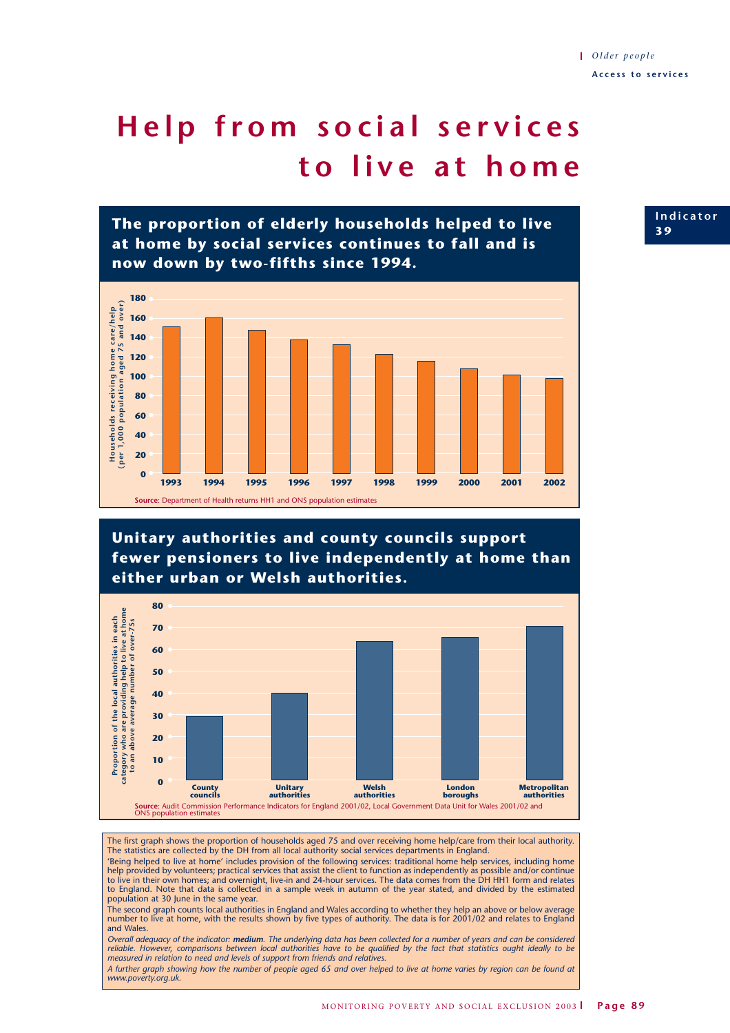Older people

Access to services

# Help from social services to live at home

Indicator 39

## The proportion of elderly households helped to live at home by social services continues to fall and is now down by two-fifths since 1994.

Households receiving home care/help (per 1,000 population aged 75 and over)

| Year | Value |
|---|---|
| 1993 | 151 |
| 1994 | 160 |
| 1995 | 147 |
| 1996 | 137 |
| 1997 | 132 |
| 1998 | 122 |
| 1999 | 115 |
| 2000 | 107 |
| 2001 | 101 |
| 2002 | 98 |

**Source**: Department of Health returns HH1 and ONS population estimates

## Unitary authorities and county councils support fewer pensioners to live independently at home than either urban or Welsh authorities.

Proportion of the local authorities in each category who are providing help to live at home to an above average number of over-75s

| Authority type | Value |
|---|---|
| County councils | 29 |
| Unitary authorities | 40 |
| Welsh authorities | 63 |
| London boroughs | 65 |
| Metropolitan authorities | 70 |

**Source**: Audit Commission Performance Indicators for England 2001/02, Local Government Data Unit for Wales 2001/02 and ONS population estimates

The first graph shows the proportion of households aged 75 and over receiving home help/care from their local authority. The statistics are collected by the DH from all local authority social services departments in England.

'Being helped to live at home' includes provision of the following services: traditional home help services, including home help provided by volunteers; practical services that assist the client to function as independently as possible and/or continue to live in their own homes; and overnight, live-in and 24-hour services. The data comes from the DH HH1 form and relates to England. Note that data is collected in a sample week in autumn of the year stated, and divided by the estimated population at 30 June in the same year.

The second graph counts local authorities in England and Wales according to whether they help an above or below average number to live at home, with the results shown by five types of authority. The data is for 2001/02 and relates to England and Wales.

*Overall adequacy of the indicator:* ***medium****. The underlying data has been collected for a number of years and can be considered reliable. However, comparisons between local authorities have to be qualified by the fact that statistics ought ideally to be measured in relation to need and levels of support from friends and relatives.*

*A further graph showing how the number of people aged 65 and over helped to live at home varies by region can be found at www.poverty.org.uk.*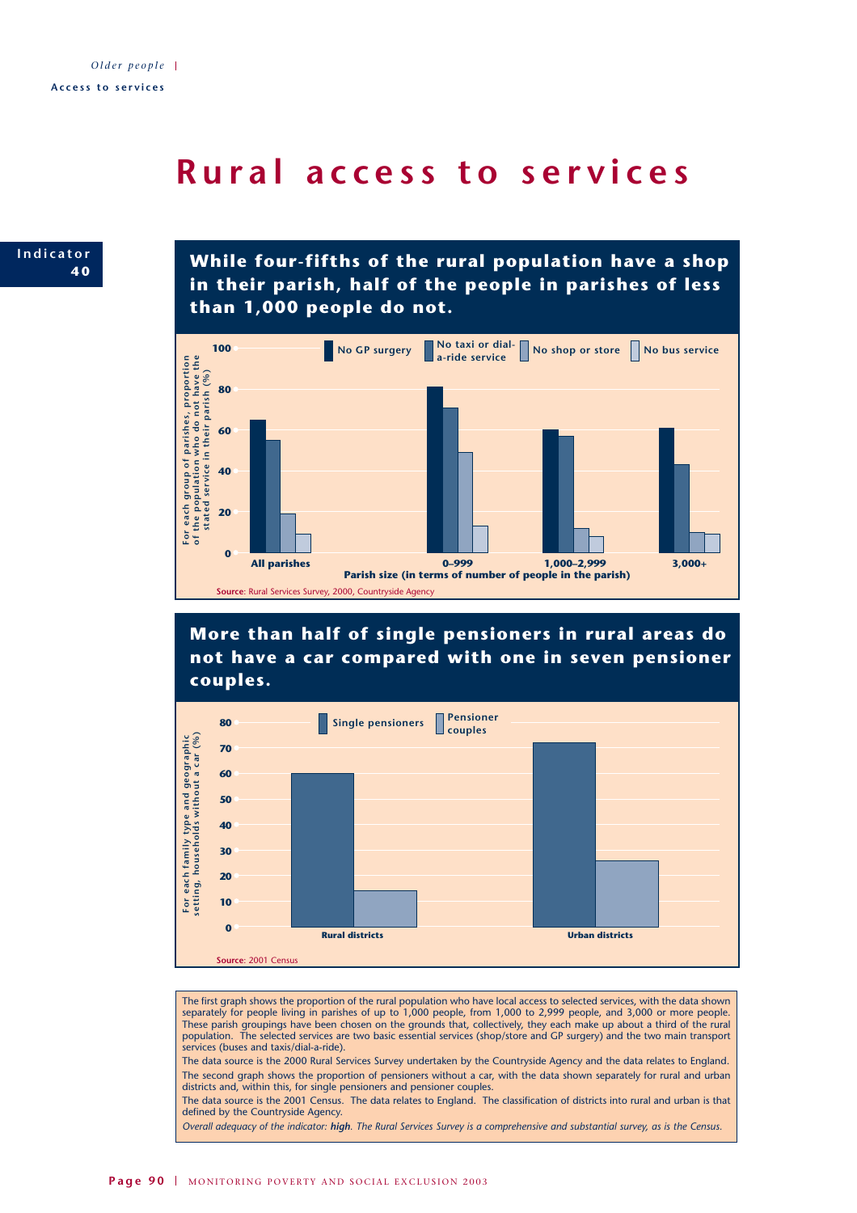# Rural access to services

**Indicator 40**

## While four-fifths of the rural population have a shop in their parish, half of the people in parishes of less than 1,000 people do not.

For each group of parishes, proportion of the population who do not have the stated service in their parish (%)

| Parish size (in terms of number of people in the parish) | No GP surgery | No taxi or dial-a-ride service | No shop or store | No bus service |
|---|---|---|---|---|
| All parishes | 65 | 55 | 19 | 9 |
| 0–999 | 81 | 71 | 49 | 13 |
| 1,000–2,999 | 60 | 57 | 12 | 8 |
| 3,000+ | 61 | 43 | 10 | 9 |

**Source**: Rural Services Survey, 2000, Countryside Agency

## More than half of single pensioners in rural areas do not have a car compared with one in seven pensioner couples.

For each family type and geographic setting, households without a car (%)

| | Single pensioners | Pensioner couples |
|---|---|---|
| Rural districts | 60 | 14 |
| Urban districts | 72 | 26 |

**Source**: 2001 Census

The first graph shows the proportion of the rural population who have local access to selected services, with the data shown separately for people living in parishes of up to 1,000 people, from 1,000 to 2,999 people, and 3,000 or more people. These parish groupings have been chosen on the grounds that, collectively, they each make up about a third of the rural population. The selected services are two basic essential services (shop/store and GP surgery) and the two main transport services (buses and taxis/dial-a-ride).

The data source is the 2000 Rural Services Survey undertaken by the Countryside Agency and the data relates to England.

The second graph shows the proportion of pensioners without a car, with the data shown separately for rural and urban districts and, within this, for single pensioners and pensioner couples.

The data source is the 2001 Census. The data relates to England. The classification of districts into rural and urban is that defined by the Countryside Agency.

*Overall adequacy of the indicator: **high**. The Rural Services Survey is a comprehensive and substantial survey, as is the Census.*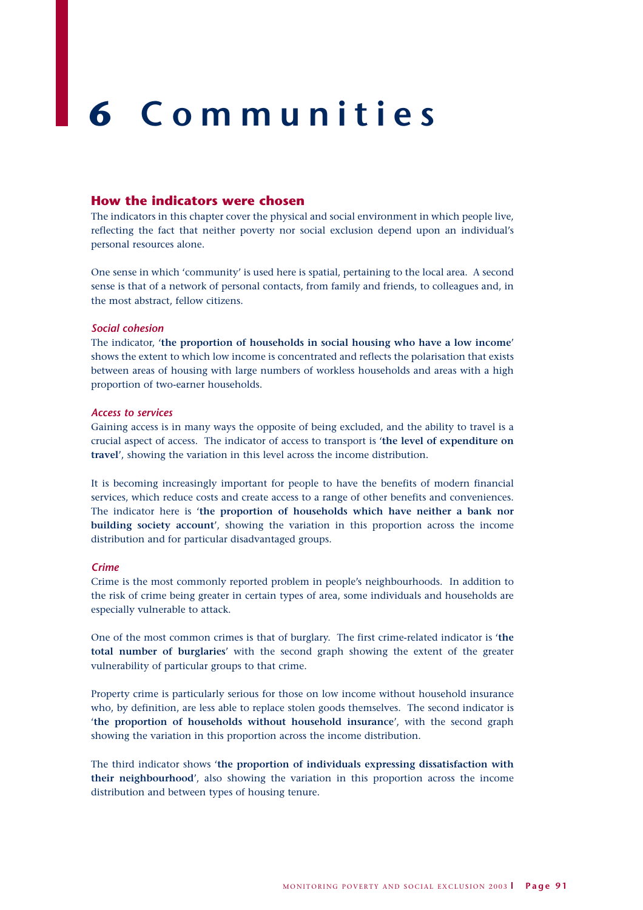# 6 Communities

## How the indicators were chosen

The indicators in this chapter cover the physical and social environment in which people live, reflecting the fact that neither poverty nor social exclusion depend upon an individual's personal resources alone.

One sense in which 'community' is used here is spatial, pertaining to the local area. A second sense is that of a network of personal contacts, from family and friends, to colleagues and, in the most abstract, fellow citizens.

### *Social cohesion*

The indicator, '**the proportion of households in social housing who have a low income**' shows the extent to which low income is concentrated and reflects the polarisation that exists between areas of housing with large numbers of workless households and areas with a high proportion of two-earner households.

### *Access to services*

Gaining access is in many ways the opposite of being excluded, and the ability to travel is a crucial aspect of access. The indicator of access to transport is '**the level of expenditure on travel**', showing the variation in this level across the income distribution.

It is becoming increasingly important for people to have the benefits of modern financial services, which reduce costs and create access to a range of other benefits and conveniences. The indicator here is '**the proportion of households which have neither a bank nor building society account**', showing the variation in this proportion across the income distribution and for particular disadvantaged groups.

### *Crime*

Crime is the most commonly reported problem in people's neighbourhoods. In addition to the risk of crime being greater in certain types of area, some individuals and households are especially vulnerable to attack.

One of the most common crimes is that of burglary. The first crime-related indicator is '**the total number of burglaries**' with the second graph showing the extent of the greater vulnerability of particular groups to that crime.

Property crime is particularly serious for those on low income without household insurance who, by definition, are less able to replace stolen goods themselves. The second indicator is '**the proportion of households without household insurance**', with the second graph showing the variation in this proportion across the income distribution.

The third indicator shows '**the proportion of individuals expressing dissatisfaction with their neighbourhood**', also showing the variation in this proportion across the income distribution and between types of housing tenure.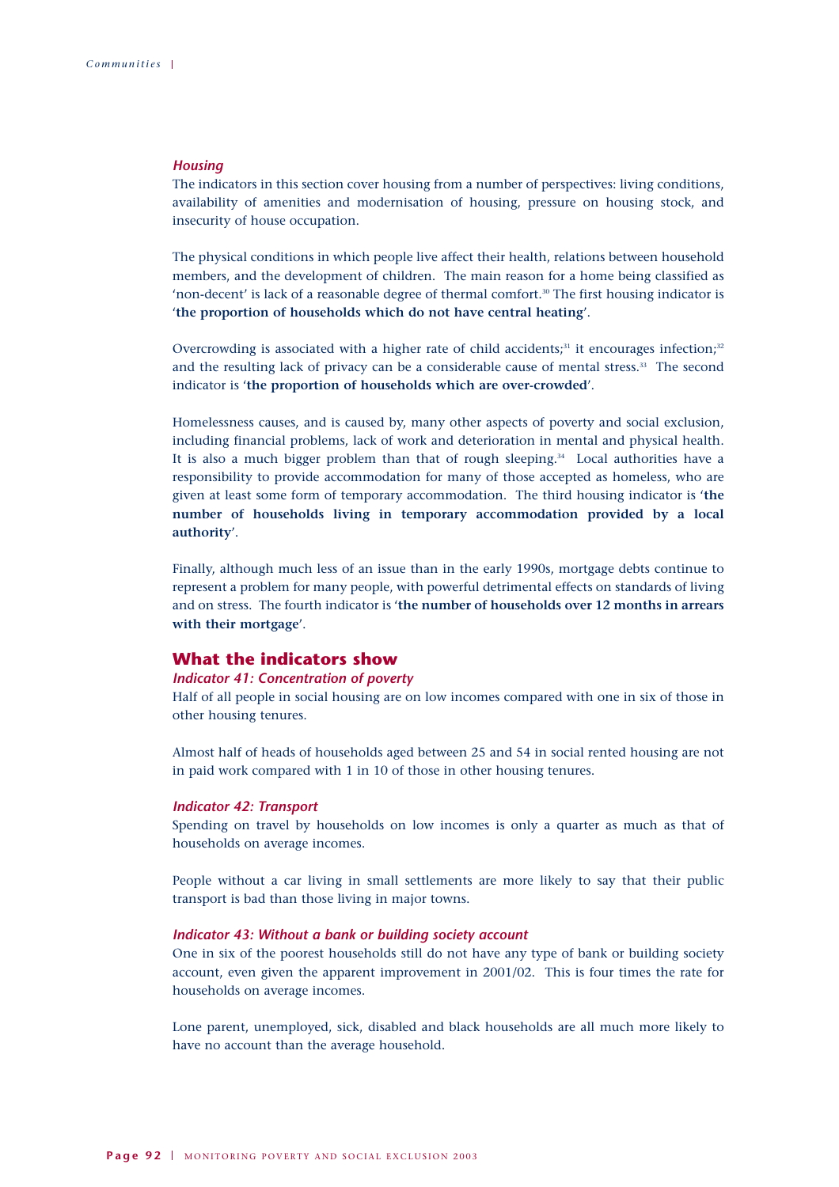### *Housing*

The indicators in this section cover housing from a number of perspectives: living conditions, availability of amenities and modernisation of housing, pressure on housing stock, and insecurity of house occupation.

The physical conditions in which people live affect their health, relations between household members, and the development of children. The main reason for a home being classified as 'non-decent' is lack of a reasonable degree of thermal comfort.[30] The first housing indicator is '**the proportion of households which do not have central heating**'.

Overcrowding is associated with a higher rate of child accidents;[31] it encourages infection;[32] and the resulting lack of privacy can be a considerable cause of mental stress.[33] The second indicator is '**the proportion of households which are over-crowded**'.

Homelessness causes, and is caused by, many other aspects of poverty and social exclusion, including financial problems, lack of work and deterioration in mental and physical health. It is also a much bigger problem than that of rough sleeping.[34] Local authorities have a responsibility to provide accommodation for many of those accepted as homeless, who are given at least some form of temporary accommodation. The third housing indicator is '**the number of households living in temporary accommodation provided by a local authority**'.

Finally, although much less of an issue than in the early 1990s, mortgage debts continue to represent a problem for many people, with powerful detrimental effects on standards of living and on stress. The fourth indicator is '**the number of households over 12 months in arrears with their mortgage**'.

## What the indicators show

### *Indicator 41: Concentration of poverty*

Half of all people in social housing are on low incomes compared with one in six of those in other housing tenures.

Almost half of heads of households aged between 25 and 54 in social rented housing are not in paid work compared with 1 in 10 of those in other housing tenures.

### *Indicator 42: Transport*

Spending on travel by households on low incomes is only a quarter as much as that of households on average incomes.

People without a car living in small settlements are more likely to say that their public transport is bad than those living in major towns.

### *Indicator 43: Without a bank or building society account*

One in six of the poorest households still do not have any type of bank or building society account, even given the apparent improvement in 2001/02. This is four times the rate for households on average incomes.

Lone parent, unemployed, sick, disabled and black households are all much more likely to have no account than the average household.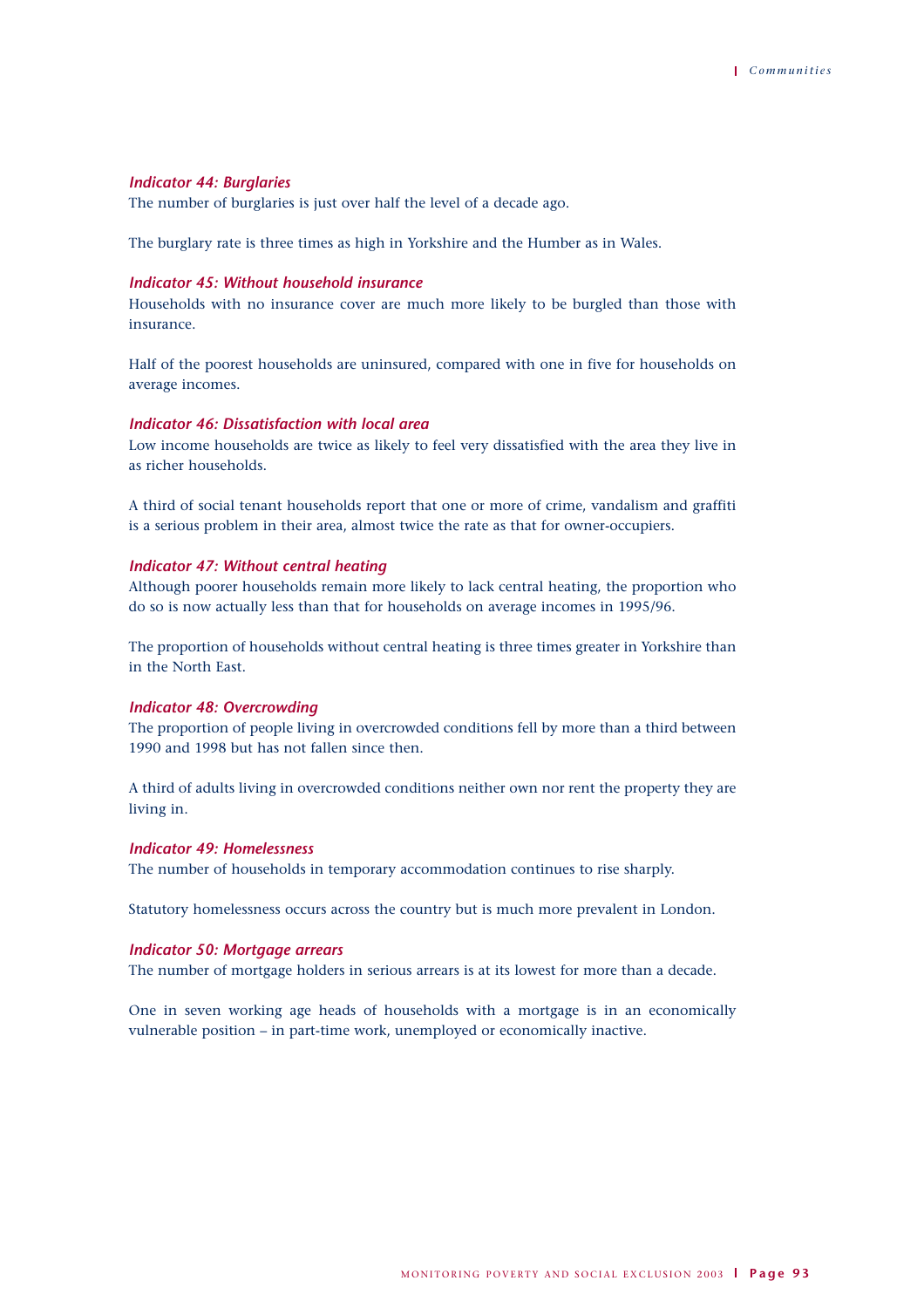### *Indicator 44: Burglaries*

The number of burglaries is just over half the level of a decade ago.

The burglary rate is three times as high in Yorkshire and the Humber as in Wales.

### *Indicator 45: Without household insurance*

Households with no insurance cover are much more likely to be burgled than those with insurance.

Half of the poorest households are uninsured, compared with one in five for households on average incomes.

### *Indicator 46: Dissatisfaction with local area*

Low income households are twice as likely to feel very dissatisfied with the area they live in as richer households.

A third of social tenant households report that one or more of crime, vandalism and graffiti is a serious problem in their area, almost twice the rate as that for owner-occupiers.

### *Indicator 47: Without central heating*

Although poorer households remain more likely to lack central heating, the proportion who do so is now actually less than that for households on average incomes in 1995/96.

The proportion of households without central heating is three times greater in Yorkshire than in the North East.

### *Indicator 48: Overcrowding*

The proportion of people living in overcrowded conditions fell by more than a third between 1990 and 1998 but has not fallen since then.

A third of adults living in overcrowded conditions neither own nor rent the property they are living in.

### *Indicator 49: Homelessness*

The number of households in temporary accommodation continues to rise sharply.

Statutory homelessness occurs across the country but is much more prevalent in London.

### *Indicator 50: Mortgage arrears*

The number of mortgage holders in serious arrears is at its lowest for more than a decade.

One in seven working age heads of households with a mortgage is in an economically vulnerable position – in part-time work, unemployed or economically inactive.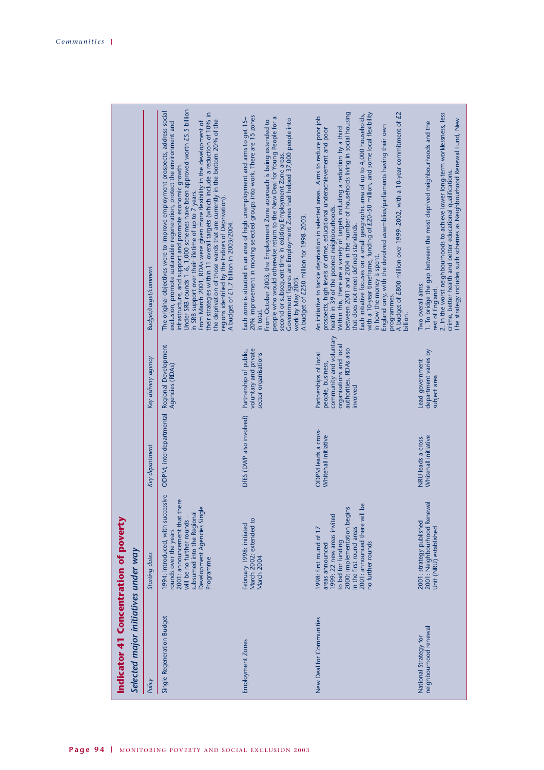## Indicator 41 Concentration of poverty

### *Selected major initiatives under way*

| *Policy* | *Starting dates* | *Key department* | *Key delivery agency* | *Budget/target/comment* |
|---|---|---|---|---|
| Single Regeneration Budget | 1994: introduced, with successive rounds over the years<br>2001: announcement that there will be no further rounds – subsumed into the Regional Development Agencies Single Programme | ODPM; interdepartmental | Regional Development Agencies (RDAs) | The original objectives were to improve employment prospects, address social exclusion, promote sustainable regeneration, protect the environment and infrastructure, and support and promote economic growth.<br>Under SRB rounds 1–6, 1,000 schemes have been approved worth £5.5 billion in SRB support over their lifetime of up to 7 years.<br>From March 2001, RDAs were given more flexibility in the development of their strategies within 11 overall targets (which include a reduction of 10% in the deprivation of those wards that are currently in the bottom 20% of the regions identified by the Indices of Deprivation).<br>A budget of £1.7 billion in 2003/2004. |
| Employment Zones | February 1998: initiated<br>March 2002: extended to March 2004 | DfES (DWP also involved) | Partnership of public, voluntary and private sector organisations | Each zone is situated in an area of high unemployment and aims to get 15–20% improvement in moving selected groups into work. There are 15 zones in total.<br>From October 2003, the Employment Zone approach is being extended to people who would otherwise return to the New Deal for Young People for a second or subsequent time in existing Employment Zone areas.<br>Government figures are Employment Zones had helped 37,000 people into work by May 2003.<br>A budget of £250 million for 1998–2003. |
| New Deal for Communities | 1998: first round of 17 areas announced<br>1999: 22 new areas invited to bid for funding<br>2000: implementation begins in the first round areas<br>2001: announced there will be no further rounds | ODPM leads a cross-Whitehall initiative | Partnerships of local people, business, community and voluntary organisations and local authorities. RDAs also involved | An initiative to tackle deprivation in selected areas. Aims to reduce poor job prospects, high levels of crime, educational underachievement and poor health in 39 of the poorest neighbourhoods.<br>Within this, there are a variety of targets including a reduction by a third between 2001 and 2004 in the number of households living in social housing that does not meet defined standards.<br>Each initiative focuses on a small geographic area of up to 4,000 households, with a 10-year timeframe, funding of £20–50 million, and some local flexibility in how the money is spent.<br>England only, with the devolved assemblies/parliaments having their own programmes.<br>A budget of £800 million over 1999–2002, with a 10-year commitment of £2 billion. |
| National Strategy for neighbourhood renewal | 2001: strategy published<br>2001: Neighbourhood Renewal Unit (NRU) established | NRU leads a cross-Whitehall initiative | Lead government department varies by subject area | Two overall aims:<br>1. To bridge the gap between the most deprived neighbourhoods and the rest of England.<br>2. In the worst neighbourhoods to achieve lower long-term worklessness, less crime, better health and better educational qualifications.<br>The strategy includes such schemes as Neighbourhood Renewal Fund, New |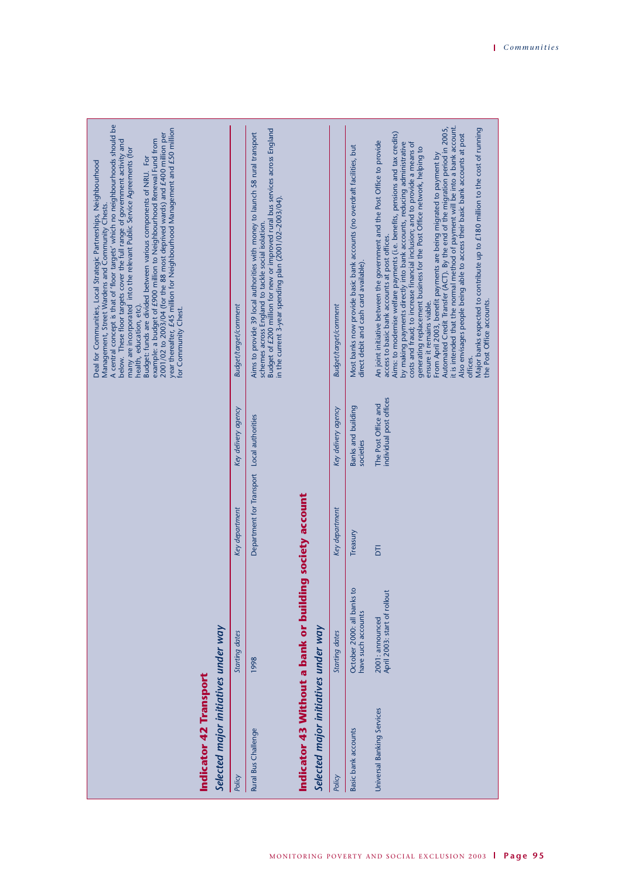Deal for Communities, Local Strategic Partnerships, Neighbourhood Management, Street Wardens and Community Chests.
A central concept is that of 'floor targets' which no neighbourhoods should be below. These floor targets cover the full range of government activity and many are incorporated into the relevant Public Service Agreements (for health, education, etc).
Budget: funds are divided between various components of NRU. For example: a budget of £900 million to Neighbourhood Renewal Fund from 2001/02 to 2003/04 (for the 88 most deprived wards) and £400 million per year thereafter; £45 million for Neighbourhood Management and £50 million for Community Chest.

## Indicator 42 Transport

### Selected major initiatives under way

| Policy | Starting dates | Key department | Key delivery agency | Budget/target/comment |
|---|---|---|---|---|
| Rural Bus Challenge | 1998 | Department for Transport | Local authorities | Aims to provide 39 local authorities with money to launch 58 rural transport schemes across England to tackle social isolation. Budget of £200 million for new or improved rural bus services across England in the current 3-year spending plan (2001/02–2003/04). |

## Indicator 43 Without a bank or building society account

### Selected major initiatives under way

| Policy | Starting dates | Key department | Key delivery agency | Budget/target/comment |
|---|---|---|---|---|
| Basic bank accounts | October 2000: all banks to have such accounts | Treasury | Banks and building societies | Most banks now provide basic bank accounts (no overdraft facilities, but direct debit and cash card available). |
| Universal Banking Services | 2001: announced<br>April 2003: start of rollout | DTI | The Post Office and individual post offices | An joint initiative between the government and the Post Office to provide access to basic bank accounts at post offices.<br>Aims: to modernise welfare payments (i.e. benefits, pensions and tax credits) by making payments directly into bank accounts, reducing administrative costs and fraud; to increase financial inclusion; and to provide a means of generating replacement business for the Post Office network, helping to ensure it remains viable.<br>From April 2003, benefit payments are being migrated to payment by Automated Credit Transfer (ACT). By the end of the migration period in 2005, it is intended that the normal method of payment will be into a bank account. Also envisages people being able to access their basic bank accounts at post offices.<br>Major banks expected to contribute up to £180 million to the cost of running the Post Office accounts. |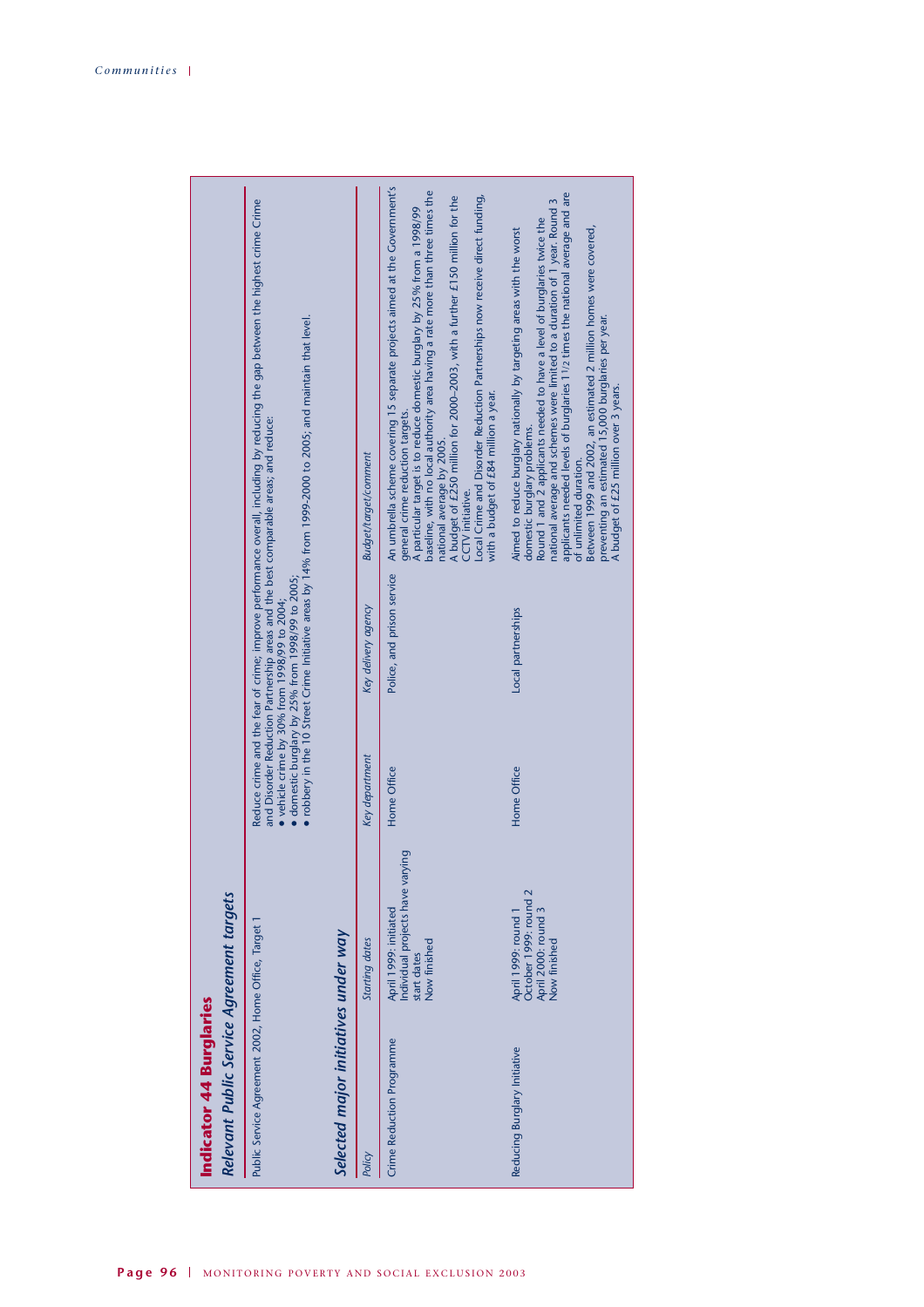## Indicator 44 Burglaries

### *Relevant Public Service Agreement targets*

| | |
|---|---|
| Public Service Agreement 2002, Home Office, Target 1 | Reduce crime and the fear of crime; improve performance overall, including by reducing the gap between the highest crime Crime and Disorder Reduction Partnership areas and the best comparable areas; and reduce:<br>● vehicle crime by 30% from 1998/99 to 2004;<br>● domestic burglary by 25% from 1998/99 to 2005;<br>● robbery in the 10 Street Crime Initiative areas by 14% from 1999-2000 to 2005; and maintain that level. |

### *Selected major initiatives under way*

| *Policy* | *Starting dates* | *Key department* | *Key delivery agency* | *Budget/target/comment* |
|---|---|---|---|---|
| Crime Reduction Programme | April 1999: initiated<br>Individual projects have varying start dates<br>Now finished | Home Office | Police, and prison service | An umbrella scheme covering 15 separate projects aimed at the Government's general crime reduction targets.<br>A particular target is to reduce domestic burglary by 25% from a 1998/99 baseline, with no local authority area having a rate more than three times the national average by 2005.<br>A budget of £250 million for 2000–2003, with a further £150 million for the CCTV initiative.<br>Local Crime and Disorder Reduction Partnerships now receive direct funding, with a budget of £84 million a year. |
| Reducing Burglary Initiative | April 1999: round 1<br>October 1999: round 2<br>April 2000: round 3<br>Now finished | Home Office | Local partnerships | Aimed to reduce burglary nationally by targeting areas with the worst domestic burglary problems.<br>Round 1 and 2 applicants needed to have a level of burglaries twice the national average and schemes were limited to a duration of 1 year. Round 3 applicants needed levels of burglaries 1½ times the national average and are of unlimited duration.<br>Between 1999 and 2002, an estimated 2 million homes were covered, preventing an estimated 15,000 burglaries per year.<br>A budget of £25 million over 3 years. |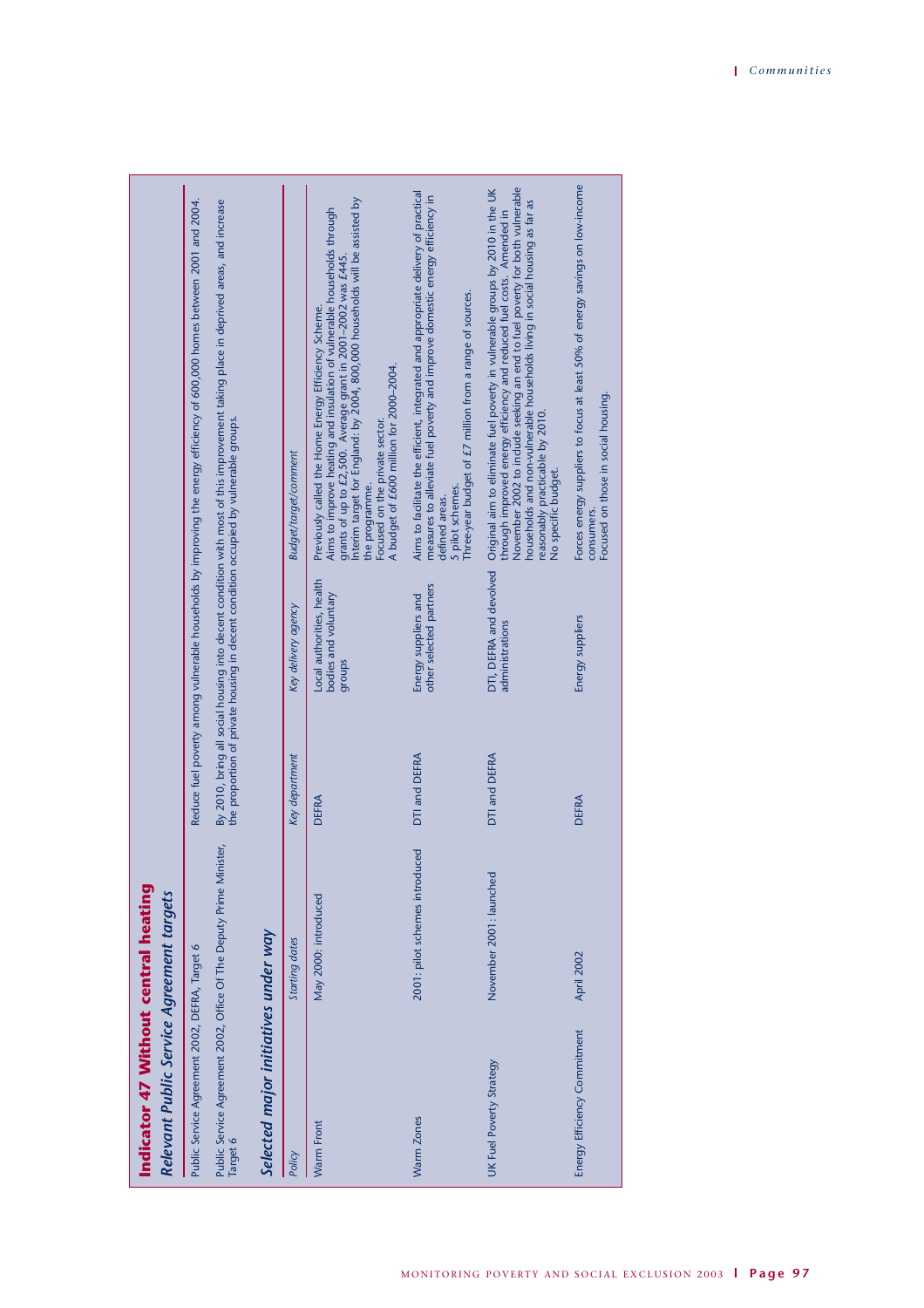## Indicator 47 Without central heating

### *Relevant Public Service Agreement targets*

| | |
|---|---|
| Public Service Agreement 2002, DEFRA, Target 6 | Reduce fuel poverty among vulnerable households by improving the energy efficiency of 600,000 homes between 2001 and 2004. |
| Public Service Agreement 2002, Office Of The Deputy Prime Minister, Target 6 | By 2010, bring all social housing into decent condition with most of this improvement taking place in deprived areas, and increase the proportion of private housing in decent condition occupied by vulnerable groups. |

### *Selected major initiatives under way*

| *Policy* | *Starting dates* | *Key department* | *Key delivery agency* | *Budget/target/comment* |
|---|---|---|---|---|
| Warm Front | May 2000: introduced | DEFRA | Local authorities, health bodies and voluntary groups | Previously called the Home Energy Efficiency Scheme. Aims to improve heating and insulation of vulnerable households through grants of up to £2,500. Average grant in 2001–2002 was £445. Interim target for England: by 2004, 800,000 households will be assisted by the programme. Focused on the private sector. A budget of £600 million for 2000–2004. |
| Warm Zones | 2001: pilot schemes introduced | DTI and DEFRA | Energy suppliers and other selected partners | Aims to facilitate the efficient, integrated and appropriate delivery of practical measures to alleviate fuel poverty and improve domestic energy efficiency in defined areas. 5 pilot schemes. Three-year budget of £7 million from a range of sources. |
| UK Fuel Poverty Strategy | November 2001: launched | DTI and DEFRA | DTI, DEFRA and devolved administrations | Original aim to eliminate fuel poverty in vulnerable groups by 2010 in the UK through improved energy efficiency and reduced fuel costs. Amended in November 2002 to include seeking an end to fuel poverty for both vulnerable households and non-vulnerable households living in social housing as far as reasonably practicable by 2010. No specific budget. |
| Energy Efficiency Commitment | April 2002 | DEFRA | Energy suppliers | Forces energy suppliers to focus at least 50% of energy savings on low-income consumers. Focused on those in social housing. |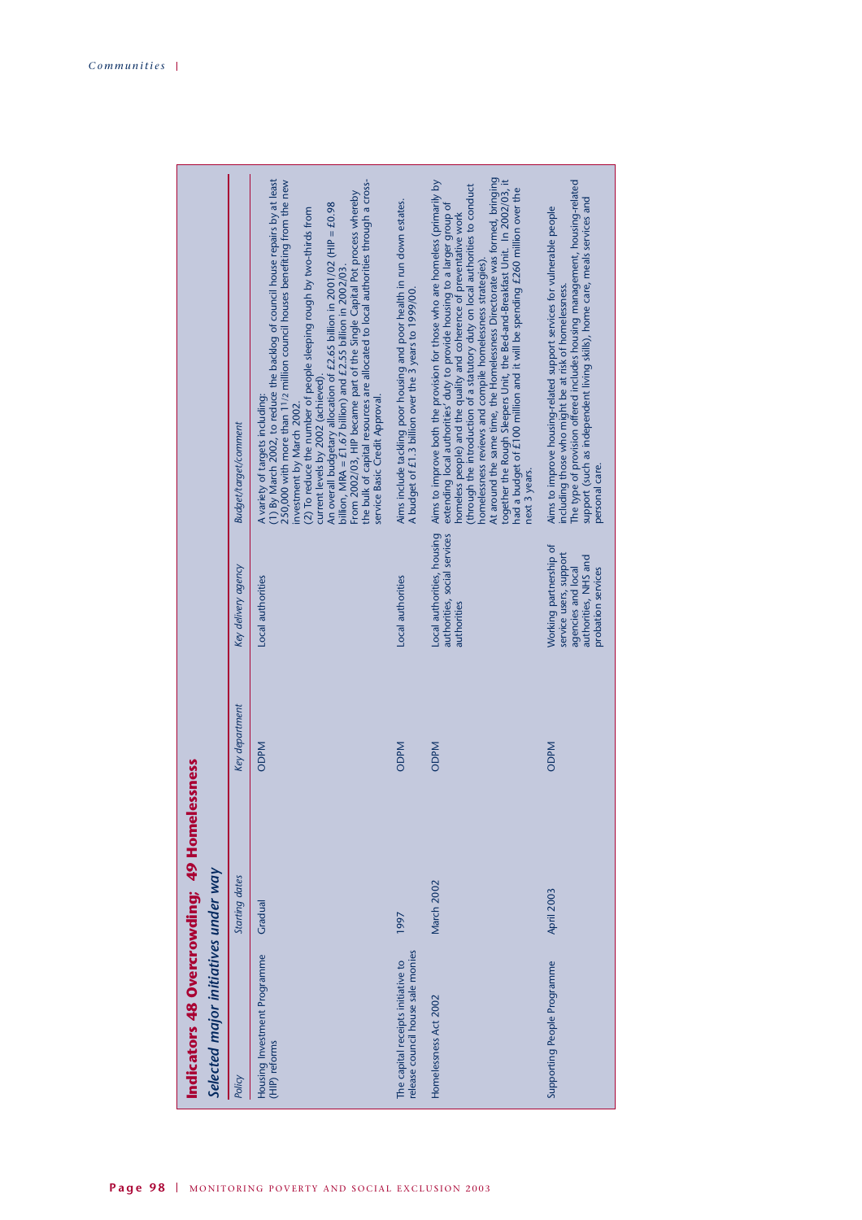## Indicators 48 Overcrowding; 49 Homelessness

### *Selected major initiatives under way*

| *Policy* | *Starting dates* | *Key department* | *Key delivery agency* | *Budget/target/comment* |
|---|---|---|---|---|
| Housing Investment Programme (HIP) reforms | Gradual | ODPM | Local authorities | A variety of targets including: (1) By March 2002, to reduce the backlog of council house repairs by at least 250,000 with more than 1½ million council houses benefiting from the new investment by March 2002. (2) To reduce the number of people sleeping rough by two-thirds from current levels by 2002 (achieved). An overall budgetary allocation of £2.65 billion in 2001/02 (HIP = £0.98 billion, MRA = £1.67 billion) and £2.55 billion in 2002/03. From 2002/03, HIP became part of the Single Capital Pot process whereby the bulk of capital resources are allocated to local authorities through a cross-service Basic Credit Approval. |
| The capital receipts initiative to release council house sale monies | 1997 | ODPM | Local authorities | Aims include tackling poor housing and poor health in run down estates. A budget of £1.3 billion over the 3 years to 1999/00. |
| Homelessness Act 2002 | March 2002 | ODPM | Local authorities, housing authorities, social services authorities | Aims to improve both the provision for those who are homeless (primarily by extending local authorities' duty to provide housing to a larger group of homeless people) and the quality and coherence of preventative work (through the introduction of a statutory duty on local authorities to conduct homelessness reviews and compile homelessness strategies). At around the same time, the Homelessness Directorate was formed, bringing together the Rough Sleepers Unit, the Bed-and-Breakfast Unit. In 2002/03, it had a budget of £100 million and it will be spending £260 million over the next 3 years. |
| Supporting People Programme | April 2003 | ODPM | Working partnership of service users, support agencies and local authorities, NHS and probation services | Aims to improve housing-related support services for vulnerable people including those who might be at risk of homelessness. The type of provision offered includes housing management, housing-related support (such as independent living skills), home care, meals services and personal care. |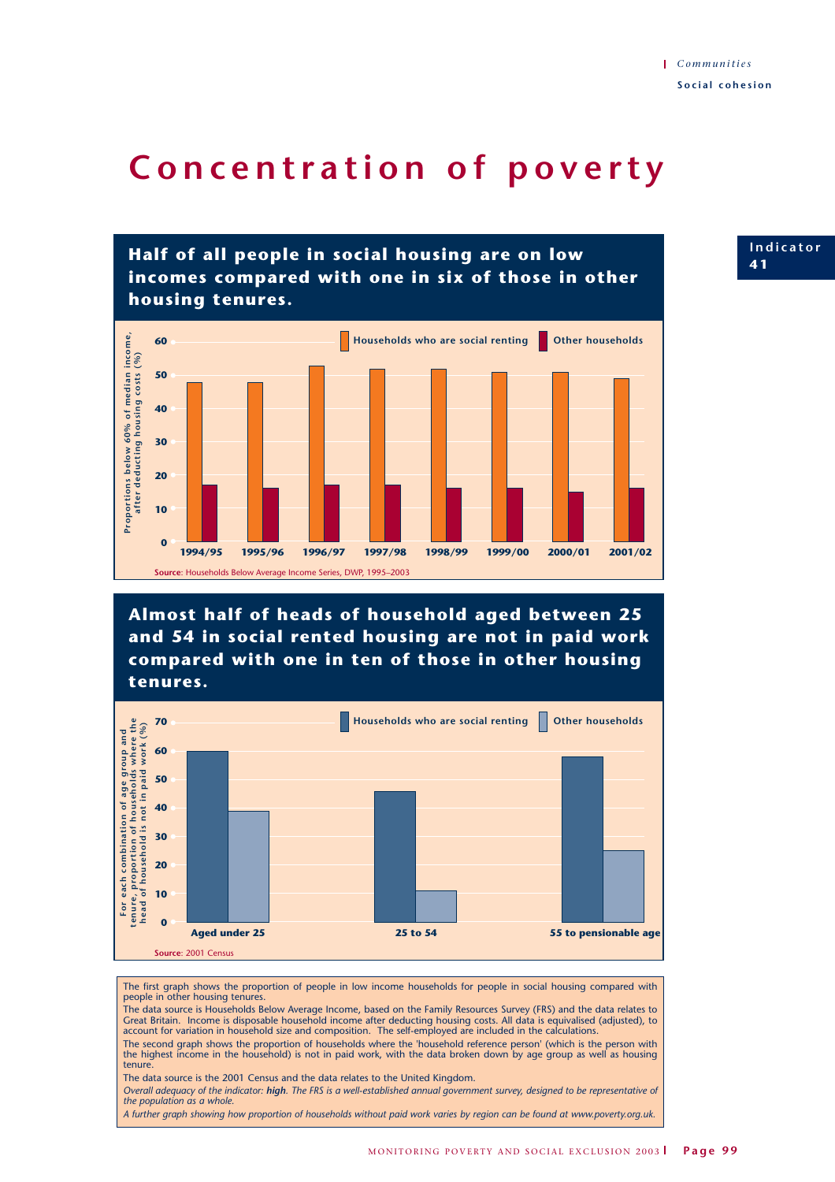Communities

Social cohesion

# Concentration of poverty

Indicator 41

## Half of all people in social housing are on low incomes compared with one in six of those in other housing tenures.

Proportions below 60% of median income, after deducting housing costs (%)

| | 1994/95 | 1995/96 | 1996/97 | 1997/98 | 1998/99 | 1999/00 | 2000/01 | 2001/02 |
|---|---|---|---|---|---|---|---|---|
| Households who are social renting | 48 | 48 | 53 | 52 | 52 | 51 | 51 | 49 |
| Other households | 17 | 16 | 17 | 17 | 16 | 16 | 15 | 16 |

**Source**: Households Below Average Income Series, DWP, 1995–2003

## Almost half of heads of household aged between 25 and 54 in social rented housing are not in paid work compared with one in ten of those in other housing tenures.

For each combination of age group and tenure, proportion of households where the head of household is not in paid work (%)

| | Aged under 25 | 25 to 54 | 55 to pensionable age |
|---|---|---|---|
| Households who are social renting | 60 | 46 | 58 |
| Other households | 39 | 11 | 25 |

**Source**: 2001 Census

The first graph shows the proportion of people in low income households for people in social housing compared with people in other housing tenures.

The data source is Households Below Average Income, based on the Family Resources Survey (FRS) and the data relates to Great Britain. Income is disposable household income after deducting housing costs. All data is equivalised (adjusted), to account for variation in household size and composition. The self-employed are included in the calculations.

The second graph shows the proportion of households where the 'household reference person' (which is the person with the highest income in the household) is not in paid work, with the data broken down by age group as well as housing tenure.

The data source is the 2001 Census and the data relates to the United Kingdom.

*Overall adequacy of the indicator: **high**. The FRS is a well-established annual government survey, designed to be representative of the population as a whole.*

*A further graph showing how proportion of households without paid work varies by region can be found at www.poverty.org.uk.*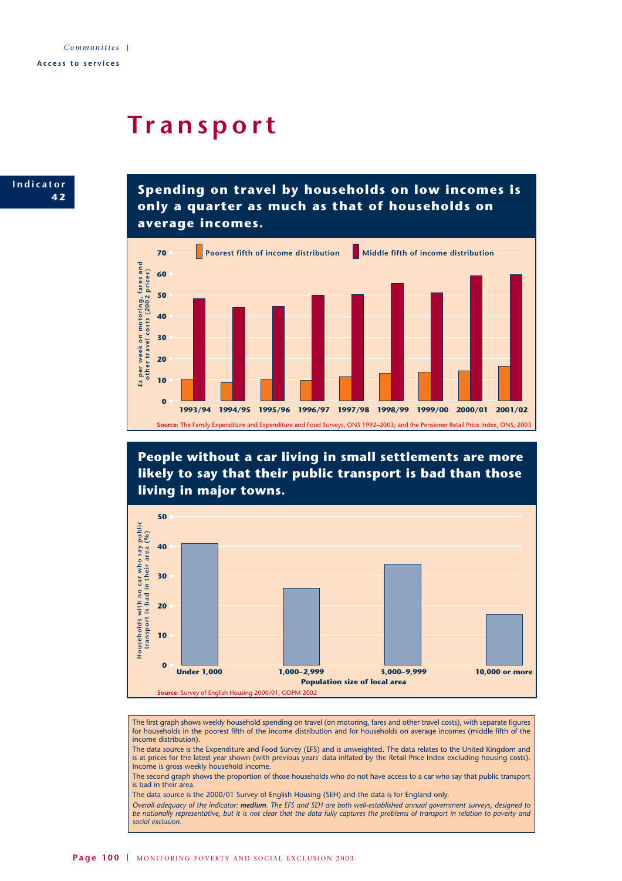# Transport

**Indicator 42**

## Spending on travel by households on low incomes is only a quarter as much as that of households on average incomes.

£s per week on motoring, fares and other travel costs (2002 prices)

Poorest fifth of income distribution | Middle fifth of income distribution

1993/94, 1994/95, 1995/96, 1996/97, 1997/98, 1998/99, 1999/00, 2000/01, 2001/02

**Source**: The Family Expenditure and Expenditure and Food Surveys, ONS 1992–2003; and the Pensioner Retail Price Index, ONS, 2003

## People without a car living in small settlements are more likely to say that their public transport is bad than those living in major towns.

Households with no car who say public transport is bad in their area (%)

Population size of local area: Under 1,000; 1,000–2,999; 3,000–9,999; 10,000 or more

**Source**: Survey of English Housing 2000/01, ODPM 2002

The first graph shows weekly household spending on travel (on motoring, fares and other travel costs), with separate figures for households in the poorest fifth of the income distribution and for households on average incomes (middle fifth of the income distribution).

The data source is the Expenditure and Food Survey (EFS) and is unweighted. The data relates to the United Kingdom and is at prices for the latest year shown (with previous years' data inflated by the Retail Price Index excluding housing costs). Income is gross weekly household income.

The second graph shows the proportion of those households who do not have access to a car who say that public transport is bad in their area.

The data source is the 2000/01 Survey of English Housing (SEH) and the data is for England only.

*Overall adequacy of the indicator:* ***medium****. The EFS and SEH are both well-established annual government surveys, designed to be nationally representative, but it is not clear that the data fully captures the problems of transport in relation to poverty and social exclusion.*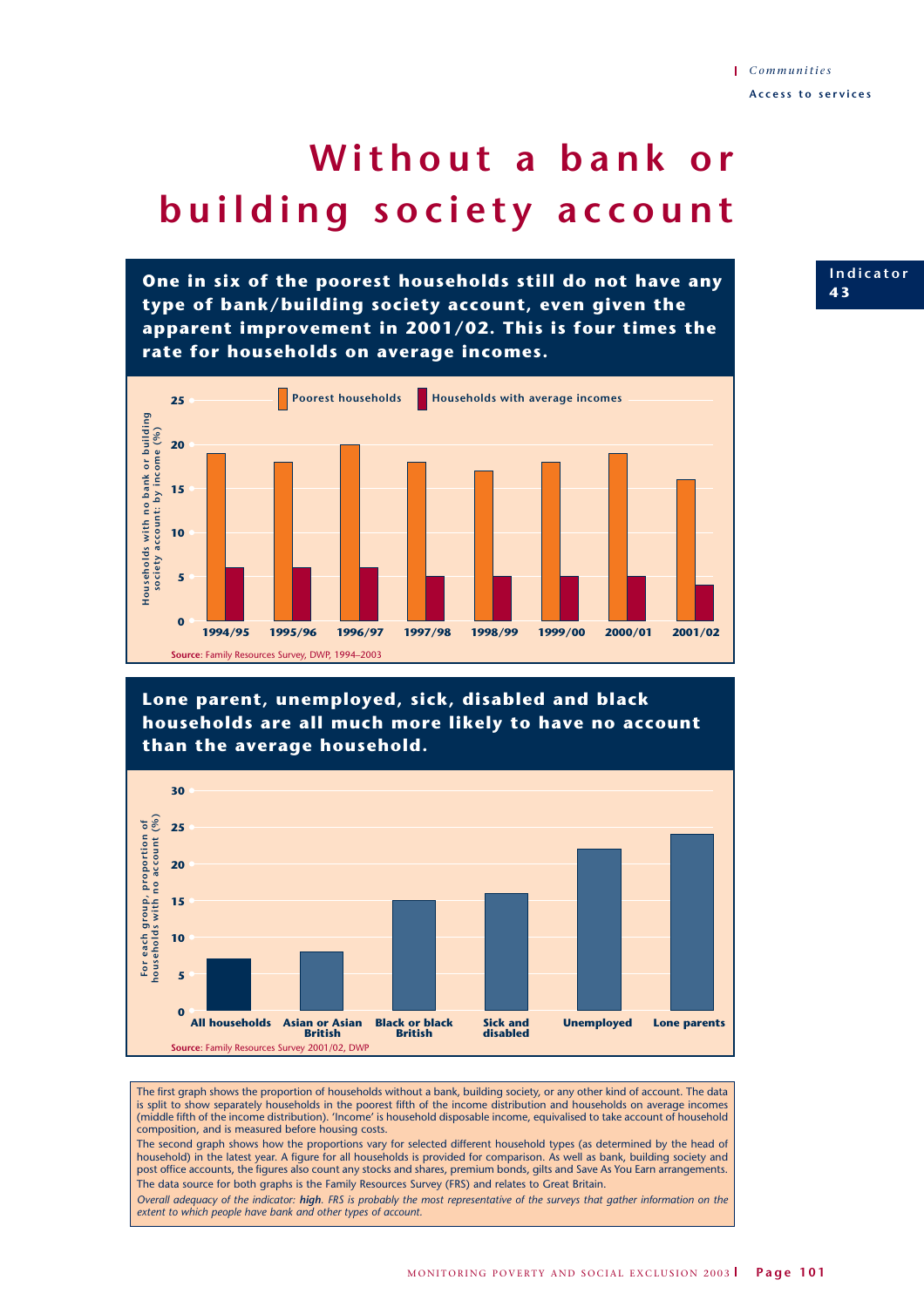# Without a bank or building society account

Indicator 43

**One in six of the poorest households still do not have any type of bank/building society account, even given the apparent improvement in 2001/02. This is four times the rate for households on average incomes.**

Households with no bank or building society account: by income (%)

| Year | Poorest households | Households with average incomes |
|---|---|---|
| 1994/95 | 19 | 6 |
| 1995/96 | 18 | 6 |
| 1996/97 | 20 | 6 |
| 1997/98 | 18 | 5 |
| 1998/99 | 17 | 5 |
| 1999/00 | 18 | 5 |
| 2000/01 | 19 | 5 |
| 2001/02 | 16 | 4 |

**Source**: Family Resources Survey, DWP, 1994–2003

**Lone parent, unemployed, sick, disabled and black households are all much more likely to have no account than the average household.**

For each group, proportion of households with no account (%)

| Group | % |
|---|---|
| All households | 7 |
| Asian or Asian British | 8 |
| Black or black British | 15 |
| Sick and disabled | 16 |
| Unemployed | 22 |
| Lone parents | 24 |

**Source**: Family Resources Survey 2001/02, DWP

The first graph shows the proportion of households without a bank, building society, or any other kind of account. The data is split to show separately households in the poorest fifth of the income distribution and households on average incomes (middle fifth of the income distribution). 'Income' is household disposable income, equivalised to take account of household composition, and is measured before housing costs.

The second graph shows how the proportions vary for selected different household types (as determined by the head of household) in the latest year. A figure for all households is provided for comparison. As well as bank, building society and post office accounts, the figures also count any stocks and shares, premium bonds, gilts and Save As You Earn arrangements.

The data source for both graphs is the Family Resources Survey (FRS) and relates to Great Britain.

*Overall adequacy of the indicator:* ***high****. FRS is probably the most representative of the surveys that gather information on the extent to which people have bank and other types of account.*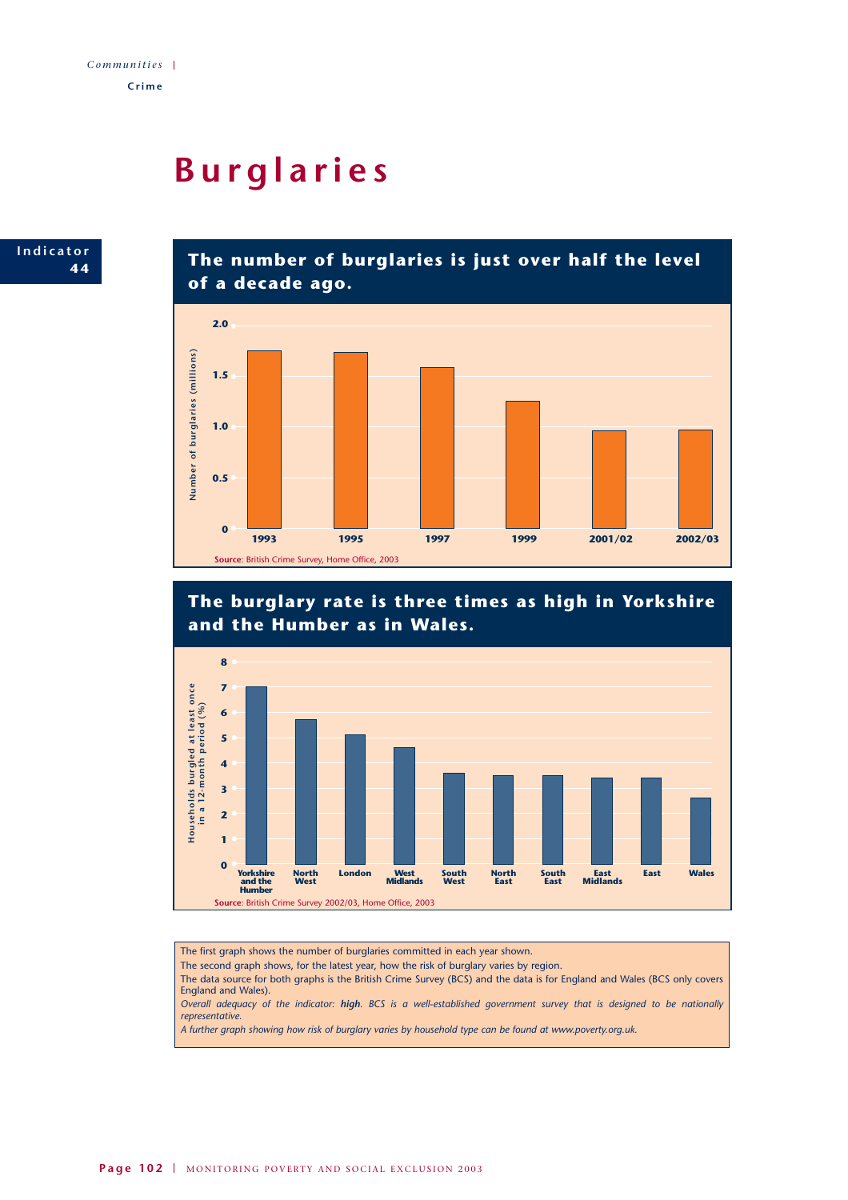Communities | Crime

# Burglaries

**Indicator 44**

## The number of burglaries is just over half the level of a decade ago.

Number of burglaries (millions)

| Year | Number of burglaries (millions) |
|---|---|
| 1993 | 1.75 |
| 1995 | 1.73 |
| 1997 | 1.57 |
| 1999 | 1.25 |
| 2001/02 | 0.96 |
| 2002/03 | 0.97 |

**Source**: British Crime Survey, Home Office, 2003

## The burglary rate is three times as high in Yorkshire and the Humber as in Wales.

Households burgled at least once in a 12-month period (%)

| Region | Households burgled at least once in a 12-month period (%) |
|---|---|
| Yorkshire and the Humber | 7.0 |
| North West | 5.7 |
| London | 5.1 |
| West Midlands | 4.6 |
| South West | 3.6 |
| North East | 3.5 |
| South East | 3.5 |
| East Midlands | 3.4 |
| East | 3.4 |
| Wales | 2.6 |

**Source**: British Crime Survey 2002/03, Home Office, 2003

The first graph shows the number of burglaries committed in each year shown.

The second graph shows, for the latest year, how the risk of burglary varies by region.

The data source for both graphs is the British Crime Survey (BCS) and the data is for England and Wales (BCS only covers England and Wales).

*Overall adequacy of the indicator: **high**. BCS is a well-established government survey that is designed to be nationally representative.*

*A further graph showing how risk of burglary varies by household type can be found at www.poverty.org.uk.*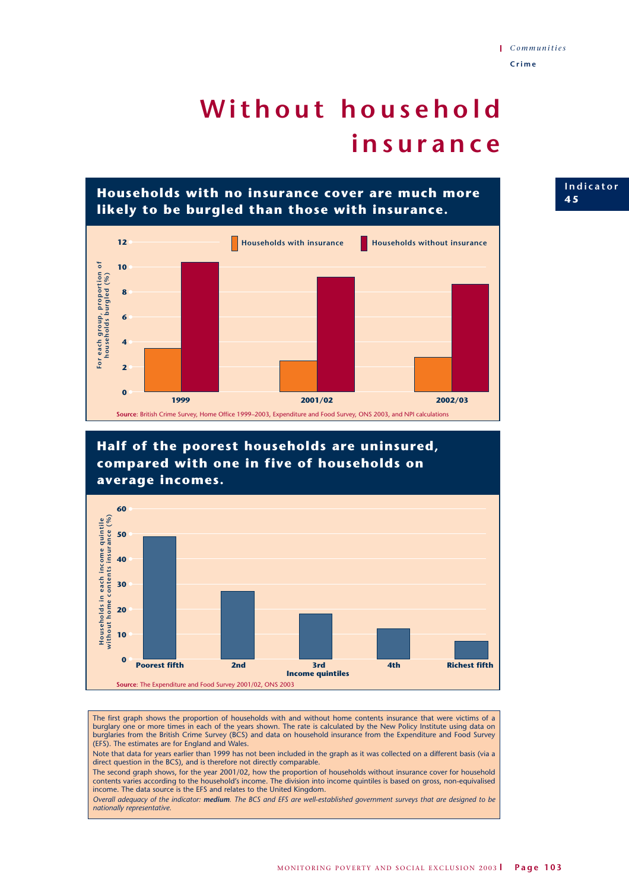Communities

Crime

# Without household insurance

Indicator 45

## Households with no insurance cover are much more likely to be burgled than those with insurance.

Households with insurance | Households without insurance

For each group, proportion of households burgled (%)

1999 | 2001/02 | 2002/03

**Source**: British Crime Survey, Home Office 1999–2003, Expenditure and Food Survey, ONS 2003, and NPI calculations

## Half of the poorest households are uninsured, compared with one in five of households on average incomes.

Households in each income quintile without home contents insurance (%)

Poorest fifth | 2nd | 3rd | 4th | Richest fifth

Income quintiles

**Source**: The Expenditure and Food Survey 2001/02, ONS 2003

The first graph shows the proportion of households with and without home contents insurance that were victims of a burglary one or more times in each of the years shown. The rate is calculated by the New Policy Institute using data on burglaries from the British Crime Survey (BCS) and data on household insurance from the Expenditure and Food Survey (EFS). The estimates are for England and Wales.

Note that data for years earlier than 1999 has not been included in the graph as it was collected on a different basis (via a direct question in the BCS), and is therefore not directly comparable.

The second graph shows, for the year 2001/02, how the proportion of households without insurance cover for household contents varies according to the household's income. The division into income quintiles is based on gross, non-equivalised income. The data source is the EFS and relates to the United Kingdom.

*Overall adequacy of the indicator: **medium**. The BCS and EFS are well-established government surveys that are designed to be nationally representative.*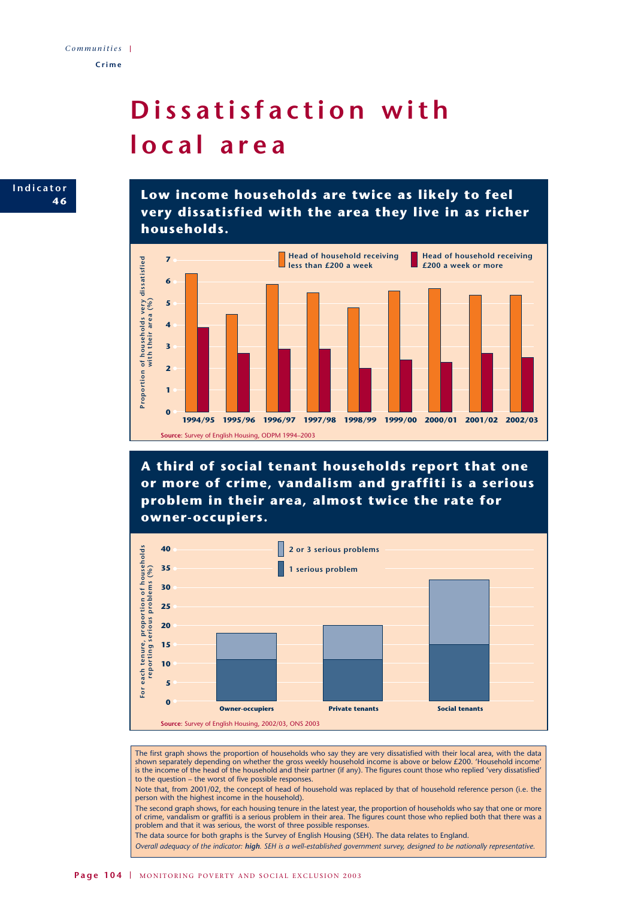# Dissatisfaction with local area

**Indicator 46**

## Low income households are twice as likely to feel very dissatisfied with the area they live in as richer households.

Proportion of households very dissatisfied with their area (%)

| Year | Head of household receiving less than £200 a week | Head of household receiving £200 a week or more |
|---|---|---|
| 1994/95 | 6.4 | 3.9 |
| 1995/96 | 4.5 | 2.7 |
| 1996/97 | 5.9 | 2.9 |
| 1997/98 | 5.5 | 2.9 |
| 1998/99 | 4.8 | 2.0 |
| 1999/00 | 5.6 | 2.4 |
| 2000/01 | 5.7 | 2.3 |
| 2001/02 | 5.4 | 2.7 |
| 2002/03 | 5.4 | 2.5 |

**Source**: Survey of English Housing, ODPM 1994–2003

## A third of social tenant households report that one or more of crime, vandalism and graffiti is a serious problem in their area, almost twice the rate for owner-occupiers.

For each tenure, proportion of households reporting serious problems (%)

| Tenure | 1 serious problem | 2 or 3 serious problems |
|---|---|---|
| Owner-occupiers | 11 | 7 |
| Private tenants | 11 | 9 |
| Social tenants | 15 | 17 |

**Source**: Survey of English Housing, 2002/03, ONS 2003

The first graph shows the proportion of households who say they are very dissatisfied with their local area, with the data shown separately depending on whether the gross weekly household income is above or below £200. 'Household income' is the income of the head of the household and their partner (if any). The figures count those who replied 'very dissatisfied' to the question – the worst of five possible responses.

Note that, from 2001/02, the concept of head of household was replaced by that of household reference person (i.e. the person with the highest income in the household).

The second graph shows, for each housing tenure in the latest year, the proportion of households who say that one or more of crime, vandalism or graffiti is a serious problem in their area. The figures count those who replied both that there was a problem and that it was serious, the worst of three possible responses.

The data source for both graphs is the Survey of English Housing (SEH). The data relates to England.

*Overall adequacy of the indicator: **high**. SEH is a well-established government survey, designed to be nationally representative.*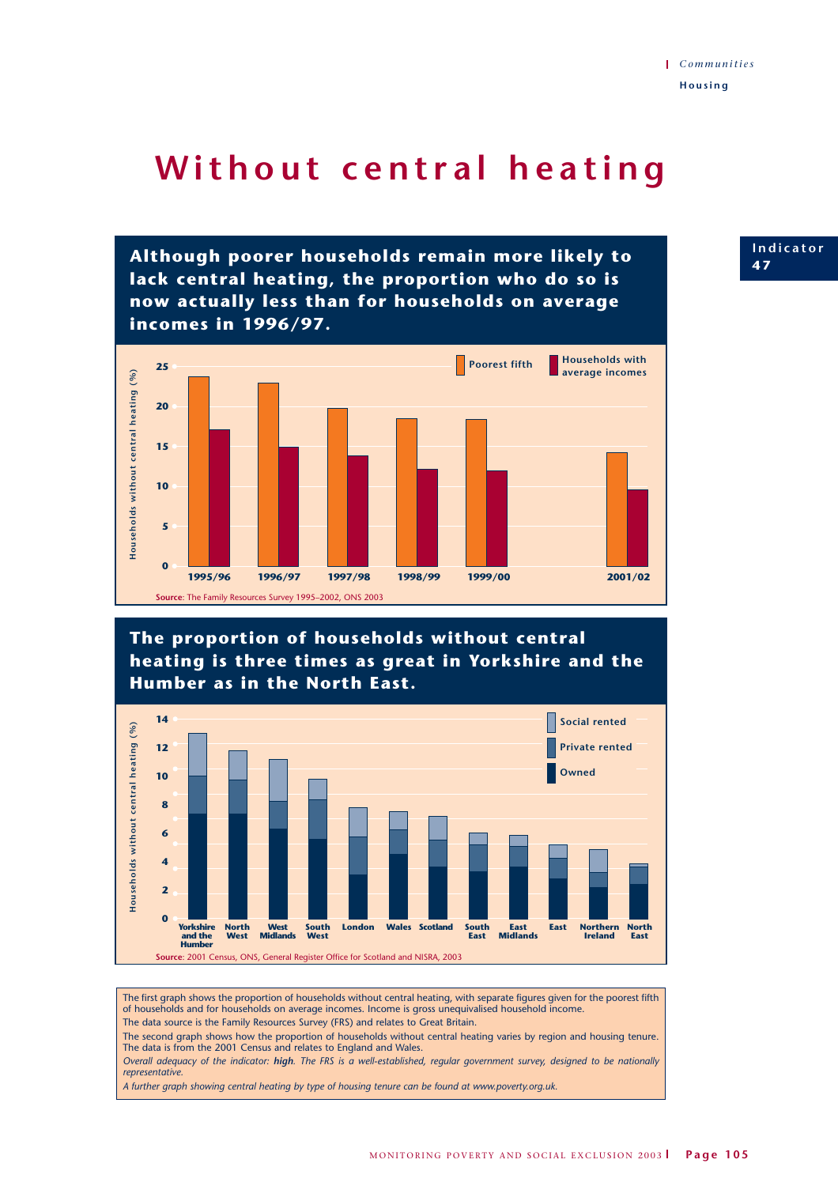# Without central heating

Indicator 47

## Although poorer households remain more likely to lack central heating, the proportion who do so is now actually less than for households on average incomes in 1996/97.

Source: The Family Resources Survey 1995–2002, ONS 2003

## The proportion of households without central heating is three times as great in Yorkshire and the Humber as in the North East.

Source: 2001 Census, ONS, General Register Office for Scotland and NISRA, 2003

The first graph shows the proportion of households without central heating, with separate figures given for the poorest fifth of households and for households on average incomes. Income is gross unequivalised household income.

The data source is the Family Resources Survey (FRS) and relates to Great Britain.

The second graph shows how the proportion of households without central heating varies by region and housing tenure. The data is from the 2001 Census and relates to England and Wales.

*Overall adequacy of the indicator: **high**. The FRS is a well-established, regular government survey, designed to be nationally representative.*

*A further graph showing central heating by type of housing tenure can be found at www.poverty.org.uk.*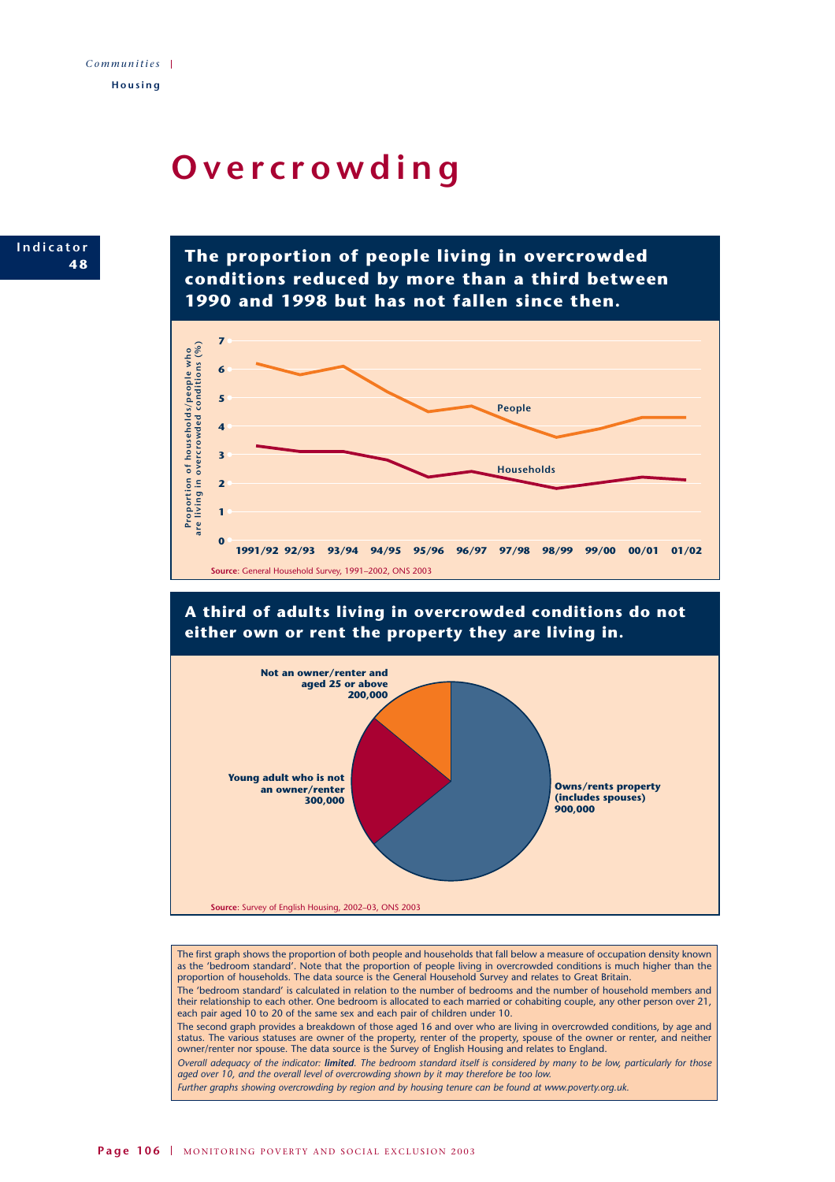# Overcrowding

**Indicator 48**

## The proportion of people living in overcrowded conditions reduced by more than a third between 1990 and 1998 but has not fallen since then.

Proportion of households/people who are living in overcrowded conditions (%)

People · Households

1991/92 · 92/93 · 93/94 · 94/95 · 95/96 · 96/97 · 97/98 · 98/99 · 99/00 · 00/01 · 01/02

**Source**: General Household Survey, 1991–2002, ONS 2003

## A third of adults living in overcrowded conditions do not either own or rent the property they are living in.

- **Owns/rents property (includes spouses) 900,000**
- **Young adult who is not an owner/renter 300,000**
- **Not an owner/renter and aged 25 or above 200,000**

**Source**: Survey of English Housing, 2002–03, ONS 2003

The first graph shows the proportion of both people and households that fall below a measure of occupation density known as the 'bedroom standard'. Note that the proportion of people living in overcrowded conditions is much higher than the proportion of households. The data source is the General Household Survey and relates to Great Britain.

The 'bedroom standard' is calculated in relation to the number of bedrooms and the number of household members and their relationship to each other. One bedroom is allocated to each married or cohabiting couple, any other person over 21, each pair aged 10 to 20 of the same sex and each pair of children under 10.

The second graph provides a breakdown of those aged 16 and over who are living in overcrowded conditions, by age and status. The various statuses are owner of the property, renter of the property, spouse of the owner or renter, and neither owner/renter nor spouse. The data source is the Survey of English Housing and relates to England.

*Overall adequacy of the indicator:* ***limited****. The bedroom standard itself is considered by many to be low, particularly for those aged over 10, and the overall level of overcrowding shown by it may therefore be too low.*

*Further graphs showing overcrowding by region and by housing tenure can be found at www.poverty.org.uk.*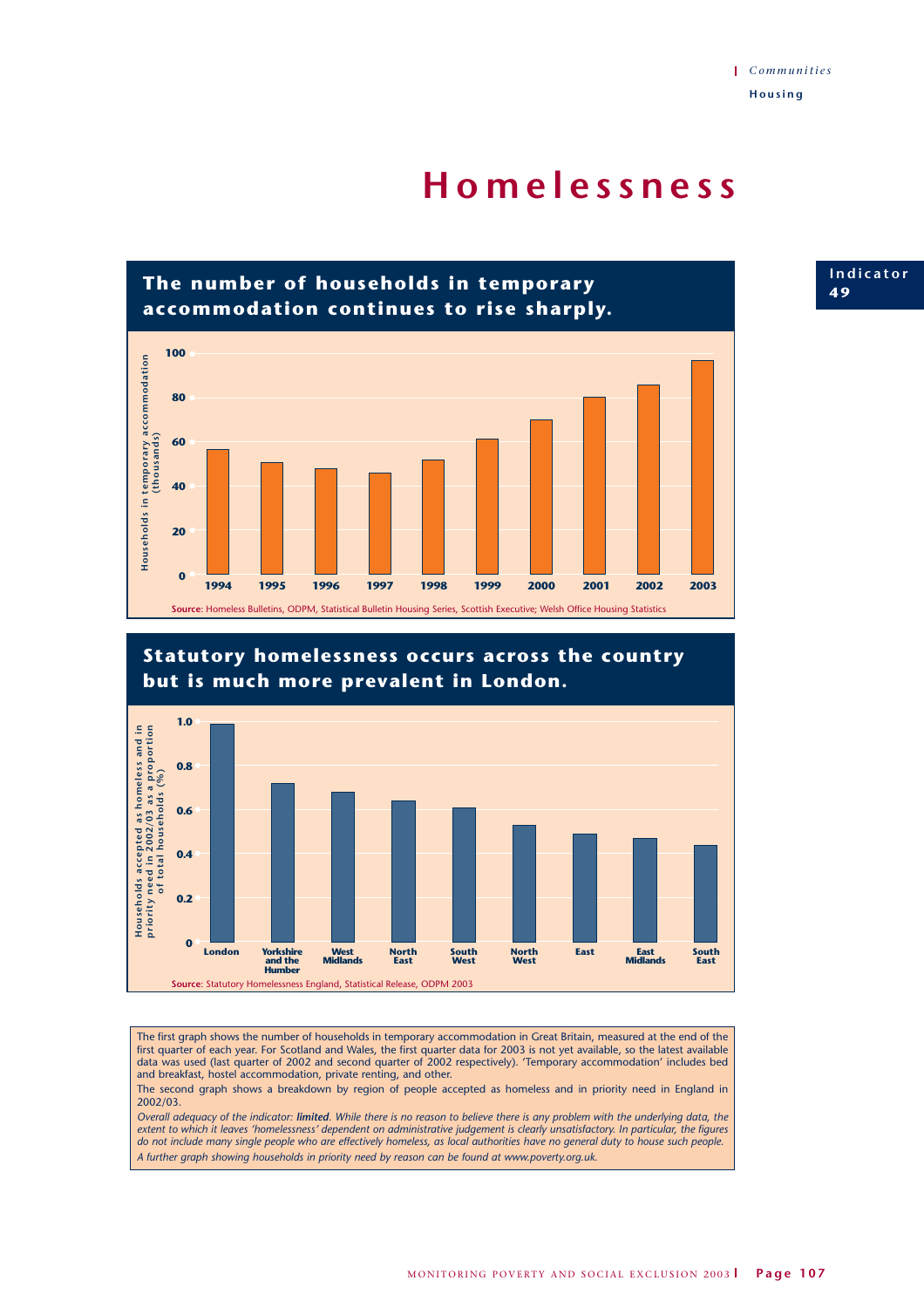# Homelessness

Indicator 49

## The number of households in temporary accommodation continues to rise sharply.

Households in temporary accommodation (thousands)

| Year | Households (thousands) |
|---|---|
| 1994 | ~57 |
| 1995 | ~51 |
| 1996 | ~48 |
| 1997 | ~46 |
| 1998 | ~52 |
| 1999 | ~61 |
| 2000 | ~70 |
| 2001 | ~80 |
| 2002 | ~86 |
| 2003 | ~97 |

**Source**: Homeless Bulletins, ODPM, Statistical Bulletin Housing Series, Scottish Executive; Welsh Office Housing Statistics

## Statutory homelessness occurs across the country but is much more prevalent in London.

Households accepted as homeless and in priority need in 2002/03 as a proportion of total households (%)

| Region | % |
|---|---|
| London | ~0.99 |
| Yorkshire and the Humber | ~0.72 |
| West Midlands | ~0.68 |
| North East | ~0.64 |
| South West | ~0.61 |
| North West | ~0.53 |
| East | ~0.49 |
| East Midlands | ~0.47 |
| South East | ~0.44 |

**Source**: Statutory Homelessness England, Statistical Release, ODPM 2003

The first graph shows the number of households in temporary accommodation in Great Britain, measured at the end of the first quarter of each year. For Scotland and Wales, the first quarter data for 2003 is not yet available, so the latest available data was used (last quarter of 2002 and second quarter of 2002 respectively). 'Temporary accommodation' includes bed and breakfast, hostel accommodation, private renting, and other.

The second graph shows a breakdown by region of people accepted as homeless and in priority need in England in 2002/03.

*Overall adequacy of the indicator: **limited**. While there is no reason to believe there is any problem with the underlying data, the extent to which it leaves 'homelessness' dependent on administrative judgement is clearly unsatisfactory. In particular, the figures do not include many single people who are effectively homeless, as local authorities have no general duty to house such people.*

*A further graph showing households in priority need by reason can be found at www.poverty.org.uk.*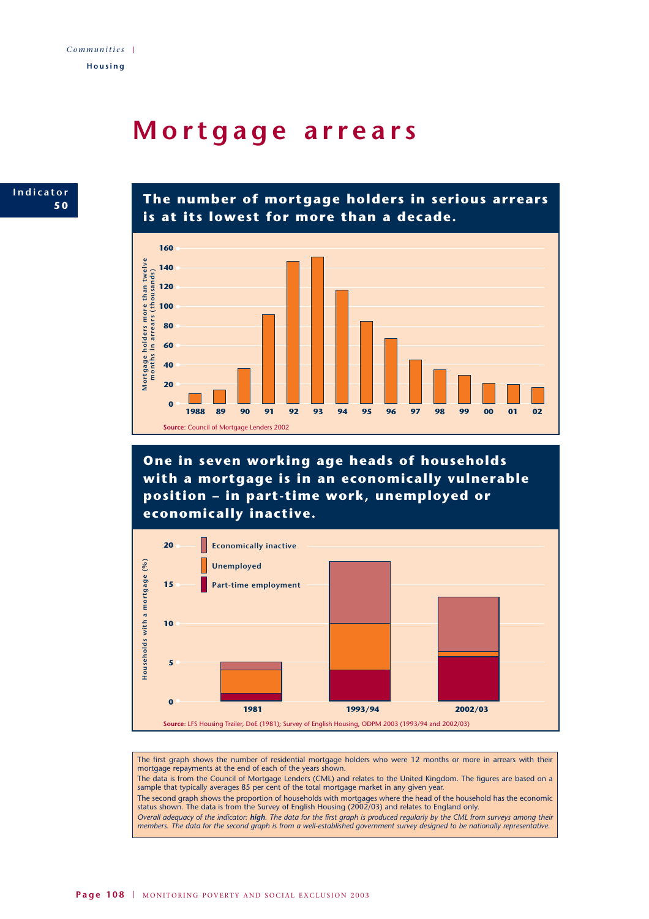Communities | Housing

# Mortgage arrears

**Indicator 50**

## The number of mortgage holders in serious arrears is at its lowest for more than a decade.

Mortgage holders more than twelve months in arrears (thousands)

| Year | 1988 | 89 | 90 | 91 | 92 | 93 | 94 | 95 | 96 | 97 | 98 | 99 | 00 | 01 | 02 |
|---|---|---|---|---|---|---|---|---|---|---|---|---|---|---|---|

**Source**: Council of Mortgage Lenders 2002

## One in seven working age heads of households with a mortgage is in an economically vulnerable position – in part-time work, unemployed or economically inactive.

Households with a mortgage (%)

- Economically inactive
- Unemployed
- Part-time employment

| | 1981 | 1993/94 | 2002/03 |
|---|---|---|---|

**Source**: LFS Housing Trailer, DoE (1981); Survey of English Housing, ODPM 2003 (1993/94 and 2002/03)

The first graph shows the number of residential mortgage holders who were 12 months or more in arrears with their mortgage repayments at the end of each of the years shown.

The data is from the Council of Mortgage Lenders (CML) and relates to the United Kingdom. The figures are based on a sample that typically averages 85 per cent of the total mortgage market in any given year.

The second graph shows the proportion of households with mortgages where the head of the household has the economic status shown. The data is from the Survey of English Housing (2002/03) and relates to England only.

*Overall adequacy of the indicator: **high**. The data for the first graph is produced regularly by the CML from surveys among their members. The data for the second graph is from a well-established government survey designed to be nationally representative.*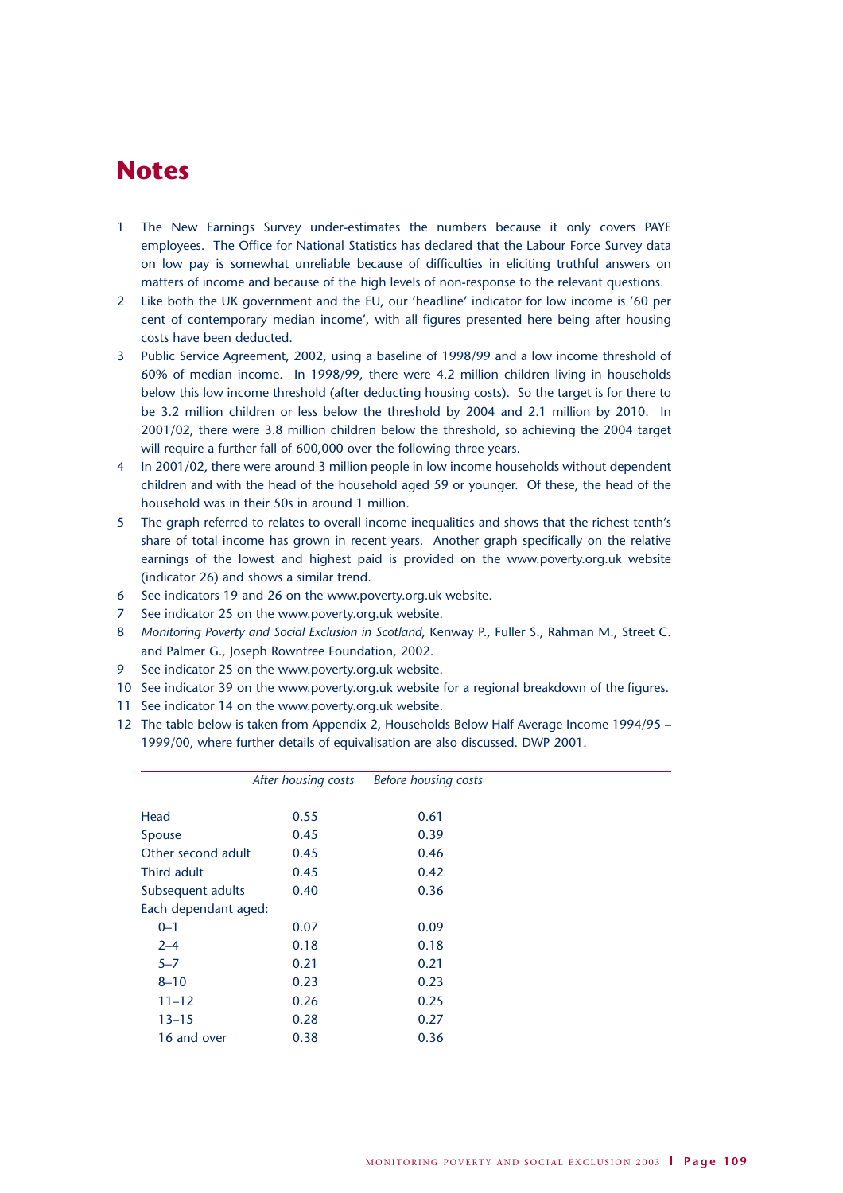# Notes

1. The New Earnings Survey under-estimates the numbers because it only covers PAYE employees. The Office for National Statistics has declared that the Labour Force Survey data on low pay is somewhat unreliable because of difficulties in eliciting truthful answers on matters of income and because of the high levels of non-response to the relevant questions.
2. Like both the UK government and the EU, our 'headline' indicator for low income is '60 per cent of contemporary median income', with all figures presented here being after housing costs have been deducted.
3. Public Service Agreement, 2002, using a baseline of 1998/99 and a low income threshold of 60% of median income. In 1998/99, there were 4.2 million children living in households below this low income threshold (after deducting housing costs). So the target is for there to be 3.2 million children or less below the threshold by 2004 and 2.1 million by 2010. In 2001/02, there were 3.8 million children below the threshold, so achieving the 2004 target will require a further fall of 600,000 over the following three years.
4. In 2001/02, there were around 3 million people in low income households without dependent children and with the head of the household aged 59 or younger. Of these, the head of the household was in their 50s in around 1 million.
5. The graph referred to relates to overall income inequalities and shows that the richest tenth's share of total income has grown in recent years. Another graph specifically on the relative earnings of the lowest and highest paid is provided on the www.poverty.org.uk website (indicator 26) and shows a similar trend.
6. See indicators 19 and 26 on the www.poverty.org.uk website.
7. See indicator 25 on the www.poverty.org.uk website.
8. *Monitoring Poverty and Social Exclusion in Scotland*, Kenway P., Fuller S., Rahman M., Street C. and Palmer G., Joseph Rowntree Foundation, 2002.
9. See indicator 25 on the www.poverty.org.uk website.
10. See indicator 39 on the www.poverty.org.uk website for a regional breakdown of the figures.
11. See indicator 14 on the www.poverty.org.uk website.
12. The table below is taken from Appendix 2, Households Below Half Average Income 1994/95 – 1999/00, where further details of equivalisation are also discussed. DWP 2001.

| | *After housing costs* | *Before housing costs* |
|---|---|---|
| Head | 0.55 | 0.61 |
| Spouse | 0.45 | 0.39 |
| Other second adult | 0.45 | 0.46 |
| Third adult | 0.45 | 0.42 |
| Subsequent adults | 0.40 | 0.36 |
| Each dependant aged: | | |
| 0–1 | 0.07 | 0.09 |
| 2–4 | 0.18 | 0.18 |
| 5–7 | 0.21 | 0.21 |
| 8–10 | 0.23 | 0.23 |
| 11–12 | 0.26 | 0.25 |
| 13–15 | 0.28 | 0.27 |
| 16 and over | 0.38 | 0.36 |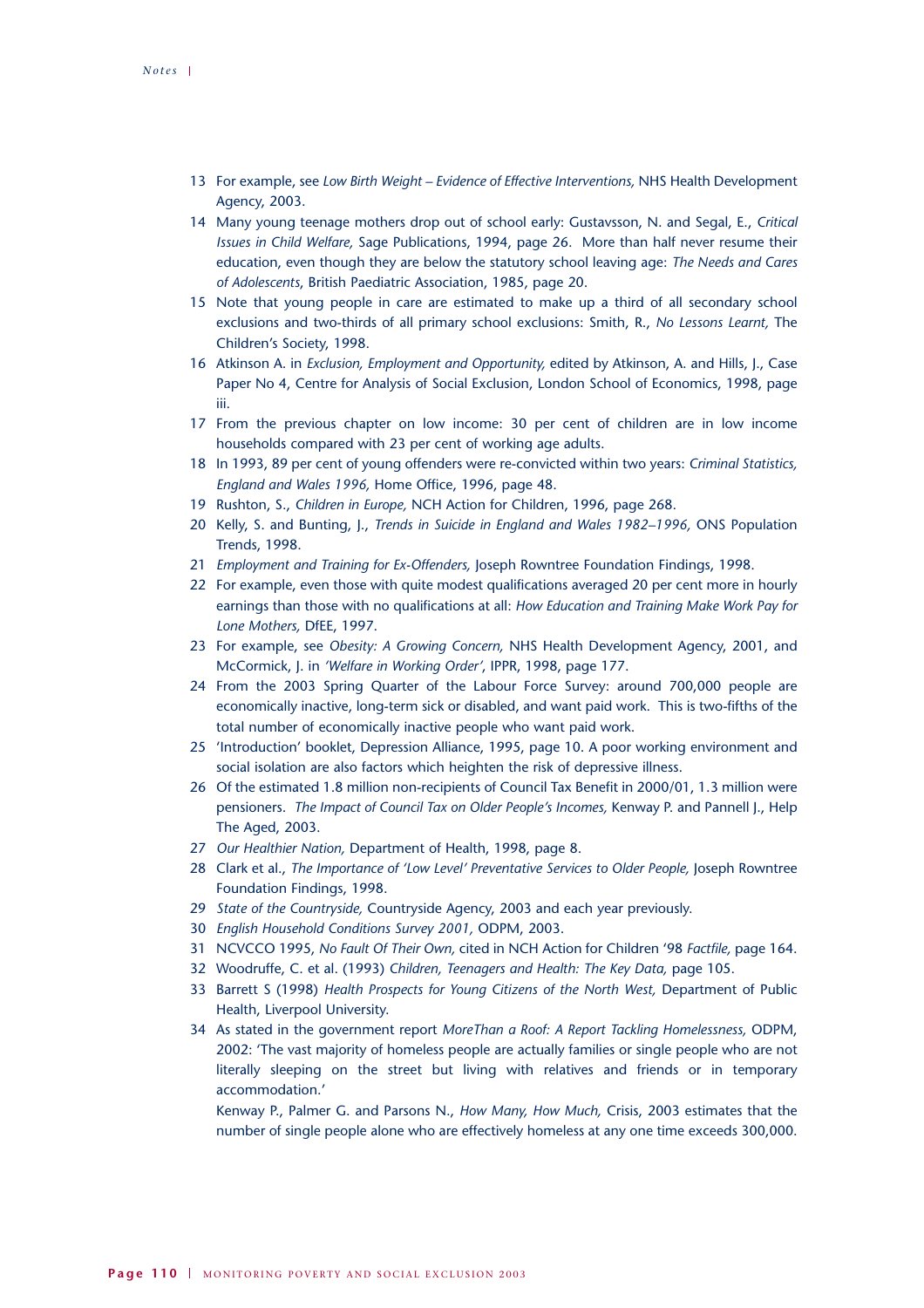13 For example, see *Low Birth Weight – Evidence of Effective Interventions,* NHS Health Development Agency, 2003.

14 Many young teenage mothers drop out of school early: Gustavsson, N. and Segal, E., *Critical Issues in Child Welfare,* Sage Publications, 1994, page 26. More than half never resume their education, even though they are below the statutory school leaving age: *The Needs and Cares of Adolescents*, British Paediatric Association, 1985, page 20.

15 Note that young people in care are estimated to make up a third of all secondary school exclusions and two-thirds of all primary school exclusions: Smith, R., *No Lessons Learnt,* The Children's Society, 1998.

16 Atkinson A. in *Exclusion, Employment and Opportunity,* edited by Atkinson, A. and Hills, J., Case Paper No 4, Centre for Analysis of Social Exclusion, London School of Economics, 1998, page iii.

17 From the previous chapter on low income: 30 per cent of children are in low income households compared with 23 per cent of working age adults.

18 In 1993, 89 per cent of young offenders were re-convicted within two years: *Criminal Statistics, England and Wales 1996,* Home Office, 1996, page 48.

19 Rushton, S., *Children in Europe,* NCH Action for Children, 1996, page 268.

20 Kelly, S. and Bunting, J., *Trends in Suicide in England and Wales 1982–1996,* ONS Population Trends, 1998.

21 *Employment and Training for Ex-Offenders,* Joseph Rowntree Foundation Findings, 1998.

22 For example, even those with quite modest qualifications averaged 20 per cent more in hourly earnings than those with no qualifications at all: *How Education and Training Make Work Pay for Lone Mothers,* DfEE, 1997.

23 For example, see *Obesity: A Growing Concern,* NHS Health Development Agency, 2001, and McCormick, J. in *'Welfare in Working Order'*, IPPR, 1998, page 177.

24 From the 2003 Spring Quarter of the Labour Force Survey: around 700,000 people are economically inactive, long-term sick or disabled, and want paid work. This is two-fifths of the total number of economically inactive people who want paid work.

25 'Introduction' booklet, Depression Alliance, 1995, page 10. A poor working environment and social isolation are also factors which heighten the risk of depressive illness.

26 Of the estimated 1.8 million non-recipients of Council Tax Benefit in 2000/01, 1.3 million were pensioners. *The Impact of Council Tax on Older People's Incomes,* Kenway P. and Pannell J., Help The Aged, 2003.

27 *Our Healthier Nation,* Department of Health, 1998, page 8.

28 Clark et al., *The Importance of 'Low Level' Preventative Services to Older People,* Joseph Rowntree Foundation Findings, 1998.

29 *State of the Countryside,* Countryside Agency, 2003 and each year previously.

30 *English Household Conditions Survey 2001,* ODPM, 2003.

31 NCVCCO 1995, *No Fault Of Their Own,* cited in NCH Action for Children '98 *Factfile,* page 164.

32 Woodruffe, C. et al. (1993) *Children, Teenagers and Health: The Key Data,* page 105.

33 Barrett S (1998) *Health Prospects for Young Citizens of the North West,* Department of Public Health, Liverpool University.

34 As stated in the government report *MoreThan a Roof: A Report Tackling Homelessness,* ODPM, 2002: 'The vast majority of homeless people are actually families or single people who are not literally sleeping on the street but living with relatives and friends or in temporary accommodation.'

Kenway P., Palmer G. and Parsons N., *How Many, How Much,* Crisis, 2003 estimates that the number of single people alone who are effectively homeless at any one time exceeds 300,000.